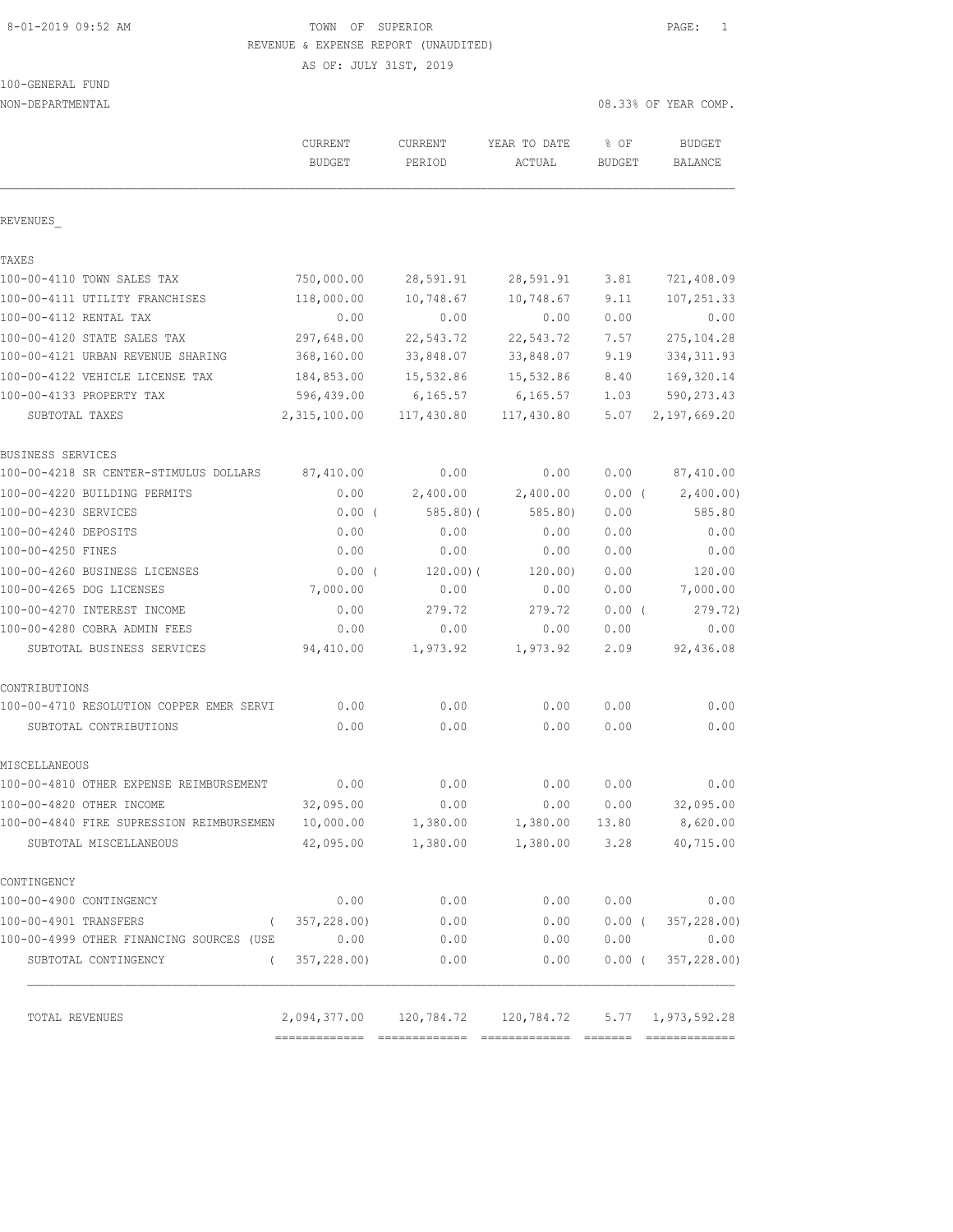TOWN OF SUPERIOR
REVENUE & EXPENSE REPORT (UNAUDITED)
AS OF: JULY 31ST, 2019

100-GENERAL FUND
NON-DEPARTMENTAL

08.33% OF YEAR COMP.

| | CURRENT BUDGET | CURRENT PERIOD | YEAR TO DATE ACTUAL | % OF BUDGET | BUDGET BALANCE |
|---|---|---|---|---|---|
| REVENUES_ | | | | | |
| TAXES | | | | | |
| 100-00-4110 TOWN SALES TAX | 750,000.00 | 28,591.91 | 28,591.91 | 3.81 | 721,408.09 |
| 100-00-4111 UTILITY FRANCHISES | 118,000.00 | 10,748.67 | 10,748.67 | 9.11 | 107,251.33 |
| 100-00-4112 RENTAL TAX | 0.00 | 0.00 | 0.00 | 0.00 | 0.00 |
| 100-00-4120 STATE SALES TAX | 297,648.00 | 22,543.72 | 22,543.72 | 7.57 | 275,104.28 |
| 100-00-4121 URBAN REVENUE SHARING | 368,160.00 | 33,848.07 | 33,848.07 | 9.19 | 334,311.93 |
| 100-00-4122 VEHICLE LICENSE TAX | 184,853.00 | 15,532.86 | 15,532.86 | 8.40 | 169,320.14 |
| 100-00-4133 PROPERTY TAX | 596,439.00 | 6,165.57 | 6,165.57 | 1.03 | 590,273.43 |
| SUBTOTAL TAXES | 2,315,100.00 | 117,430.80 | 117,430.80 | 5.07 | 2,197,669.20 |
| BUSINESS SERVICES | | | | | |
| 100-00-4218 SR CENTER-STIMULUS DOLLARS | 87,410.00 | 0.00 | 0.00 | 0.00 | 87,410.00 |
| 100-00-4220 BUILDING PERMITS | 0.00 | 2,400.00 | 2,400.00 | 0.00 ( | 2,400.00) |
| 100-00-4230 SERVICES | 0.00 ( | 585.80)( | 585.80) | 0.00 | 585.80 |
| 100-00-4240 DEPOSITS | 0.00 | 0.00 | 0.00 | 0.00 | 0.00 |
| 100-00-4250 FINES | 0.00 | 0.00 | 0.00 | 0.00 | 0.00 |
| 100-00-4260 BUSINESS LICENSES | 0.00 ( | 120.00)( | 120.00) | 0.00 | 120.00 |
| 100-00-4265 DOG LICENSES | 7,000.00 | 0.00 | 0.00 | 0.00 | 7,000.00 |
| 100-00-4270 INTEREST INCOME | 0.00 | 279.72 | 279.72 | 0.00 ( | 279.72) |
| 100-00-4280 COBRA ADMIN FEES | 0.00 | 0.00 | 0.00 | 0.00 | 0.00 |
| SUBTOTAL BUSINESS SERVICES | 94,410.00 | 1,973.92 | 1,973.92 | 2.09 | 92,436.08 |
| CONTRIBUTIONS | | | | | |
| 100-00-4710 RESOLUTION COPPER EMER SERVI | 0.00 | 0.00 | 0.00 | 0.00 | 0.00 |
| SUBTOTAL CONTRIBUTIONS | 0.00 | 0.00 | 0.00 | 0.00 | 0.00 |
| MISCELLANEOUS | | | | | |
| 100-00-4810 OTHER EXPENSE REIMBURSEMENT | 0.00 | 0.00 | 0.00 | 0.00 | 0.00 |
| 100-00-4820 OTHER INCOME | 32,095.00 | 0.00 | 0.00 | 0.00 | 32,095.00 |
| 100-00-4840 FIRE SUPRESSION REIMBURSEMEN | 10,000.00 | 1,380.00 | 1,380.00 | 13.80 | 8,620.00 |
| SUBTOTAL MISCELLANEOUS | 42,095.00 | 1,380.00 | 1,380.00 | 3.28 | 40,715.00 |
| CONTINGENCY | | | | | |
| 100-00-4900 CONTINGENCY | 0.00 | 0.00 | 0.00 | 0.00 | 0.00 |
| 100-00-4901 TRANSFERS | ( 357,228.00) | 0.00 | 0.00 | 0.00 ( | 357,228.00) |
| 100-00-4999 OTHER FINANCING SOURCES (USE | 0.00 | 0.00 | 0.00 | 0.00 | 0.00 |
| SUBTOTAL CONTINGENCY | ( 357,228.00) | 0.00 | 0.00 | 0.00 ( | 357,228.00) |
| TOTAL REVENUES | 2,094,377.00 | 120,784.72 | 120,784.72 | 5.77 | 1,973,592.28 |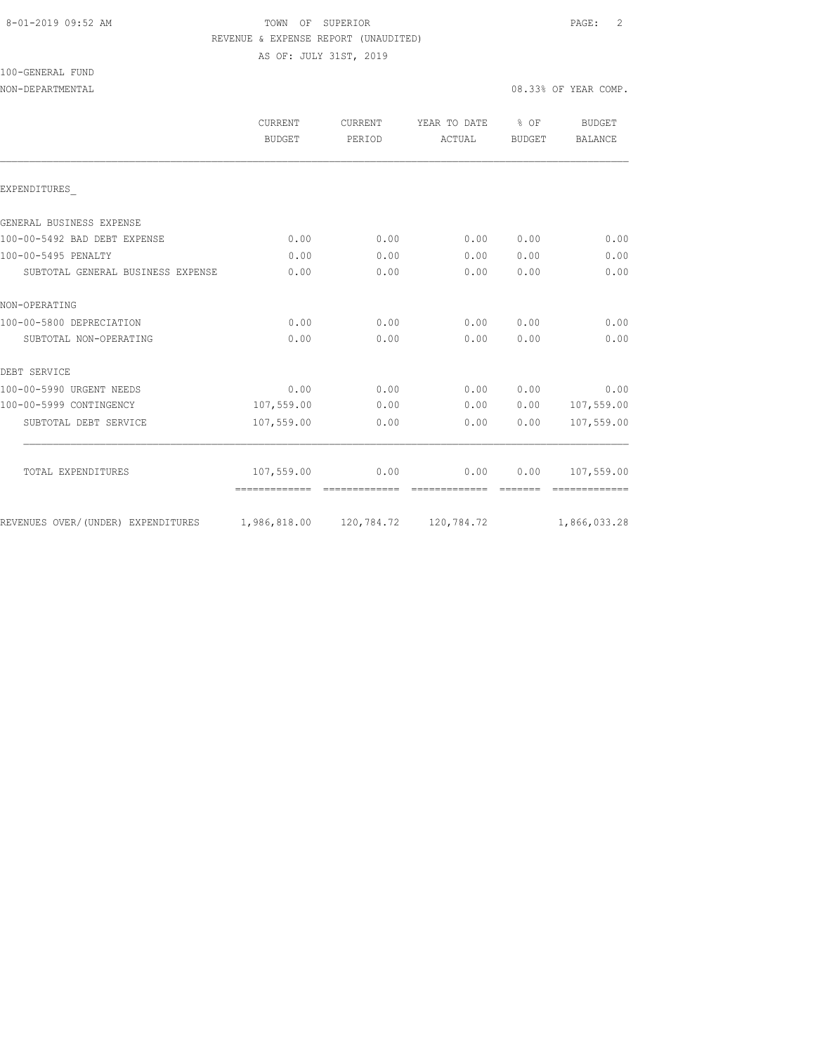TOWN OF SUPERIOR
REVENUE & EXPENSE REPORT (UNAUDITED)
AS OF: JULY 31ST, 2019

100-GENERAL FUND
NON-DEPARTMENTAL

08.33% OF YEAR COMP.

| | CURRENT BUDGET | CURRENT PERIOD | YEAR TO DATE ACTUAL | % OF BUDGET | BUDGET BALANCE |
|---|---|---|---|---|---|
| EXPENDITURES_ | | | | | |
| GENERAL BUSINESS EXPENSE | | | | | |
| 100-00-5492 BAD DEBT EXPENSE | 0.00 | 0.00 | 0.00 | 0.00 | 0.00 |
| 100-00-5495 PENALTY | 0.00 | 0.00 | 0.00 | 0.00 | 0.00 |
| SUBTOTAL GENERAL BUSINESS EXPENSE | 0.00 | 0.00 | 0.00 | 0.00 | 0.00 |
| NON-OPERATING | | | | | |
| 100-00-5800 DEPRECIATION | 0.00 | 0.00 | 0.00 | 0.00 | 0.00 |
| SUBTOTAL NON-OPERATING | 0.00 | 0.00 | 0.00 | 0.00 | 0.00 |
| DEBT SERVICE | | | | | |
| 100-00-5990 URGENT NEEDS | 0.00 | 0.00 | 0.00 | 0.00 | 0.00 |
| 100-00-5999 CONTINGENCY | 107,559.00 | 0.00 | 0.00 | 0.00 | 107,559.00 |
| SUBTOTAL DEBT SERVICE | 107,559.00 | 0.00 | 0.00 | 0.00 | 107,559.00 |
| TOTAL EXPENDITURES | 107,559.00 | 0.00 | 0.00 | 0.00 | 107,559.00 |
| REVENUES OVER/(UNDER) EXPENDITURES | 1,986,818.00 | 120,784.72 | 120,784.72 | | 1,866,033.28 |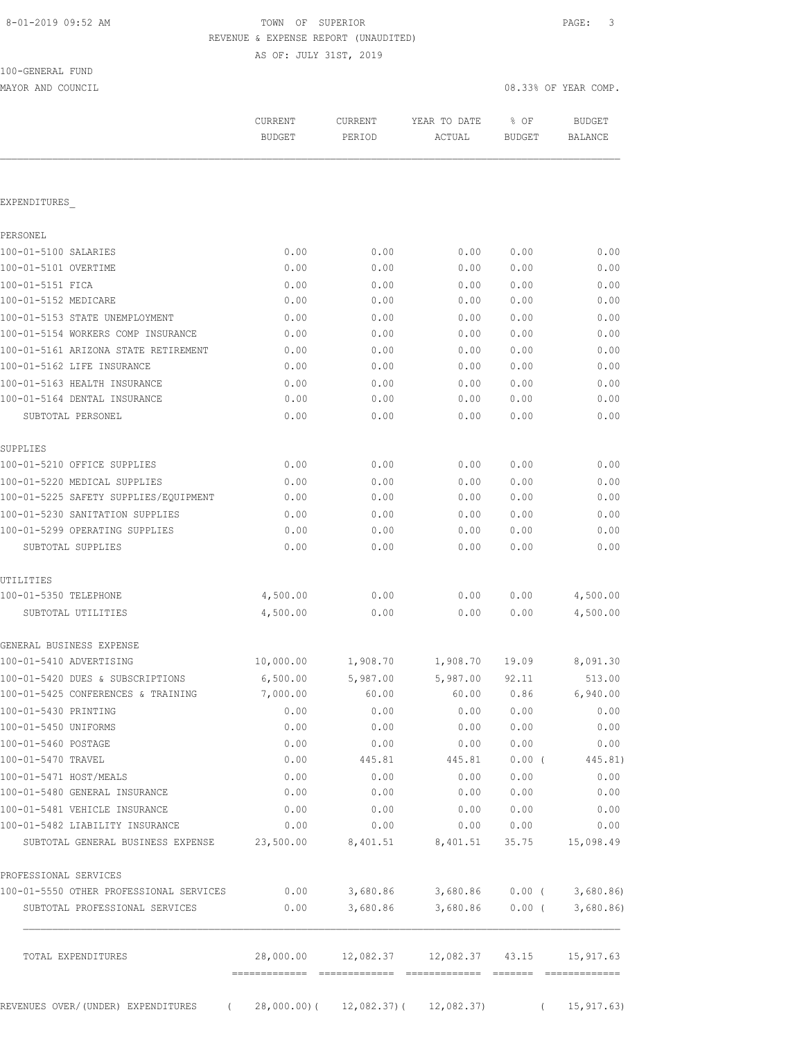TOWN OF SUPERIOR
REVENUE & EXPENSE REPORT (UNAUDITED)
AS OF: JULY 31ST, 2019

100-GENERAL FUND
MAYOR AND COUNCIL

08.33% OF YEAR COMP.

| | CURRENT BUDGET | CURRENT PERIOD | YEAR TO DATE ACTUAL | % OF BUDGET | BUDGET BALANCE |
|---|---|---|---|---|---|
| **EXPENDITURES** | | | | | |
| **PERSONEL** | | | | | |
| 100-01-5100 SALARIES | 0.00 | 0.00 | 0.00 | 0.00 | 0.00 |
| 100-01-5101 OVERTIME | 0.00 | 0.00 | 0.00 | 0.00 | 0.00 |
| 100-01-5151 FICA | 0.00 | 0.00 | 0.00 | 0.00 | 0.00 |
| 100-01-5152 MEDICARE | 0.00 | 0.00 | 0.00 | 0.00 | 0.00 |
| 100-01-5153 STATE UNEMPLOYMENT | 0.00 | 0.00 | 0.00 | 0.00 | 0.00 |
| 100-01-5154 WORKERS COMP INSURANCE | 0.00 | 0.00 | 0.00 | 0.00 | 0.00 |
| 100-01-5161 ARIZONA STATE RETIREMENT | 0.00 | 0.00 | 0.00 | 0.00 | 0.00 |
| 100-01-5162 LIFE INSURANCE | 0.00 | 0.00 | 0.00 | 0.00 | 0.00 |
| 100-01-5163 HEALTH INSURANCE | 0.00 | 0.00 | 0.00 | 0.00 | 0.00 |
| 100-01-5164 DENTAL INSURANCE | 0.00 | 0.00 | 0.00 | 0.00 | 0.00 |
| SUBTOTAL PERSONEL | 0.00 | 0.00 | 0.00 | 0.00 | 0.00 |
| **SUPPLIES** | | | | | |
| 100-01-5210 OFFICE SUPPLIES | 0.00 | 0.00 | 0.00 | 0.00 | 0.00 |
| 100-01-5220 MEDICAL SUPPLIES | 0.00 | 0.00 | 0.00 | 0.00 | 0.00 |
| 100-01-5225 SAFETY SUPPLIES/EQUIPMENT | 0.00 | 0.00 | 0.00 | 0.00 | 0.00 |
| 100-01-5230 SANITATION SUPPLIES | 0.00 | 0.00 | 0.00 | 0.00 | 0.00 |
| 100-01-5299 OPERATING SUPPLIES | 0.00 | 0.00 | 0.00 | 0.00 | 0.00 |
| SUBTOTAL SUPPLIES | 0.00 | 0.00 | 0.00 | 0.00 | 0.00 |
| **UTILITIES** | | | | | |
| 100-01-5350 TELEPHONE | 4,500.00 | 0.00 | 0.00 | 0.00 | 4,500.00 |
| SUBTOTAL UTILITIES | 4,500.00 | 0.00 | 0.00 | 0.00 | 4,500.00 |
| **GENERAL BUSINESS EXPENSE** | | | | | |
| 100-01-5410 ADVERTISING | 10,000.00 | 1,908.70 | 1,908.70 | 19.09 | 8,091.30 |
| 100-01-5420 DUES & SUBSCRIPTIONS | 6,500.00 | 5,987.00 | 5,987.00 | 92.11 | 513.00 |
| 100-01-5425 CONFERENCES & TRAINING | 7,000.00 | 60.00 | 60.00 | 0.86 | 6,940.00 |
| 100-01-5430 PRINTING | 0.00 | 0.00 | 0.00 | 0.00 | 0.00 |
| 100-01-5450 UNIFORMS | 0.00 | 0.00 | 0.00 | 0.00 | 0.00 |
| 100-01-5460 POSTAGE | 0.00 | 0.00 | 0.00 | 0.00 | 0.00 |
| 100-01-5470 TRAVEL | 0.00 | 445.81 | 445.81 | 0.00 | ( 445.81) |
| 100-01-5471 HOST/MEALS | 0.00 | 0.00 | 0.00 | 0.00 | 0.00 |
| 100-01-5480 GENERAL INSURANCE | 0.00 | 0.00 | 0.00 | 0.00 | 0.00 |
| 100-01-5481 VEHICLE INSURANCE | 0.00 | 0.00 | 0.00 | 0.00 | 0.00 |
| 100-01-5482 LIABILITY INSURANCE | 0.00 | 0.00 | 0.00 | 0.00 | 0.00 |
| SUBTOTAL GENERAL BUSINESS EXPENSE | 23,500.00 | 8,401.51 | 8,401.51 | 35.75 | 15,098.49 |
| **PROFESSIONAL SERVICES** | | | | | |
| 100-01-5550 OTHER PROFESSIONAL SERVICES | 0.00 | 3,680.86 | 3,680.86 | 0.00 | ( 3,680.86) |
| SUBTOTAL PROFESSIONAL SERVICES | 0.00 | 3,680.86 | 3,680.86 | 0.00 | ( 3,680.86) |
| TOTAL EXPENDITURES | 28,000.00 | 12,082.37 | 12,082.37 | 43.15 | 15,917.63 |
| REVENUES OVER/(UNDER) EXPENDITURES | ( 28,000.00) | ( 12,082.37) | ( 12,082.37) | | ( 15,917.63) |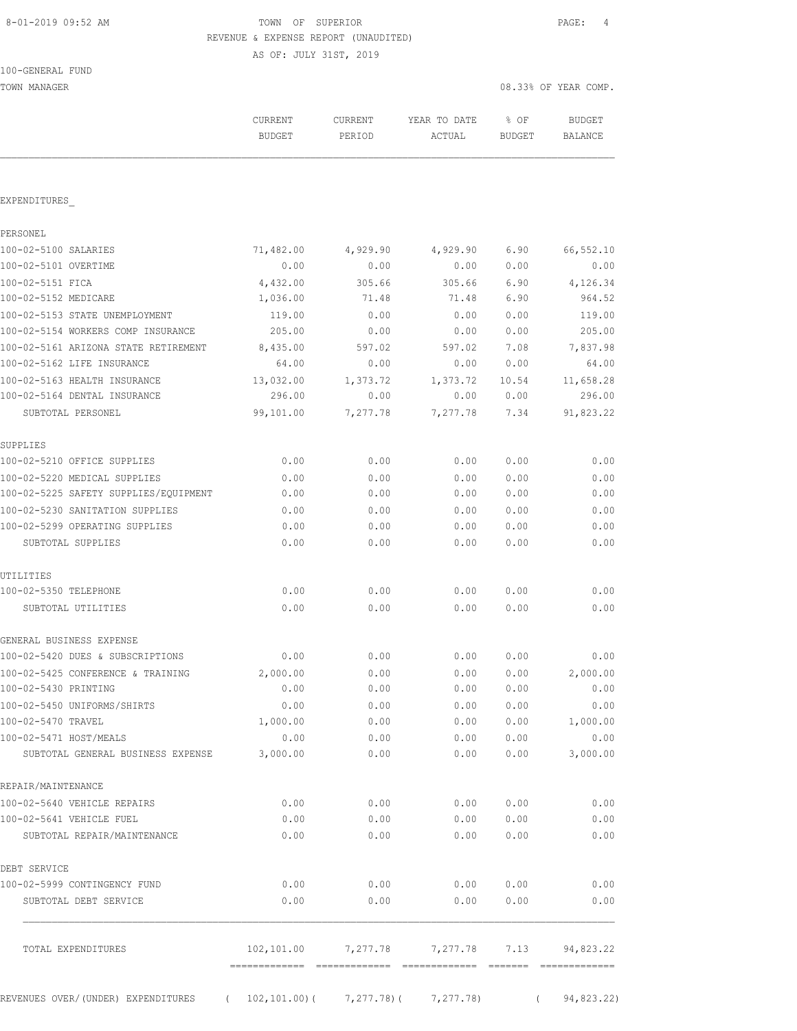8-01-2019 09:52 AM — TOWN OF SUPERIOR — PAGE: 4

REVENUE & EXPENSE REPORT (UNAUDITED)

AS OF: JULY 31ST, 2019

100-GENERAL FUND

TOWN MANAGER — 08.33% OF YEAR COMP.

| | CURRENT BUDGET | CURRENT PERIOD | YEAR TO DATE ACTUAL | % OF BUDGET | BUDGET BALANCE |
|---|---|---|---|---|---|
| EXPENDITURES_ | | | | | |
| PERSONEL | | | | | |
| 100-02-5100 SALARIES | 71,482.00 | 4,929.90 | 4,929.90 | 6.90 | 66,552.10 |
| 100-02-5101 OVERTIME | 0.00 | 0.00 | 0.00 | 0.00 | 0.00 |
| 100-02-5151 FICA | 4,432.00 | 305.66 | 305.66 | 6.90 | 4,126.34 |
| 100-02-5152 MEDICARE | 1,036.00 | 71.48 | 71.48 | 6.90 | 964.52 |
| 100-02-5153 STATE UNEMPLOYMENT | 119.00 | 0.00 | 0.00 | 0.00 | 119.00 |
| 100-02-5154 WORKERS COMP INSURANCE | 205.00 | 0.00 | 0.00 | 0.00 | 205.00 |
| 100-02-5161 ARIZONA STATE RETIREMENT | 8,435.00 | 597.02 | 597.02 | 7.08 | 7,837.98 |
| 100-02-5162 LIFE INSURANCE | 64.00 | 0.00 | 0.00 | 0.00 | 64.00 |
| 100-02-5163 HEALTH INSURANCE | 13,032.00 | 1,373.72 | 1,373.72 | 10.54 | 11,658.28 |
| 100-02-5164 DENTAL INSURANCE | 296.00 | 0.00 | 0.00 | 0.00 | 296.00 |
| SUBTOTAL PERSONEL | 99,101.00 | 7,277.78 | 7,277.78 | 7.34 | 91,823.22 |
| SUPPLIES | | | | | |
| 100-02-5210 OFFICE SUPPLIES | 0.00 | 0.00 | 0.00 | 0.00 | 0.00 |
| 100-02-5220 MEDICAL SUPPLIES | 0.00 | 0.00 | 0.00 | 0.00 | 0.00 |
| 100-02-5225 SAFETY SUPPLIES/EQUIPMENT | 0.00 | 0.00 | 0.00 | 0.00 | 0.00 |
| 100-02-5230 SANITATION SUPPLIES | 0.00 | 0.00 | 0.00 | 0.00 | 0.00 |
| 100-02-5299 OPERATING SUPPLIES | 0.00 | 0.00 | 0.00 | 0.00 | 0.00 |
| SUBTOTAL SUPPLIES | 0.00 | 0.00 | 0.00 | 0.00 | 0.00 |
| UTILITIES | | | | | |
| 100-02-5350 TELEPHONE | 0.00 | 0.00 | 0.00 | 0.00 | 0.00 |
| SUBTOTAL UTILITIES | 0.00 | 0.00 | 0.00 | 0.00 | 0.00 |
| GENERAL BUSINESS EXPENSE | | | | | |
| 100-02-5420 DUES & SUBSCRIPTIONS | 0.00 | 0.00 | 0.00 | 0.00 | 0.00 |
| 100-02-5425 CONFERENCE & TRAINING | 2,000.00 | 0.00 | 0.00 | 0.00 | 2,000.00 |
| 100-02-5430 PRINTING | 0.00 | 0.00 | 0.00 | 0.00 | 0.00 |
| 100-02-5450 UNIFORMS/SHIRTS | 0.00 | 0.00 | 0.00 | 0.00 | 0.00 |
| 100-02-5470 TRAVEL | 1,000.00 | 0.00 | 0.00 | 0.00 | 1,000.00 |
| 100-02-5471 HOST/MEALS | 0.00 | 0.00 | 0.00 | 0.00 | 0.00 |
| SUBTOTAL GENERAL BUSINESS EXPENSE | 3,000.00 | 0.00 | 0.00 | 0.00 | 3,000.00 |
| REPAIR/MAINTENANCE | | | | | |
| 100-02-5640 VEHICLE REPAIRS | 0.00 | 0.00 | 0.00 | 0.00 | 0.00 |
| 100-02-5641 VEHICLE FUEL | 0.00 | 0.00 | 0.00 | 0.00 | 0.00 |
| SUBTOTAL REPAIR/MAINTENANCE | 0.00 | 0.00 | 0.00 | 0.00 | 0.00 |
| DEBT SERVICE | | | | | |
| 100-02-5999 CONTINGENCY FUND | 0.00 | 0.00 | 0.00 | 0.00 | 0.00 |
| SUBTOTAL DEBT SERVICE | 0.00 | 0.00 | 0.00 | 0.00 | 0.00 |
| TOTAL EXPENDITURES | 102,101.00 | 7,277.78 | 7,277.78 | 7.13 | 94,823.22 |
| REVENUES OVER/(UNDER) EXPENDITURES | (102,101.00) | (7,277.78) | (7,277.78) | | (94,823.22) |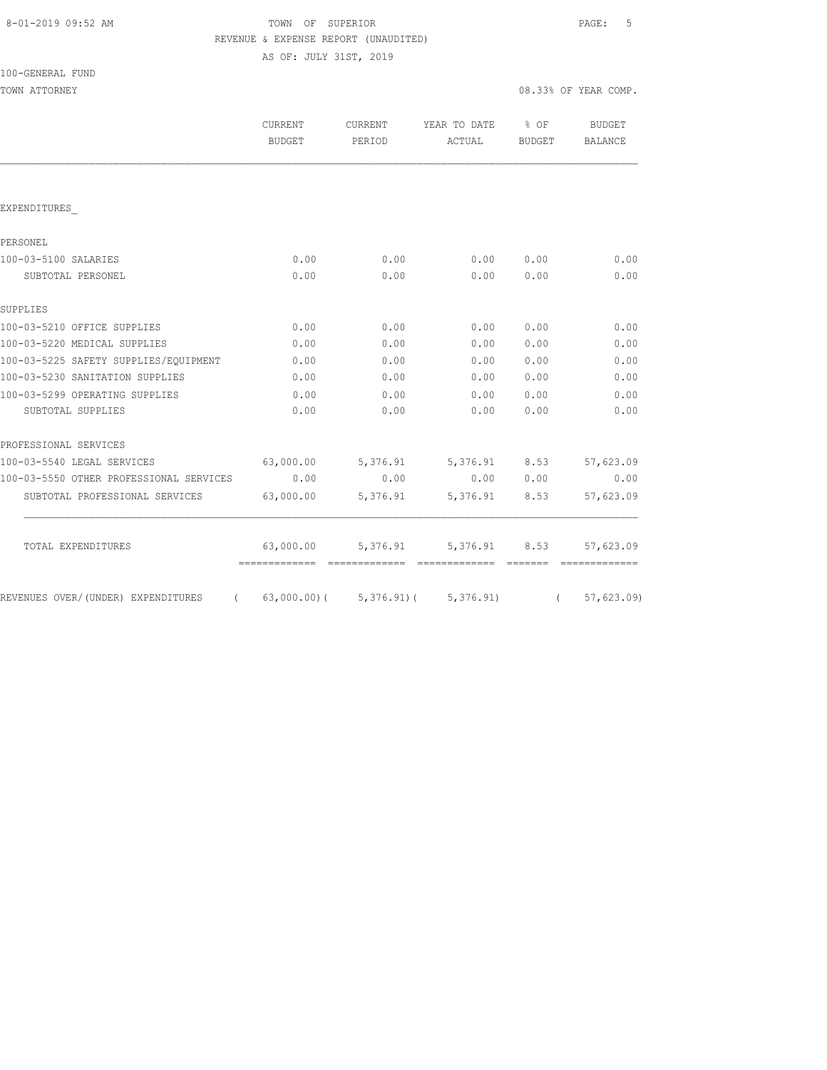TOWN OF SUPERIOR

REVENUE & EXPENSE REPORT (UNAUDITED)

AS OF: JULY 31ST, 2019

100-GENERAL FUND

TOWN ATTORNEY — 08.33% OF YEAR COMP.

| | CURRENT BUDGET | CURRENT PERIOD | YEAR TO DATE ACTUAL | % OF BUDGET | BUDGET BALANCE |
|---|---|---|---|---|---|
| EXPENDITURES_ | | | | | |
| PERSONEL | | | | | |
| 100-03-5100 SALARIES | 0.00 | 0.00 | 0.00 | 0.00 | 0.00 |
| SUBTOTAL PERSONEL | 0.00 | 0.00 | 0.00 | 0.00 | 0.00 |
| SUPPLIES | | | | | |
| 100-03-5210 OFFICE SUPPLIES | 0.00 | 0.00 | 0.00 | 0.00 | 0.00 |
| 100-03-5220 MEDICAL SUPPLIES | 0.00 | 0.00 | 0.00 | 0.00 | 0.00 |
| 100-03-5225 SAFETY SUPPLIES/EQUIPMENT | 0.00 | 0.00 | 0.00 | 0.00 | 0.00 |
| 100-03-5230 SANITATION SUPPLIES | 0.00 | 0.00 | 0.00 | 0.00 | 0.00 |
| 100-03-5299 OPERATING SUPPLIES | 0.00 | 0.00 | 0.00 | 0.00 | 0.00 |
| SUBTOTAL SUPPLIES | 0.00 | 0.00 | 0.00 | 0.00 | 0.00 |
| PROFESSIONAL SERVICES | | | | | |
| 100-03-5540 LEGAL SERVICES | 63,000.00 | 5,376.91 | 5,376.91 | 8.53 | 57,623.09 |
| 100-03-5550 OTHER PROFESSIONAL SERVICES | 0.00 | 0.00 | 0.00 | 0.00 | 0.00 |
| SUBTOTAL PROFESSIONAL SERVICES | 63,000.00 | 5,376.91 | 5,376.91 | 8.53 | 57,623.09 |
| TOTAL EXPENDITURES | 63,000.00 | 5,376.91 | 5,376.91 | 8.53 | 57,623.09 |
| REVENUES OVER/(UNDER) EXPENDITURES | ( 63,000.00) | ( 5,376.91) | ( 5,376.91) | | ( 57,623.09) |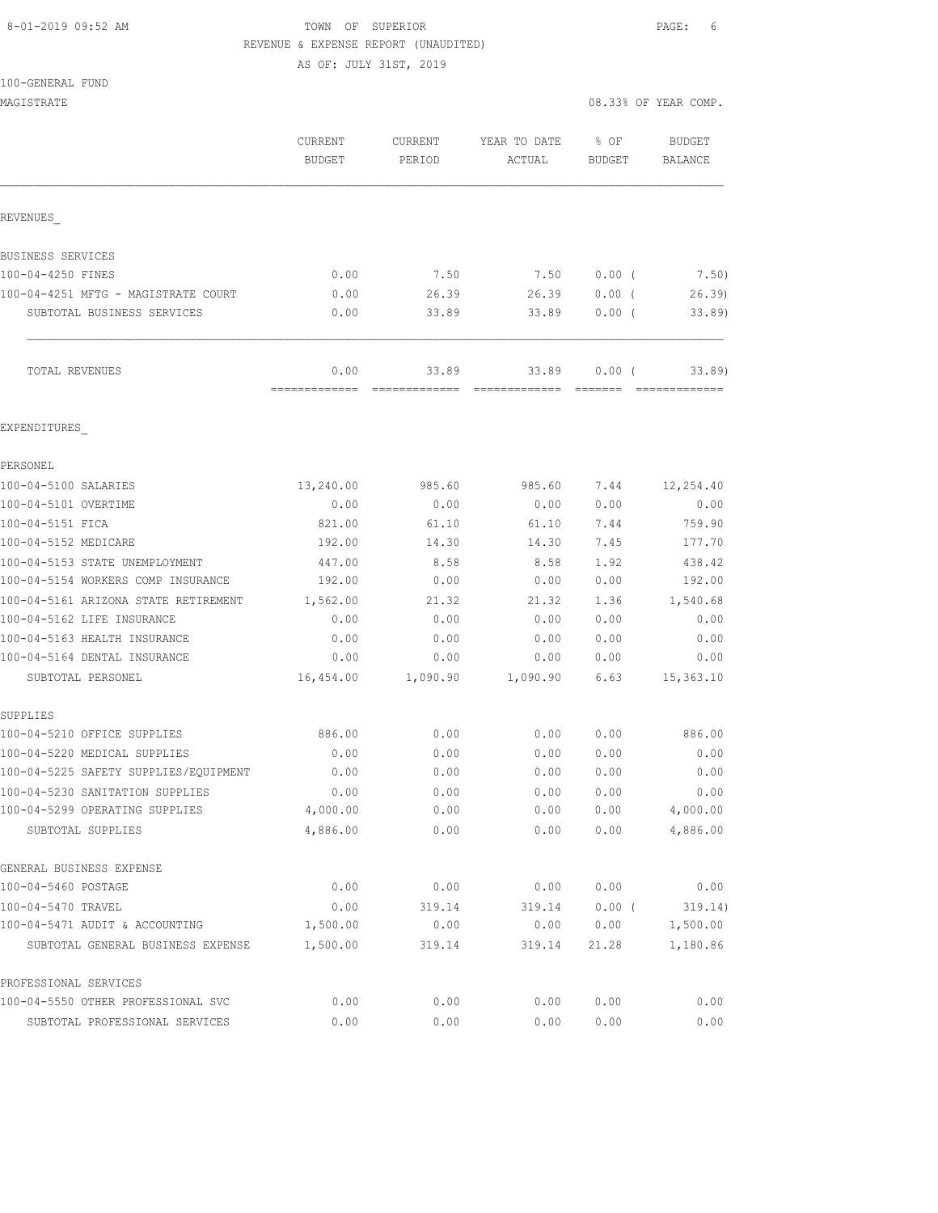8-01-2019 09:52 AM

TOWN OF SUPERIOR

REVENUE & EXPENSE REPORT (UNAUDITED)

AS OF: JULY 31ST, 2019

100-GENERAL FUND

MAGISTRATE — 08.33% OF YEAR COMP.

| | CURRENT BUDGET | CURRENT PERIOD | YEAR TO DATE ACTUAL | % OF BUDGET | BUDGET BALANCE |
|---|---|---|---|---|---|
| REVENUES_ | | | | | |
| BUSINESS SERVICES | | | | | |
| 100-04-4250 FINES | 0.00 | 7.50 | 7.50 | 0.00 ( | 7.50) |
| 100-04-4251 MFTG - MAGISTRATE COURT | 0.00 | 26.39 | 26.39 | 0.00 ( | 26.39) |
| SUBTOTAL BUSINESS SERVICES | 0.00 | 33.89 | 33.89 | 0.00 ( | 33.89) |
| TOTAL REVENUES | 0.00 | 33.89 | 33.89 | 0.00 ( | 33.89) |
| EXPENDITURES_ | | | | | |
| PERSONEL | | | | | |
| 100-04-5100 SALARIES | 13,240.00 | 985.60 | 985.60 | 7.44 | 12,254.40 |
| 100-04-5101 OVERTIME | 0.00 | 0.00 | 0.00 | 0.00 | 0.00 |
| 100-04-5151 FICA | 821.00 | 61.10 | 61.10 | 7.44 | 759.90 |
| 100-04-5152 MEDICARE | 192.00 | 14.30 | 14.30 | 7.45 | 177.70 |
| 100-04-5153 STATE UNEMPLOYMENT | 447.00 | 8.58 | 8.58 | 1.92 | 438.42 |
| 100-04-5154 WORKERS COMP INSURANCE | 192.00 | 0.00 | 0.00 | 0.00 | 192.00 |
| 100-04-5161 ARIZONA STATE RETIREMENT | 1,562.00 | 21.32 | 21.32 | 1.36 | 1,540.68 |
| 100-04-5162 LIFE INSURANCE | 0.00 | 0.00 | 0.00 | 0.00 | 0.00 |
| 100-04-5163 HEALTH INSURANCE | 0.00 | 0.00 | 0.00 | 0.00 | 0.00 |
| 100-04-5164 DENTAL INSURANCE | 0.00 | 0.00 | 0.00 | 0.00 | 0.00 |
| SUBTOTAL PERSONEL | 16,454.00 | 1,090.90 | 1,090.90 | 6.63 | 15,363.10 |
| SUPPLIES | | | | | |
| 100-04-5210 OFFICE SUPPLIES | 886.00 | 0.00 | 0.00 | 0.00 | 886.00 |
| 100-04-5220 MEDICAL SUPPLIES | 0.00 | 0.00 | 0.00 | 0.00 | 0.00 |
| 100-04-5225 SAFETY SUPPLIES/EQUIPMENT | 0.00 | 0.00 | 0.00 | 0.00 | 0.00 |
| 100-04-5230 SANITATION SUPPLIES | 0.00 | 0.00 | 0.00 | 0.00 | 0.00 |
| 100-04-5299 OPERATING SUPPLIES | 4,000.00 | 0.00 | 0.00 | 0.00 | 4,000.00 |
| SUBTOTAL SUPPLIES | 4,886.00 | 0.00 | 0.00 | 0.00 | 4,886.00 |
| GENERAL BUSINESS EXPENSE | | | | | |
| 100-04-5460 POSTAGE | 0.00 | 0.00 | 0.00 | 0.00 | 0.00 |
| 100-04-5470 TRAVEL | 0.00 | 319.14 | 319.14 | 0.00 ( | 319.14) |
| 100-04-5471 AUDIT & ACCOUNTING | 1,500.00 | 0.00 | 0.00 | 0.00 | 1,500.00 |
| SUBTOTAL GENERAL BUSINESS EXPENSE | 1,500.00 | 319.14 | 319.14 | 21.28 | 1,180.86 |
| PROFESSIONAL SERVICES | | | | | |
| 100-04-5550 OTHER PROFESSIONAL SVC | 0.00 | 0.00 | 0.00 | 0.00 | 0.00 |
| SUBTOTAL PROFESSIONAL SERVICES | 0.00 | 0.00 | 0.00 | 0.00 | 0.00 |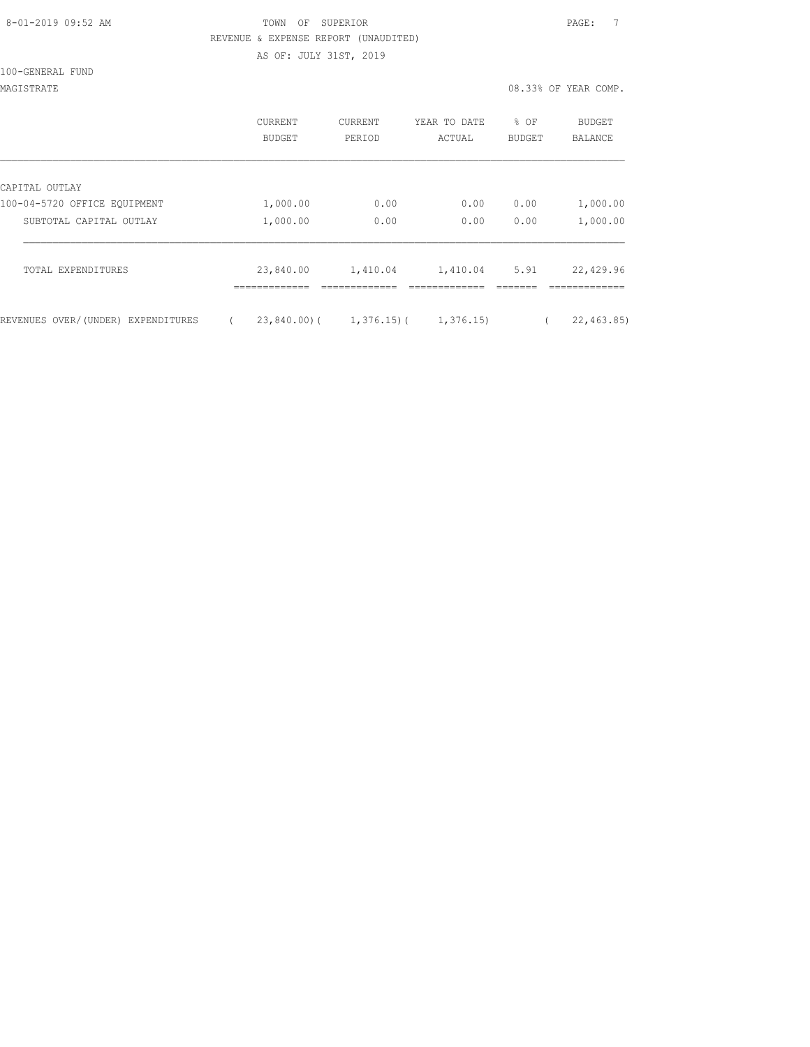TOWN OF SUPERIOR
REVENUE & EXPENSE REPORT (UNAUDITED)
AS OF: JULY 31ST, 2019

100-GENERAL FUND

MAGISTRATE — 08.33% OF YEAR COMP.

| | CURRENT BUDGET | CURRENT PERIOD | YEAR TO DATE ACTUAL | % OF BUDGET | BUDGET BALANCE |
|---|---|---|---|---|---|
| CAPITAL OUTLAY | | | | | |
| 100-04-5720 OFFICE EQUIPMENT | 1,000.00 | 0.00 | 0.00 | 0.00 | 1,000.00 |
| SUBTOTAL CAPITAL OUTLAY | 1,000.00 | 0.00 | 0.00 | 0.00 | 1,000.00 |
| TOTAL EXPENDITURES | 23,840.00 | 1,410.04 | 1,410.04 | 5.91 | 22,429.96 |
| REVENUES OVER/(UNDER) EXPENDITURES | ( 23,840.00) | ( 1,376.15) | ( 1,376.15) | | ( 22,463.85) |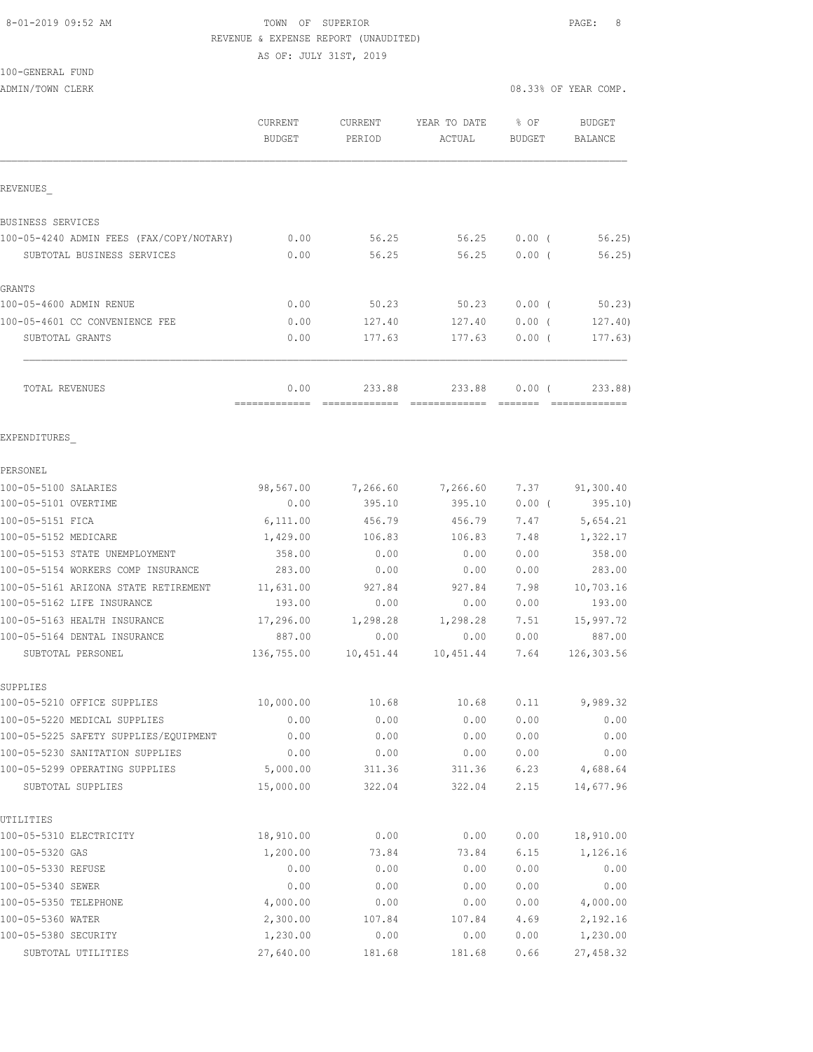8-01-2019 09:52 AM TOWN OF SUPERIOR

REVENUE & EXPENSE REPORT (UNAUDITED)

AS OF: JULY 31ST, 2019

100-GENERAL FUND

ADMIN/TOWN CLERK 08.33% OF YEAR COMP.

| | CURRENT BUDGET | CURRENT PERIOD | YEAR TO DATE ACTUAL | % OF BUDGET | BUDGET BALANCE |
|---|---|---|---|---|---|
| REVENUES_ | | | | | |
| BUSINESS SERVICES | | | | | |
| 100-05-4240 ADMIN FEES (FAX/COPY/NOTARY) | 0.00 | 56.25 | 56.25 | 0.00 ( | 56.25) |
| SUBTOTAL BUSINESS SERVICES | 0.00 | 56.25 | 56.25 | 0.00 ( | 56.25) |
| GRANTS | | | | | |
| 100-05-4600 ADMIN RENUE | 0.00 | 50.23 | 50.23 | 0.00 ( | 50.23) |
| 100-05-4601 CC CONVENIENCE FEE | 0.00 | 127.40 | 127.40 | 0.00 ( | 127.40) |
| SUBTOTAL GRANTS | 0.00 | 177.63 | 177.63 | 0.00 ( | 177.63) |
| TOTAL REVENUES | 0.00 | 233.88 | 233.88 | 0.00 ( | 233.88) |
| EXPENDITURES_ | | | | | |
| PERSONEL | | | | | |
| 100-05-5100 SALARIES | 98,567.00 | 7,266.60 | 7,266.60 | 7.37 | 91,300.40 |
| 100-05-5101 OVERTIME | 0.00 | 395.10 | 395.10 | 0.00 ( | 395.10) |
| 100-05-5151 FICA | 6,111.00 | 456.79 | 456.79 | 7.47 | 5,654.21 |
| 100-05-5152 MEDICARE | 1,429.00 | 106.83 | 106.83 | 7.48 | 1,322.17 |
| 100-05-5153 STATE UNEMPLOYMENT | 358.00 | 0.00 | 0.00 | 0.00 | 358.00 |
| 100-05-5154 WORKERS COMP INSURANCE | 283.00 | 0.00 | 0.00 | 0.00 | 283.00 |
| 100-05-5161 ARIZONA STATE RETIREMENT | 11,631.00 | 927.84 | 927.84 | 7.98 | 10,703.16 |
| 100-05-5162 LIFE INSURANCE | 193.00 | 0.00 | 0.00 | 0.00 | 193.00 |
| 100-05-5163 HEALTH INSURANCE | 17,296.00 | 1,298.28 | 1,298.28 | 7.51 | 15,997.72 |
| 100-05-5164 DENTAL INSURANCE | 887.00 | 0.00 | 0.00 | 0.00 | 887.00 |
| SUBTOTAL PERSONEL | 136,755.00 | 10,451.44 | 10,451.44 | 7.64 | 126,303.56 |
| SUPPLIES | | | | | |
| 100-05-5210 OFFICE SUPPLIES | 10,000.00 | 10.68 | 10.68 | 0.11 | 9,989.32 |
| 100-05-5220 MEDICAL SUPPLIES | 0.00 | 0.00 | 0.00 | 0.00 | 0.00 |
| 100-05-5225 SAFETY SUPPLIES/EQUIPMENT | 0.00 | 0.00 | 0.00 | 0.00 | 0.00 |
| 100-05-5230 SANITATION SUPPLIES | 0.00 | 0.00 | 0.00 | 0.00 | 0.00 |
| 100-05-5299 OPERATING SUPPLIES | 5,000.00 | 311.36 | 311.36 | 6.23 | 4,688.64 |
| SUBTOTAL SUPPLIES | 15,000.00 | 322.04 | 322.04 | 2.15 | 14,677.96 |
| UTILITIES | | | | | |
| 100-05-5310 ELECTRICITY | 18,910.00 | 0.00 | 0.00 | 0.00 | 18,910.00 |
| 100-05-5320 GAS | 1,200.00 | 73.84 | 73.84 | 6.15 | 1,126.16 |
| 100-05-5330 REFUSE | 0.00 | 0.00 | 0.00 | 0.00 | 0.00 |
| 100-05-5340 SEWER | 0.00 | 0.00 | 0.00 | 0.00 | 0.00 |
| 100-05-5350 TELEPHONE | 4,000.00 | 0.00 | 0.00 | 0.00 | 4,000.00 |
| 100-05-5360 WATER | 2,300.00 | 107.84 | 107.84 | 4.69 | 2,192.16 |
| 100-05-5380 SECURITY | 1,230.00 | 0.00 | 0.00 | 0.00 | 1,230.00 |
| SUBTOTAL UTILITIES | 27,640.00 | 181.68 | 181.68 | 0.66 | 27,458.32 |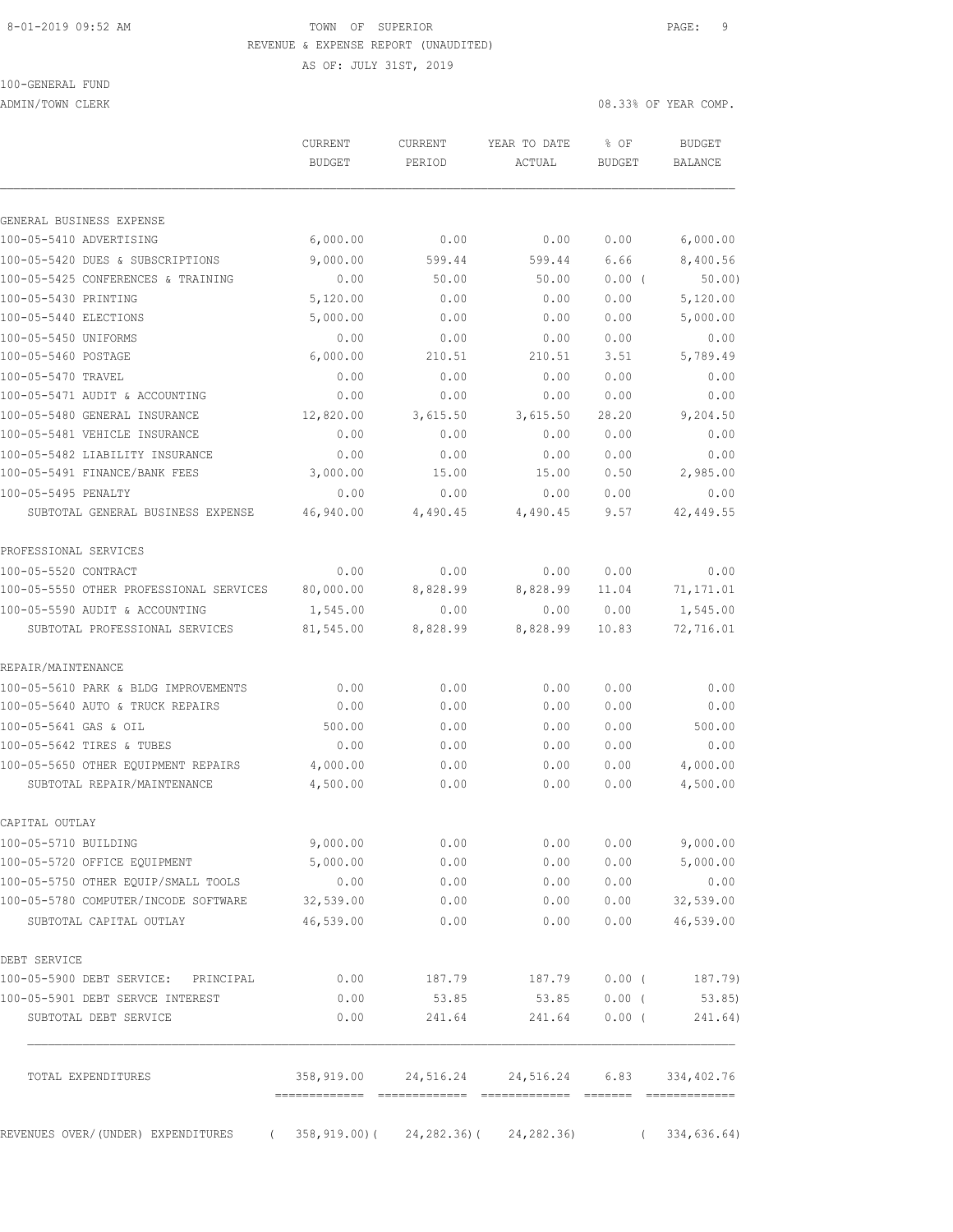8-01-2019 09:52 AM

TOWN OF SUPERIOR

REVENUE & EXPENSE REPORT (UNAUDITED)

AS OF: JULY 31ST, 2019

100-GENERAL FUND

ADMIN/TOWN CLERK

08.33% OF YEAR COMP.

| | CURRENT BUDGET | CURRENT PERIOD | YEAR TO DATE ACTUAL | % OF BUDGET | BUDGET BALANCE |
|---|---|---|---|---|---|
| GENERAL BUSINESS EXPENSE | | | | | |
| 100-05-5410 ADVERTISING | 6,000.00 | 0.00 | 0.00 | 0.00 | 6,000.00 |
| 100-05-5420 DUES & SUBSCRIPTIONS | 9,000.00 | 599.44 | 599.44 | 6.66 | 8,400.56 |
| 100-05-5425 CONFERENCES & TRAINING | 0.00 | 50.00 | 50.00 | 0.00 ( | 50.00) |
| 100-05-5430 PRINTING | 5,120.00 | 0.00 | 0.00 | 0.00 | 5,120.00 |
| 100-05-5440 ELECTIONS | 5,000.00 | 0.00 | 0.00 | 0.00 | 5,000.00 |
| 100-05-5450 UNIFORMS | 0.00 | 0.00 | 0.00 | 0.00 | 0.00 |
| 100-05-5460 POSTAGE | 6,000.00 | 210.51 | 210.51 | 3.51 | 5,789.49 |
| 100-05-5470 TRAVEL | 0.00 | 0.00 | 0.00 | 0.00 | 0.00 |
| 100-05-5471 AUDIT & ACCOUNTING | 0.00 | 0.00 | 0.00 | 0.00 | 0.00 |
| 100-05-5480 GENERAL INSURANCE | 12,820.00 | 3,615.50 | 3,615.50 | 28.20 | 9,204.50 |
| 100-05-5481 VEHICLE INSURANCE | 0.00 | 0.00 | 0.00 | 0.00 | 0.00 |
| 100-05-5482 LIABILITY INSURANCE | 0.00 | 0.00 | 0.00 | 0.00 | 0.00 |
| 100-05-5491 FINANCE/BANK FEES | 3,000.00 | 15.00 | 15.00 | 0.50 | 2,985.00 |
| 100-05-5495 PENALTY | 0.00 | 0.00 | 0.00 | 0.00 | 0.00 |
| SUBTOTAL GENERAL BUSINESS EXPENSE | 46,940.00 | 4,490.45 | 4,490.45 | 9.57 | 42,449.55 |
| PROFESSIONAL SERVICES | | | | | |
| 100-05-5520 CONTRACT | 0.00 | 0.00 | 0.00 | 0.00 | 0.00 |
| 100-05-5550 OTHER PROFESSIONAL SERVICES | 80,000.00 | 8,828.99 | 8,828.99 | 11.04 | 71,171.01 |
| 100-05-5590 AUDIT & ACCOUNTING | 1,545.00 | 0.00 | 0.00 | 0.00 | 1,545.00 |
| SUBTOTAL PROFESSIONAL SERVICES | 81,545.00 | 8,828.99 | 8,828.99 | 10.83 | 72,716.01 |
| REPAIR/MAINTENANCE | | | | | |
| 100-05-5610 PARK & BLDG IMPROVEMENTS | 0.00 | 0.00 | 0.00 | 0.00 | 0.00 |
| 100-05-5640 AUTO & TRUCK REPAIRS | 0.00 | 0.00 | 0.00 | 0.00 | 0.00 |
| 100-05-5641 GAS & OIL | 500.00 | 0.00 | 0.00 | 0.00 | 500.00 |
| 100-05-5642 TIRES & TUBES | 0.00 | 0.00 | 0.00 | 0.00 | 0.00 |
| 100-05-5650 OTHER EQUIPMENT REPAIRS | 4,000.00 | 0.00 | 0.00 | 0.00 | 4,000.00 |
| SUBTOTAL REPAIR/MAINTENANCE | 4,500.00 | 0.00 | 0.00 | 0.00 | 4,500.00 |
| CAPITAL OUTLAY | | | | | |
| 100-05-5710 BUILDING | 9,000.00 | 0.00 | 0.00 | 0.00 | 9,000.00 |
| 100-05-5720 OFFICE EQUIPMENT | 5,000.00 | 0.00 | 0.00 | 0.00 | 5,000.00 |
| 100-05-5750 OTHER EQUIP/SMALL TOOLS | 0.00 | 0.00 | 0.00 | 0.00 | 0.00 |
| 100-05-5780 COMPUTER/INCODE SOFTWARE | 32,539.00 | 0.00 | 0.00 | 0.00 | 32,539.00 |
| SUBTOTAL CAPITAL OUTLAY | 46,539.00 | 0.00 | 0.00 | 0.00 | 46,539.00 |
| DEBT SERVICE | | | | | |
| 100-05-5900 DEBT SERVICE: PRINCIPAL | 0.00 | 187.79 | 187.79 | 0.00 ( | 187.79) |
| 100-05-5901 DEBT SERVCE INTEREST | 0.00 | 53.85 | 53.85 | 0.00 ( | 53.85) |
| SUBTOTAL DEBT SERVICE | 0.00 | 241.64 | 241.64 | 0.00 ( | 241.64) |
| TOTAL EXPENDITURES | 358,919.00 | 24,516.24 | 24,516.24 | 6.83 | 334,402.76 |
| REVENUES OVER/(UNDER) EXPENDITURES | ( 358,919.00)( | 24,282.36)( | 24,282.36) | ( | 334,636.64) |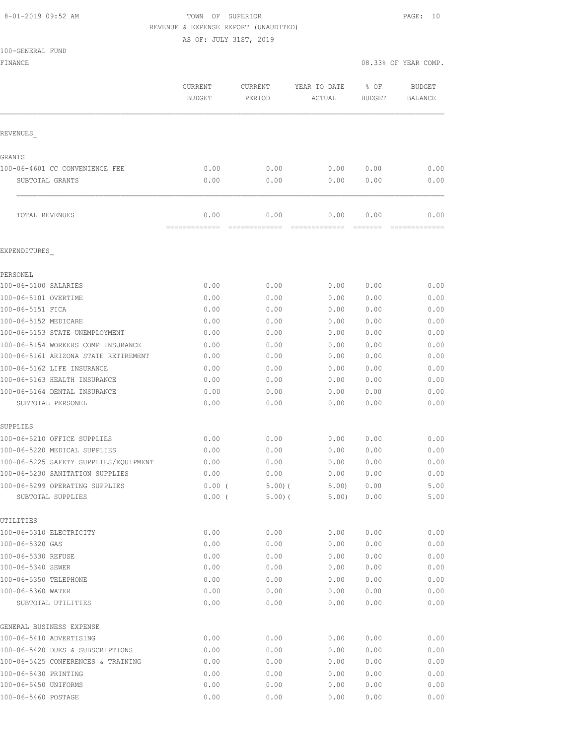8-01-2019 09:52 AM TOWN OF SUPERIOR

REVENUE & EXPENSE REPORT (UNAUDITED)

AS OF: JULY 31ST, 2019

100-GENERAL FUND

FINANCE 08.33% OF YEAR COMP.

| | CURRENT BUDGET | CURRENT PERIOD | YEAR TO DATE ACTUAL | % OF BUDGET | BUDGET BALANCE |
|---|---|---|---|---|---|
| REVENUES_ | | | | | |
| GRANTS | | | | | |
| 100-06-4601 CC CONVENIENCE FEE | 0.00 | 0.00 | 0.00 | 0.00 | 0.00 |
| SUBTOTAL GRANTS | 0.00 | 0.00 | 0.00 | 0.00 | 0.00 |
| TOTAL REVENUES | 0.00 | 0.00 | 0.00 | 0.00 | 0.00 |
| EXPENDITURES_ | | | | | |
| PERSONEL | | | | | |
| 100-06-5100 SALARIES | 0.00 | 0.00 | 0.00 | 0.00 | 0.00 |
| 100-06-5101 OVERTIME | 0.00 | 0.00 | 0.00 | 0.00 | 0.00 |
| 100-06-5151 FICA | 0.00 | 0.00 | 0.00 | 0.00 | 0.00 |
| 100-06-5152 MEDICARE | 0.00 | 0.00 | 0.00 | 0.00 | 0.00 |
| 100-06-5153 STATE UNEMPLOYMENT | 0.00 | 0.00 | 0.00 | 0.00 | 0.00 |
| 100-06-5154 WORKERS COMP INSURANCE | 0.00 | 0.00 | 0.00 | 0.00 | 0.00 |
| 100-06-5161 ARIZONA STATE RETIREMENT | 0.00 | 0.00 | 0.00 | 0.00 | 0.00 |
| 100-06-5162 LIFE INSURANCE | 0.00 | 0.00 | 0.00 | 0.00 | 0.00 |
| 100-06-5163 HEALTH INSURANCE | 0.00 | 0.00 | 0.00 | 0.00 | 0.00 |
| 100-06-5164 DENTAL INSURANCE | 0.00 | 0.00 | 0.00 | 0.00 | 0.00 |
| SUBTOTAL PERSONEL | 0.00 | 0.00 | 0.00 | 0.00 | 0.00 |
| SUPPLIES | | | | | |
| 100-06-5210 OFFICE SUPPLIES | 0.00 | 0.00 | 0.00 | 0.00 | 0.00 |
| 100-06-5220 MEDICAL SUPPLIES | 0.00 | 0.00 | 0.00 | 0.00 | 0.00 |
| 100-06-5225 SAFETY SUPPLIES/EQUIPMENT | 0.00 | 0.00 | 0.00 | 0.00 | 0.00 |
| 100-06-5230 SANITATION SUPPLIES | 0.00 | 0.00 | 0.00 | 0.00 | 0.00 |
| 100-06-5299 OPERATING SUPPLIES | 0.00 | ( 5.00) | ( 5.00) | 0.00 | 5.00 |
| SUBTOTAL SUPPLIES | 0.00 | ( 5.00) | ( 5.00) | 0.00 | 5.00 |
| UTILITIES | | | | | |
| 100-06-5310 ELECTRICITY | 0.00 | 0.00 | 0.00 | 0.00 | 0.00 |
| 100-06-5320 GAS | 0.00 | 0.00 | 0.00 | 0.00 | 0.00 |
| 100-06-5330 REFUSE | 0.00 | 0.00 | 0.00 | 0.00 | 0.00 |
| 100-06-5340 SEWER | 0.00 | 0.00 | 0.00 | 0.00 | 0.00 |
| 100-06-5350 TELEPHONE | 0.00 | 0.00 | 0.00 | 0.00 | 0.00 |
| 100-06-5360 WATER | 0.00 | 0.00 | 0.00 | 0.00 | 0.00 |
| SUBTOTAL UTILITIES | 0.00 | 0.00 | 0.00 | 0.00 | 0.00 |
| GENERAL BUSINESS EXPENSE | | | | | |
| 100-06-5410 ADVERTISING | 0.00 | 0.00 | 0.00 | 0.00 | 0.00 |
| 100-06-5420 DUES & SUBSCRIPTIONS | 0.00 | 0.00 | 0.00 | 0.00 | 0.00 |
| 100-06-5425 CONFERENCES & TRAINING | 0.00 | 0.00 | 0.00 | 0.00 | 0.00 |
| 100-06-5430 PRINTING | 0.00 | 0.00 | 0.00 | 0.00 | 0.00 |
| 100-06-5450 UNIFORMS | 0.00 | 0.00 | 0.00 | 0.00 | 0.00 |
| 100-06-5460 POSTAGE | 0.00 | 0.00 | 0.00 | 0.00 | 0.00 |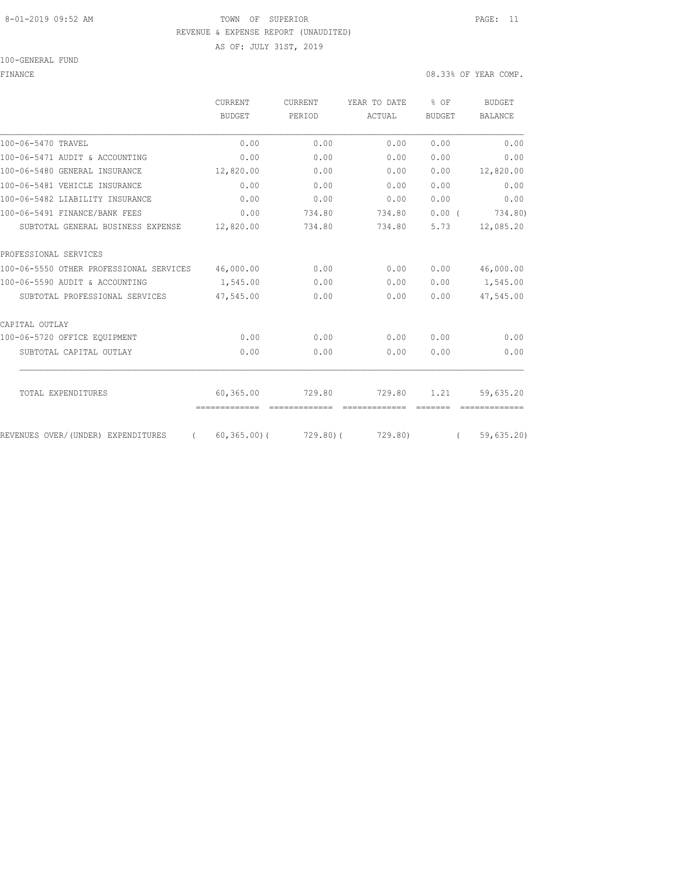8-01-2019 09:52 AM TOWN OF SUPERIOR

REVENUE & EXPENSE REPORT (UNAUDITED)

AS OF: JULY 31ST, 2019

100-GENERAL FUND

FINANCE 08.33% OF YEAR COMP.

| | CURRENT BUDGET | CURRENT PERIOD | YEAR TO DATE ACTUAL | % OF BUDGET | BUDGET BALANCE |
|---|---|---|---|---|---|
| 100-06-5470 TRAVEL | 0.00 | 0.00 | 0.00 | 0.00 | 0.00 |
| 100-06-5471 AUDIT & ACCOUNTING | 0.00 | 0.00 | 0.00 | 0.00 | 0.00 |
| 100-06-5480 GENERAL INSURANCE | 12,820.00 | 0.00 | 0.00 | 0.00 | 12,820.00 |
| 100-06-5481 VEHICLE INSURANCE | 0.00 | 0.00 | 0.00 | 0.00 | 0.00 |
| 100-06-5482 LIABILITY INSURANCE | 0.00 | 0.00 | 0.00 | 0.00 | 0.00 |
| 100-06-5491 FINANCE/BANK FEES | 0.00 | 734.80 | 734.80 | 0.00 | ( 734.80) |
| SUBTOTAL GENERAL BUSINESS EXPENSE | 12,820.00 | 734.80 | 734.80 | 5.73 | 12,085.20 |
| PROFESSIONAL SERVICES | | | | | |
| 100-06-5550 OTHER PROFESSIONAL SERVICES | 46,000.00 | 0.00 | 0.00 | 0.00 | 46,000.00 |
| 100-06-5590 AUDIT & ACCOUNTING | 1,545.00 | 0.00 | 0.00 | 0.00 | 1,545.00 |
| SUBTOTAL PROFESSIONAL SERVICES | 47,545.00 | 0.00 | 0.00 | 0.00 | 47,545.00 |
| CAPITAL OUTLAY | | | | | |
| 100-06-5720 OFFICE EQUIPMENT | 0.00 | 0.00 | 0.00 | 0.00 | 0.00 |
| SUBTOTAL CAPITAL OUTLAY | 0.00 | 0.00 | 0.00 | 0.00 | 0.00 |
| TOTAL EXPENDITURES | 60,365.00 | 729.80 | 729.80 | 1.21 | 59,635.20 |
| REVENUES OVER/(UNDER) EXPENDITURES | ( 60,365.00) | ( 729.80) | ( 729.80) | | ( 59,635.20) |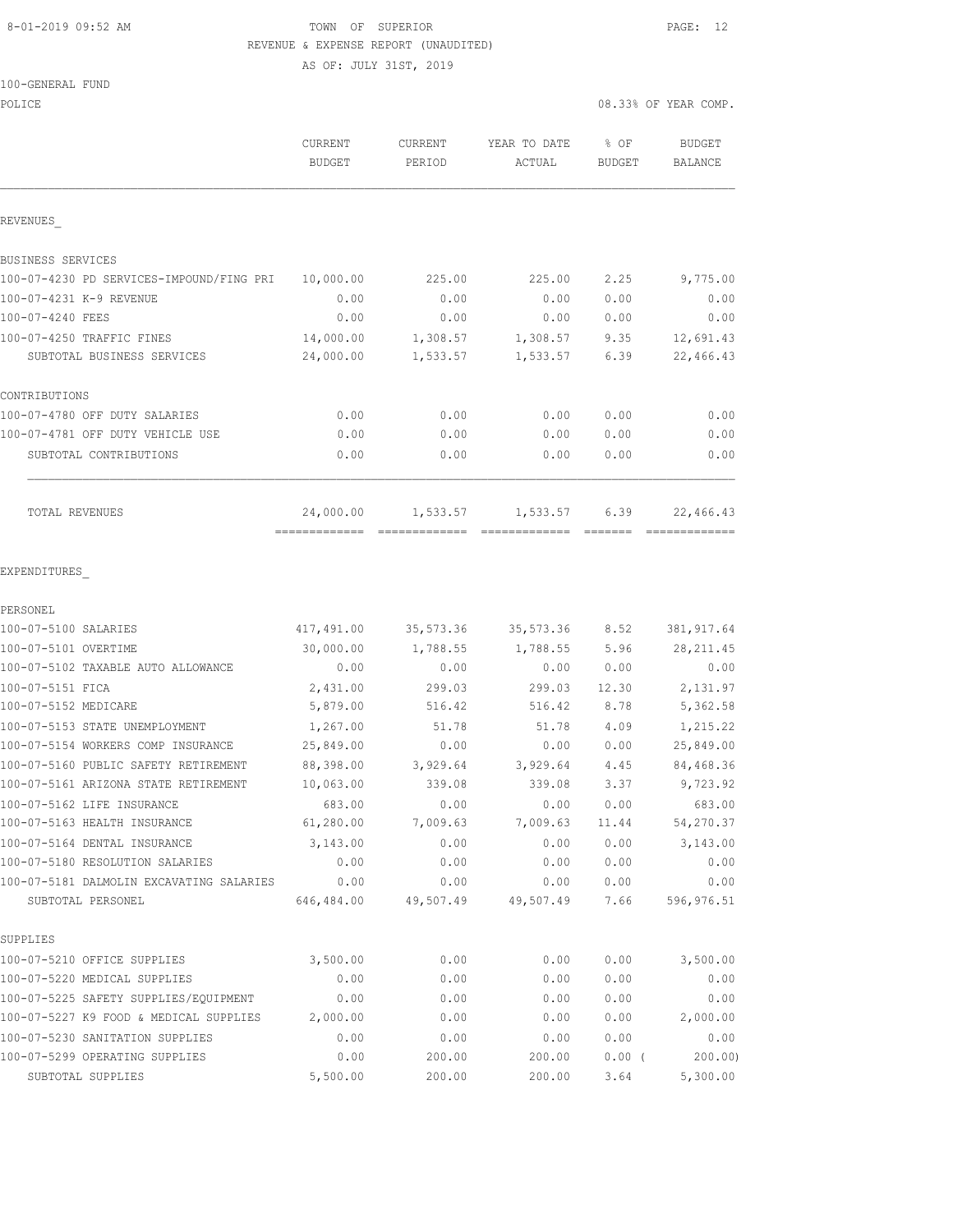TOWN OF SUPERIOR
REVENUE & EXPENSE REPORT (UNAUDITED)
AS OF: JULY 31ST, 2019

100-GENERAL FUND
POLICE — 08.33% OF YEAR COMP.

| | CURRENT BUDGET | CURRENT PERIOD | YEAR TO DATE ACTUAL | % OF BUDGET | BUDGET BALANCE |
|---|---|---|---|---|---|
| **REVENUES** | | | | | |
| BUSINESS SERVICES | | | | | |
| 100-07-4230 PD SERVICES-IMPOUND/FING PRI | 10,000.00 | 225.00 | 225.00 | 2.25 | 9,775.00 |
| 100-07-4231 K-9 REVENUE | 0.00 | 0.00 | 0.00 | 0.00 | 0.00 |
| 100-07-4240 FEES | 0.00 | 0.00 | 0.00 | 0.00 | 0.00 |
| 100-07-4250 TRAFFIC FINES | 14,000.00 | 1,308.57 | 1,308.57 | 9.35 | 12,691.43 |
| SUBTOTAL BUSINESS SERVICES | 24,000.00 | 1,533.57 | 1,533.57 | 6.39 | 22,466.43 |
| CONTRIBUTIONS | | | | | |
| 100-07-4780 OFF DUTY SALARIES | 0.00 | 0.00 | 0.00 | 0.00 | 0.00 |
| 100-07-4781 OFF DUTY VEHICLE USE | 0.00 | 0.00 | 0.00 | 0.00 | 0.00 |
| SUBTOTAL CONTRIBUTIONS | 0.00 | 0.00 | 0.00 | 0.00 | 0.00 |
| TOTAL REVENUES | 24,000.00 | 1,533.57 | 1,533.57 | 6.39 | 22,466.43 |
| **EXPENDITURES** | | | | | |
| PERSONEL | | | | | |
| 100-07-5100 SALARIES | 417,491.00 | 35,573.36 | 35,573.36 | 8.52 | 381,917.64 |
| 100-07-5101 OVERTIME | 30,000.00 | 1,788.55 | 1,788.55 | 5.96 | 28,211.45 |
| 100-07-5102 TAXABLE AUTO ALLOWANCE | 0.00 | 0.00 | 0.00 | 0.00 | 0.00 |
| 100-07-5151 FICA | 2,431.00 | 299.03 | 299.03 | 12.30 | 2,131.97 |
| 100-07-5152 MEDICARE | 5,879.00 | 516.42 | 516.42 | 8.78 | 5,362.58 |
| 100-07-5153 STATE UNEMPLOYMENT | 1,267.00 | 51.78 | 51.78 | 4.09 | 1,215.22 |
| 100-07-5154 WORKERS COMP INSURANCE | 25,849.00 | 0.00 | 0.00 | 0.00 | 25,849.00 |
| 100-07-5160 PUBLIC SAFETY RETIREMENT | 88,398.00 | 3,929.64 | 3,929.64 | 4.45 | 84,468.36 |
| 100-07-5161 ARIZONA STATE RETIREMENT | 10,063.00 | 339.08 | 339.08 | 3.37 | 9,723.92 |
| 100-07-5162 LIFE INSURANCE | 683.00 | 0.00 | 0.00 | 0.00 | 683.00 |
| 100-07-5163 HEALTH INSURANCE | 61,280.00 | 7,009.63 | 7,009.63 | 11.44 | 54,270.37 |
| 100-07-5164 DENTAL INSURANCE | 3,143.00 | 0.00 | 0.00 | 0.00 | 3,143.00 |
| 100-07-5180 RESOLUTION SALARIES | 0.00 | 0.00 | 0.00 | 0.00 | 0.00 |
| 100-07-5181 DALMOLIN EXCAVATING SALARIES | 0.00 | 0.00 | 0.00 | 0.00 | 0.00 |
| SUBTOTAL PERSONEL | 646,484.00 | 49,507.49 | 49,507.49 | 7.66 | 596,976.51 |
| SUPPLIES | | | | | |
| 100-07-5210 OFFICE SUPPLIES | 3,500.00 | 0.00 | 0.00 | 0.00 | 3,500.00 |
| 100-07-5220 MEDICAL SUPPLIES | 0.00 | 0.00 | 0.00 | 0.00 | 0.00 |
| 100-07-5225 SAFETY SUPPLIES/EQUIPMENT | 0.00 | 0.00 | 0.00 | 0.00 | 0.00 |
| 100-07-5227 K9 FOOD & MEDICAL SUPPLIES | 2,000.00 | 0.00 | 0.00 | 0.00 | 2,000.00 |
| 100-07-5230 SANITATION SUPPLIES | 0.00 | 0.00 | 0.00 | 0.00 | 0.00 |
| 100-07-5299 OPERATING SUPPLIES | 0.00 | 200.00 | 200.00 | 0.00 | ( 200.00) |
| SUBTOTAL SUPPLIES | 5,500.00 | 200.00 | 200.00 | 3.64 | 5,300.00 |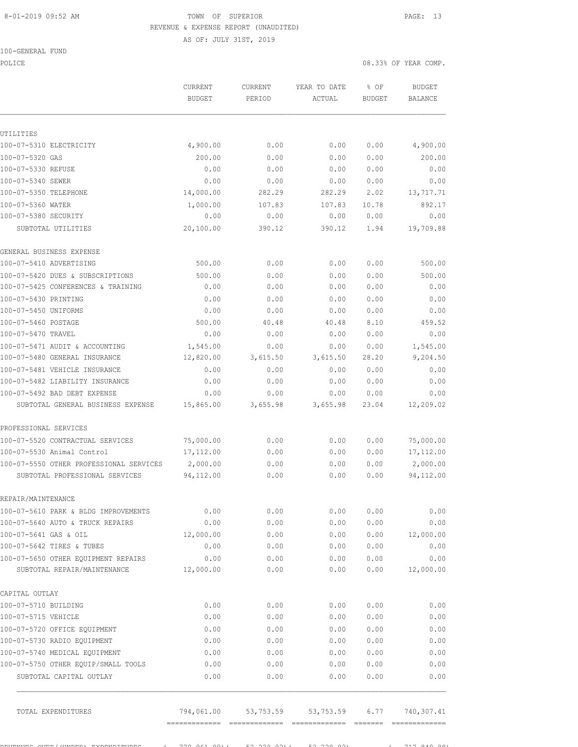8-01-2019 09:52 AM

TOWN OF SUPERIOR

REVENUE & EXPENSE REPORT (UNAUDITED)

AS OF: JULY 31ST, 2019

100-GENERAL FUND

POLICE — 08.33% OF YEAR COMP.

| | CURRENT BUDGET | CURRENT PERIOD | YEAR TO DATE ACTUAL | % OF BUDGET | BUDGET BALANCE |
|---|---|---|---|---|---|
| **UTILITIES** | | | | | |
| 100-07-5310 ELECTRICITY | 4,900.00 | 0.00 | 0.00 | 0.00 | 4,900.00 |
| 100-07-5320 GAS | 200.00 | 0.00 | 0.00 | 0.00 | 200.00 |
| 100-07-5330 REFUSE | 0.00 | 0.00 | 0.00 | 0.00 | 0.00 |
| 100-07-5340 SEWER | 0.00 | 0.00 | 0.00 | 0.00 | 0.00 |
| 100-07-5350 TELEPHONE | 14,000.00 | 282.29 | 282.29 | 2.02 | 13,717.71 |
| 100-07-5360 WATER | 1,000.00 | 107.83 | 107.83 | 10.78 | 892.17 |
| 100-07-5380 SECURITY | 0.00 | 0.00 | 0.00 | 0.00 | 0.00 |
| SUBTOTAL UTILITIES | 20,100.00 | 390.12 | 390.12 | 1.94 | 19,709.88 |
| **GENERAL BUSINESS EXPENSE** | | | | | |
| 100-07-5410 ADVERTISING | 500.00 | 0.00 | 0.00 | 0.00 | 500.00 |
| 100-07-5420 DUES & SUBSCRIPTIONS | 500.00 | 0.00 | 0.00 | 0.00 | 500.00 |
| 100-07-5425 CONFERENCES & TRAINING | 0.00 | 0.00 | 0.00 | 0.00 | 0.00 |
| 100-07-5430 PRINTING | 0.00 | 0.00 | 0.00 | 0.00 | 0.00 |
| 100-07-5450 UNIFORMS | 0.00 | 0.00 | 0.00 | 0.00 | 0.00 |
| 100-07-5460 POSTAGE | 500.00 | 40.48 | 40.48 | 8.10 | 459.52 |
| 100-07-5470 TRAVEL | 0.00 | 0.00 | 0.00 | 0.00 | 0.00 |
| 100-07-5471 AUDIT & ACCOUNTING | 1,545.00 | 0.00 | 0.00 | 0.00 | 1,545.00 |
| 100-07-5480 GENERAL INSURANCE | 12,820.00 | 3,615.50 | 3,615.50 | 28.20 | 9,204.50 |
| 100-07-5481 VEHICLE INSURANCE | 0.00 | 0.00 | 0.00 | 0.00 | 0.00 |
| 100-07-5482 LIABILITY INSURANCE | 0.00 | 0.00 | 0.00 | 0.00 | 0.00 |
| 100-07-5492 BAD DEBT EXPENSE | 0.00 | 0.00 | 0.00 | 0.00 | 0.00 |
| SUBTOTAL GENERAL BUSINESS EXPENSE | 15,865.00 | 3,655.98 | 3,655.98 | 23.04 | 12,209.02 |
| **PROFESSIONAL SERVICES** | | | | | |
| 100-07-5520 CONTRACTUAL SERVICES | 75,000.00 | 0.00 | 0.00 | 0.00 | 75,000.00 |
| 100-07-5530 Animal Control | 17,112.00 | 0.00 | 0.00 | 0.00 | 17,112.00 |
| 100-07-5550 OTHER PROFESSIONAL SERVICES | 2,000.00 | 0.00 | 0.00 | 0.00 | 2,000.00 |
| SUBTOTAL PROFESSIONAL SERVICES | 94,112.00 | 0.00 | 0.00 | 0.00 | 94,112.00 |
| **REPAIR/MAINTENANCE** | | | | | |
| 100-07-5610 PARK & BLDG IMPROVEMENTS | 0.00 | 0.00 | 0.00 | 0.00 | 0.00 |
| 100-07-5640 AUTO & TRUCK REPAIRS | 0.00 | 0.00 | 0.00 | 0.00 | 0.00 |
| 100-07-5641 GAS & OIL | 12,000.00 | 0.00 | 0.00 | 0.00 | 12,000.00 |
| 100-07-5642 TIRES & TUBES | 0.00 | 0.00 | 0.00 | 0.00 | 0.00 |
| 100-07-5650 OTHER EQUIPMENT REPAIRS | 0.00 | 0.00 | 0.00 | 0.00 | 0.00 |
| SUBTOTAL REPAIR/MAINTENANCE | 12,000.00 | 0.00 | 0.00 | 0.00 | 12,000.00 |
| **CAPITAL OUTLAY** | | | | | |
| 100-07-5710 BUILDING | 0.00 | 0.00 | 0.00 | 0.00 | 0.00 |
| 100-07-5715 VEHICLE | 0.00 | 0.00 | 0.00 | 0.00 | 0.00 |
| 100-07-5720 OFFICE EQUIPMENT | 0.00 | 0.00 | 0.00 | 0.00 | 0.00 |
| 100-07-5730 RADIO EQUIPMENT | 0.00 | 0.00 | 0.00 | 0.00 | 0.00 |
| 100-07-5740 MEDICAL EQUIPMENT | 0.00 | 0.00 | 0.00 | 0.00 | 0.00 |
| 100-07-5750 OTHER EQUIP/SMALL TOOLS | 0.00 | 0.00 | 0.00 | 0.00 | 0.00 |
| SUBTOTAL CAPITAL OUTLAY | 0.00 | 0.00 | 0.00 | 0.00 | 0.00 |
| TOTAL EXPENDITURES | 794,061.00 | 53,753.59 | 53,753.59 | 6.77 | 740,307.41 |
| REVENUES OVER/(UNDER) EXPENDITURES | ( 770,061.00)( | 52,220.02)( | 52,220.02) | | ( 717,840.98) |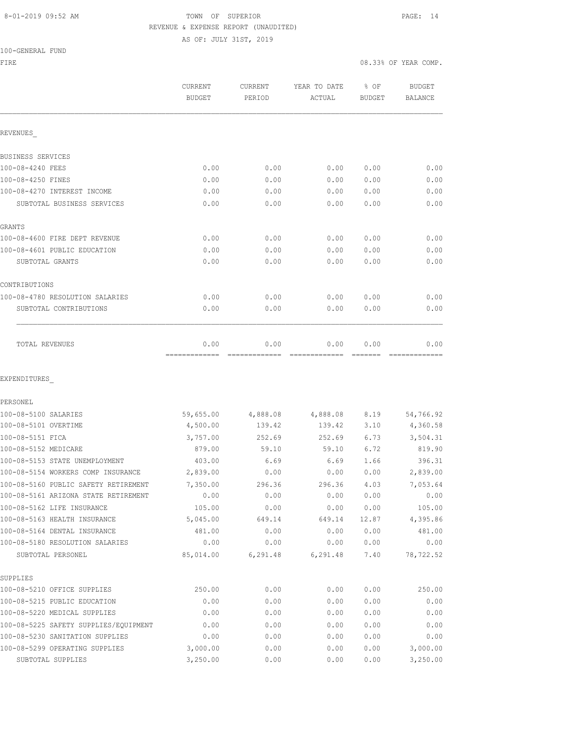8-01-2019 09:52 AM TOWN OF SUPERIOR

REVENUE & EXPENSE REPORT (UNAUDITED)

AS OF: JULY 31ST, 2019

100-GENERAL FUND

FIRE 08.33% OF YEAR COMP.

| | CURRENT BUDGET | CURRENT PERIOD | YEAR TO DATE ACTUAL | % OF BUDGET | BUDGET BALANCE |
|---|---|---|---|---|---|
| REVENUES_ | | | | | |
| BUSINESS SERVICES | | | | | |
| 100-08-4240 FEES | 0.00 | 0.00 | 0.00 | 0.00 | 0.00 |
| 100-08-4250 FINES | 0.00 | 0.00 | 0.00 | 0.00 | 0.00 |
| 100-08-4270 INTEREST INCOME | 0.00 | 0.00 | 0.00 | 0.00 | 0.00 |
| SUBTOTAL BUSINESS SERVICES | 0.00 | 0.00 | 0.00 | 0.00 | 0.00 |
| GRANTS | | | | | |
| 100-08-4600 FIRE DEPT REVENUE | 0.00 | 0.00 | 0.00 | 0.00 | 0.00 |
| 100-08-4601 PUBLIC EDUCATION | 0.00 | 0.00 | 0.00 | 0.00 | 0.00 |
| SUBTOTAL GRANTS | 0.00 | 0.00 | 0.00 | 0.00 | 0.00 |
| CONTRIBUTIONS | | | | | |
| 100-08-4780 RESOLUTION SALARIES | 0.00 | 0.00 | 0.00 | 0.00 | 0.00 |
| SUBTOTAL CONTRIBUTIONS | 0.00 | 0.00 | 0.00 | 0.00 | 0.00 |
| TOTAL REVENUES | 0.00 | 0.00 | 0.00 | 0.00 | 0.00 |
| EXPENDITURES_ | | | | | |
| PERSONEL | | | | | |
| 100-08-5100 SALARIES | 59,655.00 | 4,888.08 | 4,888.08 | 8.19 | 54,766.92 |
| 100-08-5101 OVERTIME | 4,500.00 | 139.42 | 139.42 | 3.10 | 4,360.58 |
| 100-08-5151 FICA | 3,757.00 | 252.69 | 252.69 | 6.73 | 3,504.31 |
| 100-08-5152 MEDICARE | 879.00 | 59.10 | 59.10 | 6.72 | 819.90 |
| 100-08-5153 STATE UNEMPLOYMENT | 403.00 | 6.69 | 6.69 | 1.66 | 396.31 |
| 100-08-5154 WORKERS COMP INSURANCE | 2,839.00 | 0.00 | 0.00 | 0.00 | 2,839.00 |
| 100-08-5160 PUBLIC SAFETY RETIREMENT | 7,350.00 | 296.36 | 296.36 | 4.03 | 7,053.64 |
| 100-08-5161 ARIZONA STATE RETIREMENT | 0.00 | 0.00 | 0.00 | 0.00 | 0.00 |
| 100-08-5162 LIFE INSURANCE | 105.00 | 0.00 | 0.00 | 0.00 | 105.00 |
| 100-08-5163 HEALTH INSURANCE | 5,045.00 | 649.14 | 649.14 | 12.87 | 4,395.86 |
| 100-08-5164 DENTAL INSURANCE | 481.00 | 0.00 | 0.00 | 0.00 | 481.00 |
| 100-08-5180 RESOLUTION SALARIES | 0.00 | 0.00 | 0.00 | 0.00 | 0.00 |
| SUBTOTAL PERSONEL | 85,014.00 | 6,291.48 | 6,291.48 | 7.40 | 78,722.52 |
| SUPPLIES | | | | | |
| 100-08-5210 OFFICE SUPPLIES | 250.00 | 0.00 | 0.00 | 0.00 | 250.00 |
| 100-08-5215 PUBLIC EDUCATION | 0.00 | 0.00 | 0.00 | 0.00 | 0.00 |
| 100-08-5220 MEDICAL SUPPLIES | 0.00 | 0.00 | 0.00 | 0.00 | 0.00 |
| 100-08-5225 SAFETY SUPPLIES/EQUIPMENT | 0.00 | 0.00 | 0.00 | 0.00 | 0.00 |
| 100-08-5230 SANITATION SUPPLIES | 0.00 | 0.00 | 0.00 | 0.00 | 0.00 |
| 100-08-5299 OPERATING SUPPLIES | 3,000.00 | 0.00 | 0.00 | 0.00 | 3,000.00 |
| SUBTOTAL SUPPLIES | 3,250.00 | 0.00 | 0.00 | 0.00 | 3,250.00 |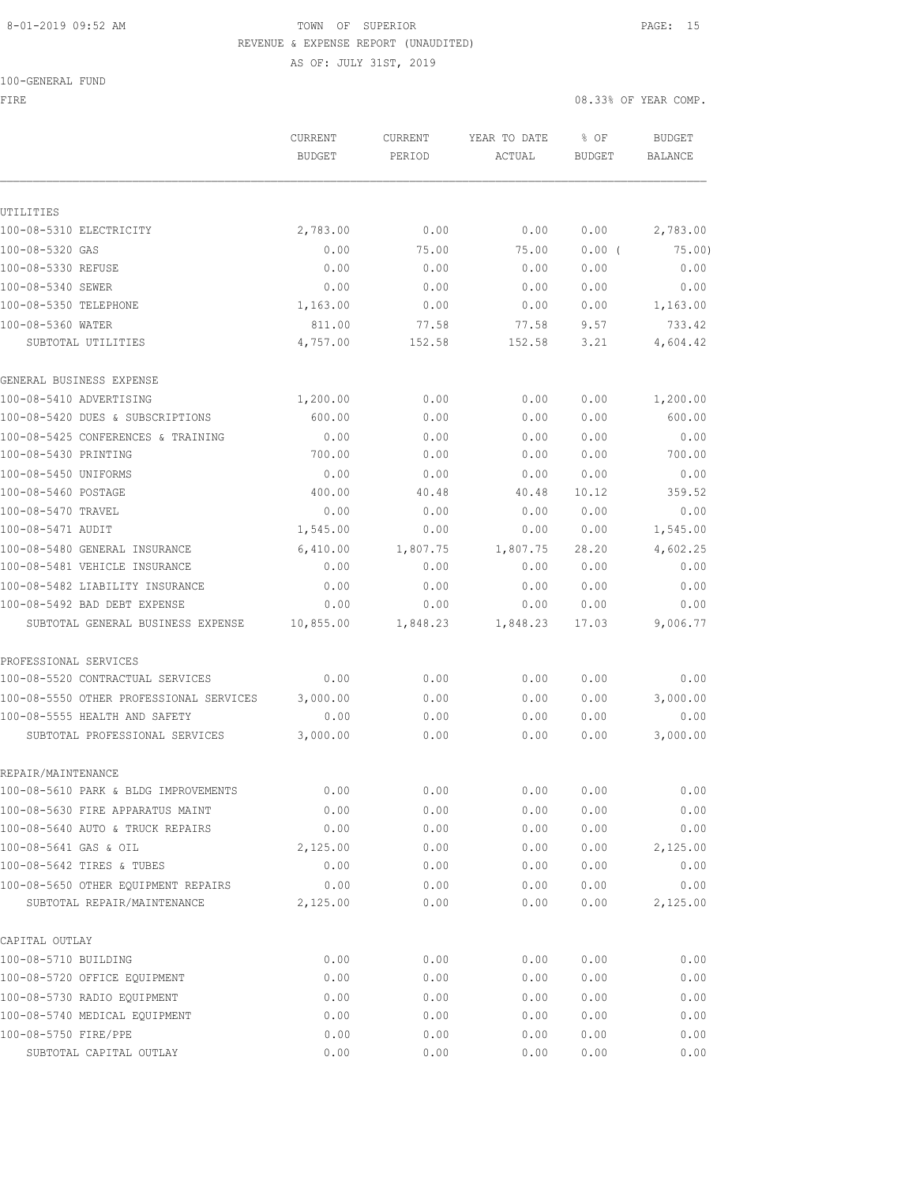8-01-2019 09:52 AM TOWN OF SUPERIOR

REVENUE & EXPENSE REPORT (UNAUDITED)

AS OF: JULY 31ST, 2019

100-GENERAL FUND

FIRE 08.33% OF YEAR COMP.

| | CURRENT BUDGET | CURRENT PERIOD | YEAR TO DATE ACTUAL | % OF BUDGET | BUDGET BALANCE |
|---|---|---|---|---|---|
| UTILITIES | | | | | |
| 100-08-5310 ELECTRICITY | 2,783.00 | 0.00 | 0.00 | 0.00 | 2,783.00 |
| 100-08-5320 GAS | 0.00 | 75.00 | 75.00 | 0.00 ( | 75.00) |
| 100-08-5330 REFUSE | 0.00 | 0.00 | 0.00 | 0.00 | 0.00 |
| 100-08-5340 SEWER | 0.00 | 0.00 | 0.00 | 0.00 | 0.00 |
| 100-08-5350 TELEPHONE | 1,163.00 | 0.00 | 0.00 | 0.00 | 1,163.00 |
| 100-08-5360 WATER | 811.00 | 77.58 | 77.58 | 9.57 | 733.42 |
| SUBTOTAL UTILITIES | 4,757.00 | 152.58 | 152.58 | 3.21 | 4,604.42 |
| GENERAL BUSINESS EXPENSE | | | | | |
| 100-08-5410 ADVERTISING | 1,200.00 | 0.00 | 0.00 | 0.00 | 1,200.00 |
| 100-08-5420 DUES & SUBSCRIPTIONS | 600.00 | 0.00 | 0.00 | 0.00 | 600.00 |
| 100-08-5425 CONFERENCES & TRAINING | 0.00 | 0.00 | 0.00 | 0.00 | 0.00 |
| 100-08-5430 PRINTING | 700.00 | 0.00 | 0.00 | 0.00 | 700.00 |
| 100-08-5450 UNIFORMS | 0.00 | 0.00 | 0.00 | 0.00 | 0.00 |
| 100-08-5460 POSTAGE | 400.00 | 40.48 | 40.48 | 10.12 | 359.52 |
| 100-08-5470 TRAVEL | 0.00 | 0.00 | 0.00 | 0.00 | 0.00 |
| 100-08-5471 AUDIT | 1,545.00 | 0.00 | 0.00 | 0.00 | 1,545.00 |
| 100-08-5480 GENERAL INSURANCE | 6,410.00 | 1,807.75 | 1,807.75 | 28.20 | 4,602.25 |
| 100-08-5481 VEHICLE INSURANCE | 0.00 | 0.00 | 0.00 | 0.00 | 0.00 |
| 100-08-5482 LIABILITY INSURANCE | 0.00 | 0.00 | 0.00 | 0.00 | 0.00 |
| 100-08-5492 BAD DEBT EXPENSE | 0.00 | 0.00 | 0.00 | 0.00 | 0.00 |
| SUBTOTAL GENERAL BUSINESS EXPENSE | 10,855.00 | 1,848.23 | 1,848.23 | 17.03 | 9,006.77 |
| PROFESSIONAL SERVICES | | | | | |
| 100-08-5520 CONTRACTUAL SERVICES | 0.00 | 0.00 | 0.00 | 0.00 | 0.00 |
| 100-08-5550 OTHER PROFESSIONAL SERVICES | 3,000.00 | 0.00 | 0.00 | 0.00 | 3,000.00 |
| 100-08-5555 HEALTH AND SAFETY | 0.00 | 0.00 | 0.00 | 0.00 | 0.00 |
| SUBTOTAL PROFESSIONAL SERVICES | 3,000.00 | 0.00 | 0.00 | 0.00 | 3,000.00 |
| REPAIR/MAINTENANCE | | | | | |
| 100-08-5610 PARK & BLDG IMPROVEMENTS | 0.00 | 0.00 | 0.00 | 0.00 | 0.00 |
| 100-08-5630 FIRE APPARATUS MAINT | 0.00 | 0.00 | 0.00 | 0.00 | 0.00 |
| 100-08-5640 AUTO & TRUCK REPAIRS | 0.00 | 0.00 | 0.00 | 0.00 | 0.00 |
| 100-08-5641 GAS & OIL | 2,125.00 | 0.00 | 0.00 | 0.00 | 2,125.00 |
| 100-08-5642 TIRES & TUBES | 0.00 | 0.00 | 0.00 | 0.00 | 0.00 |
| 100-08-5650 OTHER EQUIPMENT REPAIRS | 0.00 | 0.00 | 0.00 | 0.00 | 0.00 |
| SUBTOTAL REPAIR/MAINTENANCE | 2,125.00 | 0.00 | 0.00 | 0.00 | 2,125.00 |
| CAPITAL OUTLAY | | | | | |
| 100-08-5710 BUILDING | 0.00 | 0.00 | 0.00 | 0.00 | 0.00 |
| 100-08-5720 OFFICE EQUIPMENT | 0.00 | 0.00 | 0.00 | 0.00 | 0.00 |
| 100-08-5730 RADIO EQUIPMENT | 0.00 | 0.00 | 0.00 | 0.00 | 0.00 |
| 100-08-5740 MEDICAL EQUIPMENT | 0.00 | 0.00 | 0.00 | 0.00 | 0.00 |
| 100-08-5750 FIRE/PPE | 0.00 | 0.00 | 0.00 | 0.00 | 0.00 |
| SUBTOTAL CAPITAL OUTLAY | 0.00 | 0.00 | 0.00 | 0.00 | 0.00 |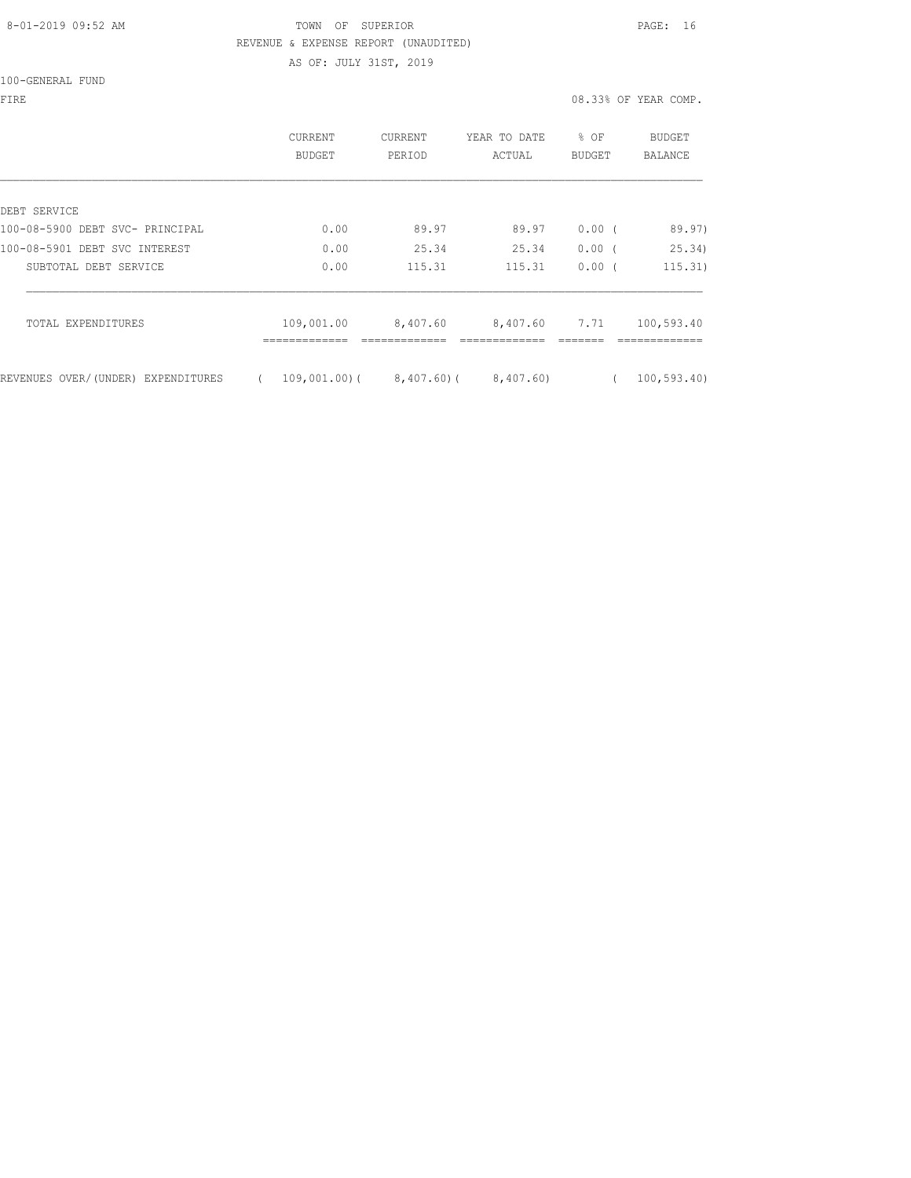TOWN OF SUPERIOR
REVENUE & EXPENSE REPORT (UNAUDITED)
AS OF: JULY 31ST, 2019

100-GENERAL FUND

FIRE — 08.33% OF YEAR COMP.

| | CURRENT BUDGET | CURRENT PERIOD | YEAR TO DATE ACTUAL | % OF BUDGET | BUDGET BALANCE |
|---|---|---|---|---|---|
| DEBT SERVICE | | | | | |
| 100-08-5900 DEBT SVC- PRINCIPAL | 0.00 | 89.97 | 89.97 | 0.00 | ( 89.97) |
| 100-08-5901 DEBT SVC INTEREST | 0.00 | 25.34 | 25.34 | 0.00 | ( 25.34) |
| SUBTOTAL DEBT SERVICE | 0.00 | 115.31 | 115.31 | 0.00 | ( 115.31) |
| TOTAL EXPENDITURES | 109,001.00 | 8,407.60 | 8,407.60 | 7.71 | 100,593.40 |
| REVENUES OVER/(UNDER) EXPENDITURES | ( 109,001.00) | ( 8,407.60) | ( 8,407.60) | | ( 100,593.40) |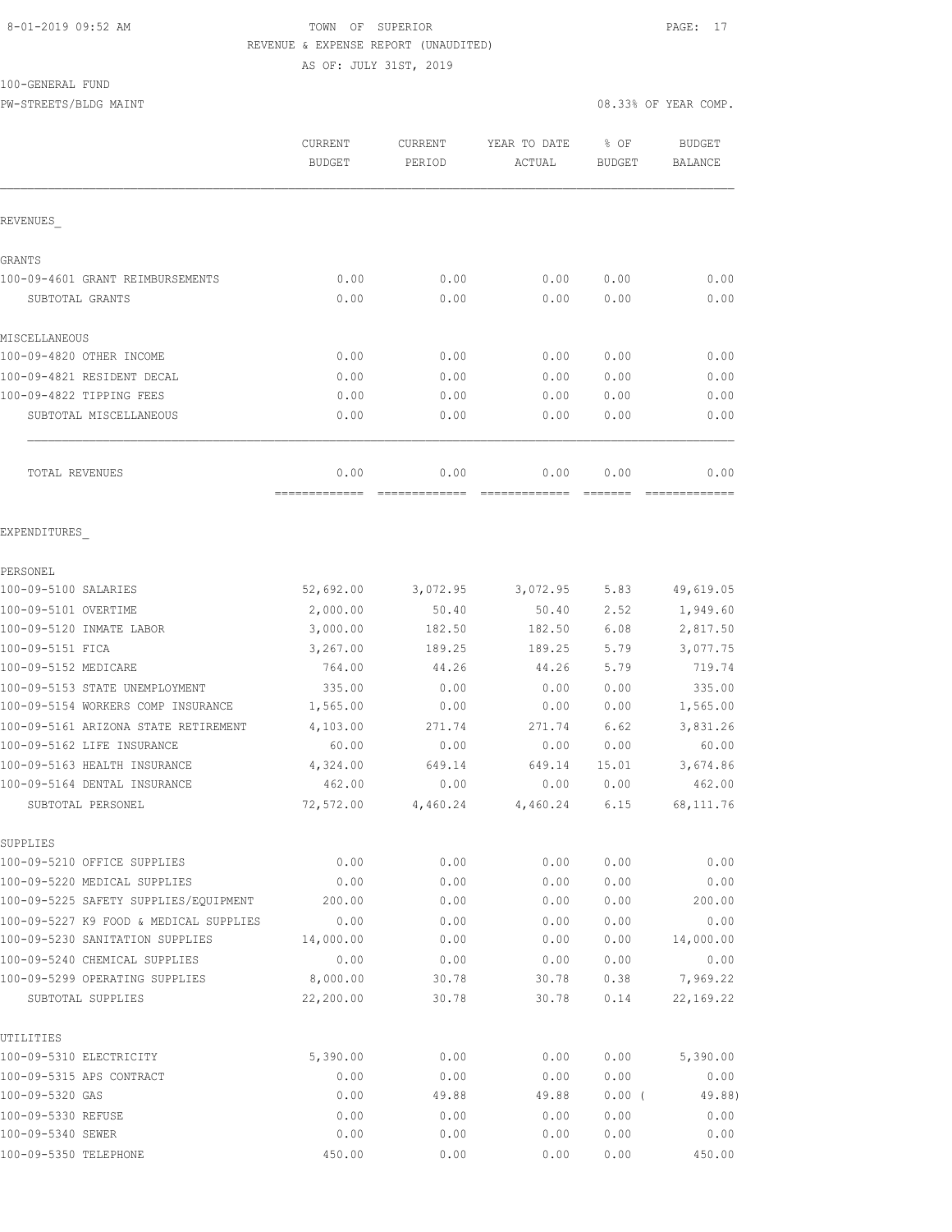TOWN OF SUPERIOR
REVENUE & EXPENSE REPORT (UNAUDITED)
AS OF: JULY 31ST, 2019

100-GENERAL FUND
PW-STREETS/BLDG MAINT

08.33% OF YEAR COMP.

| | CURRENT BUDGET | CURRENT PERIOD | YEAR TO DATE ACTUAL | % OF BUDGET | BUDGET BALANCE |
|---|---|---|---|---|---|
| **REVENUES** | | | | | |
| **GRANTS** | | | | | |
| 100-09-4601 GRANT REIMBURSEMENTS | 0.00 | 0.00 | 0.00 | 0.00 | 0.00 |
| SUBTOTAL GRANTS | 0.00 | 0.00 | 0.00 | 0.00 | 0.00 |
| **MISCELLANEOUS** | | | | | |
| 100-09-4820 OTHER INCOME | 0.00 | 0.00 | 0.00 | 0.00 | 0.00 |
| 100-09-4821 RESIDENT DECAL | 0.00 | 0.00 | 0.00 | 0.00 | 0.00 |
| 100-09-4822 TIPPING FEES | 0.00 | 0.00 | 0.00 | 0.00 | 0.00 |
| SUBTOTAL MISCELLANEOUS | 0.00 | 0.00 | 0.00 | 0.00 | 0.00 |
| TOTAL REVENUES | 0.00 | 0.00 | 0.00 | 0.00 | 0.00 |
| **EXPENDITURES** | | | | | |
| **PERSONEL** | | | | | |
| 100-09-5100 SALARIES | 52,692.00 | 3,072.95 | 3,072.95 | 5.83 | 49,619.05 |
| 100-09-5101 OVERTIME | 2,000.00 | 50.40 | 50.40 | 2.52 | 1,949.60 |
| 100-09-5120 INMATE LABOR | 3,000.00 | 182.50 | 182.50 | 6.08 | 2,817.50 |
| 100-09-5151 FICA | 3,267.00 | 189.25 | 189.25 | 5.79 | 3,077.75 |
| 100-09-5152 MEDICARE | 764.00 | 44.26 | 44.26 | 5.79 | 719.74 |
| 100-09-5153 STATE UNEMPLOYMENT | 335.00 | 0.00 | 0.00 | 0.00 | 335.00 |
| 100-09-5154 WORKERS COMP INSURANCE | 1,565.00 | 0.00 | 0.00 | 0.00 | 1,565.00 |
| 100-09-5161 ARIZONA STATE RETIREMENT | 4,103.00 | 271.74 | 271.74 | 6.62 | 3,831.26 |
| 100-09-5162 LIFE INSURANCE | 60.00 | 0.00 | 0.00 | 0.00 | 60.00 |
| 100-09-5163 HEALTH INSURANCE | 4,324.00 | 649.14 | 649.14 | 15.01 | 3,674.86 |
| 100-09-5164 DENTAL INSURANCE | 462.00 | 0.00 | 0.00 | 0.00 | 462.00 |
| SUBTOTAL PERSONEL | 72,572.00 | 4,460.24 | 4,460.24 | 6.15 | 68,111.76 |
| **SUPPLIES** | | | | | |
| 100-09-5210 OFFICE SUPPLIES | 0.00 | 0.00 | 0.00 | 0.00 | 0.00 |
| 100-09-5220 MEDICAL SUPPLIES | 0.00 | 0.00 | 0.00 | 0.00 | 0.00 |
| 100-09-5225 SAFETY SUPPLIES/EQUIPMENT | 200.00 | 0.00 | 0.00 | 0.00 | 200.00 |
| 100-09-5227 K9 FOOD & MEDICAL SUPPLIES | 0.00 | 0.00 | 0.00 | 0.00 | 0.00 |
| 100-09-5230 SANITATION SUPPLIES | 14,000.00 | 0.00 | 0.00 | 0.00 | 14,000.00 |
| 100-09-5240 CHEMICAL SUPPLIES | 0.00 | 0.00 | 0.00 | 0.00 | 0.00 |
| 100-09-5299 OPERATING SUPPLIES | 8,000.00 | 30.78 | 30.78 | 0.38 | 7,969.22 |
| SUBTOTAL SUPPLIES | 22,200.00 | 30.78 | 30.78 | 0.14 | 22,169.22 |
| **UTILITIES** | | | | | |
| 100-09-5310 ELECTRICITY | 5,390.00 | 0.00 | 0.00 | 0.00 | 5,390.00 |
| 100-09-5315 APS CONTRACT | 0.00 | 0.00 | 0.00 | 0.00 | 0.00 |
| 100-09-5320 GAS | 0.00 | 49.88 | 49.88 | 0.00 ( | 49.88) |
| 100-09-5330 REFUSE | 0.00 | 0.00 | 0.00 | 0.00 | 0.00 |
| 100-09-5340 SEWER | 0.00 | 0.00 | 0.00 | 0.00 | 0.00 |
| 100-09-5350 TELEPHONE | 450.00 | 0.00 | 0.00 | 0.00 | 450.00 |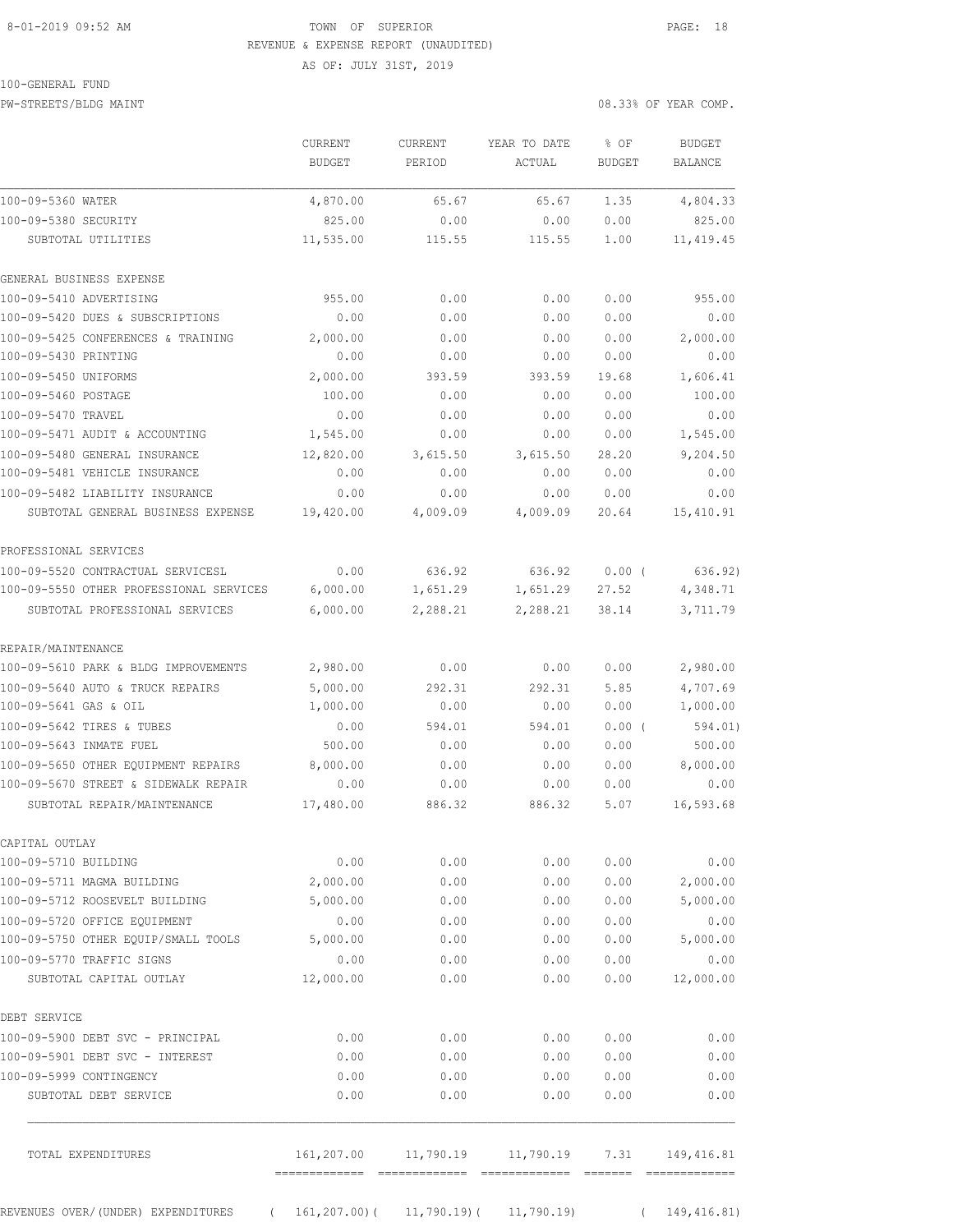TOWN OF SUPERIOR
REVENUE & EXPENSE REPORT (UNAUDITED)
AS OF: JULY 31ST, 2019

100-GENERAL FUND
PW-STREETS/BLDG MAINT

08.33% OF YEAR COMP.

| | CURRENT BUDGET | CURRENT PERIOD | YEAR TO DATE ACTUAL | % OF BUDGET | BUDGET BALANCE |
|---|---|---|---|---|---|
| 100-09-5360 WATER | 4,870.00 | 65.67 | 65.67 | 1.35 | 4,804.33 |
| 100-09-5380 SECURITY | 825.00 | 0.00 | 0.00 | 0.00 | 825.00 |
| SUBTOTAL UTILITIES | 11,535.00 | 115.55 | 115.55 | 1.00 | 11,419.45 |
| | | | | | |
| GENERAL BUSINESS EXPENSE | | | | | |
| 100-09-5410 ADVERTISING | 955.00 | 0.00 | 0.00 | 0.00 | 955.00 |
| 100-09-5420 DUES & SUBSCRIPTIONS | 0.00 | 0.00 | 0.00 | 0.00 | 0.00 |
| 100-09-5425 CONFERENCES & TRAINING | 2,000.00 | 0.00 | 0.00 | 0.00 | 2,000.00 |
| 100-09-5430 PRINTING | 0.00 | 0.00 | 0.00 | 0.00 | 0.00 |
| 100-09-5450 UNIFORMS | 2,000.00 | 393.59 | 393.59 | 19.68 | 1,606.41 |
| 100-09-5460 POSTAGE | 100.00 | 0.00 | 0.00 | 0.00 | 100.00 |
| 100-09-5470 TRAVEL | 0.00 | 0.00 | 0.00 | 0.00 | 0.00 |
| 100-09-5471 AUDIT & ACCOUNTING | 1,545.00 | 0.00 | 0.00 | 0.00 | 1,545.00 |
| 100-09-5480 GENERAL INSURANCE | 12,820.00 | 3,615.50 | 3,615.50 | 28.20 | 9,204.50 |
| 100-09-5481 VEHICLE INSURANCE | 0.00 | 0.00 | 0.00 | 0.00 | 0.00 |
| 100-09-5482 LIABILITY INSURANCE | 0.00 | 0.00 | 0.00 | 0.00 | 0.00 |
| SUBTOTAL GENERAL BUSINESS EXPENSE | 19,420.00 | 4,009.09 | 4,009.09 | 20.64 | 15,410.91 |
| | | | | | |
| PROFESSIONAL SERVICES | | | | | |
| 100-09-5520 CONTRACTUAL SERVICESL | 0.00 | 636.92 | 636.92 | 0.00 ( | 636.92) |
| 100-09-5550 OTHER PROFESSIONAL SERVICES | 6,000.00 | 1,651.29 | 1,651.29 | 27.52 | 4,348.71 |
| SUBTOTAL PROFESSIONAL SERVICES | 6,000.00 | 2,288.21 | 2,288.21 | 38.14 | 3,711.79 |
| | | | | | |
| REPAIR/MAINTENANCE | | | | | |
| 100-09-5610 PARK & BLDG IMPROVEMENTS | 2,980.00 | 0.00 | 0.00 | 0.00 | 2,980.00 |
| 100-09-5640 AUTO & TRUCK REPAIRS | 5,000.00 | 292.31 | 292.31 | 5.85 | 4,707.69 |
| 100-09-5641 GAS & OIL | 1,000.00 | 0.00 | 0.00 | 0.00 | 1,000.00 |
| 100-09-5642 TIRES & TUBES | 0.00 | 594.01 | 594.01 | 0.00 ( | 594.01) |
| 100-09-5643 INMATE FUEL | 500.00 | 0.00 | 0.00 | 0.00 | 500.00 |
| 100-09-5650 OTHER EQUIPMENT REPAIRS | 8,000.00 | 0.00 | 0.00 | 0.00 | 8,000.00 |
| 100-09-5670 STREET & SIDEWALK REPAIR | 0.00 | 0.00 | 0.00 | 0.00 | 0.00 |
| SUBTOTAL REPAIR/MAINTENANCE | 17,480.00 | 886.32 | 886.32 | 5.07 | 16,593.68 |
| | | | | | |
| CAPITAL OUTLAY | | | | | |
| 100-09-5710 BUILDING | 0.00 | 0.00 | 0.00 | 0.00 | 0.00 |
| 100-09-5711 MAGMA BUILDING | 2,000.00 | 0.00 | 0.00 | 0.00 | 2,000.00 |
| 100-09-5712 ROOSEVELT BUILDING | 5,000.00 | 0.00 | 0.00 | 0.00 | 5,000.00 |
| 100-09-5720 OFFICE EQUIPMENT | 0.00 | 0.00 | 0.00 | 0.00 | 0.00 |
| 100-09-5750 OTHER EQUIP/SMALL TOOLS | 5,000.00 | 0.00 | 0.00 | 0.00 | 5,000.00 |
| 100-09-5770 TRAFFIC SIGNS | 0.00 | 0.00 | 0.00 | 0.00 | 0.00 |
| SUBTOTAL CAPITAL OUTLAY | 12,000.00 | 0.00 | 0.00 | 0.00 | 12,000.00 |
| | | | | | |
| DEBT SERVICE | | | | | |
| 100-09-5900 DEBT SVC - PRINCIPAL | 0.00 | 0.00 | 0.00 | 0.00 | 0.00 |
| 100-09-5901 DEBT SVC - INTEREST | 0.00 | 0.00 | 0.00 | 0.00 | 0.00 |
| 100-09-5999 CONTINGENCY | 0.00 | 0.00 | 0.00 | 0.00 | 0.00 |
| SUBTOTAL DEBT SERVICE | 0.00 | 0.00 | 0.00 | 0.00 | 0.00 |
| | | | | | |
| TOTAL EXPENDITURES | 161,207.00 | 11,790.19 | 11,790.19 | 7.31 | 149,416.81 |
| | | | | | |
| REVENUES OVER/(UNDER) EXPENDITURES | ( 161,207.00) | ( 11,790.19) | ( 11,790.19) | | ( 149,416.81) |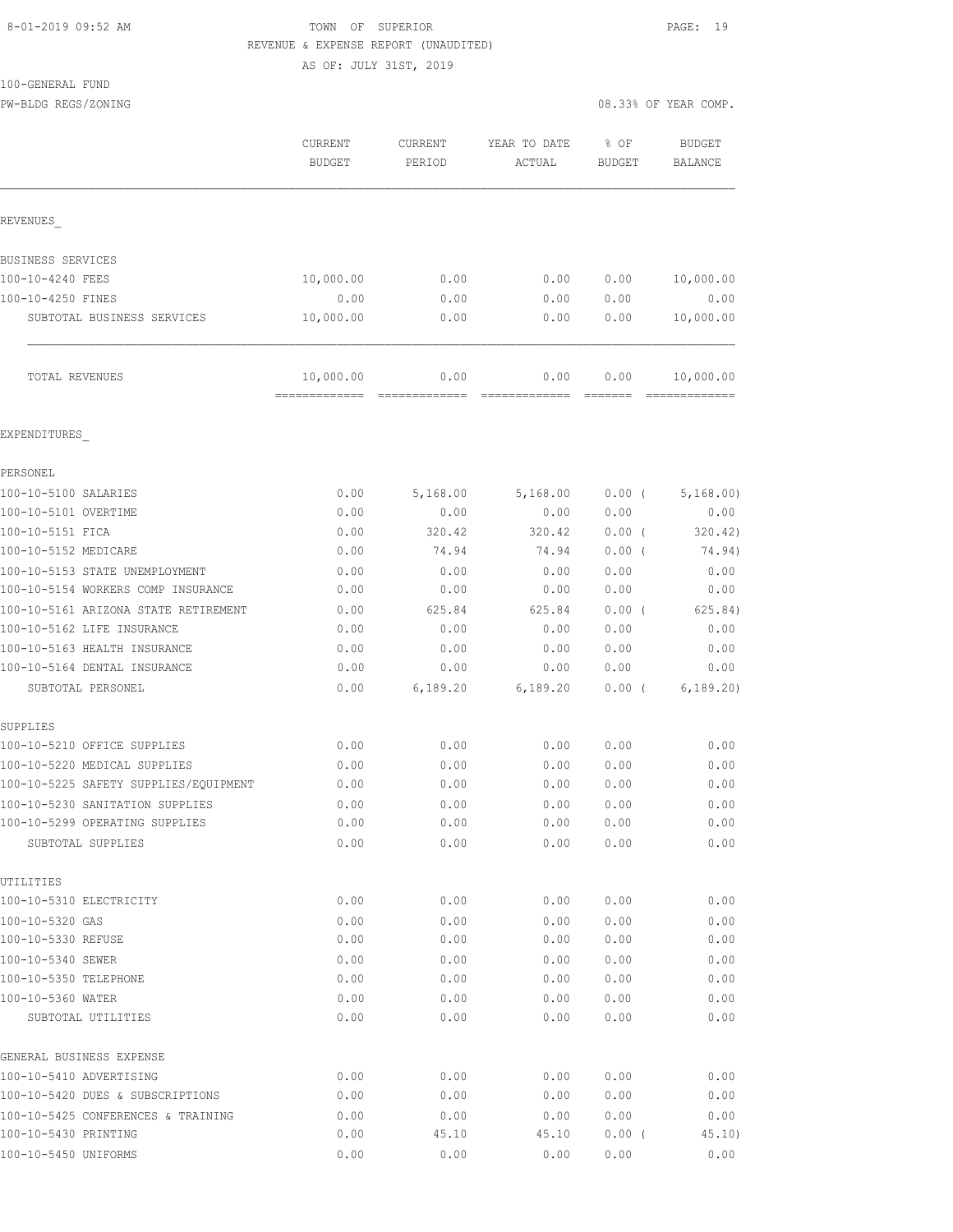8-01-2019 09:52 AM

TOWN OF SUPERIOR
REVENUE & EXPENSE REPORT (UNAUDITED)
AS OF: JULY 31ST, 2019

100-GENERAL FUND
PW-BLDG REGS/ZONING

08.33% OF YEAR COMP.

| | CURRENT BUDGET | CURRENT PERIOD | YEAR TO DATE ACTUAL | % OF BUDGET | BUDGET BALANCE |
|---|---|---|---|---|---|
| **REVENUES** | | | | | |
| BUSINESS SERVICES | | | | | |
| 100-10-4240 FEES | 10,000.00 | 0.00 | 0.00 | 0.00 | 10,000.00 |
| 100-10-4250 FINES | 0.00 | 0.00 | 0.00 | 0.00 | 0.00 |
| SUBTOTAL BUSINESS SERVICES | 10,000.00 | 0.00 | 0.00 | 0.00 | 10,000.00 |
| TOTAL REVENUES | 10,000.00 | 0.00 | 0.00 | 0.00 | 10,000.00 |
| **EXPENDITURES** | | | | | |
| PERSONEL | | | | | |
| 100-10-5100 SALARIES | 0.00 | 5,168.00 | 5,168.00 | 0.00 ( | 5,168.00) |
| 100-10-5101 OVERTIME | 0.00 | 0.00 | 0.00 | 0.00 | 0.00 |
| 100-10-5151 FICA | 0.00 | 320.42 | 320.42 | 0.00 ( | 320.42) |
| 100-10-5152 MEDICARE | 0.00 | 74.94 | 74.94 | 0.00 ( | 74.94) |
| 100-10-5153 STATE UNEMPLOYMENT | 0.00 | 0.00 | 0.00 | 0.00 | 0.00 |
| 100-10-5154 WORKERS COMP INSURANCE | 0.00 | 0.00 | 0.00 | 0.00 | 0.00 |
| 100-10-5161 ARIZONA STATE RETIREMENT | 0.00 | 625.84 | 625.84 | 0.00 ( | 625.84) |
| 100-10-5162 LIFE INSURANCE | 0.00 | 0.00 | 0.00 | 0.00 | 0.00 |
| 100-10-5163 HEALTH INSURANCE | 0.00 | 0.00 | 0.00 | 0.00 | 0.00 |
| 100-10-5164 DENTAL INSURANCE | 0.00 | 0.00 | 0.00 | 0.00 | 0.00 |
| SUBTOTAL PERSONEL | 0.00 | 6,189.20 | 6,189.20 | 0.00 ( | 6,189.20) |
| SUPPLIES | | | | | |
| 100-10-5210 OFFICE SUPPLIES | 0.00 | 0.00 | 0.00 | 0.00 | 0.00 |
| 100-10-5220 MEDICAL SUPPLIES | 0.00 | 0.00 | 0.00 | 0.00 | 0.00 |
| 100-10-5225 SAFETY SUPPLIES/EQUIPMENT | 0.00 | 0.00 | 0.00 | 0.00 | 0.00 |
| 100-10-5230 SANITATION SUPPLIES | 0.00 | 0.00 | 0.00 | 0.00 | 0.00 |
| 100-10-5299 OPERATING SUPPLIES | 0.00 | 0.00 | 0.00 | 0.00 | 0.00 |
| SUBTOTAL SUPPLIES | 0.00 | 0.00 | 0.00 | 0.00 | 0.00 |
| UTILITIES | | | | | |
| 100-10-5310 ELECTRICITY | 0.00 | 0.00 | 0.00 | 0.00 | 0.00 |
| 100-10-5320 GAS | 0.00 | 0.00 | 0.00 | 0.00 | 0.00 |
| 100-10-5330 REFUSE | 0.00 | 0.00 | 0.00 | 0.00 | 0.00 |
| 100-10-5340 SEWER | 0.00 | 0.00 | 0.00 | 0.00 | 0.00 |
| 100-10-5350 TELEPHONE | 0.00 | 0.00 | 0.00 | 0.00 | 0.00 |
| 100-10-5360 WATER | 0.00 | 0.00 | 0.00 | 0.00 | 0.00 |
| SUBTOTAL UTILITIES | 0.00 | 0.00 | 0.00 | 0.00 | 0.00 |
| GENERAL BUSINESS EXPENSE | | | | | |
| 100-10-5410 ADVERTISING | 0.00 | 0.00 | 0.00 | 0.00 | 0.00 |
| 100-10-5420 DUES & SUBSCRIPTIONS | 0.00 | 0.00 | 0.00 | 0.00 | 0.00 |
| 100-10-5425 CONFERENCES & TRAINING | 0.00 | 0.00 | 0.00 | 0.00 | 0.00 |
| 100-10-5430 PRINTING | 0.00 | 45.10 | 45.10 | 0.00 ( | 45.10) |
| 100-10-5450 UNIFORMS | 0.00 | 0.00 | 0.00 | 0.00 | 0.00 |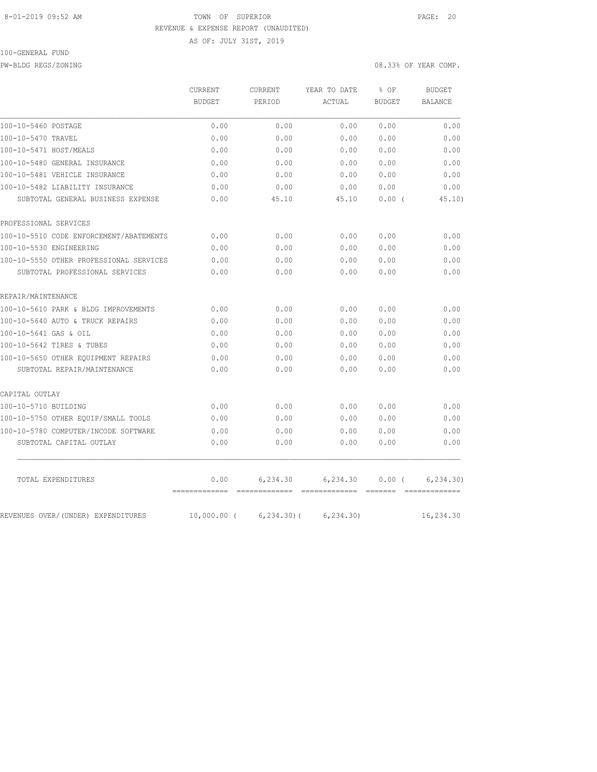8-01-2019 09:52 AM TOWN OF SUPERIOR

REVENUE & EXPENSE REPORT (UNAUDITED)

AS OF: JULY 31ST, 2019

100-GENERAL FUND

PW-BLDG REGS/ZONING 08.33% OF YEAR COMP.

| | CURRENT BUDGET | CURRENT PERIOD | YEAR TO DATE ACTUAL | % OF BUDGET | BUDGET BALANCE |
|---|---|---|---|---|---|
| 100-10-5460 POSTAGE | 0.00 | 0.00 | 0.00 | 0.00 | 0.00 |
| 100-10-5470 TRAVEL | 0.00 | 0.00 | 0.00 | 0.00 | 0.00 |
| 100-10-5471 HOST/MEALS | 0.00 | 0.00 | 0.00 | 0.00 | 0.00 |
| 100-10-5480 GENERAL INSURANCE | 0.00 | 0.00 | 0.00 | 0.00 | 0.00 |
| 100-10-5481 VEHICLE INSURANCE | 0.00 | 0.00 | 0.00 | 0.00 | 0.00 |
| 100-10-5482 LIABILITY INSURANCE | 0.00 | 0.00 | 0.00 | 0.00 | 0.00 |
| SUBTOTAL GENERAL BUSINESS EXPENSE | 0.00 | 45.10 | 45.10 | 0.00 ( | 45.10) |
| PROFESSIONAL SERVICES | | | | | |
| 100-10-5510 CODE ENFORCEMENT/ABATEMENTS | 0.00 | 0.00 | 0.00 | 0.00 | 0.00 |
| 100-10-5530 ENGINEERING | 0.00 | 0.00 | 0.00 | 0.00 | 0.00 |
| 100-10-5550 OTHER PROFESSIONAL SERVICES | 0.00 | 0.00 | 0.00 | 0.00 | 0.00 |
| SUBTOTAL PROFESSIONAL SERVICES | 0.00 | 0.00 | 0.00 | 0.00 | 0.00 |
| REPAIR/MAINTENANCE | | | | | |
| 100-10-5610 PARK & BLDG IMPROVEMENTS | 0.00 | 0.00 | 0.00 | 0.00 | 0.00 |
| 100-10-5640 AUTO & TRUCK REPAIRS | 0.00 | 0.00 | 0.00 | 0.00 | 0.00 |
| 100-10-5641 GAS & OIL | 0.00 | 0.00 | 0.00 | 0.00 | 0.00 |
| 100-10-5642 TIRES & TUBES | 0.00 | 0.00 | 0.00 | 0.00 | 0.00 |
| 100-10-5650 OTHER EQUIPMENT REPAIRS | 0.00 | 0.00 | 0.00 | 0.00 | 0.00 |
| SUBTOTAL REPAIR/MAINTENANCE | 0.00 | 0.00 | 0.00 | 0.00 | 0.00 |
| CAPITAL OUTLAY | | | | | |
| 100-10-5710 BUILDING | 0.00 | 0.00 | 0.00 | 0.00 | 0.00 |
| 100-10-5750 OTHER EQUIP/SMALL TOOLS | 0.00 | 0.00 | 0.00 | 0.00 | 0.00 |
| 100-10-5780 COMPUTER/INCODE SOFTWARE | 0.00 | 0.00 | 0.00 | 0.00 | 0.00 |
| SUBTOTAL CAPITAL OUTLAY | 0.00 | 0.00 | 0.00 | 0.00 | 0.00 |
| TOTAL EXPENDITURES | 0.00 | 6,234.30 | 6,234.30 | 0.00 ( | 6,234.30) |
| REVENUES OVER/(UNDER) EXPENDITURES | 10,000.00 ( | 6,234.30)( | 6,234.30) | | 16,234.30 |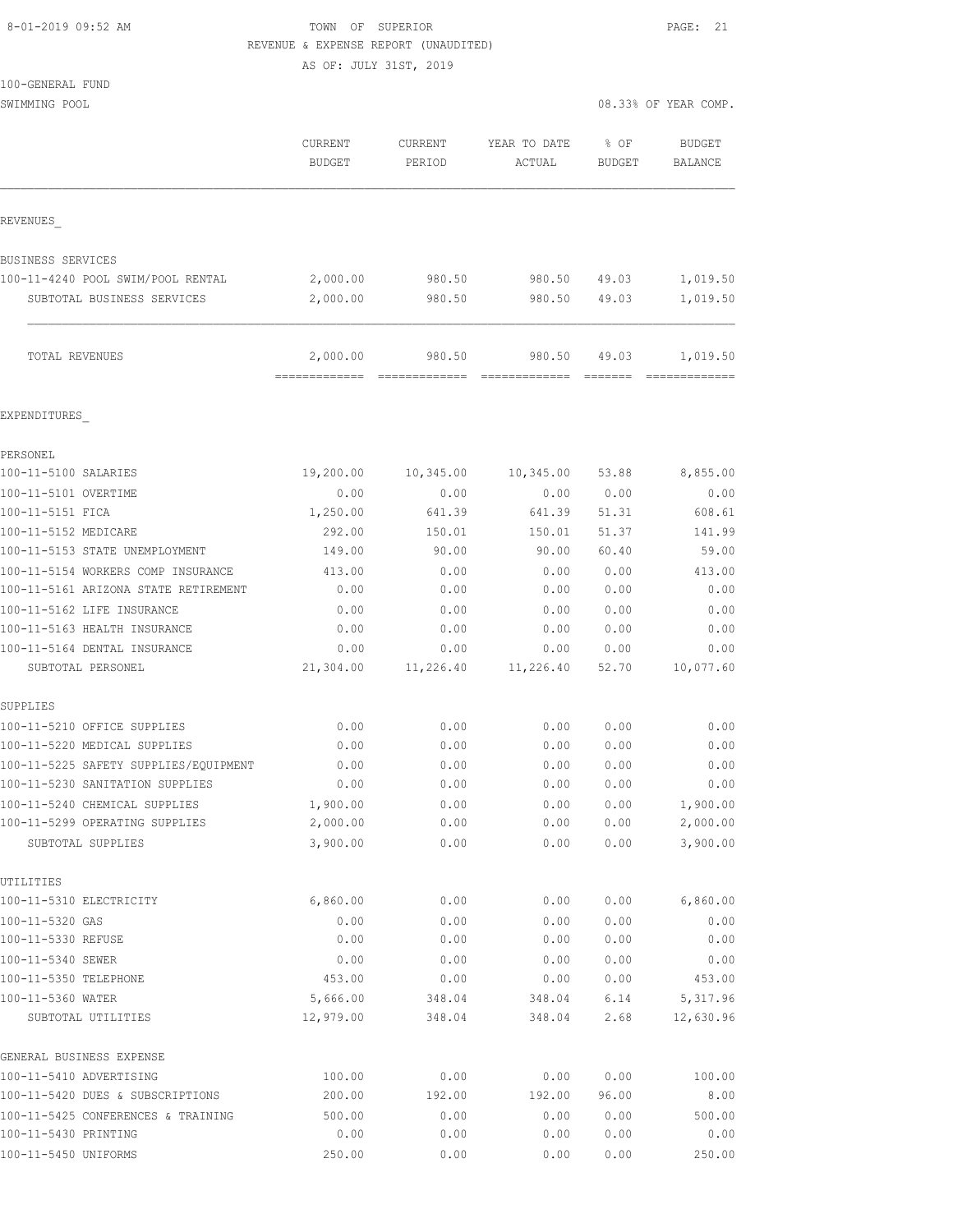8-01-2019 09:52 AM

TOWN OF SUPERIOR

REVENUE & EXPENSE REPORT (UNAUDITED)

AS OF: JULY 31ST, 2019

100-GENERAL FUND

SWIMMING POOL

08.33% OF YEAR COMP.

| | CURRENT BUDGET | CURRENT PERIOD | YEAR TO DATE ACTUAL | % OF BUDGET | BUDGET BALANCE |
|---|---|---|---|---|---|
| **REVENUES** | | | | | |
| BUSINESS SERVICES | | | | | |
| 100-11-4240 POOL SWIM/POOL RENTAL | 2,000.00 | 980.50 | 980.50 | 49.03 | 1,019.50 |
| SUBTOTAL BUSINESS SERVICES | 2,000.00 | 980.50 | 980.50 | 49.03 | 1,019.50 |
| TOTAL REVENUES | 2,000.00 | 980.50 | 980.50 | 49.03 | 1,019.50 |
| **EXPENDITURES** | | | | | |
| PERSONEL | | | | | |
| 100-11-5100 SALARIES | 19,200.00 | 10,345.00 | 10,345.00 | 53.88 | 8,855.00 |
| 100-11-5101 OVERTIME | 0.00 | 0.00 | 0.00 | 0.00 | 0.00 |
| 100-11-5151 FICA | 1,250.00 | 641.39 | 641.39 | 51.31 | 608.61 |
| 100-11-5152 MEDICARE | 292.00 | 150.01 | 150.01 | 51.37 | 141.99 |
| 100-11-5153 STATE UNEMPLOYMENT | 149.00 | 90.00 | 90.00 | 60.40 | 59.00 |
| 100-11-5154 WORKERS COMP INSURANCE | 413.00 | 0.00 | 0.00 | 0.00 | 413.00 |
| 100-11-5161 ARIZONA STATE RETIREMENT | 0.00 | 0.00 | 0.00 | 0.00 | 0.00 |
| 100-11-5162 LIFE INSURANCE | 0.00 | 0.00 | 0.00 | 0.00 | 0.00 |
| 100-11-5163 HEALTH INSURANCE | 0.00 | 0.00 | 0.00 | 0.00 | 0.00 |
| 100-11-5164 DENTAL INSURANCE | 0.00 | 0.00 | 0.00 | 0.00 | 0.00 |
| SUBTOTAL PERSONEL | 21,304.00 | 11,226.40 | 11,226.40 | 52.70 | 10,077.60 |
| SUPPLIES | | | | | |
| 100-11-5210 OFFICE SUPPLIES | 0.00 | 0.00 | 0.00 | 0.00 | 0.00 |
| 100-11-5220 MEDICAL SUPPLIES | 0.00 | 0.00 | 0.00 | 0.00 | 0.00 |
| 100-11-5225 SAFETY SUPPLIES/EQUIPMENT | 0.00 | 0.00 | 0.00 | 0.00 | 0.00 |
| 100-11-5230 SANITATION SUPPLIES | 0.00 | 0.00 | 0.00 | 0.00 | 0.00 |
| 100-11-5240 CHEMICAL SUPPLIES | 1,900.00 | 0.00 | 0.00 | 0.00 | 1,900.00 |
| 100-11-5299 OPERATING SUPPLIES | 2,000.00 | 0.00 | 0.00 | 0.00 | 2,000.00 |
| SUBTOTAL SUPPLIES | 3,900.00 | 0.00 | 0.00 | 0.00 | 3,900.00 |
| UTILITIES | | | | | |
| 100-11-5310 ELECTRICITY | 6,860.00 | 0.00 | 0.00 | 0.00 | 6,860.00 |
| 100-11-5320 GAS | 0.00 | 0.00 | 0.00 | 0.00 | 0.00 |
| 100-11-5330 REFUSE | 0.00 | 0.00 | 0.00 | 0.00 | 0.00 |
| 100-11-5340 SEWER | 0.00 | 0.00 | 0.00 | 0.00 | 0.00 |
| 100-11-5350 TELEPHONE | 453.00 | 0.00 | 0.00 | 0.00 | 453.00 |
| 100-11-5360 WATER | 5,666.00 | 348.04 | 348.04 | 6.14 | 5,317.96 |
| SUBTOTAL UTILITIES | 12,979.00 | 348.04 | 348.04 | 2.68 | 12,630.96 |
| GENERAL BUSINESS EXPENSE | | | | | |
| 100-11-5410 ADVERTISING | 100.00 | 0.00 | 0.00 | 0.00 | 100.00 |
| 100-11-5420 DUES & SUBSCRIPTIONS | 200.00 | 192.00 | 192.00 | 96.00 | 8.00 |
| 100-11-5425 CONFERENCES & TRAINING | 500.00 | 0.00 | 0.00 | 0.00 | 500.00 |
| 100-11-5430 PRINTING | 0.00 | 0.00 | 0.00 | 0.00 | 0.00 |
| 100-11-5450 UNIFORMS | 250.00 | 0.00 | 0.00 | 0.00 | 250.00 |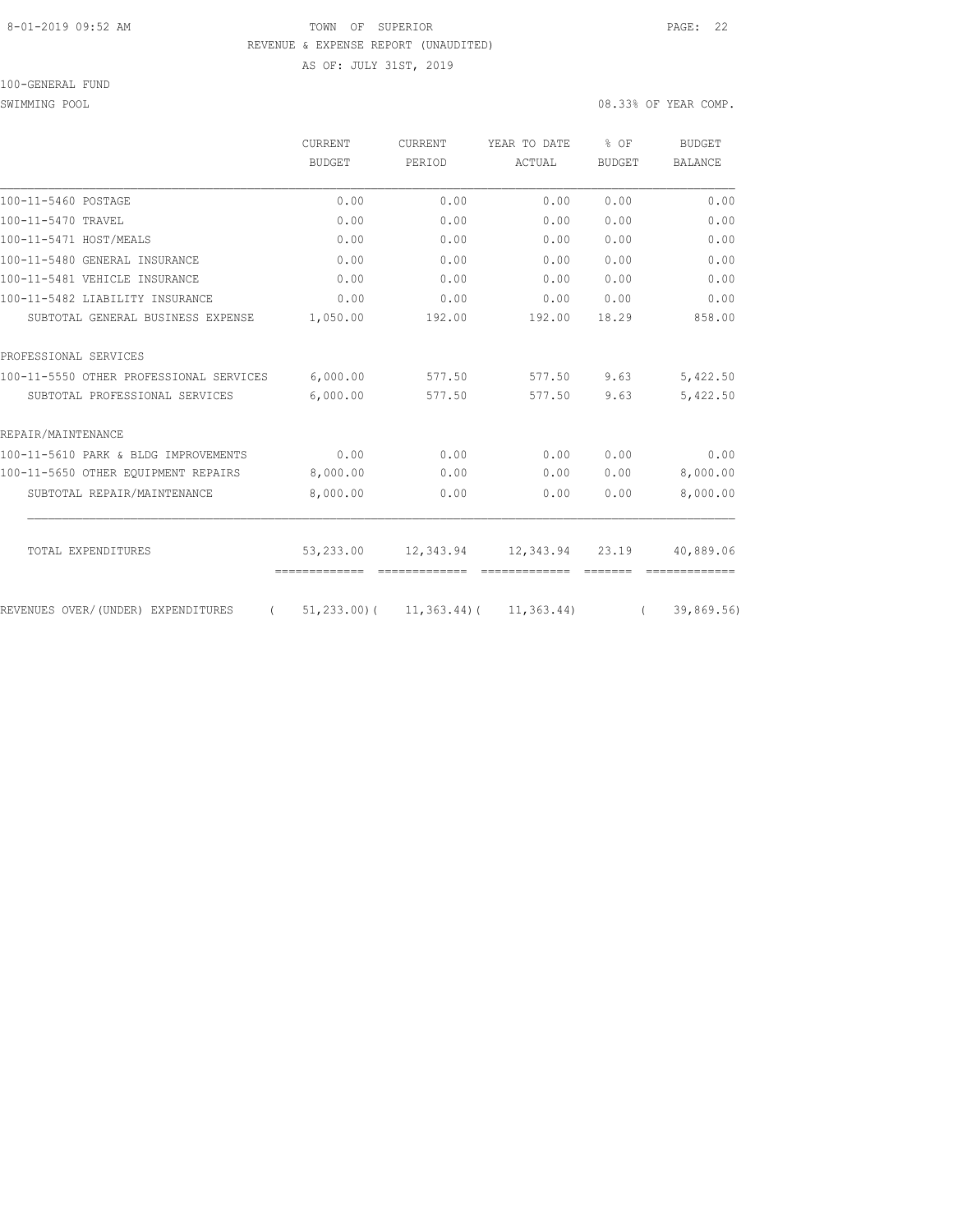8-01-2019 09:52 AM TOWN OF SUPERIOR

REVENUE & EXPENSE REPORT (UNAUDITED)

AS OF: JULY 31ST, 2019

100-GENERAL FUND

SWIMMING POOL 08.33% OF YEAR COMP.

| | CURRENT BUDGET | CURRENT PERIOD | YEAR TO DATE ACTUAL | % OF BUDGET | BUDGET BALANCE |
|---|---|---|---|---|---|
| 100-11-5460 POSTAGE | 0.00 | 0.00 | 0.00 | 0.00 | 0.00 |
| 100-11-5470 TRAVEL | 0.00 | 0.00 | 0.00 | 0.00 | 0.00 |
| 100-11-5471 HOST/MEALS | 0.00 | 0.00 | 0.00 | 0.00 | 0.00 |
| 100-11-5480 GENERAL INSURANCE | 0.00 | 0.00 | 0.00 | 0.00 | 0.00 |
| 100-11-5481 VEHICLE INSURANCE | 0.00 | 0.00 | 0.00 | 0.00 | 0.00 |
| 100-11-5482 LIABILITY INSURANCE | 0.00 | 0.00 | 0.00 | 0.00 | 0.00 |
| SUBTOTAL GENERAL BUSINESS EXPENSE | 1,050.00 | 192.00 | 192.00 | 18.29 | 858.00 |
| PROFESSIONAL SERVICES | | | | | |
| 100-11-5550 OTHER PROFESSIONAL SERVICES | 6,000.00 | 577.50 | 577.50 | 9.63 | 5,422.50 |
| SUBTOTAL PROFESSIONAL SERVICES | 6,000.00 | 577.50 | 577.50 | 9.63 | 5,422.50 |
| REPAIR/MAINTENANCE | | | | | |
| 100-11-5610 PARK & BLDG IMPROVEMENTS | 0.00 | 0.00 | 0.00 | 0.00 | 0.00 |
| 100-11-5650 OTHER EQUIPMENT REPAIRS | 8,000.00 | 0.00 | 0.00 | 0.00 | 8,000.00 |
| SUBTOTAL REPAIR/MAINTENANCE | 8,000.00 | 0.00 | 0.00 | 0.00 | 8,000.00 |
| TOTAL EXPENDITURES | 53,233.00 | 12,343.94 | 12,343.94 | 23.19 | 40,889.06 |
| REVENUES OVER/(UNDER) EXPENDITURES | ( 51,233.00) | ( 11,363.44) | ( 11,363.44) | | ( 39,869.56) |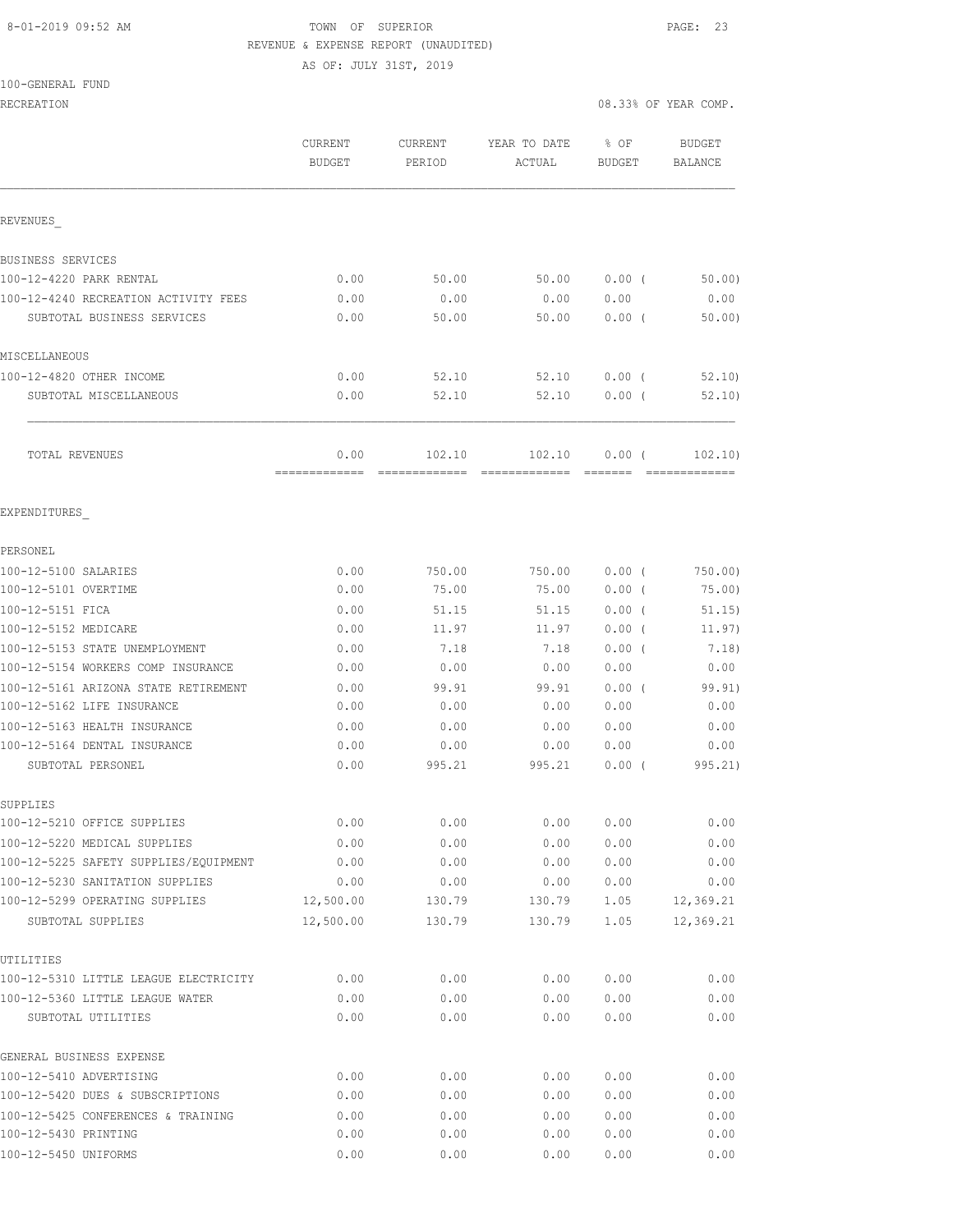8-01-2019 09:52 AM TOWN OF SUPERIOR

REVENUE & EXPENSE REPORT (UNAUDITED)

AS OF: JULY 31ST, 2019

100-GENERAL FUND

RECREATION 08.33% OF YEAR COMP.

| | CURRENT BUDGET | CURRENT PERIOD | YEAR TO DATE ACTUAL | % OF BUDGET | BUDGET BALANCE |
|---|---|---|---|---|---|
| REVENUES_ | | | | | |
| BUSINESS SERVICES | | | | | |
| 100-12-4220 PARK RENTAL | 0.00 | 50.00 | 50.00 | 0.00 ( | 50.00) |
| 100-12-4240 RECREATION ACTIVITY FEES | 0.00 | 0.00 | 0.00 | 0.00 | 0.00 |
| SUBTOTAL BUSINESS SERVICES | 0.00 | 50.00 | 50.00 | 0.00 ( | 50.00) |
| MISCELLANEOUS | | | | | |
| 100-12-4820 OTHER INCOME | 0.00 | 52.10 | 52.10 | 0.00 ( | 52.10) |
| SUBTOTAL MISCELLANEOUS | 0.00 | 52.10 | 52.10 | 0.00 ( | 52.10) |
| TOTAL REVENUES | 0.00 | 102.10 | 102.10 | 0.00 ( | 102.10) |
| EXPENDITURES_ | | | | | |
| PERSONEL | | | | | |
| 100-12-5100 SALARIES | 0.00 | 750.00 | 750.00 | 0.00 ( | 750.00) |
| 100-12-5101 OVERTIME | 0.00 | 75.00 | 75.00 | 0.00 ( | 75.00) |
| 100-12-5151 FICA | 0.00 | 51.15 | 51.15 | 0.00 ( | 51.15) |
| 100-12-5152 MEDICARE | 0.00 | 11.97 | 11.97 | 0.00 ( | 11.97) |
| 100-12-5153 STATE UNEMPLOYMENT | 0.00 | 7.18 | 7.18 | 0.00 ( | 7.18) |
| 100-12-5154 WORKERS COMP INSURANCE | 0.00 | 0.00 | 0.00 | 0.00 | 0.00 |
| 100-12-5161 ARIZONA STATE RETIREMENT | 0.00 | 99.91 | 99.91 | 0.00 ( | 99.91) |
| 100-12-5162 LIFE INSURANCE | 0.00 | 0.00 | 0.00 | 0.00 | 0.00 |
| 100-12-5163 HEALTH INSURANCE | 0.00 | 0.00 | 0.00 | 0.00 | 0.00 |
| 100-12-5164 DENTAL INSURANCE | 0.00 | 0.00 | 0.00 | 0.00 | 0.00 |
| SUBTOTAL PERSONEL | 0.00 | 995.21 | 995.21 | 0.00 ( | 995.21) |
| SUPPLIES | | | | | |
| 100-12-5210 OFFICE SUPPLIES | 0.00 | 0.00 | 0.00 | 0.00 | 0.00 |
| 100-12-5220 MEDICAL SUPPLIES | 0.00 | 0.00 | 0.00 | 0.00 | 0.00 |
| 100-12-5225 SAFETY SUPPLIES/EQUIPMENT | 0.00 | 0.00 | 0.00 | 0.00 | 0.00 |
| 100-12-5230 SANITATION SUPPLIES | 0.00 | 0.00 | 0.00 | 0.00 | 0.00 |
| 100-12-5299 OPERATING SUPPLIES | 12,500.00 | 130.79 | 130.79 | 1.05 | 12,369.21 |
| SUBTOTAL SUPPLIES | 12,500.00 | 130.79 | 130.79 | 1.05 | 12,369.21 |
| UTILITIES | | | | | |
| 100-12-5310 LITTLE LEAGUE ELECTRICITY | 0.00 | 0.00 | 0.00 | 0.00 | 0.00 |
| 100-12-5360 LITTLE LEAGUE WATER | 0.00 | 0.00 | 0.00 | 0.00 | 0.00 |
| SUBTOTAL UTILITIES | 0.00 | 0.00 | 0.00 | 0.00 | 0.00 |
| GENERAL BUSINESS EXPENSE | | | | | |
| 100-12-5410 ADVERTISING | 0.00 | 0.00 | 0.00 | 0.00 | 0.00 |
| 100-12-5420 DUES & SUBSCRIPTIONS | 0.00 | 0.00 | 0.00 | 0.00 | 0.00 |
| 100-12-5425 CONFERENCES & TRAINING | 0.00 | 0.00 | 0.00 | 0.00 | 0.00 |
| 100-12-5430 PRINTING | 0.00 | 0.00 | 0.00 | 0.00 | 0.00 |
| 100-12-5450 UNIFORMS | 0.00 | 0.00 | 0.00 | 0.00 | 0.00 |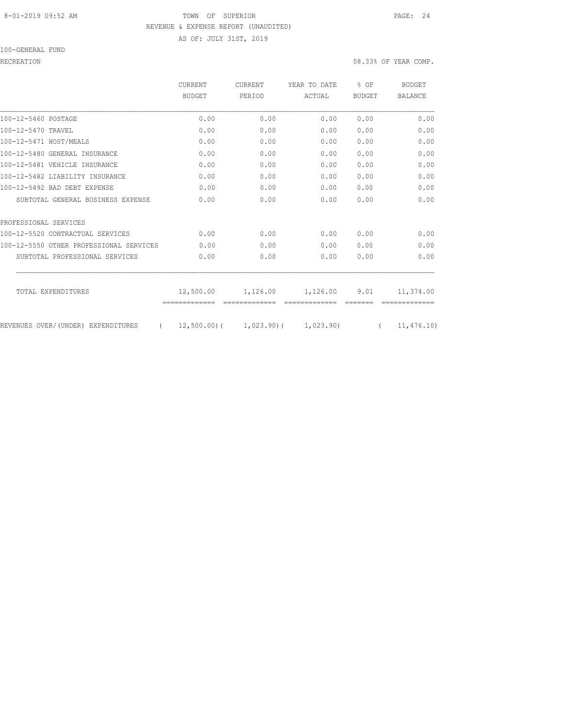TOWN OF SUPERIOR

REVENUE & EXPENSE REPORT (UNAUDITED)

AS OF: JULY 31ST, 2019

100-GENERAL FUND

RECREATION — 08.33% OF YEAR COMP.

| | CURRENT BUDGET | CURRENT PERIOD | YEAR TO DATE ACTUAL | % OF BUDGET | BUDGET BALANCE |
|---|---|---|---|---|---|
| 100-12-5460 POSTAGE | 0.00 | 0.00 | 0.00 | 0.00 | 0.00 |
| 100-12-5470 TRAVEL | 0.00 | 0.00 | 0.00 | 0.00 | 0.00 |
| 100-12-5471 HOST/MEALS | 0.00 | 0.00 | 0.00 | 0.00 | 0.00 |
| 100-12-5480 GENERAL INSURANCE | 0.00 | 0.00 | 0.00 | 0.00 | 0.00 |
| 100-12-5481 VEHICLE INSURANCE | 0.00 | 0.00 | 0.00 | 0.00 | 0.00 |
| 100-12-5482 LIABILITY INSURANCE | 0.00 | 0.00 | 0.00 | 0.00 | 0.00 |
| 100-12-5492 BAD DEBT EXPENSE | 0.00 | 0.00 | 0.00 | 0.00 | 0.00 |
| SUBTOTAL GENERAL BUSINESS EXPENSE | 0.00 | 0.00 | 0.00 | 0.00 | 0.00 |
| PROFESSIONAL SERVICES | | | | | |
| 100-12-5520 CONTRACTUAL SERVICES | 0.00 | 0.00 | 0.00 | 0.00 | 0.00 |
| 100-12-5550 OTHER PROFESSIONAL SERVICES | 0.00 | 0.00 | 0.00 | 0.00 | 0.00 |
| SUBTOTAL PROFESSIONAL SERVICES | 0.00 | 0.00 | 0.00 | 0.00 | 0.00 |
| TOTAL EXPENDITURES | 12,500.00 | 1,126.00 | 1,126.00 | 9.01 | 11,374.00 |
| REVENUES OVER/(UNDER) EXPENDITURES | (12,500.00) | (1,023.90) | (1,023.90) | | (11,476.10) |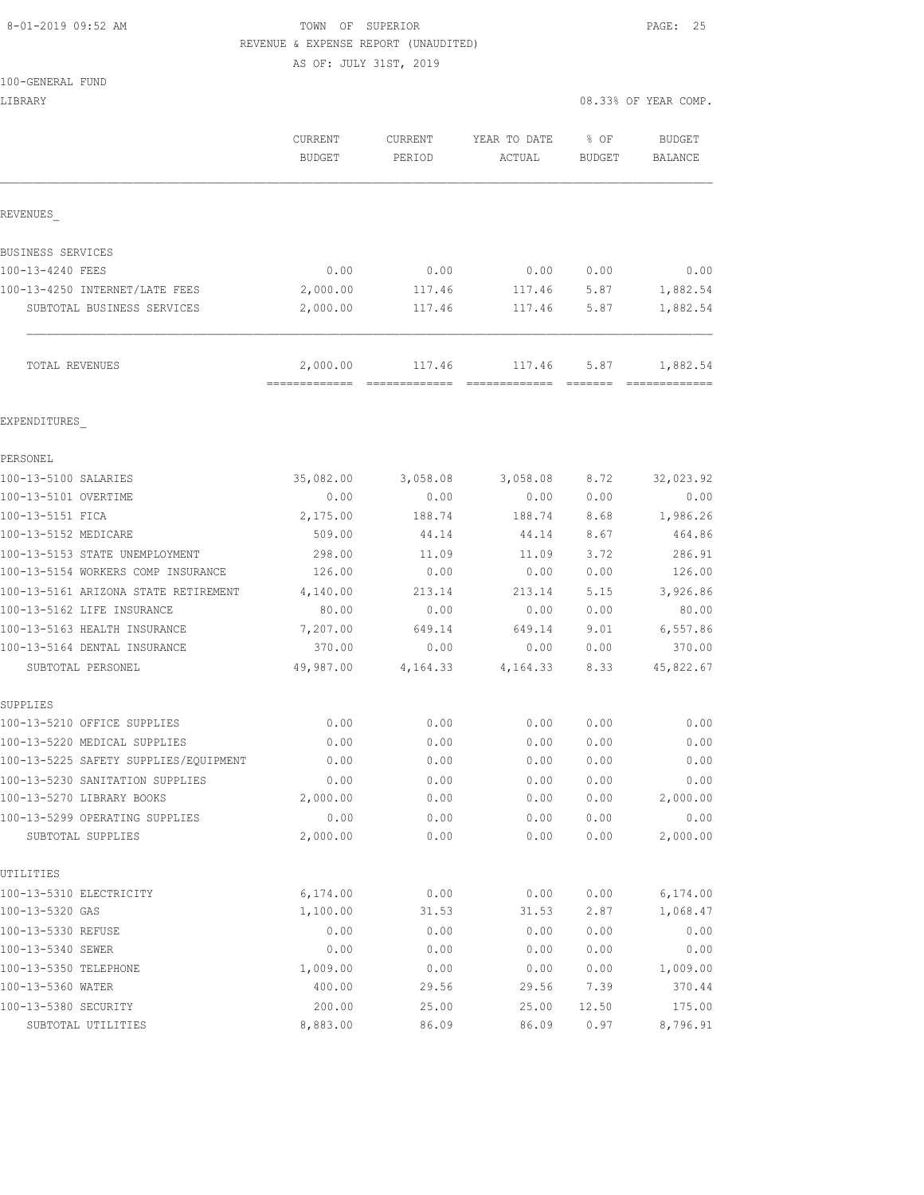8-01-2019 09:52 AM

TOWN OF SUPERIOR
REVENUE & EXPENSE REPORT (UNAUDITED)
AS OF: JULY 31ST, 2019

100-GENERAL FUND
LIBRARY

08.33% OF YEAR COMP.

| | CURRENT BUDGET | CURRENT PERIOD | YEAR TO DATE ACTUAL | % OF BUDGET | BUDGET BALANCE |
|---|---|---|---|---|---|
| **REVENUES_** | | | | | |
| BUSINESS SERVICES | | | | | |
| 100-13-4240 FEES | 0.00 | 0.00 | 0.00 | 0.00 | 0.00 |
| 100-13-4250 INTERNET/LATE FEES | 2,000.00 | 117.46 | 117.46 | 5.87 | 1,882.54 |
| SUBTOTAL BUSINESS SERVICES | 2,000.00 | 117.46 | 117.46 | 5.87 | 1,882.54 |
| TOTAL REVENUES | 2,000.00 | 117.46 | 117.46 | 5.87 | 1,882.54 |
| **EXPENDITURES_** | | | | | |
| PERSONEL | | | | | |
| 100-13-5100 SALARIES | 35,082.00 | 3,058.08 | 3,058.08 | 8.72 | 32,023.92 |
| 100-13-5101 OVERTIME | 0.00 | 0.00 | 0.00 | 0.00 | 0.00 |
| 100-13-5151 FICA | 2,175.00 | 188.74 | 188.74 | 8.68 | 1,986.26 |
| 100-13-5152 MEDICARE | 509.00 | 44.14 | 44.14 | 8.67 | 464.86 |
| 100-13-5153 STATE UNEMPLOYMENT | 298.00 | 11.09 | 11.09 | 3.72 | 286.91 |
| 100-13-5154 WORKERS COMP INSURANCE | 126.00 | 0.00 | 0.00 | 0.00 | 126.00 |
| 100-13-5161 ARIZONA STATE RETIREMENT | 4,140.00 | 213.14 | 213.14 | 5.15 | 3,926.86 |
| 100-13-5162 LIFE INSURANCE | 80.00 | 0.00 | 0.00 | 0.00 | 80.00 |
| 100-13-5163 HEALTH INSURANCE | 7,207.00 | 649.14 | 649.14 | 9.01 | 6,557.86 |
| 100-13-5164 DENTAL INSURANCE | 370.00 | 0.00 | 0.00 | 0.00 | 370.00 |
| SUBTOTAL PERSONEL | 49,987.00 | 4,164.33 | 4,164.33 | 8.33 | 45,822.67 |
| SUPPLIES | | | | | |
| 100-13-5210 OFFICE SUPPLIES | 0.00 | 0.00 | 0.00 | 0.00 | 0.00 |
| 100-13-5220 MEDICAL SUPPLIES | 0.00 | 0.00 | 0.00 | 0.00 | 0.00 |
| 100-13-5225 SAFETY SUPPLIES/EQUIPMENT | 0.00 | 0.00 | 0.00 | 0.00 | 0.00 |
| 100-13-5230 SANITATION SUPPLIES | 0.00 | 0.00 | 0.00 | 0.00 | 0.00 |
| 100-13-5270 LIBRARY BOOKS | 2,000.00 | 0.00 | 0.00 | 0.00 | 2,000.00 |
| 100-13-5299 OPERATING SUPPLIES | 0.00 | 0.00 | 0.00 | 0.00 | 0.00 |
| SUBTOTAL SUPPLIES | 2,000.00 | 0.00 | 0.00 | 0.00 | 2,000.00 |
| UTILITIES | | | | | |
| 100-13-5310 ELECTRICITY | 6,174.00 | 0.00 | 0.00 | 0.00 | 6,174.00 |
| 100-13-5320 GAS | 1,100.00 | 31.53 | 31.53 | 2.87 | 1,068.47 |
| 100-13-5330 REFUSE | 0.00 | 0.00 | 0.00 | 0.00 | 0.00 |
| 100-13-5340 SEWER | 0.00 | 0.00 | 0.00 | 0.00 | 0.00 |
| 100-13-5350 TELEPHONE | 1,009.00 | 0.00 | 0.00 | 0.00 | 1,009.00 |
| 100-13-5360 WATER | 400.00 | 29.56 | 29.56 | 7.39 | 370.44 |
| 100-13-5380 SECURITY | 200.00 | 25.00 | 25.00 | 12.50 | 175.00 |
| SUBTOTAL UTILITIES | 8,883.00 | 86.09 | 86.09 | 0.97 | 8,796.91 |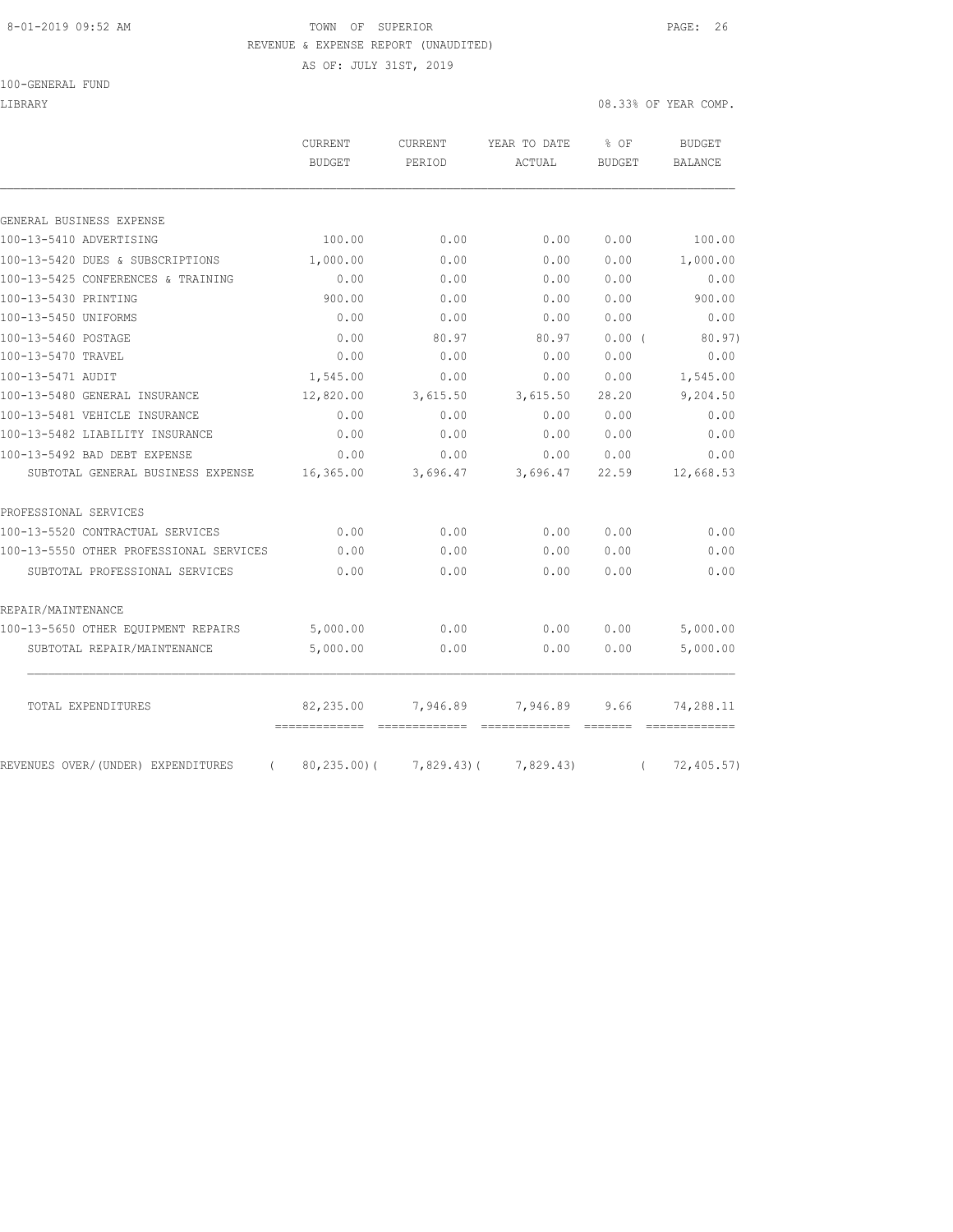TOWN OF SUPERIOR
REVENUE & EXPENSE REPORT (UNAUDITED)
AS OF: JULY 31ST, 2019

100-GENERAL FUND

LIBRARY — 08.33% OF YEAR COMP.

| | CURRENT BUDGET | CURRENT PERIOD | YEAR TO DATE ACTUAL | % OF BUDGET | BUDGET BALANCE |
|---|---|---|---|---|---|
| GENERAL BUSINESS EXPENSE | | | | | |
| 100-13-5410 ADVERTISING | 100.00 | 0.00 | 0.00 | 0.00 | 100.00 |
| 100-13-5420 DUES & SUBSCRIPTIONS | 1,000.00 | 0.00 | 0.00 | 0.00 | 1,000.00 |
| 100-13-5425 CONFERENCES & TRAINING | 0.00 | 0.00 | 0.00 | 0.00 | 0.00 |
| 100-13-5430 PRINTING | 900.00 | 0.00 | 0.00 | 0.00 | 900.00 |
| 100-13-5450 UNIFORMS | 0.00 | 0.00 | 0.00 | 0.00 | 0.00 |
| 100-13-5460 POSTAGE | 0.00 | 80.97 | 80.97 | 0.00 ( | 80.97) |
| 100-13-5470 TRAVEL | 0.00 | 0.00 | 0.00 | 0.00 | 0.00 |
| 100-13-5471 AUDIT | 1,545.00 | 0.00 | 0.00 | 0.00 | 1,545.00 |
| 100-13-5480 GENERAL INSURANCE | 12,820.00 | 3,615.50 | 3,615.50 | 28.20 | 9,204.50 |
| 100-13-5481 VEHICLE INSURANCE | 0.00 | 0.00 | 0.00 | 0.00 | 0.00 |
| 100-13-5482 LIABILITY INSURANCE | 0.00 | 0.00 | 0.00 | 0.00 | 0.00 |
| 100-13-5492 BAD DEBT EXPENSE | 0.00 | 0.00 | 0.00 | 0.00 | 0.00 |
| SUBTOTAL GENERAL BUSINESS EXPENSE | 16,365.00 | 3,696.47 | 3,696.47 | 22.59 | 12,668.53 |
| PROFESSIONAL SERVICES | | | | | |
| 100-13-5520 CONTRACTUAL SERVICES | 0.00 | 0.00 | 0.00 | 0.00 | 0.00 |
| 100-13-5550 OTHER PROFESSIONAL SERVICES | 0.00 | 0.00 | 0.00 | 0.00 | 0.00 |
| SUBTOTAL PROFESSIONAL SERVICES | 0.00 | 0.00 | 0.00 | 0.00 | 0.00 |
| REPAIR/MAINTENANCE | | | | | |
| 100-13-5650 OTHER EQUIPMENT REPAIRS | 5,000.00 | 0.00 | 0.00 | 0.00 | 5,000.00 |
| SUBTOTAL REPAIR/MAINTENANCE | 5,000.00 | 0.00 | 0.00 | 0.00 | 5,000.00 |
| TOTAL EXPENDITURES | 82,235.00 | 7,946.89 | 7,946.89 | 9.66 | 74,288.11 |
| REVENUES OVER/(UNDER) EXPENDITURES | ( 80,235.00)( | 7,829.43)( | 7,829.43) | ( | 72,405.57) |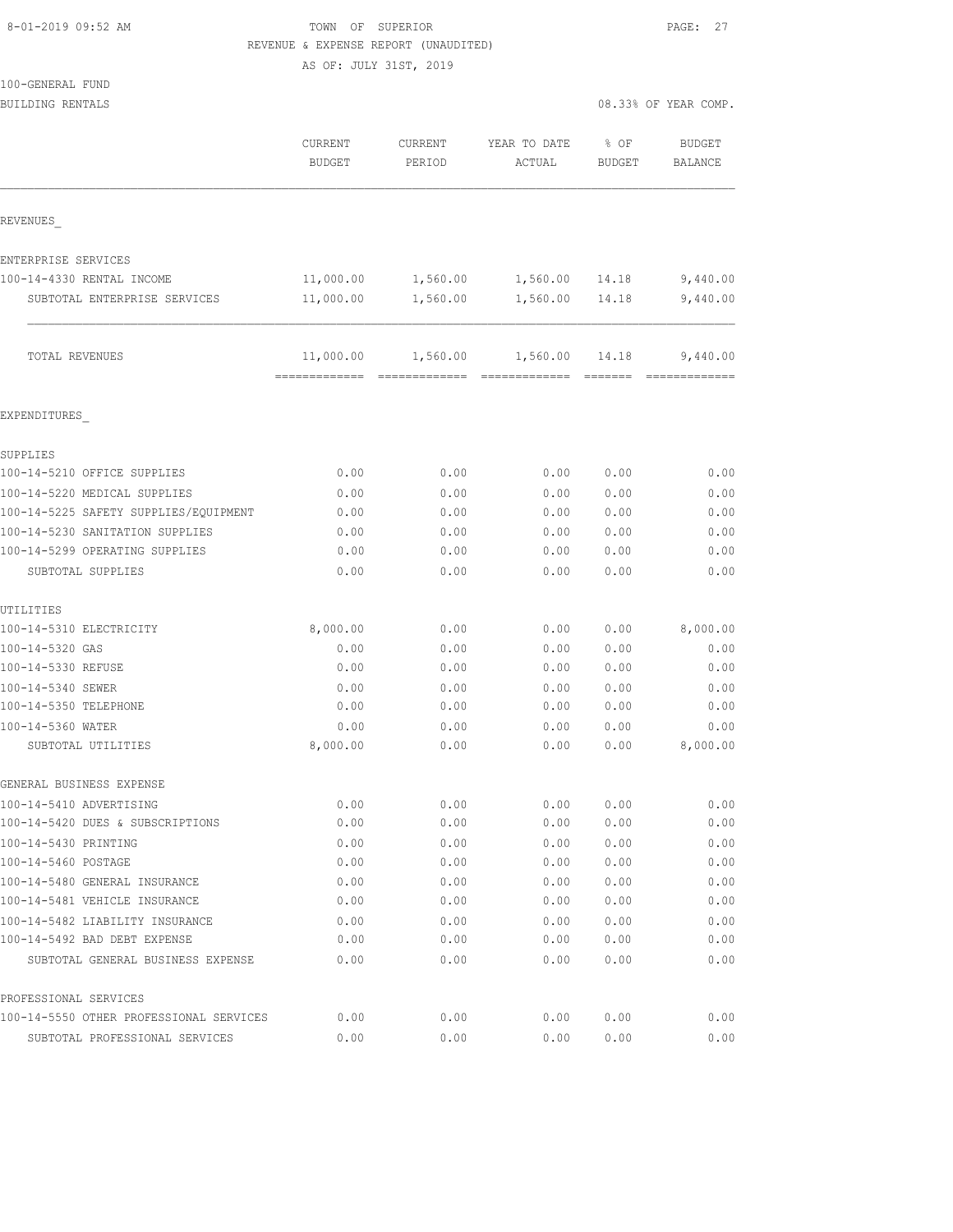8-01-2019 09:52 AM

TOWN OF SUPERIOR

REVENUE & EXPENSE REPORT (UNAUDITED)

AS OF: JULY 31ST, 2019

100-GENERAL FUND

BUILDING RENTALS

08.33% OF YEAR COMP.

| | CURRENT BUDGET | CURRENT PERIOD | YEAR TO DATE ACTUAL | % OF BUDGET | BUDGET BALANCE |
|---|---|---|---|---|---|
| REVENUES_ | | | | | |
| ENTERPRISE SERVICES | | | | | |
| 100-14-4330 RENTAL INCOME | 11,000.00 | 1,560.00 | 1,560.00 | 14.18 | 9,440.00 |
| SUBTOTAL ENTERPRISE SERVICES | 11,000.00 | 1,560.00 | 1,560.00 | 14.18 | 9,440.00 |
| TOTAL REVENUES | 11,000.00 | 1,560.00 | 1,560.00 | 14.18 | 9,440.00 |
| EXPENDITURES_ | | | | | |
| SUPPLIES | | | | | |
| 100-14-5210 OFFICE SUPPLIES | 0.00 | 0.00 | 0.00 | 0.00 | 0.00 |
| 100-14-5220 MEDICAL SUPPLIES | 0.00 | 0.00 | 0.00 | 0.00 | 0.00 |
| 100-14-5225 SAFETY SUPPLIES/EQUIPMENT | 0.00 | 0.00 | 0.00 | 0.00 | 0.00 |
| 100-14-5230 SANITATION SUPPLIES | 0.00 | 0.00 | 0.00 | 0.00 | 0.00 |
| 100-14-5299 OPERATING SUPPLIES | 0.00 | 0.00 | 0.00 | 0.00 | 0.00 |
| SUBTOTAL SUPPLIES | 0.00 | 0.00 | 0.00 | 0.00 | 0.00 |
| UTILITIES | | | | | |
| 100-14-5310 ELECTRICITY | 8,000.00 | 0.00 | 0.00 | 0.00 | 8,000.00 |
| 100-14-5320 GAS | 0.00 | 0.00 | 0.00 | 0.00 | 0.00 |
| 100-14-5330 REFUSE | 0.00 | 0.00 | 0.00 | 0.00 | 0.00 |
| 100-14-5340 SEWER | 0.00 | 0.00 | 0.00 | 0.00 | 0.00 |
| 100-14-5350 TELEPHONE | 0.00 | 0.00 | 0.00 | 0.00 | 0.00 |
| 100-14-5360 WATER | 0.00 | 0.00 | 0.00 | 0.00 | 0.00 |
| SUBTOTAL UTILITIES | 8,000.00 | 0.00 | 0.00 | 0.00 | 8,000.00 |
| GENERAL BUSINESS EXPENSE | | | | | |
| 100-14-5410 ADVERTISING | 0.00 | 0.00 | 0.00 | 0.00 | 0.00 |
| 100-14-5420 DUES & SUBSCRIPTIONS | 0.00 | 0.00 | 0.00 | 0.00 | 0.00 |
| 100-14-5430 PRINTING | 0.00 | 0.00 | 0.00 | 0.00 | 0.00 |
| 100-14-5460 POSTAGE | 0.00 | 0.00 | 0.00 | 0.00 | 0.00 |
| 100-14-5480 GENERAL INSURANCE | 0.00 | 0.00 | 0.00 | 0.00 | 0.00 |
| 100-14-5481 VEHICLE INSURANCE | 0.00 | 0.00 | 0.00 | 0.00 | 0.00 |
| 100-14-5482 LIABILITY INSURANCE | 0.00 | 0.00 | 0.00 | 0.00 | 0.00 |
| 100-14-5492 BAD DEBT EXPENSE | 0.00 | 0.00 | 0.00 | 0.00 | 0.00 |
| SUBTOTAL GENERAL BUSINESS EXPENSE | 0.00 | 0.00 | 0.00 | 0.00 | 0.00 |
| PROFESSIONAL SERVICES | | | | | |
| 100-14-5550 OTHER PROFESSIONAL SERVICES | 0.00 | 0.00 | 0.00 | 0.00 | 0.00 |
| SUBTOTAL PROFESSIONAL SERVICES | 0.00 | 0.00 | 0.00 | 0.00 | 0.00 |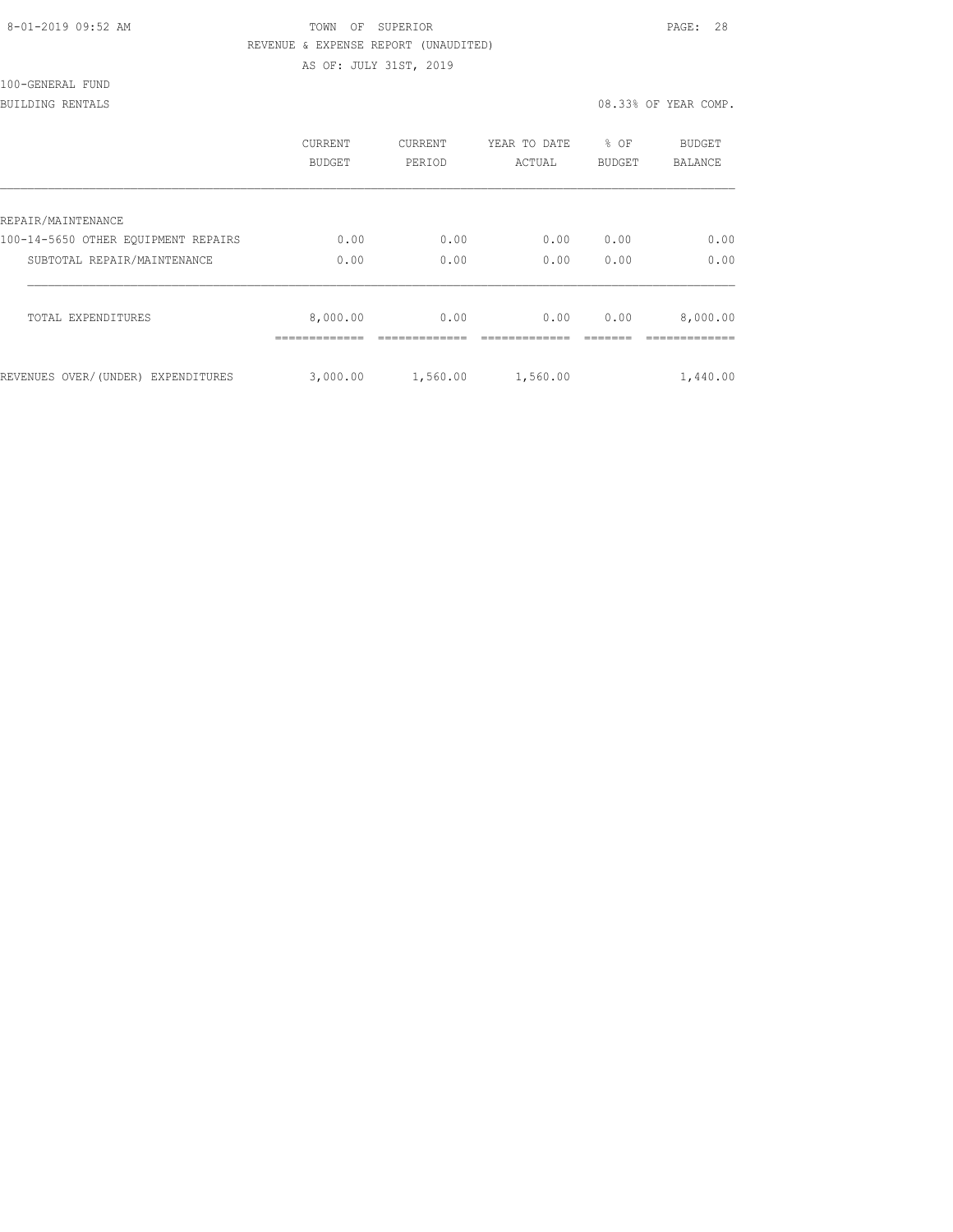TOWN OF SUPERIOR
REVENUE & EXPENSE REPORT (UNAUDITED)
AS OF: JULY 31ST, 2019

100-GENERAL FUND

BUILDING RENTALS — 08.33% OF YEAR COMP.

| | CURRENT BUDGET | CURRENT PERIOD | YEAR TO DATE ACTUAL | % OF BUDGET | BUDGET BALANCE |
|---|---|---|---|---|---|
| REPAIR/MAINTENANCE | | | | | |
| 100-14-5650 OTHER EQUIPMENT REPAIRS | 0.00 | 0.00 | 0.00 | 0.00 | 0.00 |
| SUBTOTAL REPAIR/MAINTENANCE | 0.00 | 0.00 | 0.00 | 0.00 | 0.00 |
| TOTAL EXPENDITURES | 8,000.00 | 0.00 | 0.00 | 0.00 | 8,000.00 |
| REVENUES OVER/(UNDER) EXPENDITURES | 3,000.00 | 1,560.00 | 1,560.00 | | 1,440.00 |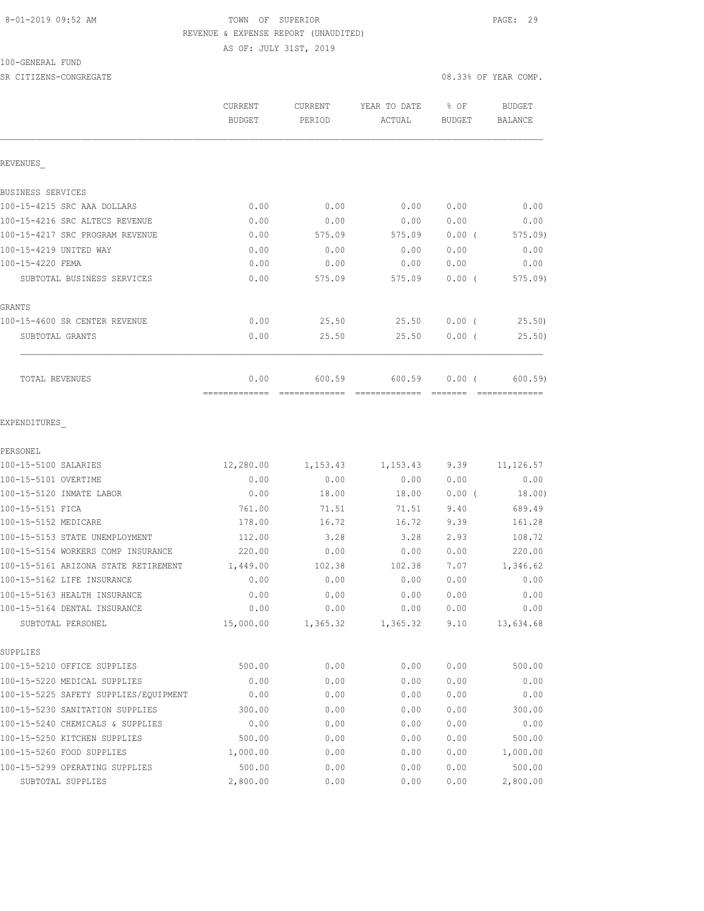TOWN OF SUPERIOR
REVENUE & EXPENSE REPORT (UNAUDITED)
AS OF: JULY 31ST, 2019

100-GENERAL FUND
SR CITIZENS-CONGREGATE

08.33% OF YEAR COMP.

| | CURRENT BUDGET | CURRENT PERIOD | YEAR TO DATE ACTUAL | % OF BUDGET | BUDGET BALANCE |
|---|---|---|---|---|---|
| **REVENUES** | | | | | |
| BUSINESS SERVICES | | | | | |
| 100-15-4215 SRC AAA DOLLARS | 0.00 | 0.00 | 0.00 | 0.00 | 0.00 |
| 100-15-4216 SRC ALTECS REVENUE | 0.00 | 0.00 | 0.00 | 0.00 | 0.00 |
| 100-15-4217 SRC PROGRAM REVENUE | 0.00 | 575.09 | 575.09 | 0.00 ( | 575.09) |
| 100-15-4219 UNITED WAY | 0.00 | 0.00 | 0.00 | 0.00 | 0.00 |
| 100-15-4220 FEMA | 0.00 | 0.00 | 0.00 | 0.00 | 0.00 |
| SUBTOTAL BUSINESS SERVICES | 0.00 | 575.09 | 575.09 | 0.00 ( | 575.09) |
| GRANTS | | | | | |
| 100-15-4600 SR CENTER REVENUE | 0.00 | 25.50 | 25.50 | 0.00 ( | 25.50) |
| SUBTOTAL GRANTS | 0.00 | 25.50 | 25.50 | 0.00 ( | 25.50) |
| TOTAL REVENUES | 0.00 | 600.59 | 600.59 | 0.00 ( | 600.59) |
| **EXPENDITURES** | | | | | |
| PERSONEL | | | | | |
| 100-15-5100 SALARIES | 12,280.00 | 1,153.43 | 1,153.43 | 9.39 | 11,126.57 |
| 100-15-5101 OVERTIME | 0.00 | 0.00 | 0.00 | 0.00 | 0.00 |
| 100-15-5120 INMATE LABOR | 0.00 | 18.00 | 18.00 | 0.00 ( | 18.00) |
| 100-15-5151 FICA | 761.00 | 71.51 | 71.51 | 9.40 | 689.49 |
| 100-15-5152 MEDICARE | 178.00 | 16.72 | 16.72 | 9.39 | 161.28 |
| 100-15-5153 STATE UNEMPLOYMENT | 112.00 | 3.28 | 3.28 | 2.93 | 108.72 |
| 100-15-5154 WORKERS COMP INSURANCE | 220.00 | 0.00 | 0.00 | 0.00 | 220.00 |
| 100-15-5161 ARIZONA STATE RETIREMENT | 1,449.00 | 102.38 | 102.38 | 7.07 | 1,346.62 |
| 100-15-5162 LIFE INSURANCE | 0.00 | 0.00 | 0.00 | 0.00 | 0.00 |
| 100-15-5163 HEALTH INSURANCE | 0.00 | 0.00 | 0.00 | 0.00 | 0.00 |
| 100-15-5164 DENTAL INSURANCE | 0.00 | 0.00 | 0.00 | 0.00 | 0.00 |
| SUBTOTAL PERSONEL | 15,000.00 | 1,365.32 | 1,365.32 | 9.10 | 13,634.68 |
| SUPPLIES | | | | | |
| 100-15-5210 OFFICE SUPPLIES | 500.00 | 0.00 | 0.00 | 0.00 | 500.00 |
| 100-15-5220 MEDICAL SUPPLIES | 0.00 | 0.00 | 0.00 | 0.00 | 0.00 |
| 100-15-5225 SAFETY SUPPLIES/EQUIPMENT | 0.00 | 0.00 | 0.00 | 0.00 | 0.00 |
| 100-15-5230 SANITATION SUPPLIES | 300.00 | 0.00 | 0.00 | 0.00 | 300.00 |
| 100-15-5240 CHEMICALS & SUPPLIES | 0.00 | 0.00 | 0.00 | 0.00 | 0.00 |
| 100-15-5250 KITCHEN SUPPLIES | 500.00 | 0.00 | 0.00 | 0.00 | 500.00 |
| 100-15-5260 FOOD SUPPLIES | 1,000.00 | 0.00 | 0.00 | 0.00 | 1,000.00 |
| 100-15-5299 OPERATING SUPPLIES | 500.00 | 0.00 | 0.00 | 0.00 | 500.00 |
| SUBTOTAL SUPPLIES | 2,800.00 | 0.00 | 0.00 | 0.00 | 2,800.00 |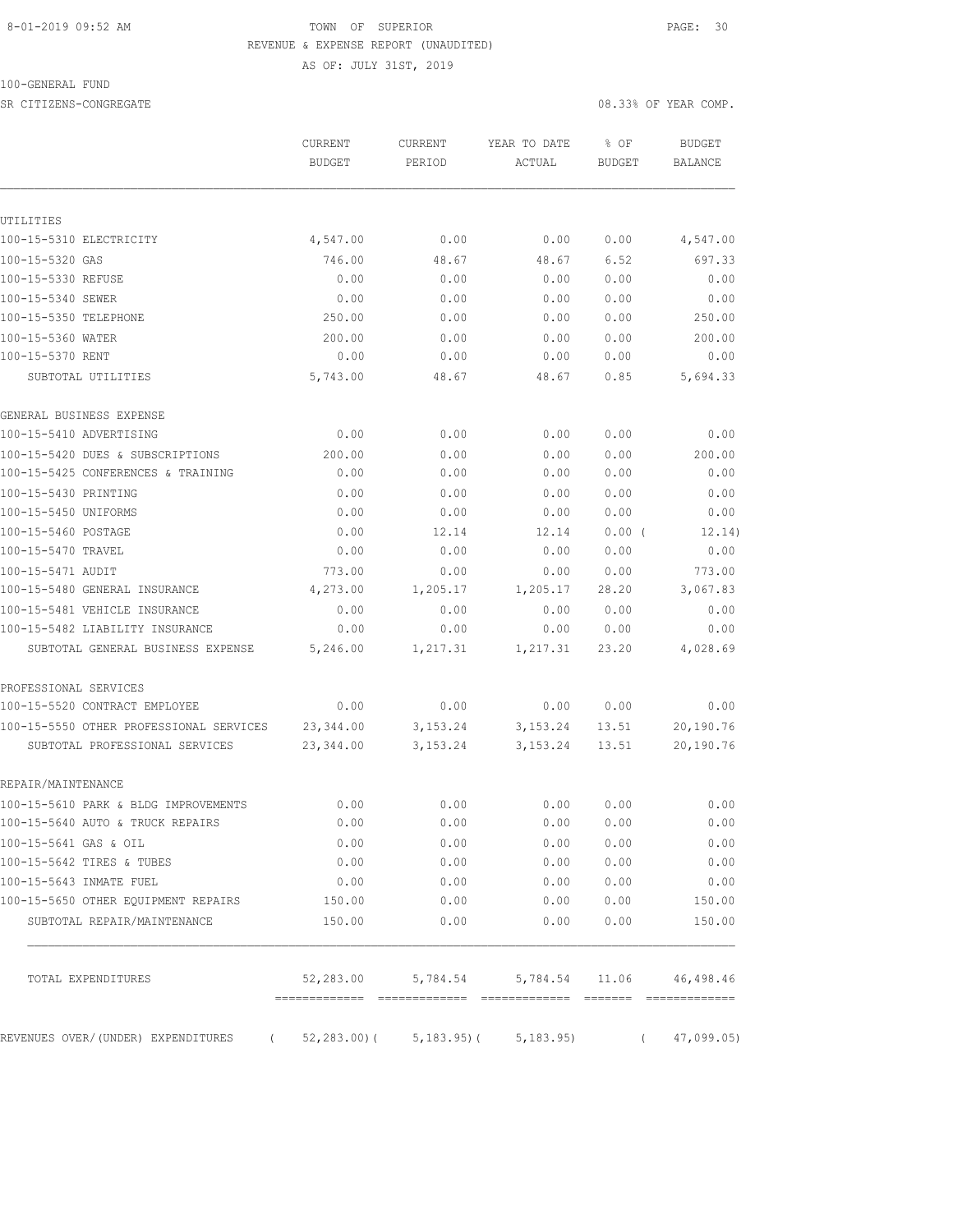TOWN OF SUPERIOR
REVENUE & EXPENSE REPORT (UNAUDITED)
AS OF: JULY 31ST, 2019

100-GENERAL FUND

SR CITIZENS-CONGREGATE — 08.33% OF YEAR COMP.

| | CURRENT BUDGET | CURRENT PERIOD | YEAR TO DATE ACTUAL | % OF BUDGET | BUDGET BALANCE |
|---|---|---|---|---|---|
| UTILITIES | | | | | |
| 100-15-5310 ELECTRICITY | 4,547.00 | 0.00 | 0.00 | 0.00 | 4,547.00 |
| 100-15-5320 GAS | 746.00 | 48.67 | 48.67 | 6.52 | 697.33 |
| 100-15-5330 REFUSE | 0.00 | 0.00 | 0.00 | 0.00 | 0.00 |
| 100-15-5340 SEWER | 0.00 | 0.00 | 0.00 | 0.00 | 0.00 |
| 100-15-5350 TELEPHONE | 250.00 | 0.00 | 0.00 | 0.00 | 250.00 |
| 100-15-5360 WATER | 200.00 | 0.00 | 0.00 | 0.00 | 200.00 |
| 100-15-5370 RENT | 0.00 | 0.00 | 0.00 | 0.00 | 0.00 |
| SUBTOTAL UTILITIES | 5,743.00 | 48.67 | 48.67 | 0.85 | 5,694.33 |
| GENERAL BUSINESS EXPENSE | | | | | |
| 100-15-5410 ADVERTISING | 0.00 | 0.00 | 0.00 | 0.00 | 0.00 |
| 100-15-5420 DUES & SUBSCRIPTIONS | 200.00 | 0.00 | 0.00 | 0.00 | 200.00 |
| 100-15-5425 CONFERENCES & TRAINING | 0.00 | 0.00 | 0.00 | 0.00 | 0.00 |
| 100-15-5430 PRINTING | 0.00 | 0.00 | 0.00 | 0.00 | 0.00 |
| 100-15-5450 UNIFORMS | 0.00 | 0.00 | 0.00 | 0.00 | 0.00 |
| 100-15-5460 POSTAGE | 0.00 | 12.14 | 12.14 | 0.00 ( | 12.14) |
| 100-15-5470 TRAVEL | 0.00 | 0.00 | 0.00 | 0.00 | 0.00 |
| 100-15-5471 AUDIT | 773.00 | 0.00 | 0.00 | 0.00 | 773.00 |
| 100-15-5480 GENERAL INSURANCE | 4,273.00 | 1,205.17 | 1,205.17 | 28.20 | 3,067.83 |
| 100-15-5481 VEHICLE INSURANCE | 0.00 | 0.00 | 0.00 | 0.00 | 0.00 |
| 100-15-5482 LIABILITY INSURANCE | 0.00 | 0.00 | 0.00 | 0.00 | 0.00 |
| SUBTOTAL GENERAL BUSINESS EXPENSE | 5,246.00 | 1,217.31 | 1,217.31 | 23.20 | 4,028.69 |
| PROFESSIONAL SERVICES | | | | | |
| 100-15-5520 CONTRACT EMPLOYEE | 0.00 | 0.00 | 0.00 | 0.00 | 0.00 |
| 100-15-5550 OTHER PROFESSIONAL SERVICES | 23,344.00 | 3,153.24 | 3,153.24 | 13.51 | 20,190.76 |
| SUBTOTAL PROFESSIONAL SERVICES | 23,344.00 | 3,153.24 | 3,153.24 | 13.51 | 20,190.76 |
| REPAIR/MAINTENANCE | | | | | |
| 100-15-5610 PARK & BLDG IMPROVEMENTS | 0.00 | 0.00 | 0.00 | 0.00 | 0.00 |
| 100-15-5640 AUTO & TRUCK REPAIRS | 0.00 | 0.00 | 0.00 | 0.00 | 0.00 |
| 100-15-5641 GAS & OIL | 0.00 | 0.00 | 0.00 | 0.00 | 0.00 |
| 100-15-5642 TIRES & TUBES | 0.00 | 0.00 | 0.00 | 0.00 | 0.00 |
| 100-15-5643 INMATE FUEL | 0.00 | 0.00 | 0.00 | 0.00 | 0.00 |
| 100-15-5650 OTHER EQUIPMENT REPAIRS | 150.00 | 0.00 | 0.00 | 0.00 | 150.00 |
| SUBTOTAL REPAIR/MAINTENANCE | 150.00 | 0.00 | 0.00 | 0.00 | 150.00 |
| TOTAL EXPENDITURES | 52,283.00 | 5,784.54 | 5,784.54 | 11.06 | 46,498.46 |
| REVENUES OVER/(UNDER) EXPENDITURES | ( 52,283.00)( | 5,183.95)( | 5,183.95) | ( | 47,099.05) |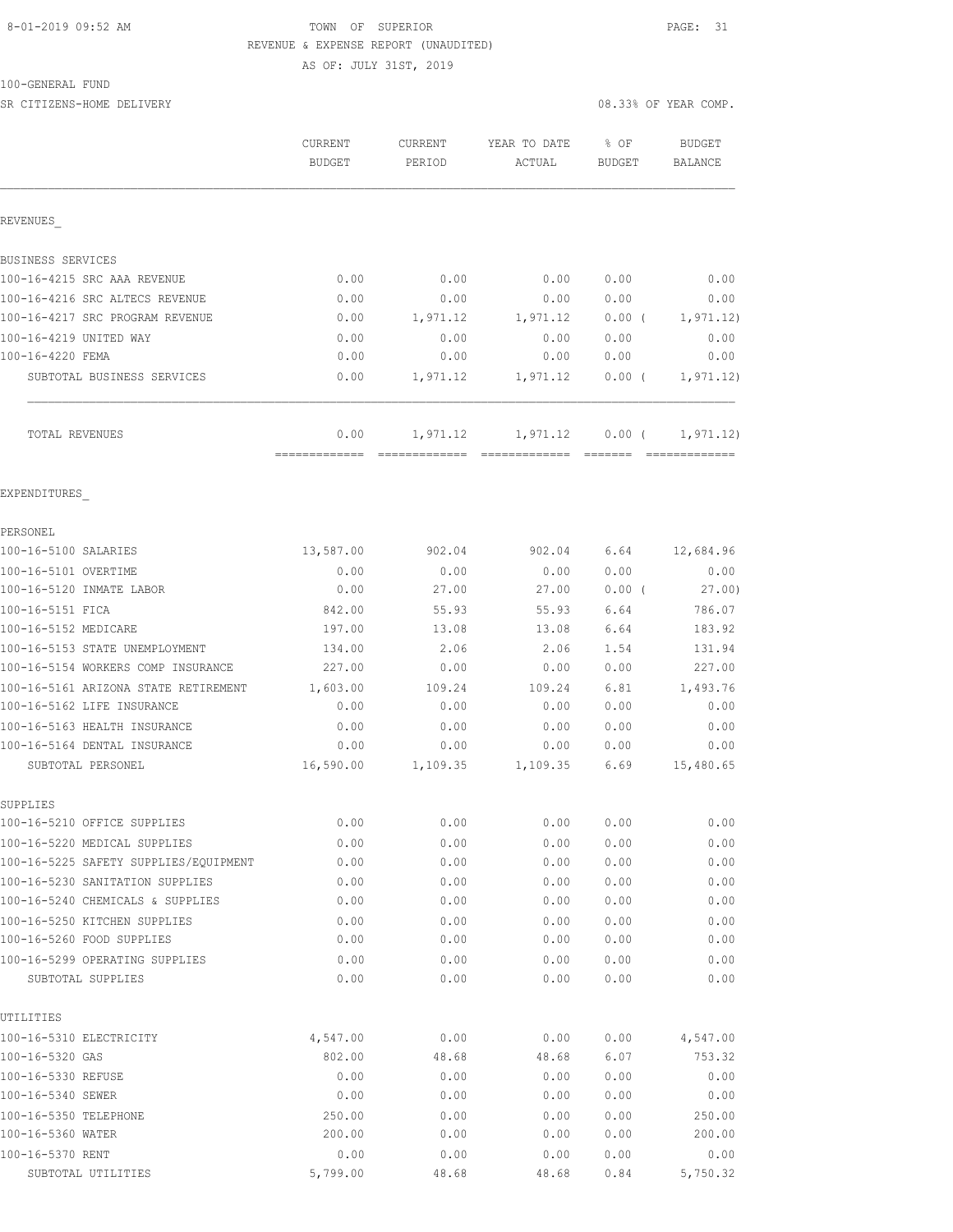TOWN OF SUPERIOR
REVENUE & EXPENSE REPORT (UNAUDITED)
AS OF: JULY 31ST, 2019

8-01-2019 09:52 AM

100-GENERAL FUND
SR CITIZENS-HOME DELIVERY

08.33% OF YEAR COMP.

| | CURRENT BUDGET | CURRENT PERIOD | YEAR TO DATE ACTUAL | % OF BUDGET | BUDGET BALANCE |
|---|---|---|---|---|---|
| **REVENUES** | | | | | |
| BUSINESS SERVICES | | | | | |
| 100-16-4215 SRC AAA REVENUE | 0.00 | 0.00 | 0.00 | 0.00 | 0.00 |
| 100-16-4216 SRC ALTECS REVENUE | 0.00 | 0.00 | 0.00 | 0.00 | 0.00 |
| 100-16-4217 SRC PROGRAM REVENUE | 0.00 | 1,971.12 | 1,971.12 | 0.00 ( | 1,971.12) |
| 100-16-4219 UNITED WAY | 0.00 | 0.00 | 0.00 | 0.00 | 0.00 |
| 100-16-4220 FEMA | 0.00 | 0.00 | 0.00 | 0.00 | 0.00 |
| SUBTOTAL BUSINESS SERVICES | 0.00 | 1,971.12 | 1,971.12 | 0.00 ( | 1,971.12) |
| TOTAL REVENUES | 0.00 | 1,971.12 | 1,971.12 | 0.00 ( | 1,971.12) |
| **EXPENDITURES** | | | | | |
| PERSONEL | | | | | |
| 100-16-5100 SALARIES | 13,587.00 | 902.04 | 902.04 | 6.64 | 12,684.96 |
| 100-16-5101 OVERTIME | 0.00 | 0.00 | 0.00 | 0.00 | 0.00 |
| 100-16-5120 INMATE LABOR | 0.00 | 27.00 | 27.00 | 0.00 ( | 27.00) |
| 100-16-5151 FICA | 842.00 | 55.93 | 55.93 | 6.64 | 786.07 |
| 100-16-5152 MEDICARE | 197.00 | 13.08 | 13.08 | 6.64 | 183.92 |
| 100-16-5153 STATE UNEMPLOYMENT | 134.00 | 2.06 | 2.06 | 1.54 | 131.94 |
| 100-16-5154 WORKERS COMP INSURANCE | 227.00 | 0.00 | 0.00 | 0.00 | 227.00 |
| 100-16-5161 ARIZONA STATE RETIREMENT | 1,603.00 | 109.24 | 109.24 | 6.81 | 1,493.76 |
| 100-16-5162 LIFE INSURANCE | 0.00 | 0.00 | 0.00 | 0.00 | 0.00 |
| 100-16-5163 HEALTH INSURANCE | 0.00 | 0.00 | 0.00 | 0.00 | 0.00 |
| 100-16-5164 DENTAL INSURANCE | 0.00 | 0.00 | 0.00 | 0.00 | 0.00 |
| SUBTOTAL PERSONEL | 16,590.00 | 1,109.35 | 1,109.35 | 6.69 | 15,480.65 |
| SUPPLIES | | | | | |
| 100-16-5210 OFFICE SUPPLIES | 0.00 | 0.00 | 0.00 | 0.00 | 0.00 |
| 100-16-5220 MEDICAL SUPPLIES | 0.00 | 0.00 | 0.00 | 0.00 | 0.00 |
| 100-16-5225 SAFETY SUPPLIES/EQUIPMENT | 0.00 | 0.00 | 0.00 | 0.00 | 0.00 |
| 100-16-5230 SANITATION SUPPLIES | 0.00 | 0.00 | 0.00 | 0.00 | 0.00 |
| 100-16-5240 CHEMICALS & SUPPLIES | 0.00 | 0.00 | 0.00 | 0.00 | 0.00 |
| 100-16-5250 KITCHEN SUPPLIES | 0.00 | 0.00 | 0.00 | 0.00 | 0.00 |
| 100-16-5260 FOOD SUPPLIES | 0.00 | 0.00 | 0.00 | 0.00 | 0.00 |
| 100-16-5299 OPERATING SUPPLIES | 0.00 | 0.00 | 0.00 | 0.00 | 0.00 |
| SUBTOTAL SUPPLIES | 0.00 | 0.00 | 0.00 | 0.00 | 0.00 |
| UTILITIES | | | | | |
| 100-16-5310 ELECTRICITY | 4,547.00 | 0.00 | 0.00 | 0.00 | 4,547.00 |
| 100-16-5320 GAS | 802.00 | 48.68 | 48.68 | 6.07 | 753.32 |
| 100-16-5330 REFUSE | 0.00 | 0.00 | 0.00 | 0.00 | 0.00 |
| 100-16-5340 SEWER | 0.00 | 0.00 | 0.00 | 0.00 | 0.00 |
| 100-16-5350 TELEPHONE | 250.00 | 0.00 | 0.00 | 0.00 | 250.00 |
| 100-16-5360 WATER | 200.00 | 0.00 | 0.00 | 0.00 | 200.00 |
| 100-16-5370 RENT | 0.00 | 0.00 | 0.00 | 0.00 | 0.00 |
| SUBTOTAL UTILITIES | 5,799.00 | 48.68 | 48.68 | 0.84 | 5,750.32 |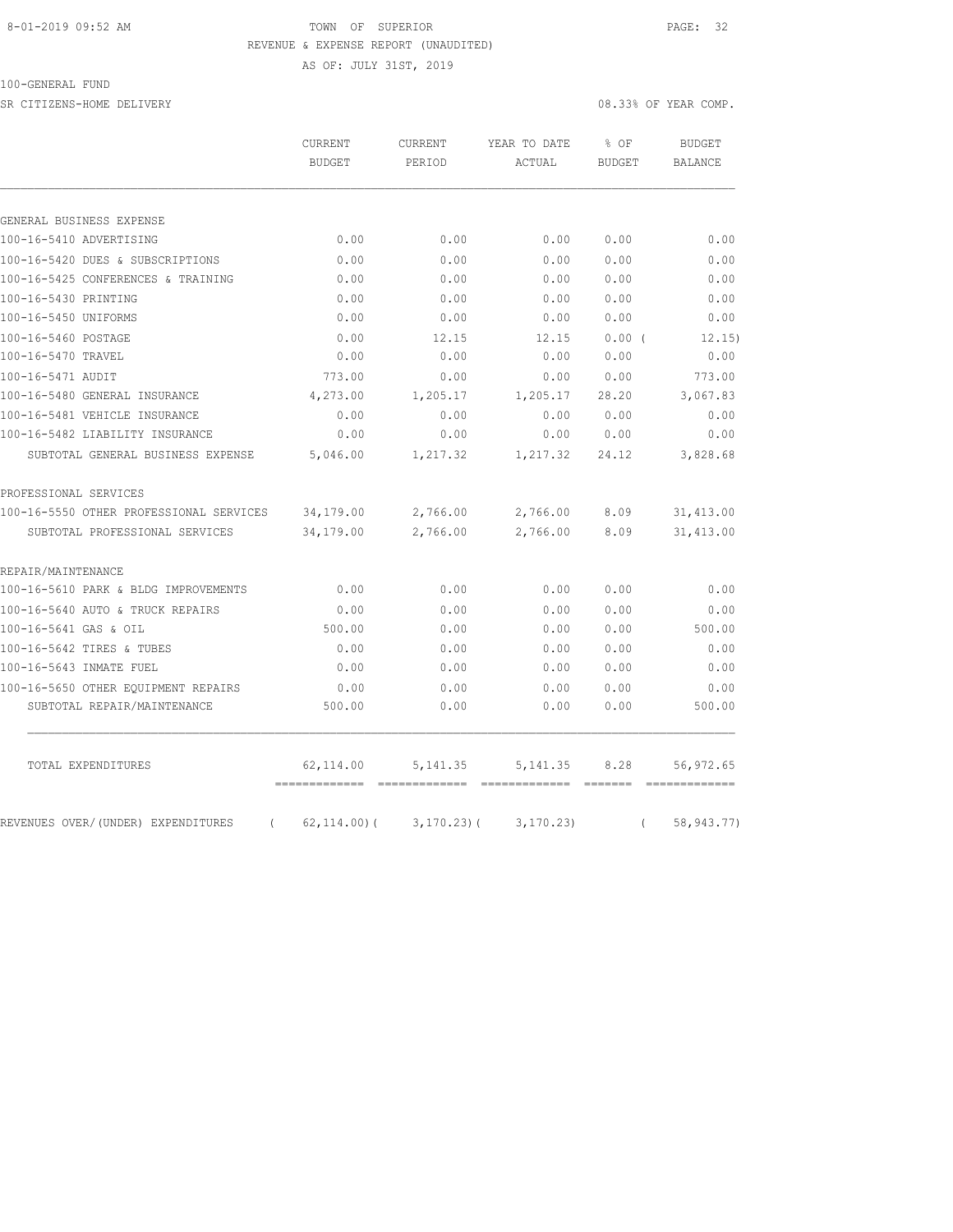8-01-2019 09:52 AM TOWN OF SUPERIOR

REVENUE & EXPENSE REPORT (UNAUDITED)

AS OF: JULY 31ST, 2019

100-GENERAL FUND

SR CITIZENS-HOME DELIVERY 08.33% OF YEAR COMP.

| | CURRENT BUDGET | CURRENT PERIOD | YEAR TO DATE ACTUAL | % OF BUDGET | BUDGET BALANCE |
|---|---|---|---|---|---|
| GENERAL BUSINESS EXPENSE | | | | | |
| 100-16-5410 ADVERTISING | 0.00 | 0.00 | 0.00 | 0.00 | 0.00 |
| 100-16-5420 DUES & SUBSCRIPTIONS | 0.00 | 0.00 | 0.00 | 0.00 | 0.00 |
| 100-16-5425 CONFERENCES & TRAINING | 0.00 | 0.00 | 0.00 | 0.00 | 0.00 |
| 100-16-5430 PRINTING | 0.00 | 0.00 | 0.00 | 0.00 | 0.00 |
| 100-16-5450 UNIFORMS | 0.00 | 0.00 | 0.00 | 0.00 | 0.00 |
| 100-16-5460 POSTAGE | 0.00 | 12.15 | 12.15 | 0.00 | ( 12.15) |
| 100-16-5470 TRAVEL | 0.00 | 0.00 | 0.00 | 0.00 | 0.00 |
| 100-16-5471 AUDIT | 773.00 | 0.00 | 0.00 | 0.00 | 773.00 |
| 100-16-5480 GENERAL INSURANCE | 4,273.00 | 1,205.17 | 1,205.17 | 28.20 | 3,067.83 |
| 100-16-5481 VEHICLE INSURANCE | 0.00 | 0.00 | 0.00 | 0.00 | 0.00 |
| 100-16-5482 LIABILITY INSURANCE | 0.00 | 0.00 | 0.00 | 0.00 | 0.00 |
| SUBTOTAL GENERAL BUSINESS EXPENSE | 5,046.00 | 1,217.32 | 1,217.32 | 24.12 | 3,828.68 |
| PROFESSIONAL SERVICES | | | | | |
| 100-16-5550 OTHER PROFESSIONAL SERVICES | 34,179.00 | 2,766.00 | 2,766.00 | 8.09 | 31,413.00 |
| SUBTOTAL PROFESSIONAL SERVICES | 34,179.00 | 2,766.00 | 2,766.00 | 8.09 | 31,413.00 |
| REPAIR/MAINTENANCE | | | | | |
| 100-16-5610 PARK & BLDG IMPROVEMENTS | 0.00 | 0.00 | 0.00 | 0.00 | 0.00 |
| 100-16-5640 AUTO & TRUCK REPAIRS | 0.00 | 0.00 | 0.00 | 0.00 | 0.00 |
| 100-16-5641 GAS & OIL | 500.00 | 0.00 | 0.00 | 0.00 | 500.00 |
| 100-16-5642 TIRES & TUBES | 0.00 | 0.00 | 0.00 | 0.00 | 0.00 |
| 100-16-5643 INMATE FUEL | 0.00 | 0.00 | 0.00 | 0.00 | 0.00 |
| 100-16-5650 OTHER EQUIPMENT REPAIRS | 0.00 | 0.00 | 0.00 | 0.00 | 0.00 |
| SUBTOTAL REPAIR/MAINTENANCE | 500.00 | 0.00 | 0.00 | 0.00 | 500.00 |
| TOTAL EXPENDITURES | 62,114.00 | 5,141.35 | 5,141.35 | 8.28 | 56,972.65 |
| REVENUES OVER/(UNDER) EXPENDITURES | ( 62,114.00) | ( 3,170.23) | ( 3,170.23) | | ( 58,943.77) |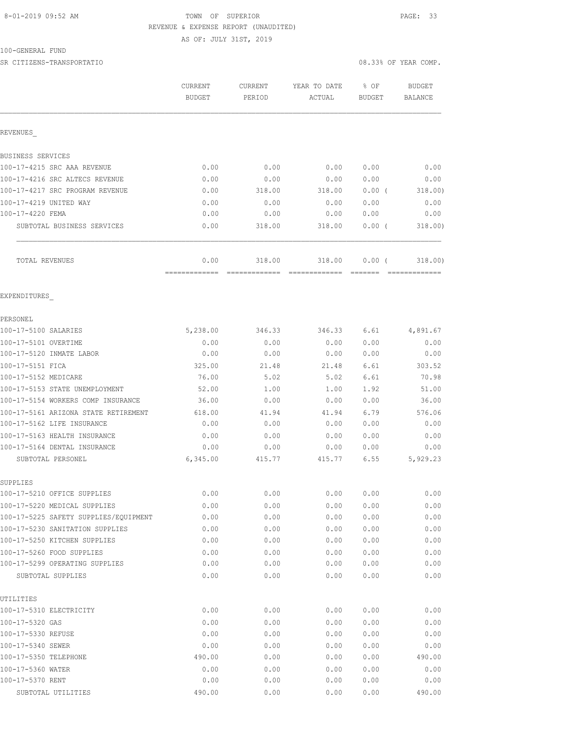TOWN OF SUPERIOR
REVENUE & EXPENSE REPORT (UNAUDITED)
AS OF: JULY 31ST, 2019

100-GENERAL FUND
SR CITIZENS-TRANSPORTATIO

08.33% OF YEAR COMP.

| | CURRENT BUDGET | CURRENT PERIOD | YEAR TO DATE ACTUAL | % OF BUDGET | BUDGET BALANCE |
|---|---|---|---|---|---|
| **REVENUES** | | | | | |
| BUSINESS SERVICES | | | | | |
| 100-17-4215 SRC AAA REVENUE | 0.00 | 0.00 | 0.00 | 0.00 | 0.00 |
| 100-17-4216 SRC ALTECS REVENUE | 0.00 | 0.00 | 0.00 | 0.00 | 0.00 |
| 100-17-4217 SRC PROGRAM REVENUE | 0.00 | 318.00 | 318.00 | 0.00 ( | 318.00) |
| 100-17-4219 UNITED WAY | 0.00 | 0.00 | 0.00 | 0.00 | 0.00 |
| 100-17-4220 FEMA | 0.00 | 0.00 | 0.00 | 0.00 | 0.00 |
| SUBTOTAL BUSINESS SERVICES | 0.00 | 318.00 | 318.00 | 0.00 ( | 318.00) |
| TOTAL REVENUES | 0.00 | 318.00 | 318.00 | 0.00 ( | 318.00) |
| **EXPENDITURES** | | | | | |
| PERSONEL | | | | | |
| 100-17-5100 SALARIES | 5,238.00 | 346.33 | 346.33 | 6.61 | 4,891.67 |
| 100-17-5101 OVERTIME | 0.00 | 0.00 | 0.00 | 0.00 | 0.00 |
| 100-17-5120 INMATE LABOR | 0.00 | 0.00 | 0.00 | 0.00 | 0.00 |
| 100-17-5151 FICA | 325.00 | 21.48 | 21.48 | 6.61 | 303.52 |
| 100-17-5152 MEDICARE | 76.00 | 5.02 | 5.02 | 6.61 | 70.98 |
| 100-17-5153 STATE UNEMPLOYMENT | 52.00 | 1.00 | 1.00 | 1.92 | 51.00 |
| 100-17-5154 WORKERS COMP INSURANCE | 36.00 | 0.00 | 0.00 | 0.00 | 36.00 |
| 100-17-5161 ARIZONA STATE RETIREMENT | 618.00 | 41.94 | 41.94 | 6.79 | 576.06 |
| 100-17-5162 LIFE INSURANCE | 0.00 | 0.00 | 0.00 | 0.00 | 0.00 |
| 100-17-5163 HEALTH INSURANCE | 0.00 | 0.00 | 0.00 | 0.00 | 0.00 |
| 100-17-5164 DENTAL INSURANCE | 0.00 | 0.00 | 0.00 | 0.00 | 0.00 |
| SUBTOTAL PERSONEL | 6,345.00 | 415.77 | 415.77 | 6.55 | 5,929.23 |
| SUPPLIES | | | | | |
| 100-17-5210 OFFICE SUPPLIES | 0.00 | 0.00 | 0.00 | 0.00 | 0.00 |
| 100-17-5220 MEDICAL SUPPLIES | 0.00 | 0.00 | 0.00 | 0.00 | 0.00 |
| 100-17-5225 SAFETY SUPPLIES/EQUIPMENT | 0.00 | 0.00 | 0.00 | 0.00 | 0.00 |
| 100-17-5230 SANITATION SUPPLIES | 0.00 | 0.00 | 0.00 | 0.00 | 0.00 |
| 100-17-5250 KITCHEN SUPPLIES | 0.00 | 0.00 | 0.00 | 0.00 | 0.00 |
| 100-17-5260 FOOD SUPPLIES | 0.00 | 0.00 | 0.00 | 0.00 | 0.00 |
| 100-17-5299 OPERATING SUPPLIES | 0.00 | 0.00 | 0.00 | 0.00 | 0.00 |
| SUBTOTAL SUPPLIES | 0.00 | 0.00 | 0.00 | 0.00 | 0.00 |
| UTILITIES | | | | | |
| 100-17-5310 ELECTRICITY | 0.00 | 0.00 | 0.00 | 0.00 | 0.00 |
| 100-17-5320 GAS | 0.00 | 0.00 | 0.00 | 0.00 | 0.00 |
| 100-17-5330 REFUSE | 0.00 | 0.00 | 0.00 | 0.00 | 0.00 |
| 100-17-5340 SEWER | 0.00 | 0.00 | 0.00 | 0.00 | 0.00 |
| 100-17-5350 TELEPHONE | 490.00 | 0.00 | 0.00 | 0.00 | 490.00 |
| 100-17-5360 WATER | 0.00 | 0.00 | 0.00 | 0.00 | 0.00 |
| 100-17-5370 RENT | 0.00 | 0.00 | 0.00 | 0.00 | 0.00 |
| SUBTOTAL UTILITIES | 490.00 | 0.00 | 0.00 | 0.00 | 490.00 |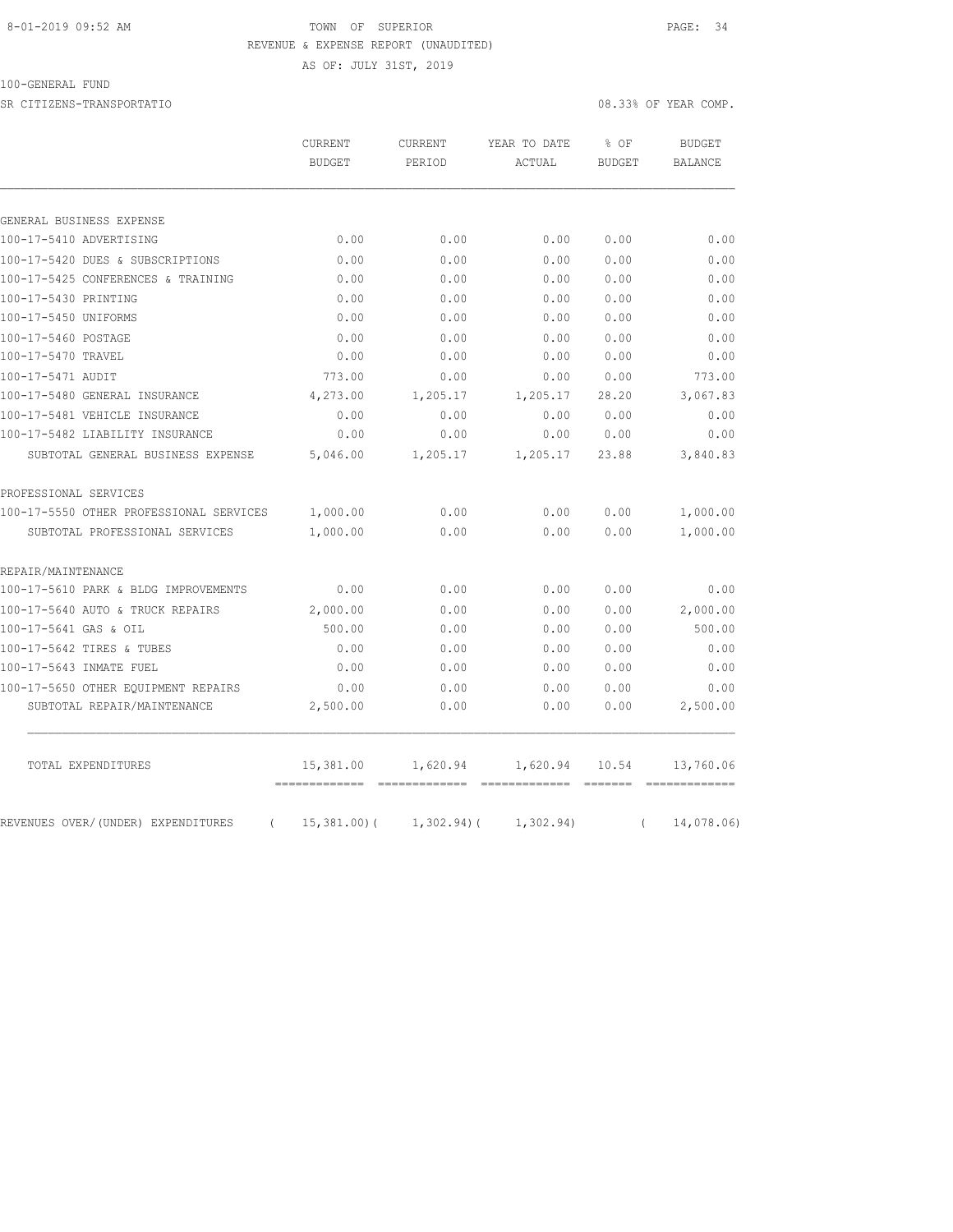8-01-2019 09:52 AM — TOWN OF SUPERIOR

REVENUE & EXPENSE REPORT (UNAUDITED)

AS OF: JULY 31ST, 2019

100-GENERAL FUND

SR CITIZENS-TRANSPORTATIO — 08.33% OF YEAR COMP.

| | CURRENT BUDGET | CURRENT PERIOD | YEAR TO DATE ACTUAL | % OF BUDGET | BUDGET BALANCE |
|---|---|---|---|---|---|
| GENERAL BUSINESS EXPENSE | | | | | |
| 100-17-5410 ADVERTISING | 0.00 | 0.00 | 0.00 | 0.00 | 0.00 |
| 100-17-5420 DUES & SUBSCRIPTIONS | 0.00 | 0.00 | 0.00 | 0.00 | 0.00 |
| 100-17-5425 CONFERENCES & TRAINING | 0.00 | 0.00 | 0.00 | 0.00 | 0.00 |
| 100-17-5430 PRINTING | 0.00 | 0.00 | 0.00 | 0.00 | 0.00 |
| 100-17-5450 UNIFORMS | 0.00 | 0.00 | 0.00 | 0.00 | 0.00 |
| 100-17-5460 POSTAGE | 0.00 | 0.00 | 0.00 | 0.00 | 0.00 |
| 100-17-5470 TRAVEL | 0.00 | 0.00 | 0.00 | 0.00 | 0.00 |
| 100-17-5471 AUDIT | 773.00 | 0.00 | 0.00 | 0.00 | 773.00 |
| 100-17-5480 GENERAL INSURANCE | 4,273.00 | 1,205.17 | 1,205.17 | 28.20 | 3,067.83 |
| 100-17-5481 VEHICLE INSURANCE | 0.00 | 0.00 | 0.00 | 0.00 | 0.00 |
| 100-17-5482 LIABILITY INSURANCE | 0.00 | 0.00 | 0.00 | 0.00 | 0.00 |
| SUBTOTAL GENERAL BUSINESS EXPENSE | 5,046.00 | 1,205.17 | 1,205.17 | 23.88 | 3,840.83 |
| PROFESSIONAL SERVICES | | | | | |
| 100-17-5550 OTHER PROFESSIONAL SERVICES | 1,000.00 | 0.00 | 0.00 | 0.00 | 1,000.00 |
| SUBTOTAL PROFESSIONAL SERVICES | 1,000.00 | 0.00 | 0.00 | 0.00 | 1,000.00 |
| REPAIR/MAINTENANCE | | | | | |
| 100-17-5610 PARK & BLDG IMPROVEMENTS | 0.00 | 0.00 | 0.00 | 0.00 | 0.00 |
| 100-17-5640 AUTO & TRUCK REPAIRS | 2,000.00 | 0.00 | 0.00 | 0.00 | 2,000.00 |
| 100-17-5641 GAS & OIL | 500.00 | 0.00 | 0.00 | 0.00 | 500.00 |
| 100-17-5642 TIRES & TUBES | 0.00 | 0.00 | 0.00 | 0.00 | 0.00 |
| 100-17-5643 INMATE FUEL | 0.00 | 0.00 | 0.00 | 0.00 | 0.00 |
| 100-17-5650 OTHER EQUIPMENT REPAIRS | 0.00 | 0.00 | 0.00 | 0.00 | 0.00 |
| SUBTOTAL REPAIR/MAINTENANCE | 2,500.00 | 0.00 | 0.00 | 0.00 | 2,500.00 |
| TOTAL EXPENDITURES | 15,381.00 | 1,620.94 | 1,620.94 | 10.54 | 13,760.06 |
| REVENUES OVER/(UNDER) EXPENDITURES | ( 15,381.00) | ( 1,302.94) | ( 1,302.94) | | ( 14,078.06) |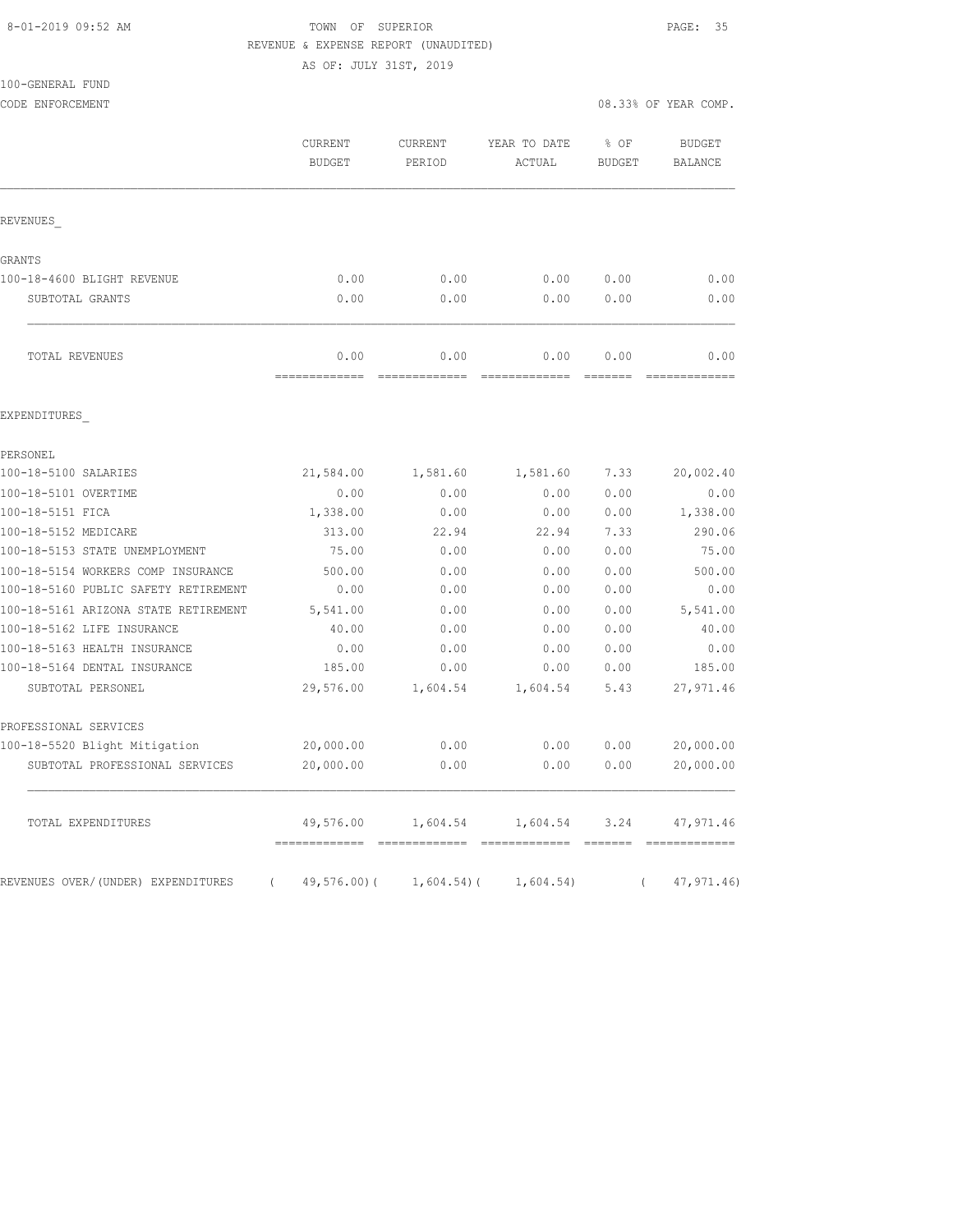8-01-2019 09:52 AM

TOWN OF SUPERIOR

REVENUE & EXPENSE REPORT (UNAUDITED)

AS OF: JULY 31ST, 2019

100-GENERAL FUND

CODE ENFORCEMENT — 08.33% OF YEAR COMP.

| | CURRENT BUDGET | CURRENT PERIOD | YEAR TO DATE ACTUAL | % OF BUDGET | BUDGET BALANCE |
|---|---|---|---|---|---|
| **REVENUES_** | | | | | |
| GRANTS | | | | | |
| 100-18-4600 BLIGHT REVENUE | 0.00 | 0.00 | 0.00 | 0.00 | 0.00 |
| SUBTOTAL GRANTS | 0.00 | 0.00 | 0.00 | 0.00 | 0.00 |
| TOTAL REVENUES | 0.00 | 0.00 | 0.00 | 0.00 | 0.00 |
| **EXPENDITURES_** | | | | | |
| PERSONEL | | | | | |
| 100-18-5100 SALARIES | 21,584.00 | 1,581.60 | 1,581.60 | 7.33 | 20,002.40 |
| 100-18-5101 OVERTIME | 0.00 | 0.00 | 0.00 | 0.00 | 0.00 |
| 100-18-5151 FICA | 1,338.00 | 0.00 | 0.00 | 0.00 | 1,338.00 |
| 100-18-5152 MEDICARE | 313.00 | 22.94 | 22.94 | 7.33 | 290.06 |
| 100-18-5153 STATE UNEMPLOYMENT | 75.00 | 0.00 | 0.00 | 0.00 | 75.00 |
| 100-18-5154 WORKERS COMP INSURANCE | 500.00 | 0.00 | 0.00 | 0.00 | 500.00 |
| 100-18-5160 PUBLIC SAFETY RETIREMENT | 0.00 | 0.00 | 0.00 | 0.00 | 0.00 |
| 100-18-5161 ARIZONA STATE RETIREMENT | 5,541.00 | 0.00 | 0.00 | 0.00 | 5,541.00 |
| 100-18-5162 LIFE INSURANCE | 40.00 | 0.00 | 0.00 | 0.00 | 40.00 |
| 100-18-5163 HEALTH INSURANCE | 0.00 | 0.00 | 0.00 | 0.00 | 0.00 |
| 100-18-5164 DENTAL INSURANCE | 185.00 | 0.00 | 0.00 | 0.00 | 185.00 |
| SUBTOTAL PERSONEL | 29,576.00 | 1,604.54 | 1,604.54 | 5.43 | 27,971.46 |
| PROFESSIONAL SERVICES | | | | | |
| 100-18-5520 Blight Mitigation | 20,000.00 | 0.00 | 0.00 | 0.00 | 20,000.00 |
| SUBTOTAL PROFESSIONAL SERVICES | 20,000.00 | 0.00 | 0.00 | 0.00 | 20,000.00 |
| TOTAL EXPENDITURES | 49,576.00 | 1,604.54 | 1,604.54 | 3.24 | 47,971.46 |
| REVENUES OVER/(UNDER) EXPENDITURES | ( 49,576.00) | ( 1,604.54) | ( 1,604.54) | | ( 47,971.46) |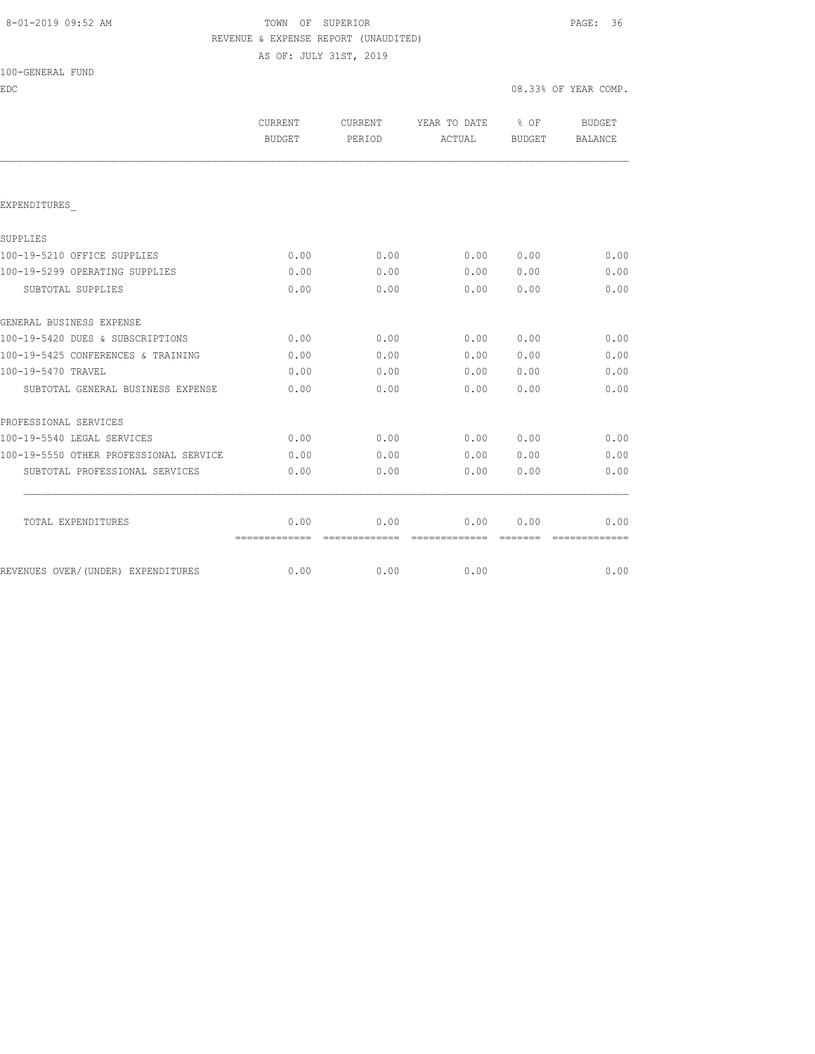8-01-2019 09:52 AM TOWN OF SUPERIOR

REVENUE & EXPENSE REPORT (UNAUDITED)

AS OF: JULY 31ST, 2019

100-GENERAL FUND

EDC 08.33% OF YEAR COMP.

| | CURRENT BUDGET | CURRENT PERIOD | YEAR TO DATE ACTUAL | % OF BUDGET | BUDGET BALANCE |
|---|---|---|---|---|---|
| EXPENDITURES_ | | | | | |
| SUPPLIES | | | | | |
| 100-19-5210 OFFICE SUPPLIES | 0.00 | 0.00 | 0.00 | 0.00 | 0.00 |
| 100-19-5299 OPERATING SUPPLIES | 0.00 | 0.00 | 0.00 | 0.00 | 0.00 |
| SUBTOTAL SUPPLIES | 0.00 | 0.00 | 0.00 | 0.00 | 0.00 |
| GENERAL BUSINESS EXPENSE | | | | | |
| 100-19-5420 DUES & SUBSCRIPTIONS | 0.00 | 0.00 | 0.00 | 0.00 | 0.00 |
| 100-19-5425 CONFERENCES & TRAINING | 0.00 | 0.00 | 0.00 | 0.00 | 0.00 |
| 100-19-5470 TRAVEL | 0.00 | 0.00 | 0.00 | 0.00 | 0.00 |
| SUBTOTAL GENERAL BUSINESS EXPENSE | 0.00 | 0.00 | 0.00 | 0.00 | 0.00 |
| PROFESSIONAL SERVICES | | | | | |
| 100-19-5540 LEGAL SERVICES | 0.00 | 0.00 | 0.00 | 0.00 | 0.00 |
| 100-19-5550 OTHER PROFESSIONAL SERVICE | 0.00 | 0.00 | 0.00 | 0.00 | 0.00 |
| SUBTOTAL PROFESSIONAL SERVICES | 0.00 | 0.00 | 0.00 | 0.00 | 0.00 |
| TOTAL EXPENDITURES | 0.00 | 0.00 | 0.00 | 0.00 | 0.00 |
| REVENUES OVER/(UNDER) EXPENDITURES | 0.00 | 0.00 | 0.00 | | 0.00 |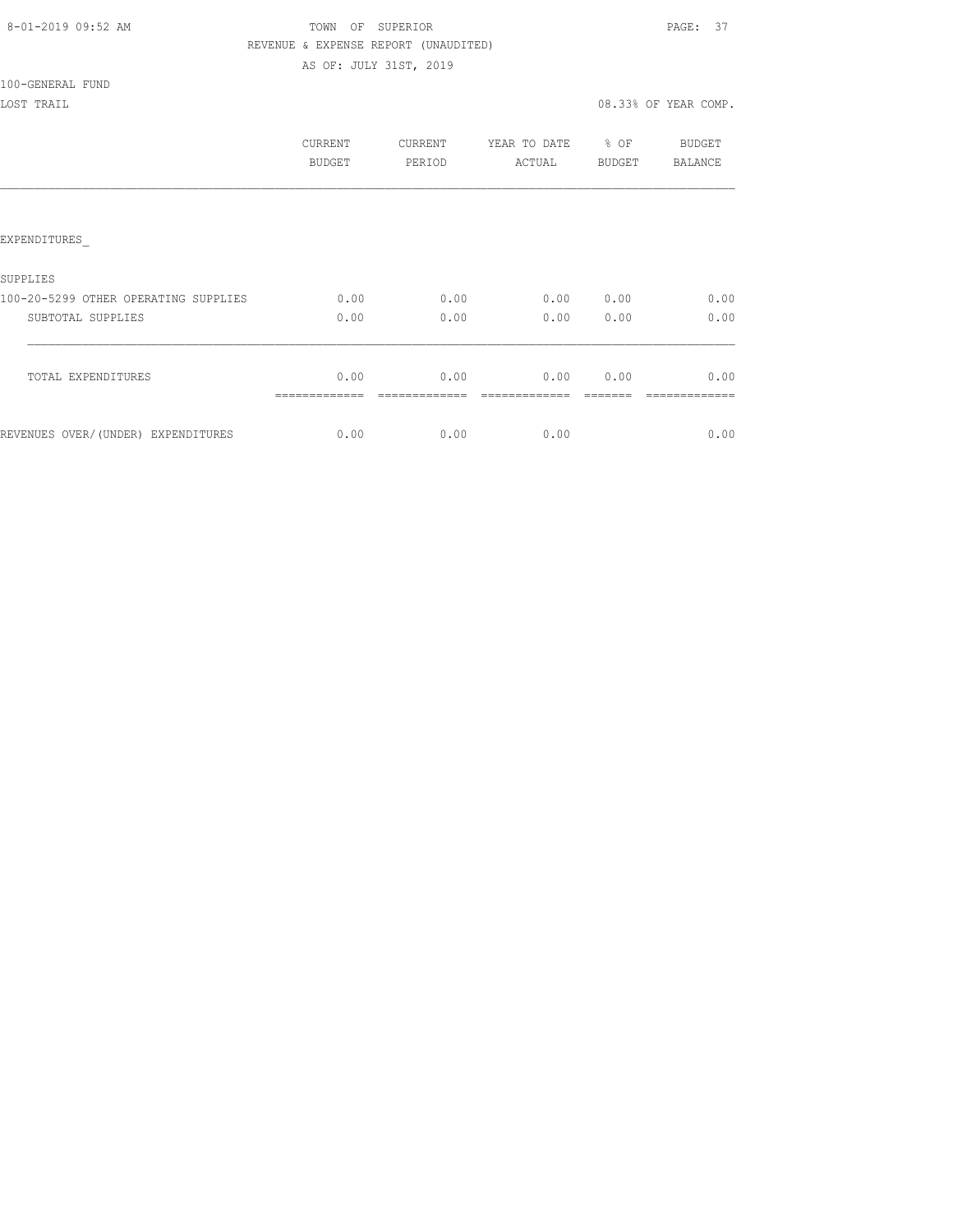TOWN OF SUPERIOR

REVENUE & EXPENSE REPORT (UNAUDITED)

AS OF: JULY 31ST, 2019

100-GENERAL FUND

LOST TRAIL

08.33% OF YEAR COMP.

| | CURRENT BUDGET | CURRENT PERIOD | YEAR TO DATE ACTUAL | % OF BUDGET | BUDGET BALANCE |
|---|---|---|---|---|---|
| EXPENDITURES_ | | | | | |
| SUPPLIES | | | | | |
| 100-20-5299 OTHER OPERATING SUPPLIES | 0.00 | 0.00 | 0.00 | 0.00 | 0.00 |
| SUBTOTAL SUPPLIES | 0.00 | 0.00 | 0.00 | 0.00 | 0.00 |
| TOTAL EXPENDITURES | 0.00 | 0.00 | 0.00 | 0.00 | 0.00 |
| REVENUES OVER/(UNDER) EXPENDITURES | 0.00 | 0.00 | 0.00 | | 0.00 |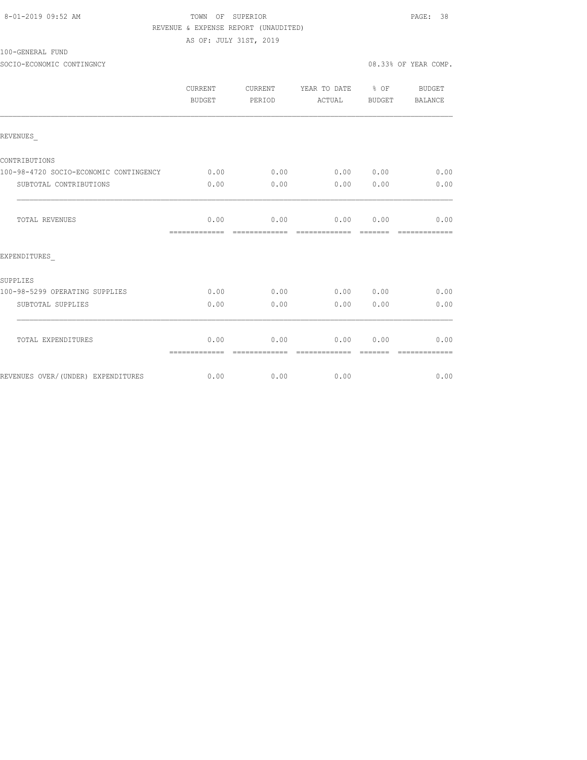TOWN OF SUPERIOR
REVENUE & EXPENSE REPORT (UNAUDITED)
AS OF: JULY 31ST, 2019

100-GENERAL FUND

SOCIO-ECONOMIC CONTINGNCY — 08.33% OF YEAR COMP.

| | CURRENT BUDGET | CURRENT PERIOD | YEAR TO DATE ACTUAL | % OF BUDGET | BUDGET BALANCE |
|---|---|---|---|---|---|
| **REVENUES_** | | | | | |
| CONTRIBUTIONS | | | | | |
| 100-98-4720 SOCIO-ECONOMIC CONTINGENCY | 0.00 | 0.00 | 0.00 | 0.00 | 0.00 |
| SUBTOTAL CONTRIBUTIONS | 0.00 | 0.00 | 0.00 | 0.00 | 0.00 |
| TOTAL REVENUES | 0.00 | 0.00 | 0.00 | 0.00 | 0.00 |
| **EXPENDITURES_** | | | | | |
| SUPPLIES | | | | | |
| 100-98-5299 OPERATING SUPPLIES | 0.00 | 0.00 | 0.00 | 0.00 | 0.00 |
| SUBTOTAL SUPPLIES | 0.00 | 0.00 | 0.00 | 0.00 | 0.00 |
| TOTAL EXPENDITURES | 0.00 | 0.00 | 0.00 | 0.00 | 0.00 |
| REVENUES OVER/(UNDER) EXPENDITURES | 0.00 | 0.00 | 0.00 | | 0.00 |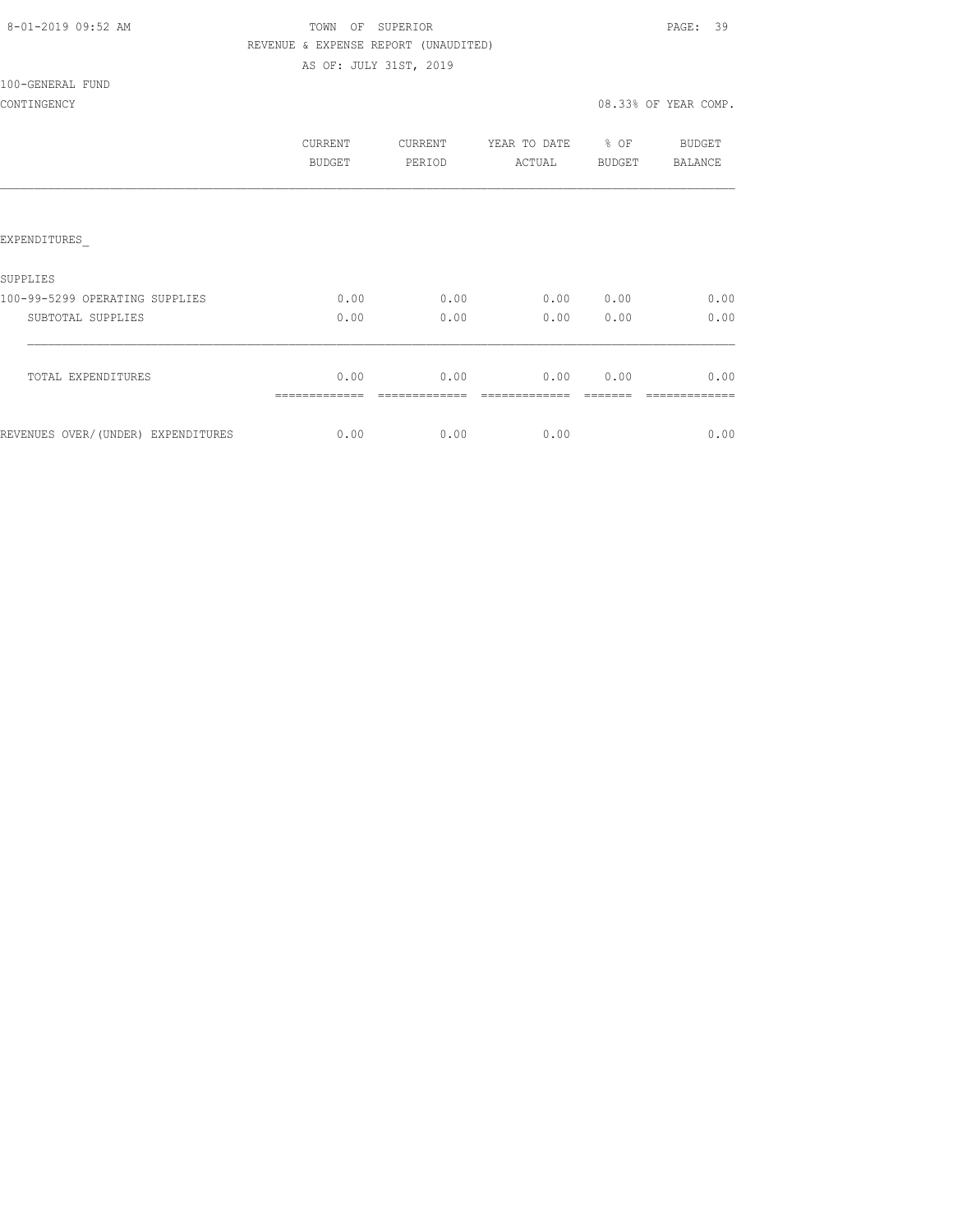8-01-2019 09:52 AM

TOWN OF SUPERIOR

REVENUE & EXPENSE REPORT (UNAUDITED)

AS OF: JULY 31ST, 2019

100-GENERAL FUND

CONTINGENCY

08.33% OF YEAR COMP.

| | CURRENT BUDGET | CURRENT PERIOD | YEAR TO DATE ACTUAL | % OF BUDGET | BUDGET BALANCE |
|---|---|---|---|---|---|
| EXPENDITURES_ | | | | | |
| SUPPLIES | | | | | |
| 100-99-5299 OPERATING SUPPLIES | 0.00 | 0.00 | 0.00 | 0.00 | 0.00 |
| SUBTOTAL SUPPLIES | 0.00 | 0.00 | 0.00 | 0.00 | 0.00 |
| TOTAL EXPENDITURES | 0.00 | 0.00 | 0.00 | 0.00 | 0.00 |
| REVENUES OVER/(UNDER) EXPENDITURES | 0.00 | 0.00 | 0.00 | | 0.00 |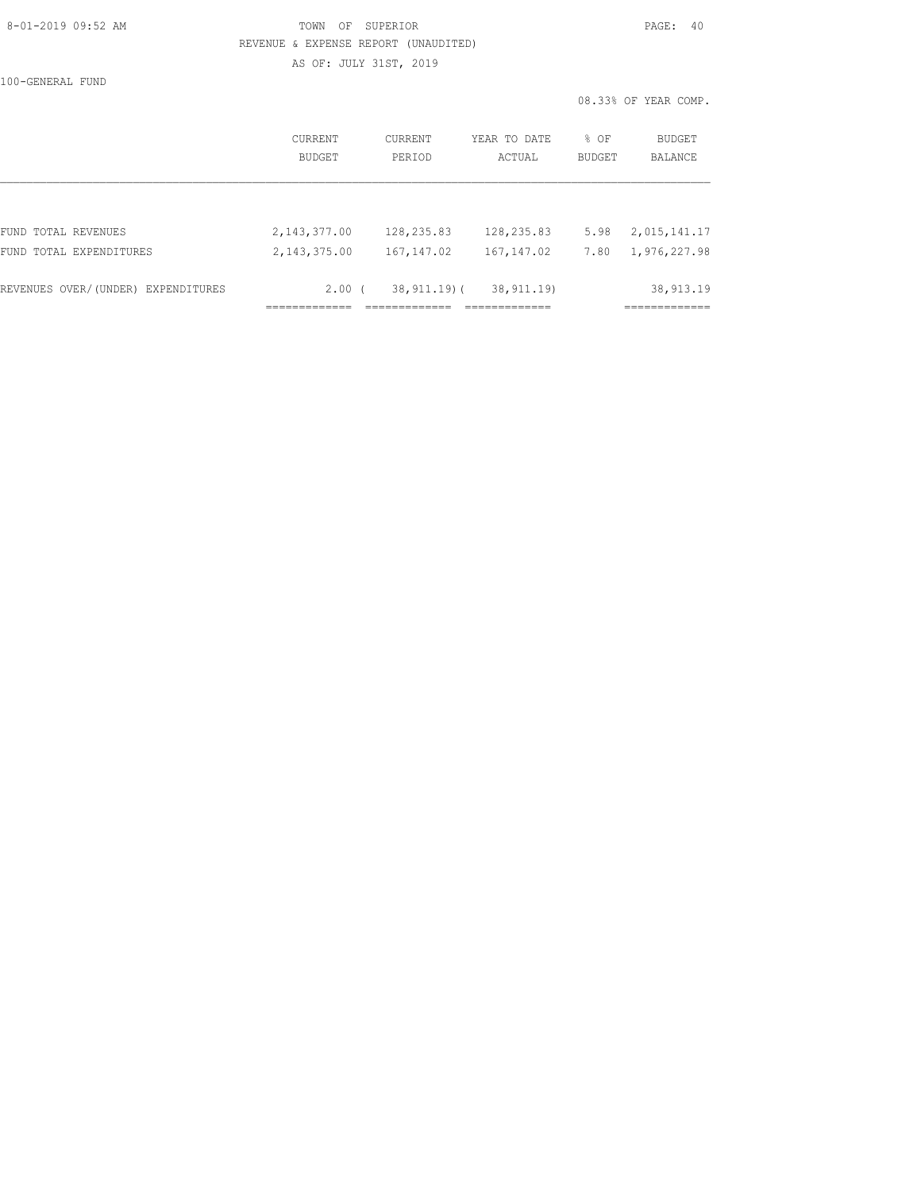8-01-2019 09:52 AM

TOWN OF SUPERIOR

REVENUE & EXPENSE REPORT (UNAUDITED)

AS OF: JULY 31ST, 2019

100-GENERAL FUND

08.33% OF YEAR COMP.

| | CURRENT BUDGET | CURRENT PERIOD | YEAR TO DATE ACTUAL | % OF BUDGET | BUDGET BALANCE |
|---|---|---|---|---|---|
| FUND TOTAL REVENUES | 2,143,377.00 | 128,235.83 | 128,235.83 | 5.98 | 2,015,141.17 |
| FUND TOTAL EXPENDITURES | 2,143,375.00 | 167,147.02 | 167,147.02 | 7.80 | 1,976,227.98 |
| REVENUES OVER/(UNDER) EXPENDITURES | 2.00 | ( 38,911.19) | ( 38,911.19) | | 38,913.19 |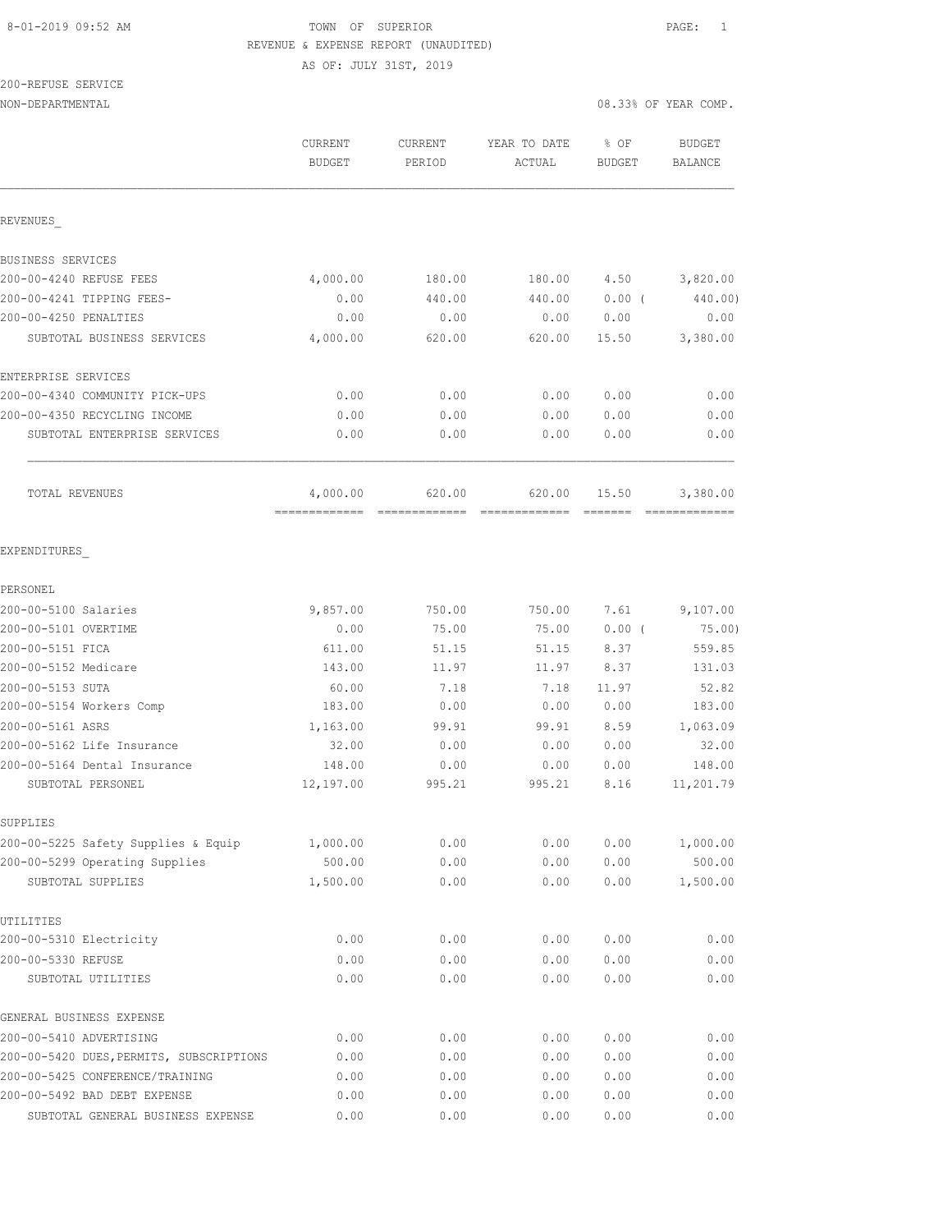8-01-2019 09:52 AM

TOWN OF SUPERIOR

REVENUE & EXPENSE REPORT (UNAUDITED)

AS OF: JULY 31ST, 2019

200-REFUSE SERVICE

NON-DEPARTMENTAL

08.33% OF YEAR COMP.

| | CURRENT BUDGET | CURRENT PERIOD | YEAR TO DATE ACTUAL | % OF BUDGET | BUDGET BALANCE |
|---|---|---|---|---|---|
| **REVENUES** | | | | | |
| BUSINESS SERVICES | | | | | |
| 200-00-4240 REFUSE FEES | 4,000.00 | 180.00 | 180.00 | 4.50 | 3,820.00 |
| 200-00-4241 TIPPING FEES- | 0.00 | 440.00 | 440.00 | 0.00 ( | 440.00) |
| 200-00-4250 PENALTIES | 0.00 | 0.00 | 0.00 | 0.00 | 0.00 |
| SUBTOTAL BUSINESS SERVICES | 4,000.00 | 620.00 | 620.00 | 15.50 | 3,380.00 |
| ENTERPRISE SERVICES | | | | | |
| 200-00-4340 COMMUNITY PICK-UPS | 0.00 | 0.00 | 0.00 | 0.00 | 0.00 |
| 200-00-4350 RECYCLING INCOME | 0.00 | 0.00 | 0.00 | 0.00 | 0.00 |
| SUBTOTAL ENTERPRISE SERVICES | 0.00 | 0.00 | 0.00 | 0.00 | 0.00 |
| TOTAL REVENUES | 4,000.00 | 620.00 | 620.00 | 15.50 | 3,380.00 |
| **EXPENDITURES** | | | | | |
| PERSONEL | | | | | |
| 200-00-5100 Salaries | 9,857.00 | 750.00 | 750.00 | 7.61 | 9,107.00 |
| 200-00-5101 OVERTIME | 0.00 | 75.00 | 75.00 | 0.00 ( | 75.00) |
| 200-00-5151 FICA | 611.00 | 51.15 | 51.15 | 8.37 | 559.85 |
| 200-00-5152 Medicare | 143.00 | 11.97 | 11.97 | 8.37 | 131.03 |
| 200-00-5153 SUTA | 60.00 | 7.18 | 7.18 | 11.97 | 52.82 |
| 200-00-5154 Workers Comp | 183.00 | 0.00 | 0.00 | 0.00 | 183.00 |
| 200-00-5161 ASRS | 1,163.00 | 99.91 | 99.91 | 8.59 | 1,063.09 |
| 200-00-5162 Life Insurance | 32.00 | 0.00 | 0.00 | 0.00 | 32.00 |
| 200-00-5164 Dental Insurance | 148.00 | 0.00 | 0.00 | 0.00 | 148.00 |
| SUBTOTAL PERSONEL | 12,197.00 | 995.21 | 995.21 | 8.16 | 11,201.79 |
| SUPPLIES | | | | | |
| 200-00-5225 Safety Supplies & Equip | 1,000.00 | 0.00 | 0.00 | 0.00 | 1,000.00 |
| 200-00-5299 Operating Supplies | 500.00 | 0.00 | 0.00 | 0.00 | 500.00 |
| SUBTOTAL SUPPLIES | 1,500.00 | 0.00 | 0.00 | 0.00 | 1,500.00 |
| UTILITIES | | | | | |
| 200-00-5310 Electricity | 0.00 | 0.00 | 0.00 | 0.00 | 0.00 |
| 200-00-5330 REFUSE | 0.00 | 0.00 | 0.00 | 0.00 | 0.00 |
| SUBTOTAL UTILITIES | 0.00 | 0.00 | 0.00 | 0.00 | 0.00 |
| GENERAL BUSINESS EXPENSE | | | | | |
| 200-00-5410 ADVERTISING | 0.00 | 0.00 | 0.00 | 0.00 | 0.00 |
| 200-00-5420 DUES,PERMITS, SUBSCRIPTIONS | 0.00 | 0.00 | 0.00 | 0.00 | 0.00 |
| 200-00-5425 CONFERENCE/TRAINING | 0.00 | 0.00 | 0.00 | 0.00 | 0.00 |
| 200-00-5492 BAD DEBT EXPENSE | 0.00 | 0.00 | 0.00 | 0.00 | 0.00 |
| SUBTOTAL GENERAL BUSINESS EXPENSE | 0.00 | 0.00 | 0.00 | 0.00 | 0.00 |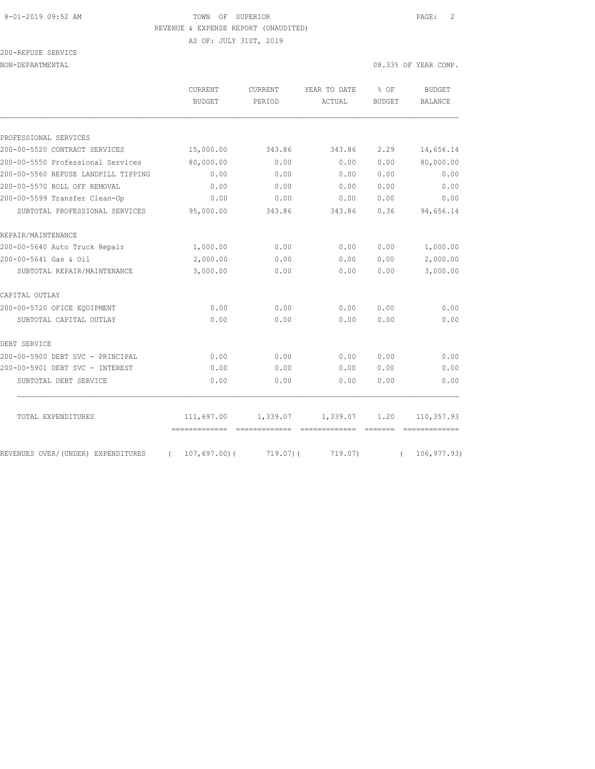TOWN OF SUPERIOR
REVENUE & EXPENSE REPORT (UNAUDITED)
AS OF: JULY 31ST, 2019

200-REFUSE SERVICE
NON-DEPARTMENTAL

08.33% OF YEAR COMP.

| | CURRENT BUDGET | CURRENT PERIOD | YEAR TO DATE ACTUAL | % OF BUDGET | BUDGET BALANCE |
|---|---|---|---|---|---|
| PROFESSIONAL SERVICES | | | | | |
| 200-00-5520 CONTRACT SERVICES | 15,000.00 | 343.86 | 343.86 | 2.29 | 14,656.14 |
| 200-00-5550 Professional Services | 80,000.00 | 0.00 | 0.00 | 0.00 | 80,000.00 |
| 200-00-5560 REFUSE LANDFILL TIPPING | 0.00 | 0.00 | 0.00 | 0.00 | 0.00 |
| 200-00-5570 ROLL OFF REMOVAL | 0.00 | 0.00 | 0.00 | 0.00 | 0.00 |
| 200-00-5599 Transfer Clean-Up | 0.00 | 0.00 | 0.00 | 0.00 | 0.00 |
| SUBTOTAL PROFESSIONAL SERVICES | 95,000.00 | 343.86 | 343.86 | 0.36 | 94,656.14 |
| REPAIR/MAINTENANCE | | | | | |
| 200-00-5640 Auto Truck Repair | 1,000.00 | 0.00 | 0.00 | 0.00 | 1,000.00 |
| 200-00-5641 Gas & Oil | 2,000.00 | 0.00 | 0.00 | 0.00 | 2,000.00 |
| SUBTOTAL REPAIR/MAINTENANCE | 3,000.00 | 0.00 | 0.00 | 0.00 | 3,000.00 |
| CAPITAL OUTLAY | | | | | |
| 200-00-5720 OFICE EQUIPMENT | 0.00 | 0.00 | 0.00 | 0.00 | 0.00 |
| SUBTOTAL CAPITAL OUTLAY | 0.00 | 0.00 | 0.00 | 0.00 | 0.00 |
| DEBT SERVICE | | | | | |
| 200-00-5900 DEBT SVC - PRINCIPAL | 0.00 | 0.00 | 0.00 | 0.00 | 0.00 |
| 200-00-5901 DEBT SVC - INTEREST | 0.00 | 0.00 | 0.00 | 0.00 | 0.00 |
| SUBTOTAL DEBT SERVICE | 0.00 | 0.00 | 0.00 | 0.00 | 0.00 |
| TOTAL EXPENDITURES | 111,697.00 | 1,339.07 | 1,339.07 | 1.20 | 110,357.93 |
| REVENUES OVER/(UNDER) EXPENDITURES | ( 107,697.00) | ( 719.07) | ( 719.07) | | ( 106,977.93) |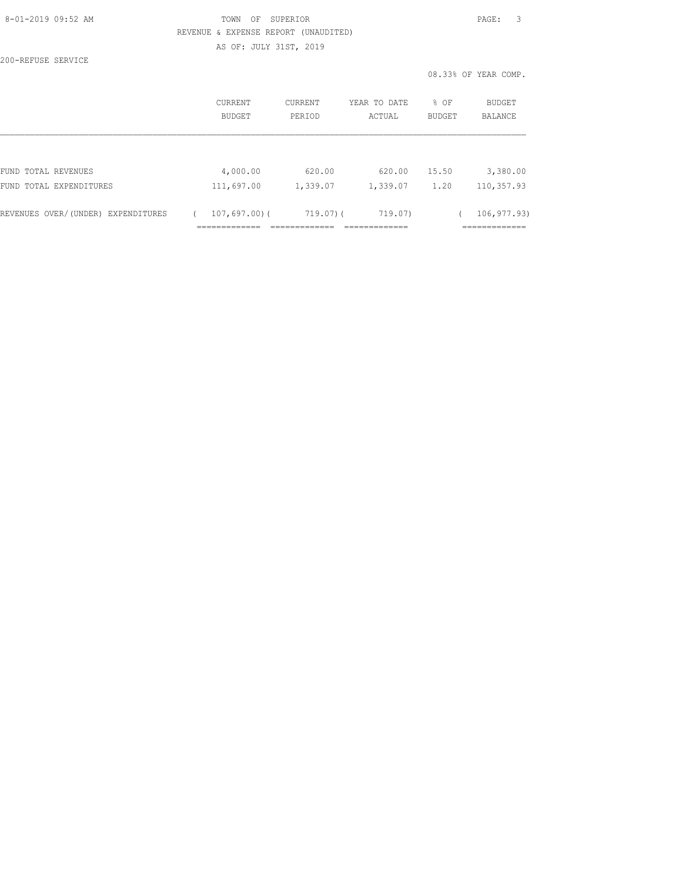TOWN OF SUPERIOR

REVENUE & EXPENSE REPORT (UNAUDITED)

AS OF: JULY 31ST, 2019

200-REFUSE SERVICE

08.33% OF YEAR COMP.

| | CURRENT BUDGET | CURRENT PERIOD | YEAR TO DATE ACTUAL | % OF BUDGET | BUDGET BALANCE |
|---|---|---|---|---|---|
| FUND TOTAL REVENUES | 4,000.00 | 620.00 | 620.00 | 15.50 | 3,380.00 |
| FUND TOTAL EXPENDITURES | 111,697.00 | 1,339.07 | 1,339.07 | 1.20 | 110,357.93 |
| REVENUES OVER/(UNDER) EXPENDITURES | ( 107,697.00) | ( 719.07) | ( 719.07) | | ( 106,977.93) |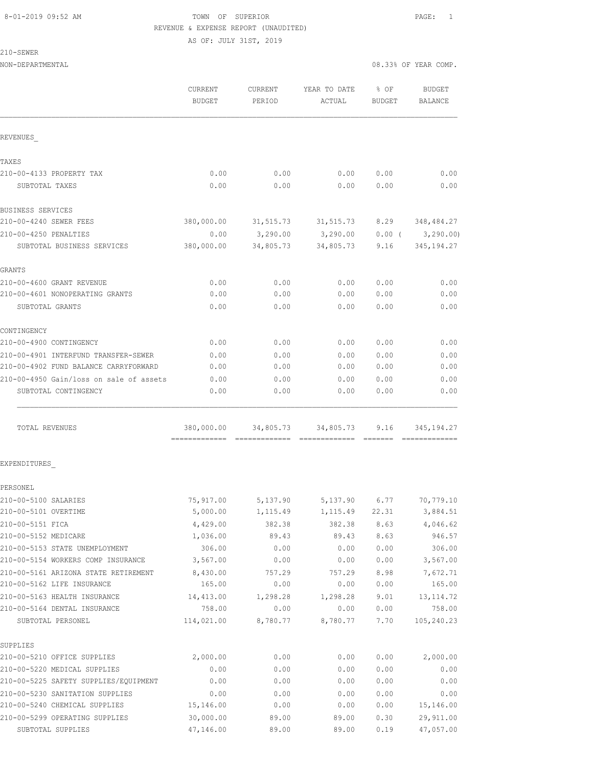8-01-2019 09:52 AM TOWN OF SUPERIOR

REVENUE & EXPENSE REPORT (UNAUDITED)

AS OF: JULY 31ST, 2019

210-SEWER

NON-DEPARTMENTAL 08.33% OF YEAR COMP.

| | CURRENT BUDGET | CURRENT PERIOD | YEAR TO DATE ACTUAL | % OF BUDGET | BUDGET BALANCE |
|---|---|---|---|---|---|
| **REVENUES** | | | | | |
| TAXES | | | | | |
| 210-00-4133 PROPERTY TAX | 0.00 | 0.00 | 0.00 | 0.00 | 0.00 |
| SUBTOTAL TAXES | 0.00 | 0.00 | 0.00 | 0.00 | 0.00 |
| BUSINESS SERVICES | | | | | |
| 210-00-4240 SEWER FEES | 380,000.00 | 31,515.73 | 31,515.73 | 8.29 | 348,484.27 |
| 210-00-4250 PENALTIES | 0.00 | 3,290.00 | 3,290.00 | 0.00 | ( 3,290.00) |
| SUBTOTAL BUSINESS SERVICES | 380,000.00 | 34,805.73 | 34,805.73 | 9.16 | 345,194.27 |
| GRANTS | | | | | |
| 210-00-4600 GRANT REVENUE | 0.00 | 0.00 | 0.00 | 0.00 | 0.00 |
| 210-00-4601 NONOPERATING GRANTS | 0.00 | 0.00 | 0.00 | 0.00 | 0.00 |
| SUBTOTAL GRANTS | 0.00 | 0.00 | 0.00 | 0.00 | 0.00 |
| CONTINGENCY | | | | | |
| 210-00-4900 CONTINGENCY | 0.00 | 0.00 | 0.00 | 0.00 | 0.00 |
| 210-00-4901 INTERFUND TRANSFER-SEWER | 0.00 | 0.00 | 0.00 | 0.00 | 0.00 |
| 210-00-4902 FUND BALANCE CARRYFORWARD | 0.00 | 0.00 | 0.00 | 0.00 | 0.00 |
| 210-00-4950 Gain/loss on sale of assets | 0.00 | 0.00 | 0.00 | 0.00 | 0.00 |
| SUBTOTAL CONTINGENCY | 0.00 | 0.00 | 0.00 | 0.00 | 0.00 |
| TOTAL REVENUES | 380,000.00 | 34,805.73 | 34,805.73 | 9.16 | 345,194.27 |
| **EXPENDITURES** | | | | | |
| PERSONEL | | | | | |
| 210-00-5100 SALARIES | 75,917.00 | 5,137.90 | 5,137.90 | 6.77 | 70,779.10 |
| 210-00-5101 OVERTIME | 5,000.00 | 1,115.49 | 1,115.49 | 22.31 | 3,884.51 |
| 210-00-5151 FICA | 4,429.00 | 382.38 | 382.38 | 8.63 | 4,046.62 |
| 210-00-5152 MEDICARE | 1,036.00 | 89.43 | 89.43 | 8.63 | 946.57 |
| 210-00-5153 STATE UNEMPLOYMENT | 306.00 | 0.00 | 0.00 | 0.00 | 306.00 |
| 210-00-5154 WORKERS COMP INSURANCE | 3,567.00 | 0.00 | 0.00 | 0.00 | 3,567.00 |
| 210-00-5161 ARIZONA STATE RETIREMENT | 8,430.00 | 757.29 | 757.29 | 8.98 | 7,672.71 |
| 210-00-5162 LIFE INSURANCE | 165.00 | 0.00 | 0.00 | 0.00 | 165.00 |
| 210-00-5163 HEALTH INSURANCE | 14,413.00 | 1,298.28 | 1,298.28 | 9.01 | 13,114.72 |
| 210-00-5164 DENTAL INSURANCE | 758.00 | 0.00 | 0.00 | 0.00 | 758.00 |
| SUBTOTAL PERSONEL | 114,021.00 | 8,780.77 | 8,780.77 | 7.70 | 105,240.23 |
| SUPPLIES | | | | | |
| 210-00-5210 OFFICE SUPPLIES | 2,000.00 | 0.00 | 0.00 | 0.00 | 2,000.00 |
| 210-00-5220 MEDICAL SUPPLIES | 0.00 | 0.00 | 0.00 | 0.00 | 0.00 |
| 210-00-5225 SAFETY SUPPLIES/EQUIPMENT | 0.00 | 0.00 | 0.00 | 0.00 | 0.00 |
| 210-00-5230 SANITATION SUPPLIES | 0.00 | 0.00 | 0.00 | 0.00 | 0.00 |
| 210-00-5240 CHEMICAL SUPPLIES | 15,146.00 | 0.00 | 0.00 | 0.00 | 15,146.00 |
| 210-00-5299 OPERATING SUPPLIES | 30,000.00 | 89.00 | 89.00 | 0.30 | 29,911.00 |
| SUBTOTAL SUPPLIES | 47,146.00 | 89.00 | 89.00 | 0.19 | 47,057.00 |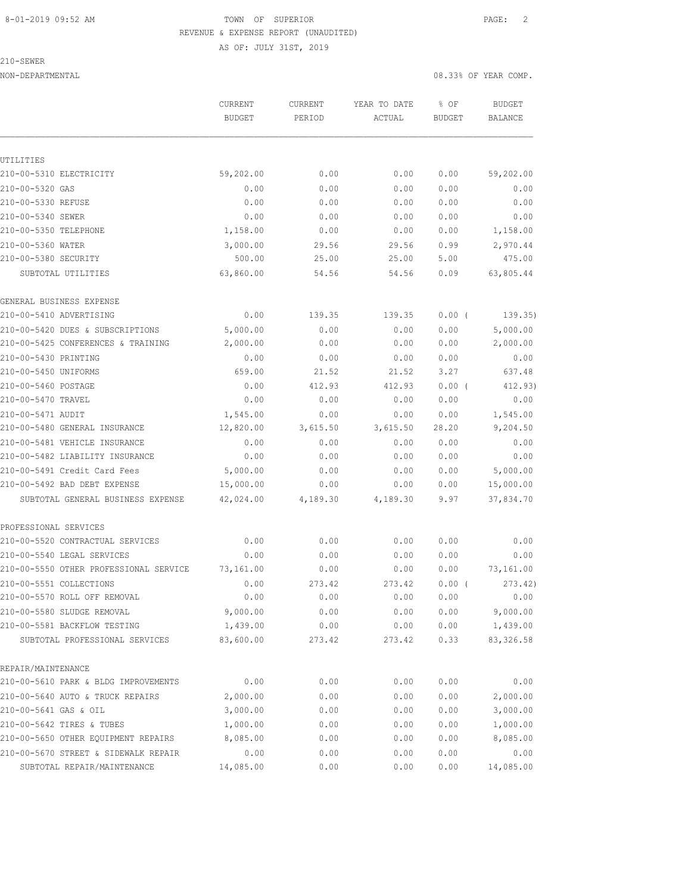TOWN OF SUPERIOR

REVENUE & EXPENSE REPORT (UNAUDITED)

AS OF: JULY 31ST, 2019

210-SEWER

NON-DEPARTMENTAL

08.33% OF YEAR COMP.

| | CURRENT BUDGET | CURRENT PERIOD | YEAR TO DATE ACTUAL | % OF BUDGET | BUDGET BALANCE |
|---|---|---|---|---|---|
| UTILITIES | | | | | |
| 210-00-5310 ELECTRICITY | 59,202.00 | 0.00 | 0.00 | 0.00 | 59,202.00 |
| 210-00-5320 GAS | 0.00 | 0.00 | 0.00 | 0.00 | 0.00 |
| 210-00-5330 REFUSE | 0.00 | 0.00 | 0.00 | 0.00 | 0.00 |
| 210-00-5340 SEWER | 0.00 | 0.00 | 0.00 | 0.00 | 0.00 |
| 210-00-5350 TELEPHONE | 1,158.00 | 0.00 | 0.00 | 0.00 | 1,158.00 |
| 210-00-5360 WATER | 3,000.00 | 29.56 | 29.56 | 0.99 | 2,970.44 |
| 210-00-5380 SECURITY | 500.00 | 25.00 | 25.00 | 5.00 | 475.00 |
| SUBTOTAL UTILITIES | 63,860.00 | 54.56 | 54.56 | 0.09 | 63,805.44 |
| GENERAL BUSINESS EXPENSE | | | | | |
| 210-00-5410 ADVERTISING | 0.00 | 139.35 | 139.35 | 0.00 ( | 139.35) |
| 210-00-5420 DUES & SUBSCRIPTIONS | 5,000.00 | 0.00 | 0.00 | 0.00 | 5,000.00 |
| 210-00-5425 CONFERENCES & TRAINING | 2,000.00 | 0.00 | 0.00 | 0.00 | 2,000.00 |
| 210-00-5430 PRINTING | 0.00 | 0.00 | 0.00 | 0.00 | 0.00 |
| 210-00-5450 UNIFORMS | 659.00 | 21.52 | 21.52 | 3.27 | 637.48 |
| 210-00-5460 POSTAGE | 0.00 | 412.93 | 412.93 | 0.00 ( | 412.93) |
| 210-00-5470 TRAVEL | 0.00 | 0.00 | 0.00 | 0.00 | 0.00 |
| 210-00-5471 AUDIT | 1,545.00 | 0.00 | 0.00 | 0.00 | 1,545.00 |
| 210-00-5480 GENERAL INSURANCE | 12,820.00 | 3,615.50 | 3,615.50 | 28.20 | 9,204.50 |
| 210-00-5481 VEHICLE INSURANCE | 0.00 | 0.00 | 0.00 | 0.00 | 0.00 |
| 210-00-5482 LIABILITY INSURANCE | 0.00 | 0.00 | 0.00 | 0.00 | 0.00 |
| 210-00-5491 Credit Card Fees | 5,000.00 | 0.00 | 0.00 | 0.00 | 5,000.00 |
| 210-00-5492 BAD DEBT EXPENSE | 15,000.00 | 0.00 | 0.00 | 0.00 | 15,000.00 |
| SUBTOTAL GENERAL BUSINESS EXPENSE | 42,024.00 | 4,189.30 | 4,189.30 | 9.97 | 37,834.70 |
| PROFESSIONAL SERVICES | | | | | |
| 210-00-5520 CONTRACTUAL SERVICES | 0.00 | 0.00 | 0.00 | 0.00 | 0.00 |
| 210-00-5540 LEGAL SERVICES | 0.00 | 0.00 | 0.00 | 0.00 | 0.00 |
| 210-00-5550 OTHER PROFESSIONAL SERVICE | 73,161.00 | 0.00 | 0.00 | 0.00 | 73,161.00 |
| 210-00-5551 COLLECTIONS | 0.00 | 273.42 | 273.42 | 0.00 ( | 273.42) |
| 210-00-5570 ROLL OFF REMOVAL | 0.00 | 0.00 | 0.00 | 0.00 | 0.00 |
| 210-00-5580 SLUDGE REMOVAL | 9,000.00 | 0.00 | 0.00 | 0.00 | 9,000.00 |
| 210-00-5581 BACKFLOW TESTING | 1,439.00 | 0.00 | 0.00 | 0.00 | 1,439.00 |
| SUBTOTAL PROFESSIONAL SERVICES | 83,600.00 | 273.42 | 273.42 | 0.33 | 83,326.58 |
| REPAIR/MAINTENANCE | | | | | |
| 210-00-5610 PARK & BLDG IMPROVEMENTS | 0.00 | 0.00 | 0.00 | 0.00 | 0.00 |
| 210-00-5640 AUTO & TRUCK REPAIRS | 2,000.00 | 0.00 | 0.00 | 0.00 | 2,000.00 |
| 210-00-5641 GAS & OIL | 3,000.00 | 0.00 | 0.00 | 0.00 | 3,000.00 |
| 210-00-5642 TIRES & TUBES | 1,000.00 | 0.00 | 0.00 | 0.00 | 1,000.00 |
| 210-00-5650 OTHER EQUIPMENT REPAIRS | 8,085.00 | 0.00 | 0.00 | 0.00 | 8,085.00 |
| 210-00-5670 STREET & SIDEWALK REPAIR | 0.00 | 0.00 | 0.00 | 0.00 | 0.00 |
| SUBTOTAL REPAIR/MAINTENANCE | 14,085.00 | 0.00 | 0.00 | 0.00 | 14,085.00 |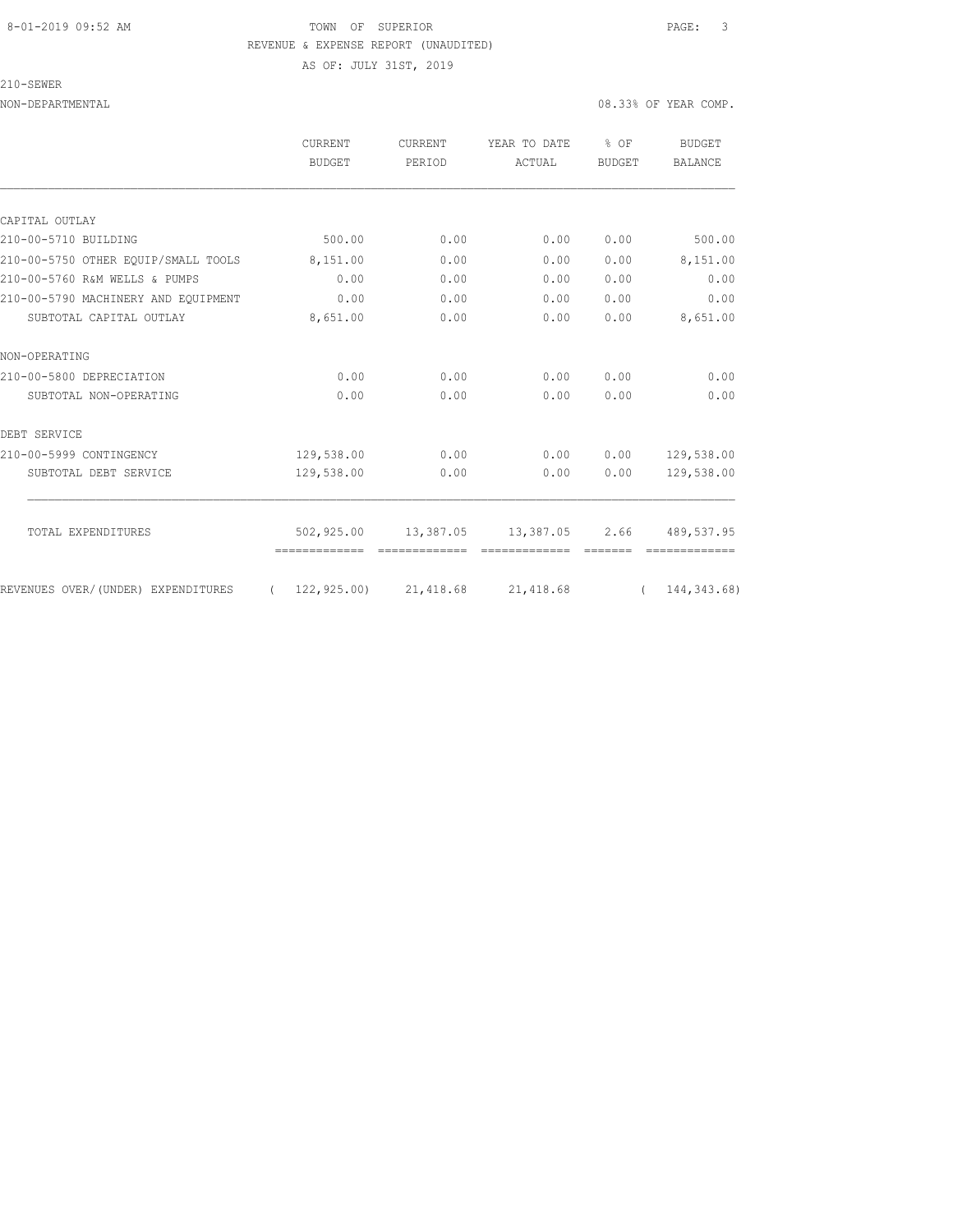TOWN OF SUPERIOR
REVENUE & EXPENSE REPORT (UNAUDITED)
AS OF: JULY 31ST, 2019

210-SEWER

NON-DEPARTMENTAL — 08.33% OF YEAR COMP.

| | CURRENT BUDGET | CURRENT PERIOD | YEAR TO DATE ACTUAL | % OF BUDGET | BUDGET BALANCE |
|---|---|---|---|---|---|
| CAPITAL OUTLAY | | | | | |
| 210-00-5710 BUILDING | 500.00 | 0.00 | 0.00 | 0.00 | 500.00 |
| 210-00-5750 OTHER EQUIP/SMALL TOOLS | 8,151.00 | 0.00 | 0.00 | 0.00 | 8,151.00 |
| 210-00-5760 R&M WELLS & PUMPS | 0.00 | 0.00 | 0.00 | 0.00 | 0.00 |
| 210-00-5790 MACHINERY AND EQUIPMENT | 0.00 | 0.00 | 0.00 | 0.00 | 0.00 |
| SUBTOTAL CAPITAL OUTLAY | 8,651.00 | 0.00 | 0.00 | 0.00 | 8,651.00 |
| NON-OPERATING | | | | | |
| 210-00-5800 DEPRECIATION | 0.00 | 0.00 | 0.00 | 0.00 | 0.00 |
| SUBTOTAL NON-OPERATING | 0.00 | 0.00 | 0.00 | 0.00 | 0.00 |
| DEBT SERVICE | | | | | |
| 210-00-5999 CONTINGENCY | 129,538.00 | 0.00 | 0.00 | 0.00 | 129,538.00 |
| SUBTOTAL DEBT SERVICE | 129,538.00 | 0.00 | 0.00 | 0.00 | 129,538.00 |
| TOTAL EXPENDITURES | 502,925.00 | 13,387.05 | 13,387.05 | 2.66 | 489,537.95 |
| REVENUES OVER/(UNDER) EXPENDITURES | ( 122,925.00) | 21,418.68 | 21,418.68 | | ( 144,343.68) |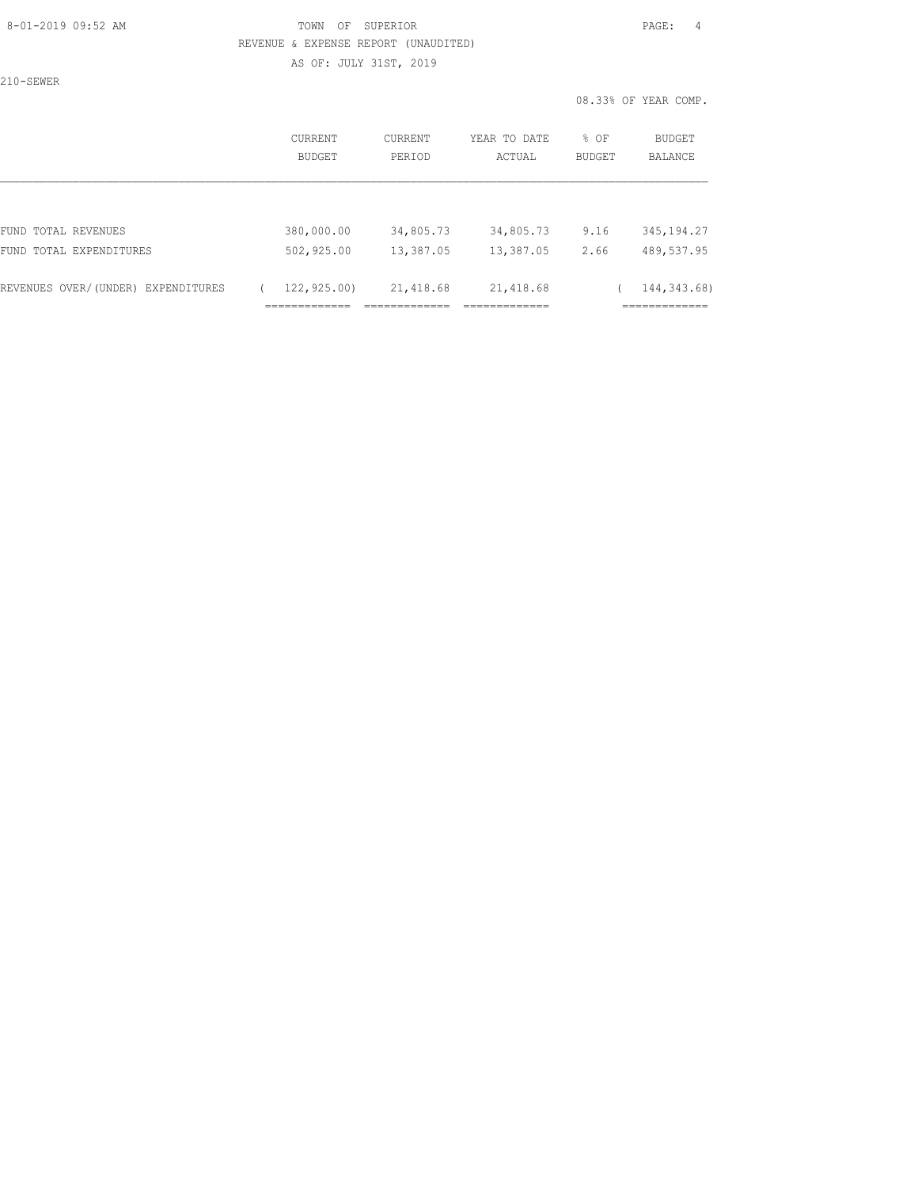210-SEWER

08.33% OF YEAR COMP.

| | CURRENT BUDGET | CURRENT PERIOD | YEAR TO DATE ACTUAL | % OF BUDGET | BUDGET BALANCE |
|---|---|---|---|---|---|
| FUND TOTAL REVENUES | 380,000.00 | 34,805.73 | 34,805.73 | 9.16 | 345,194.27 |
| FUND TOTAL EXPENDITURES | 502,925.00 | 13,387.05 | 13,387.05 | 2.66 | 489,537.95 |
| REVENUES OVER/(UNDER) EXPENDITURES | ( 122,925.00) | 21,418.68 | 21,418.68 | | ( 144,343.68) |
| | ============= | ============= | ============= | | ============= |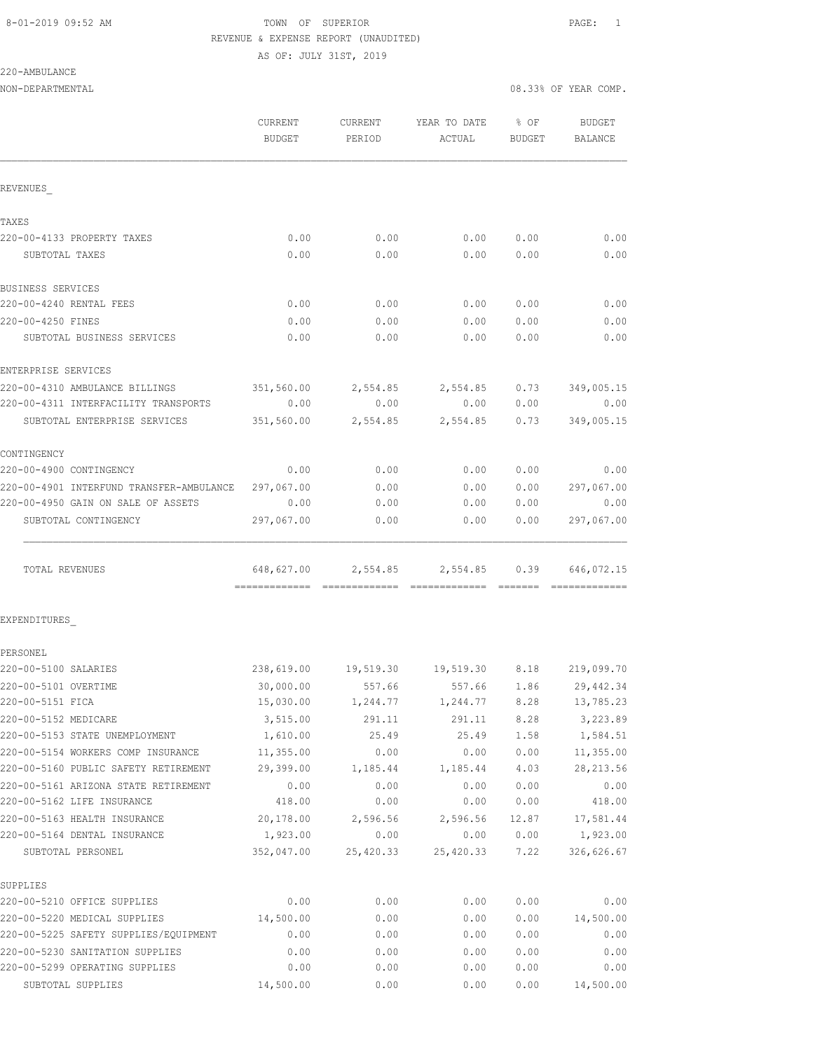TOWN OF SUPERIOR
REVENUE & EXPENSE REPORT (UNAUDITED)
AS OF: JULY 31ST, 2019

220-AMBULANCE
NON-DEPARTMENTAL — 08.33% OF YEAR COMP.

| | CURRENT BUDGET | CURRENT PERIOD | YEAR TO DATE ACTUAL | % OF BUDGET | BUDGET BALANCE |
|---|---|---|---|---|---|
| **REVENUES_** | | | | | |
| **TAXES** | | | | | |
| 220-00-4133 PROPERTY TAXES | 0.00 | 0.00 | 0.00 | 0.00 | 0.00 |
| SUBTOTAL TAXES | 0.00 | 0.00 | 0.00 | 0.00 | 0.00 |
| **BUSINESS SERVICES** | | | | | |
| 220-00-4240 RENTAL FEES | 0.00 | 0.00 | 0.00 | 0.00 | 0.00 |
| 220-00-4250 FINES | 0.00 | 0.00 | 0.00 | 0.00 | 0.00 |
| SUBTOTAL BUSINESS SERVICES | 0.00 | 0.00 | 0.00 | 0.00 | 0.00 |
| **ENTERPRISE SERVICES** | | | | | |
| 220-00-4310 AMBULANCE BILLINGS | 351,560.00 | 2,554.85 | 2,554.85 | 0.73 | 349,005.15 |
| 220-00-4311 INTERFACILITY TRANSPORTS | 0.00 | 0.00 | 0.00 | 0.00 | 0.00 |
| SUBTOTAL ENTERPRISE SERVICES | 351,560.00 | 2,554.85 | 2,554.85 | 0.73 | 349,005.15 |
| **CONTINGENCY** | | | | | |
| 220-00-4900 CONTINGENCY | 0.00 | 0.00 | 0.00 | 0.00 | 0.00 |
| 220-00-4901 INTERFUND TRANSFER-AMBULANCE | 297,067.00 | 0.00 | 0.00 | 0.00 | 297,067.00 |
| 220-00-4950 GAIN ON SALE OF ASSETS | 0.00 | 0.00 | 0.00 | 0.00 | 0.00 |
| SUBTOTAL CONTINGENCY | 297,067.00 | 0.00 | 0.00 | 0.00 | 297,067.00 |
| TOTAL REVENUES | 648,627.00 | 2,554.85 | 2,554.85 | 0.39 | 646,072.15 |
| **EXPENDITURES_** | | | | | |
| **PERSONEL** | | | | | |
| 220-00-5100 SALARIES | 238,619.00 | 19,519.30 | 19,519.30 | 8.18 | 219,099.70 |
| 220-00-5101 OVERTIME | 30,000.00 | 557.66 | 557.66 | 1.86 | 29,442.34 |
| 220-00-5151 FICA | 15,030.00 | 1,244.77 | 1,244.77 | 8.28 | 13,785.23 |
| 220-00-5152 MEDICARE | 3,515.00 | 291.11 | 291.11 | 8.28 | 3,223.89 |
| 220-00-5153 STATE UNEMPLOYMENT | 1,610.00 | 25.49 | 25.49 | 1.58 | 1,584.51 |
| 220-00-5154 WORKERS COMP INSURANCE | 11,355.00 | 0.00 | 0.00 | 0.00 | 11,355.00 |
| 220-00-5160 PUBLIC SAFETY RETIREMENT | 29,399.00 | 1,185.44 | 1,185.44 | 4.03 | 28,213.56 |
| 220-00-5161 ARIZONA STATE RETIREMENT | 0.00 | 0.00 | 0.00 | 0.00 | 0.00 |
| 220-00-5162 LIFE INSURANCE | 418.00 | 0.00 | 0.00 | 0.00 | 418.00 |
| 220-00-5163 HEALTH INSURANCE | 20,178.00 | 2,596.56 | 2,596.56 | 12.87 | 17,581.44 |
| 220-00-5164 DENTAL INSURANCE | 1,923.00 | 0.00 | 0.00 | 0.00 | 1,923.00 |
| SUBTOTAL PERSONEL | 352,047.00 | 25,420.33 | 25,420.33 | 7.22 | 326,626.67 |
| **SUPPLIES** | | | | | |
| 220-00-5210 OFFICE SUPPLIES | 0.00 | 0.00 | 0.00 | 0.00 | 0.00 |
| 220-00-5220 MEDICAL SUPPLIES | 14,500.00 | 0.00 | 0.00 | 0.00 | 14,500.00 |
| 220-00-5225 SAFETY SUPPLIES/EQUIPMENT | 0.00 | 0.00 | 0.00 | 0.00 | 0.00 |
| 220-00-5230 SANITATION SUPPLIES | 0.00 | 0.00 | 0.00 | 0.00 | 0.00 |
| 220-00-5299 OPERATING SUPPLIES | 0.00 | 0.00 | 0.00 | 0.00 | 0.00 |
| SUBTOTAL SUPPLIES | 14,500.00 | 0.00 | 0.00 | 0.00 | 14,500.00 |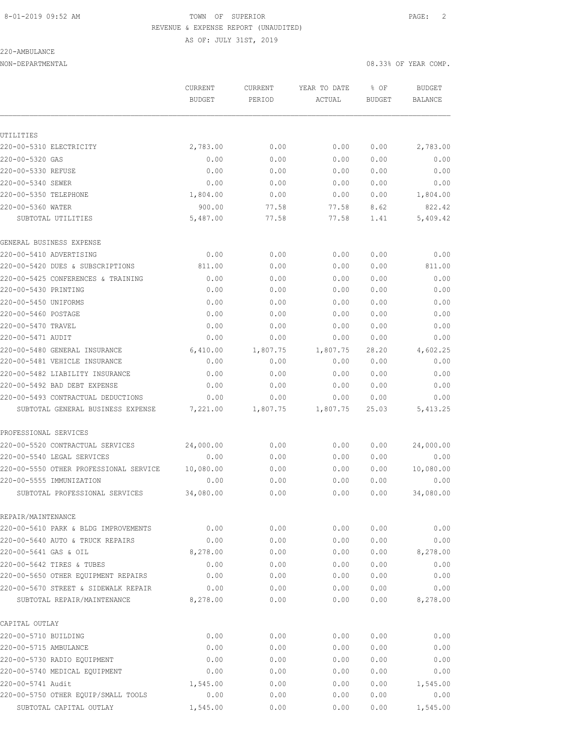8-01-2019 09:52 AM TOWN OF SUPERIOR

REVENUE & EXPENSE REPORT (UNAUDITED)

AS OF: JULY 31ST, 2019

220-AMBULANCE

NON-DEPARTMENTAL 08.33% OF YEAR COMP.

| | CURRENT BUDGET | CURRENT PERIOD | YEAR TO DATE ACTUAL | % OF BUDGET | BUDGET BALANCE |
|---|---|---|---|---|---|
| UTILITIES | | | | | |
| 220-00-5310 ELECTRICITY | 2,783.00 | 0.00 | 0.00 | 0.00 | 2,783.00 |
| 220-00-5320 GAS | 0.00 | 0.00 | 0.00 | 0.00 | 0.00 |
| 220-00-5330 REFUSE | 0.00 | 0.00 | 0.00 | 0.00 | 0.00 |
| 220-00-5340 SEWER | 0.00 | 0.00 | 0.00 | 0.00 | 0.00 |
| 220-00-5350 TELEPHONE | 1,804.00 | 0.00 | 0.00 | 0.00 | 1,804.00 |
| 220-00-5360 WATER | 900.00 | 77.58 | 77.58 | 8.62 | 822.42 |
| SUBTOTAL UTILITIES | 5,487.00 | 77.58 | 77.58 | 1.41 | 5,409.42 |
| GENERAL BUSINESS EXPENSE | | | | | |
| 220-00-5410 ADVERTISING | 0.00 | 0.00 | 0.00 | 0.00 | 0.00 |
| 220-00-5420 DUES & SUBSCRIPTIONS | 811.00 | 0.00 | 0.00 | 0.00 | 811.00 |
| 220-00-5425 CONFERENCES & TRAINING | 0.00 | 0.00 | 0.00 | 0.00 | 0.00 |
| 220-00-5430 PRINTING | 0.00 | 0.00 | 0.00 | 0.00 | 0.00 |
| 220-00-5450 UNIFORMS | 0.00 | 0.00 | 0.00 | 0.00 | 0.00 |
| 220-00-5460 POSTAGE | 0.00 | 0.00 | 0.00 | 0.00 | 0.00 |
| 220-00-5470 TRAVEL | 0.00 | 0.00 | 0.00 | 0.00 | 0.00 |
| 220-00-5471 AUDIT | 0.00 | 0.00 | 0.00 | 0.00 | 0.00 |
| 220-00-5480 GENERAL INSURANCE | 6,410.00 | 1,807.75 | 1,807.75 | 28.20 | 4,602.25 |
| 220-00-5481 VEHICLE INSURANCE | 0.00 | 0.00 | 0.00 | 0.00 | 0.00 |
| 220-00-5482 LIABILITY INSURANCE | 0.00 | 0.00 | 0.00 | 0.00 | 0.00 |
| 220-00-5492 BAD DEBT EXPENSE | 0.00 | 0.00 | 0.00 | 0.00 | 0.00 |
| 220-00-5493 CONTRACTUAL DEDUCTIONS | 0.00 | 0.00 | 0.00 | 0.00 | 0.00 |
| SUBTOTAL GENERAL BUSINESS EXPENSE | 7,221.00 | 1,807.75 | 1,807.75 | 25.03 | 5,413.25 |
| PROFESSIONAL SERVICES | | | | | |
| 220-00-5520 CONTRACTUAL SERVICES | 24,000.00 | 0.00 | 0.00 | 0.00 | 24,000.00 |
| 220-00-5540 LEGAL SERVICES | 0.00 | 0.00 | 0.00 | 0.00 | 0.00 |
| 220-00-5550 OTHER PROFESSIONAL SERVICE | 10,080.00 | 0.00 | 0.00 | 0.00 | 10,080.00 |
| 220-00-5555 IMMUNIZATION | 0.00 | 0.00 | 0.00 | 0.00 | 0.00 |
| SUBTOTAL PROFESSIONAL SERVICES | 34,080.00 | 0.00 | 0.00 | 0.00 | 34,080.00 |
| REPAIR/MAINTENANCE | | | | | |
| 220-00-5610 PARK & BLDG IMPROVEMENTS | 0.00 | 0.00 | 0.00 | 0.00 | 0.00 |
| 220-00-5640 AUTO & TRUCK REPAIRS | 0.00 | 0.00 | 0.00 | 0.00 | 0.00 |
| 220-00-5641 GAS & OIL | 8,278.00 | 0.00 | 0.00 | 0.00 | 8,278.00 |
| 220-00-5642 TIRES & TUBES | 0.00 | 0.00 | 0.00 | 0.00 | 0.00 |
| 220-00-5650 OTHER EQUIPMENT REPAIRS | 0.00 | 0.00 | 0.00 | 0.00 | 0.00 |
| 220-00-5670 STREET & SIDEWALK REPAIR | 0.00 | 0.00 | 0.00 | 0.00 | 0.00 |
| SUBTOTAL REPAIR/MAINTENANCE | 8,278.00 | 0.00 | 0.00 | 0.00 | 8,278.00 |
| CAPITAL OUTLAY | | | | | |
| 220-00-5710 BUILDING | 0.00 | 0.00 | 0.00 | 0.00 | 0.00 |
| 220-00-5715 AMBULANCE | 0.00 | 0.00 | 0.00 | 0.00 | 0.00 |
| 220-00-5730 RADIO EQUIPMENT | 0.00 | 0.00 | 0.00 | 0.00 | 0.00 |
| 220-00-5740 MEDICAL EQUIPMENT | 0.00 | 0.00 | 0.00 | 0.00 | 0.00 |
| 220-00-5741 Audit | 1,545.00 | 0.00 | 0.00 | 0.00 | 1,545.00 |
| 220-00-5750 OTHER EQUIP/SMALL TOOLS | 0.00 | 0.00 | 0.00 | 0.00 | 0.00 |
| SUBTOTAL CAPITAL OUTLAY | 1,545.00 | 0.00 | 0.00 | 0.00 | 1,545.00 |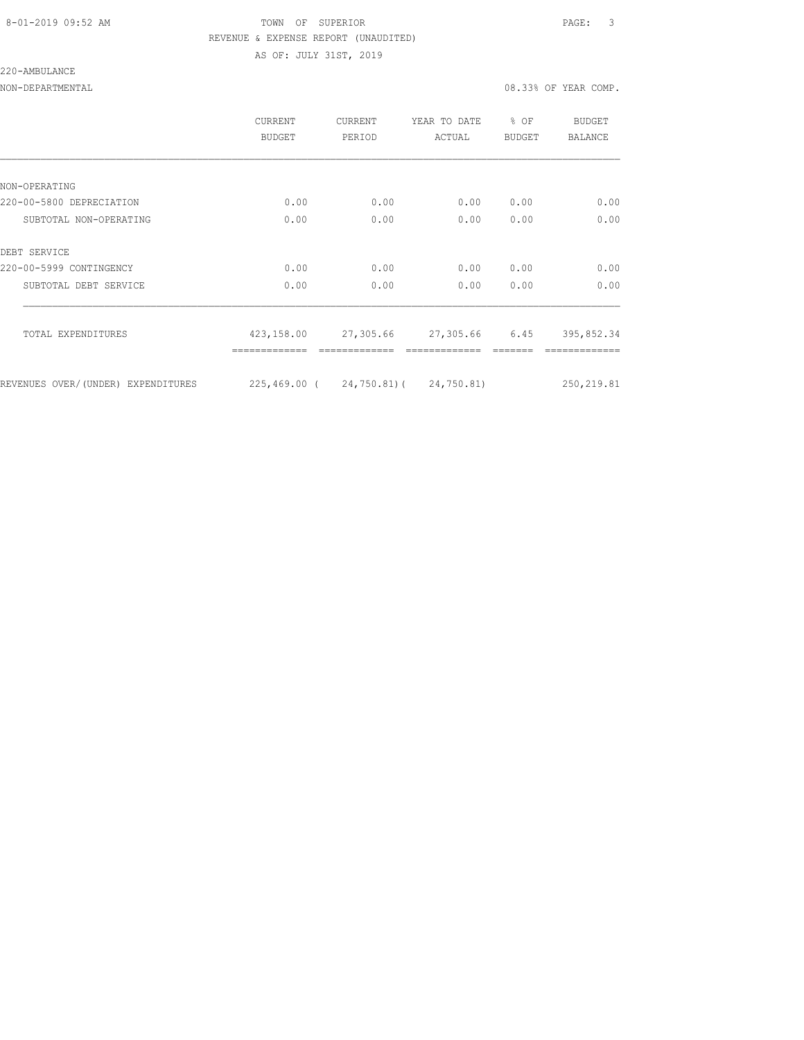TOWN OF SUPERIOR
REVENUE & EXPENSE REPORT (UNAUDITED)
AS OF: JULY 31ST, 2019

220-AMBULANCE

NON-DEPARTMENTAL — 08.33% OF YEAR COMP.

| | CURRENT BUDGET | CURRENT PERIOD | YEAR TO DATE ACTUAL | % OF BUDGET | BUDGET BALANCE |
|---|---|---|---|---|---|
| NON-OPERATING | | | | | |
| 220-00-5800 DEPRECIATION | 0.00 | 0.00 | 0.00 | 0.00 | 0.00 |
| SUBTOTAL NON-OPERATING | 0.00 | 0.00 | 0.00 | 0.00 | 0.00 |
| DEBT SERVICE | | | | | |
| 220-00-5999 CONTINGENCY | 0.00 | 0.00 | 0.00 | 0.00 | 0.00 |
| SUBTOTAL DEBT SERVICE | 0.00 | 0.00 | 0.00 | 0.00 | 0.00 |
| TOTAL EXPENDITURES | 423,158.00 | 27,305.66 | 27,305.66 | 6.45 | 395,852.34 |
| REVENUES OVER/(UNDER) EXPENDITURES | 225,469.00 | ( 24,750.81) | ( 24,750.81) | | 250,219.81 |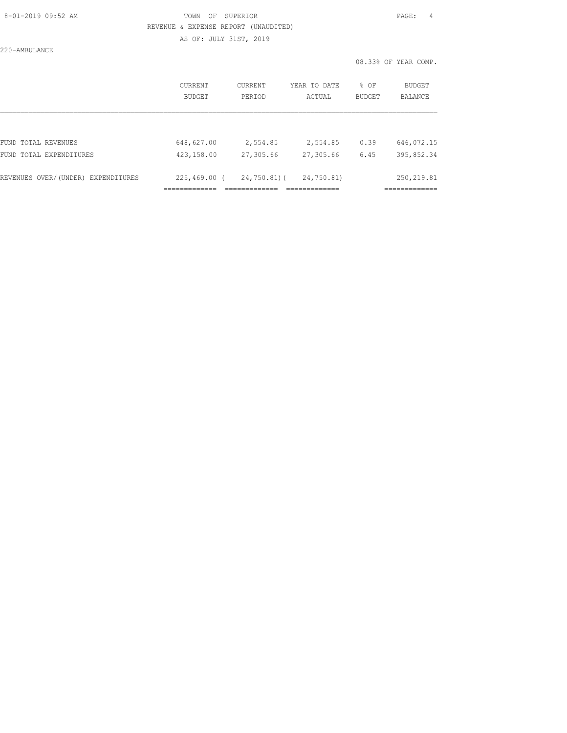TOWN OF SUPERIOR

REVENUE & EXPENSE REPORT (UNAUDITED)

AS OF: JULY 31ST, 2019

220-AMBULANCE

08.33% OF YEAR COMP.

| | CURRENT BUDGET | CURRENT PERIOD | YEAR TO DATE ACTUAL | % OF BUDGET | BUDGET BALANCE |
|---|---|---|---|---|---|
| FUND TOTAL REVENUES | 648,627.00 | 2,554.85 | 2,554.85 | 0.39 | 646,072.15 |
| FUND TOTAL EXPENDITURES | 423,158.00 | 27,305.66 | 27,305.66 | 6.45 | 395,852.34 |
| REVENUES OVER/(UNDER) EXPENDITURES | 225,469.00 | ( 24,750.81) | ( 24,750.81) | | 250,219.81 |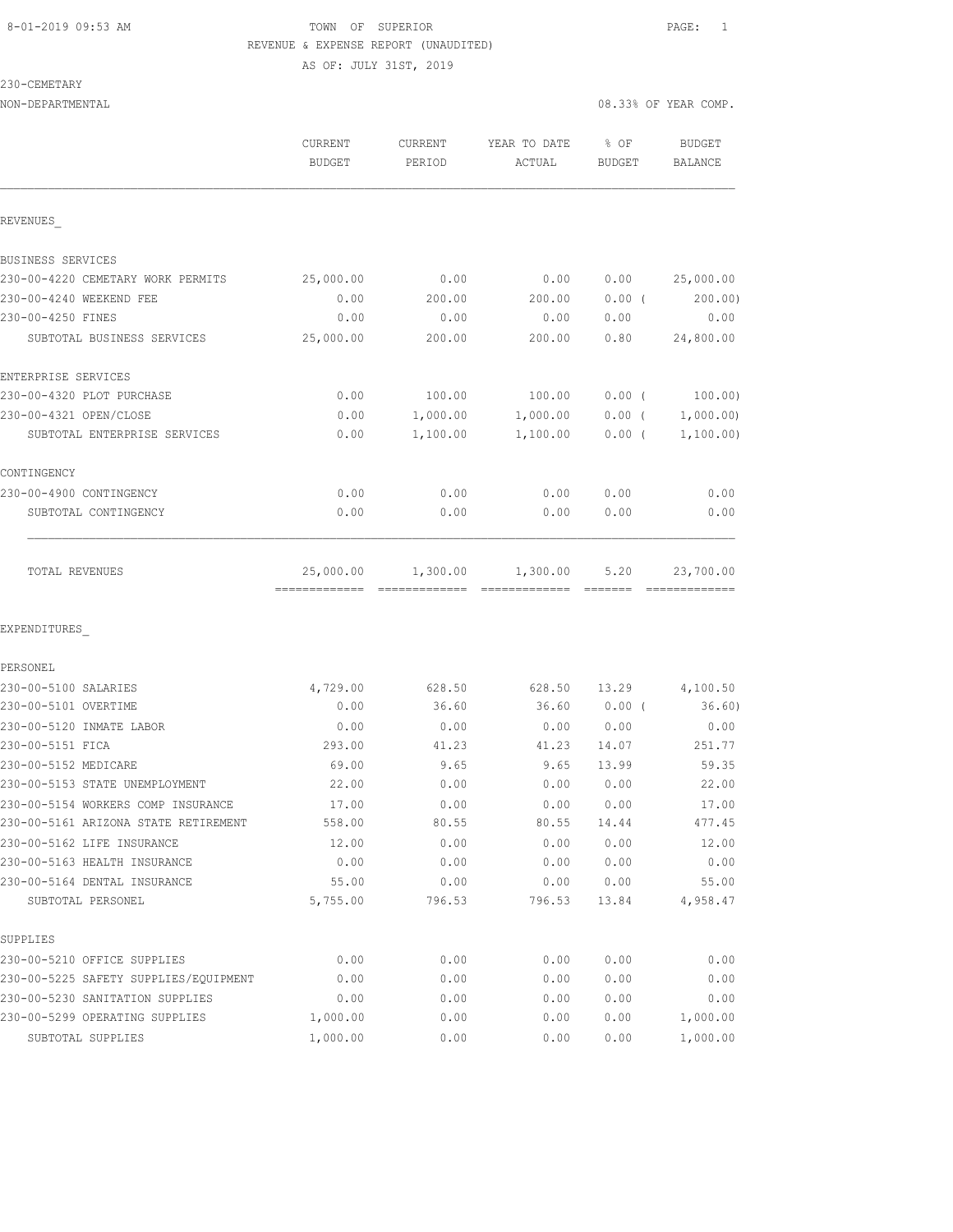8-01-2019 09:53 AM TOWN OF SUPERIOR PAGE: 1

REVENUE & EXPENSE REPORT (UNAUDITED)

AS OF: JULY 31ST, 2019

230-CEMETARY

NON-DEPARTMENTAL 08.33% OF YEAR COMP.

| | CURRENT BUDGET | CURRENT PERIOD | YEAR TO DATE ACTUAL | % OF BUDGET | BUDGET BALANCE |
|---|---|---|---|---|---|
| REVENUES_ | | | | | |
| BUSINESS SERVICES | | | | | |
| 230-00-4220 CEMETARY WORK PERMITS | 25,000.00 | 0.00 | 0.00 | 0.00 | 25,000.00 |
| 230-00-4240 WEEKEND FEE | 0.00 | 200.00 | 200.00 | 0.00 ( | 200.00) |
| 230-00-4250 FINES | 0.00 | 0.00 | 0.00 | 0.00 | 0.00 |
| SUBTOTAL BUSINESS SERVICES | 25,000.00 | 200.00 | 200.00 | 0.80 | 24,800.00 |
| ENTERPRISE SERVICES | | | | | |
| 230-00-4320 PLOT PURCHASE | 0.00 | 100.00 | 100.00 | 0.00 ( | 100.00) |
| 230-00-4321 OPEN/CLOSE | 0.00 | 1,000.00 | 1,000.00 | 0.00 ( | 1,000.00) |
| SUBTOTAL ENTERPRISE SERVICES | 0.00 | 1,100.00 | 1,100.00 | 0.00 ( | 1,100.00) |
| CONTINGENCY | | | | | |
| 230-00-4900 CONTINGENCY | 0.00 | 0.00 | 0.00 | 0.00 | 0.00 |
| SUBTOTAL CONTINGENCY | 0.00 | 0.00 | 0.00 | 0.00 | 0.00 |
| TOTAL REVENUES | 25,000.00 | 1,300.00 | 1,300.00 | 5.20 | 23,700.00 |
| EXPENDITURES_ | | | | | |
| PERSONEL | | | | | |
| 230-00-5100 SALARIES | 4,729.00 | 628.50 | 628.50 | 13.29 | 4,100.50 |
| 230-00-5101 OVERTIME | 0.00 | 36.60 | 36.60 | 0.00 ( | 36.60) |
| 230-00-5120 INMATE LABOR | 0.00 | 0.00 | 0.00 | 0.00 | 0.00 |
| 230-00-5151 FICA | 293.00 | 41.23 | 41.23 | 14.07 | 251.77 |
| 230-00-5152 MEDICARE | 69.00 | 9.65 | 9.65 | 13.99 | 59.35 |
| 230-00-5153 STATE UNEMPLOYMENT | 22.00 | 0.00 | 0.00 | 0.00 | 22.00 |
| 230-00-5154 WORKERS COMP INSURANCE | 17.00 | 0.00 | 0.00 | 0.00 | 17.00 |
| 230-00-5161 ARIZONA STATE RETIREMENT | 558.00 | 80.55 | 80.55 | 14.44 | 477.45 |
| 230-00-5162 LIFE INSURANCE | 12.00 | 0.00 | 0.00 | 0.00 | 12.00 |
| 230-00-5163 HEALTH INSURANCE | 0.00 | 0.00 | 0.00 | 0.00 | 0.00 |
| 230-00-5164 DENTAL INSURANCE | 55.00 | 0.00 | 0.00 | 0.00 | 55.00 |
| SUBTOTAL PERSONEL | 5,755.00 | 796.53 | 796.53 | 13.84 | 4,958.47 |
| SUPPLIES | | | | | |
| 230-00-5210 OFFICE SUPPLIES | 0.00 | 0.00 | 0.00 | 0.00 | 0.00 |
| 230-00-5225 SAFETY SUPPLIES/EQUIPMENT | 0.00 | 0.00 | 0.00 | 0.00 | 0.00 |
| 230-00-5230 SANITATION SUPPLIES | 0.00 | 0.00 | 0.00 | 0.00 | 0.00 |
| 230-00-5299 OPERATING SUPPLIES | 1,000.00 | 0.00 | 0.00 | 0.00 | 1,000.00 |
| SUBTOTAL SUPPLIES | 1,000.00 | 0.00 | 0.00 | 0.00 | 1,000.00 |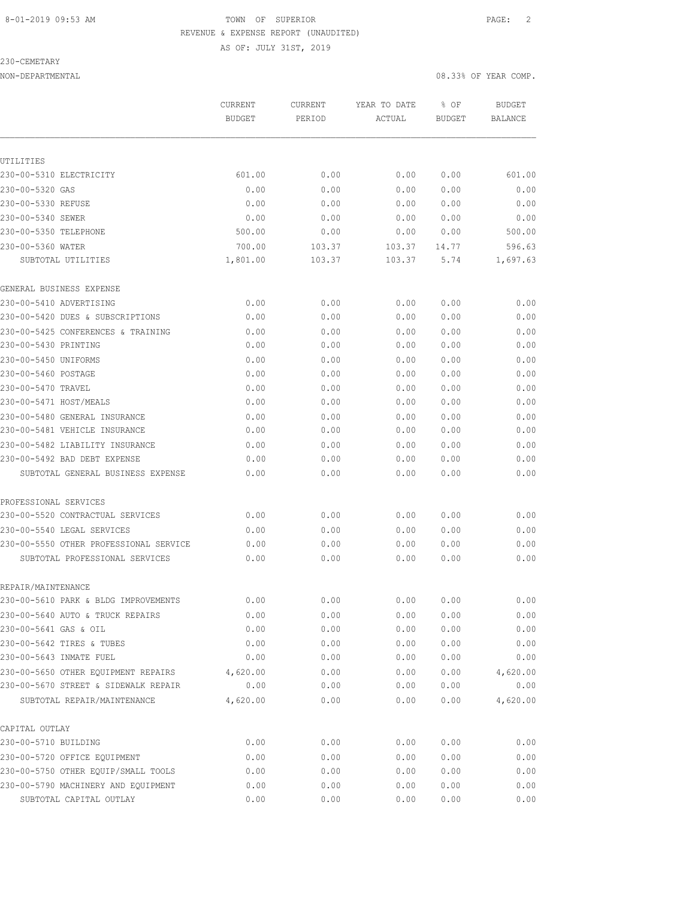TOWN OF SUPERIOR

REVENUE & EXPENSE REPORT (UNAUDITED)

AS OF: JULY 31ST, 2019

230-CEMETARY

NON-DEPARTMENTAL 08.33% OF YEAR COMP.

| | CURRENT BUDGET | CURRENT PERIOD | YEAR TO DATE ACTUAL | % OF BUDGET | BUDGET BALANCE |
|---|---|---|---|---|---|
| UTILITIES | | | | | |
| 230-00-5310 ELECTRICITY | 601.00 | 0.00 | 0.00 | 0.00 | 601.00 |
| 230-00-5320 GAS | 0.00 | 0.00 | 0.00 | 0.00 | 0.00 |
| 230-00-5330 REFUSE | 0.00 | 0.00 | 0.00 | 0.00 | 0.00 |
| 230-00-5340 SEWER | 0.00 | 0.00 | 0.00 | 0.00 | 0.00 |
| 230-00-5350 TELEPHONE | 500.00 | 0.00 | 0.00 | 0.00 | 500.00 |
| 230-00-5360 WATER | 700.00 | 103.37 | 103.37 | 14.77 | 596.63 |
| SUBTOTAL UTILITIES | 1,801.00 | 103.37 | 103.37 | 5.74 | 1,697.63 |
| GENERAL BUSINESS EXPENSE | | | | | |
| 230-00-5410 ADVERTISING | 0.00 | 0.00 | 0.00 | 0.00 | 0.00 |
| 230-00-5420 DUES & SUBSCRIPTIONS | 0.00 | 0.00 | 0.00 | 0.00 | 0.00 |
| 230-00-5425 CONFERENCES & TRAINING | 0.00 | 0.00 | 0.00 | 0.00 | 0.00 |
| 230-00-5430 PRINTING | 0.00 | 0.00 | 0.00 | 0.00 | 0.00 |
| 230-00-5450 UNIFORMS | 0.00 | 0.00 | 0.00 | 0.00 | 0.00 |
| 230-00-5460 POSTAGE | 0.00 | 0.00 | 0.00 | 0.00 | 0.00 |
| 230-00-5470 TRAVEL | 0.00 | 0.00 | 0.00 | 0.00 | 0.00 |
| 230-00-5471 HOST/MEALS | 0.00 | 0.00 | 0.00 | 0.00 | 0.00 |
| 230-00-5480 GENERAL INSURANCE | 0.00 | 0.00 | 0.00 | 0.00 | 0.00 |
| 230-00-5481 VEHICLE INSURANCE | 0.00 | 0.00 | 0.00 | 0.00 | 0.00 |
| 230-00-5482 LIABILITY INSURANCE | 0.00 | 0.00 | 0.00 | 0.00 | 0.00 |
| 230-00-5492 BAD DEBT EXPENSE | 0.00 | 0.00 | 0.00 | 0.00 | 0.00 |
| SUBTOTAL GENERAL BUSINESS EXPENSE | 0.00 | 0.00 | 0.00 | 0.00 | 0.00 |
| PROFESSIONAL SERVICES | | | | | |
| 230-00-5520 CONTRACTUAL SERVICES | 0.00 | 0.00 | 0.00 | 0.00 | 0.00 |
| 230-00-5540 LEGAL SERVICES | 0.00 | 0.00 | 0.00 | 0.00 | 0.00 |
| 230-00-5550 OTHER PROFESSIONAL SERVICE | 0.00 | 0.00 | 0.00 | 0.00 | 0.00 |
| SUBTOTAL PROFESSIONAL SERVICES | 0.00 | 0.00 | 0.00 | 0.00 | 0.00 |
| REPAIR/MAINTENANCE | | | | | |
| 230-00-5610 PARK & BLDG IMPROVEMENTS | 0.00 | 0.00 | 0.00 | 0.00 | 0.00 |
| 230-00-5640 AUTO & TRUCK REPAIRS | 0.00 | 0.00 | 0.00 | 0.00 | 0.00 |
| 230-00-5641 GAS & OIL | 0.00 | 0.00 | 0.00 | 0.00 | 0.00 |
| 230-00-5642 TIRES & TUBES | 0.00 | 0.00 | 0.00 | 0.00 | 0.00 |
| 230-00-5643 INMATE FUEL | 0.00 | 0.00 | 0.00 | 0.00 | 0.00 |
| 230-00-5650 OTHER EQUIPMENT REPAIRS | 4,620.00 | 0.00 | 0.00 | 0.00 | 4,620.00 |
| 230-00-5670 STREET & SIDEWALK REPAIR | 0.00 | 0.00 | 0.00 | 0.00 | 0.00 |
| SUBTOTAL REPAIR/MAINTENANCE | 4,620.00 | 0.00 | 0.00 | 0.00 | 4,620.00 |
| CAPITAL OUTLAY | | | | | |
| 230-00-5710 BUILDING | 0.00 | 0.00 | 0.00 | 0.00 | 0.00 |
| 230-00-5720 OFFICE EQUIPMENT | 0.00 | 0.00 | 0.00 | 0.00 | 0.00 |
| 230-00-5750 OTHER EQUIP/SMALL TOOLS | 0.00 | 0.00 | 0.00 | 0.00 | 0.00 |
| 230-00-5790 MACHINERY AND EQUIPMENT | 0.00 | 0.00 | 0.00 | 0.00 | 0.00 |
| SUBTOTAL CAPITAL OUTLAY | 0.00 | 0.00 | 0.00 | 0.00 | 0.00 |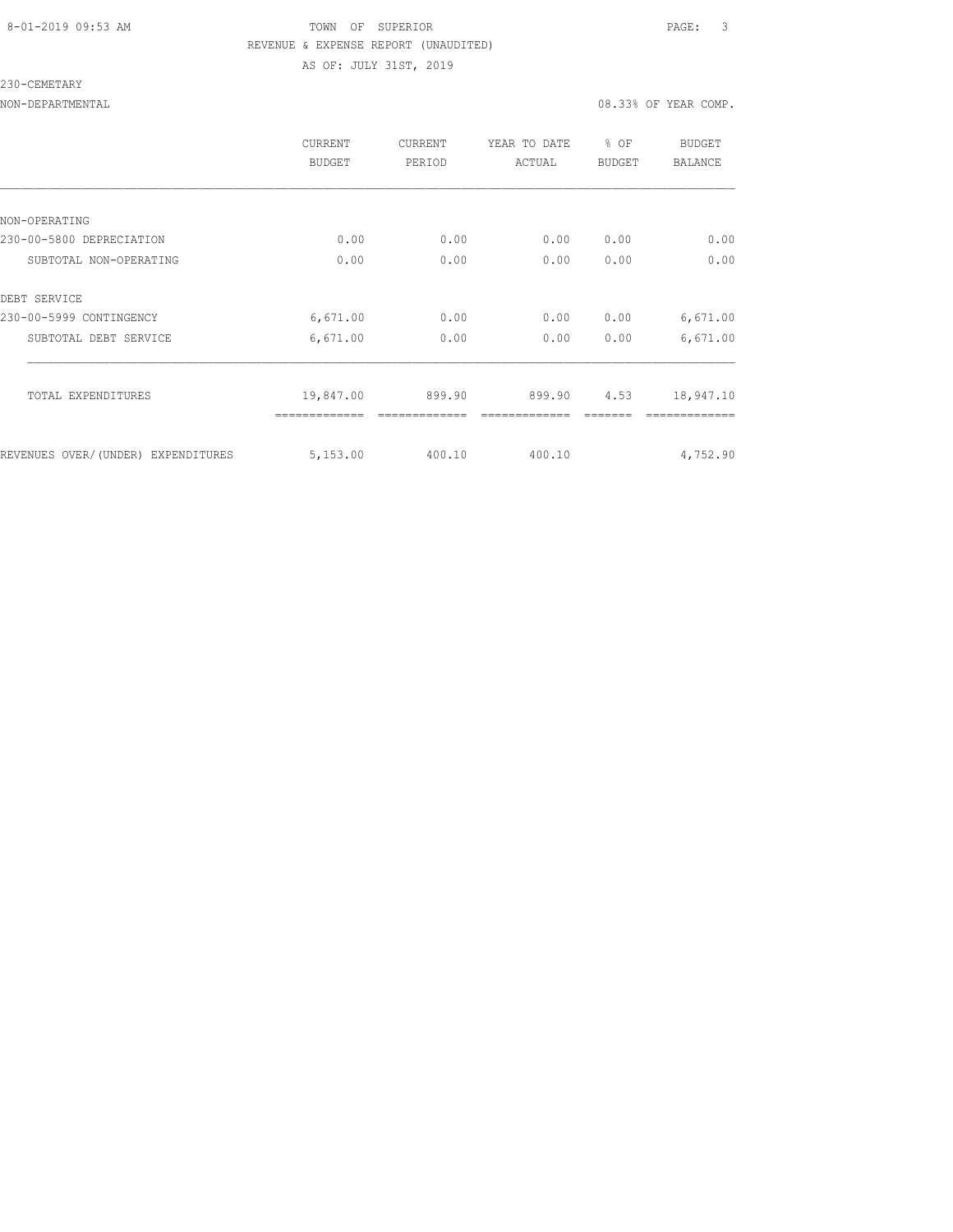TOWN OF SUPERIOR

REVENUE & EXPENSE REPORT (UNAUDITED)

AS OF: JULY 31ST, 2019

230-CEMETARY

NON-DEPARTMENTAL — 08.33% OF YEAR COMP.

| | CURRENT BUDGET | CURRENT PERIOD | YEAR TO DATE ACTUAL | % OF BUDGET | BUDGET BALANCE |
|---|---|---|---|---|---|
| NON-OPERATING | | | | | |
| 230-00-5800 DEPRECIATION | 0.00 | 0.00 | 0.00 | 0.00 | 0.00 |
| SUBTOTAL NON-OPERATING | 0.00 | 0.00 | 0.00 | 0.00 | 0.00 |
| DEBT SERVICE | | | | | |
| 230-00-5999 CONTINGENCY | 6,671.00 | 0.00 | 0.00 | 0.00 | 6,671.00 |
| SUBTOTAL DEBT SERVICE | 6,671.00 | 0.00 | 0.00 | 0.00 | 6,671.00 |
| TOTAL EXPENDITURES | 19,847.00 | 899.90 | 899.90 | 4.53 | 18,947.10 |
| REVENUES OVER/(UNDER) EXPENDITURES | 5,153.00 | 400.10 | 400.10 | | 4,752.90 |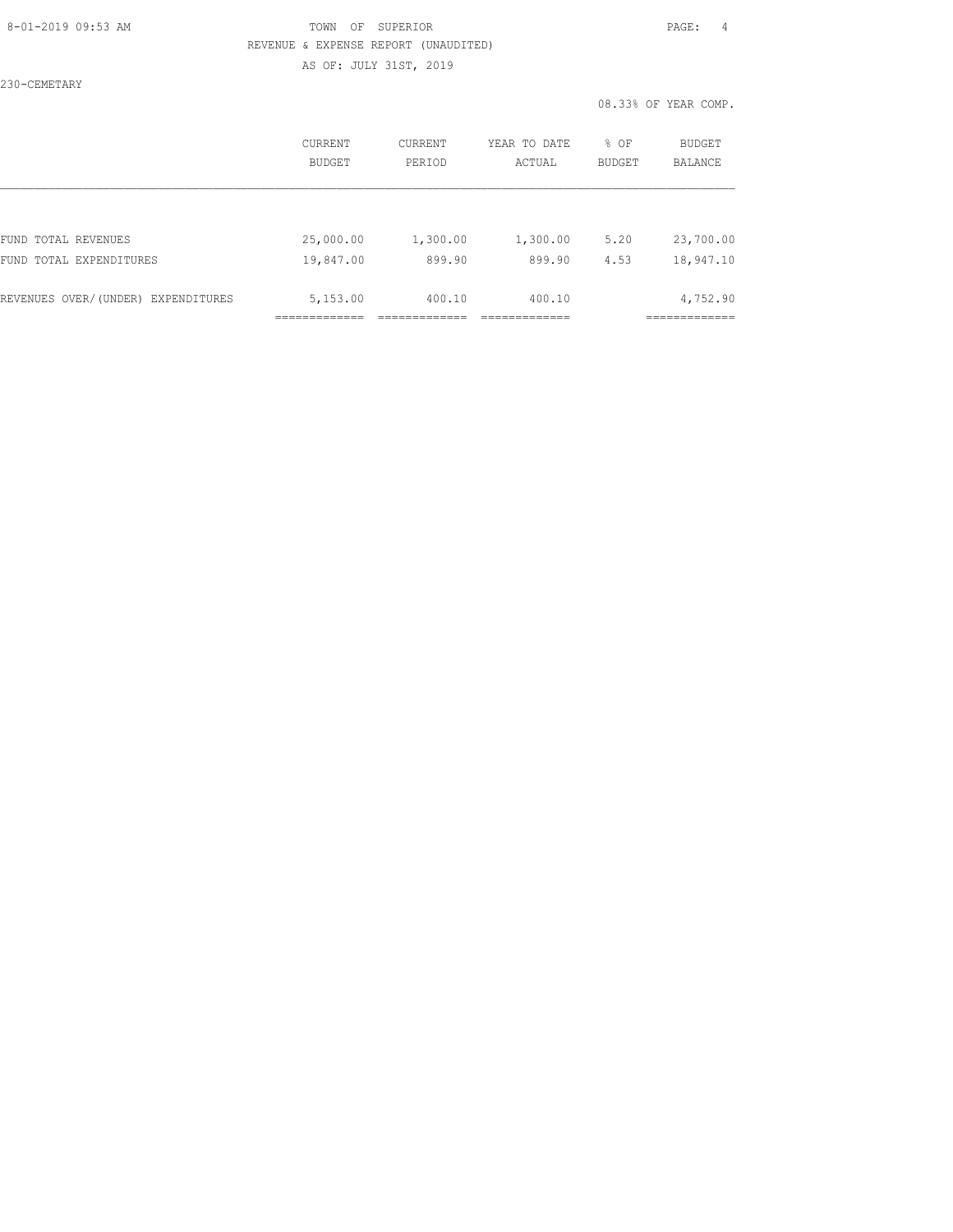TOWN OF SUPERIOR

REVENUE & EXPENSE REPORT (UNAUDITED)

AS OF: JULY 31ST, 2019

230-CEMETARY

08.33% OF YEAR COMP.

| | CURRENT BUDGET | CURRENT PERIOD | YEAR TO DATE ACTUAL | % OF BUDGET | BUDGET BALANCE |
|---|---|---|---|---|---|
| FUND TOTAL REVENUES | 25,000.00 | 1,300.00 | 1,300.00 | 5.20 | 23,700.00 |
| FUND TOTAL EXPENDITURES | 19,847.00 | 899.90 | 899.90 | 4.53 | 18,947.10 |
| REVENUES OVER/(UNDER) EXPENDITURES | 5,153.00 | 400.10 | 400.10 | | 4,752.90 |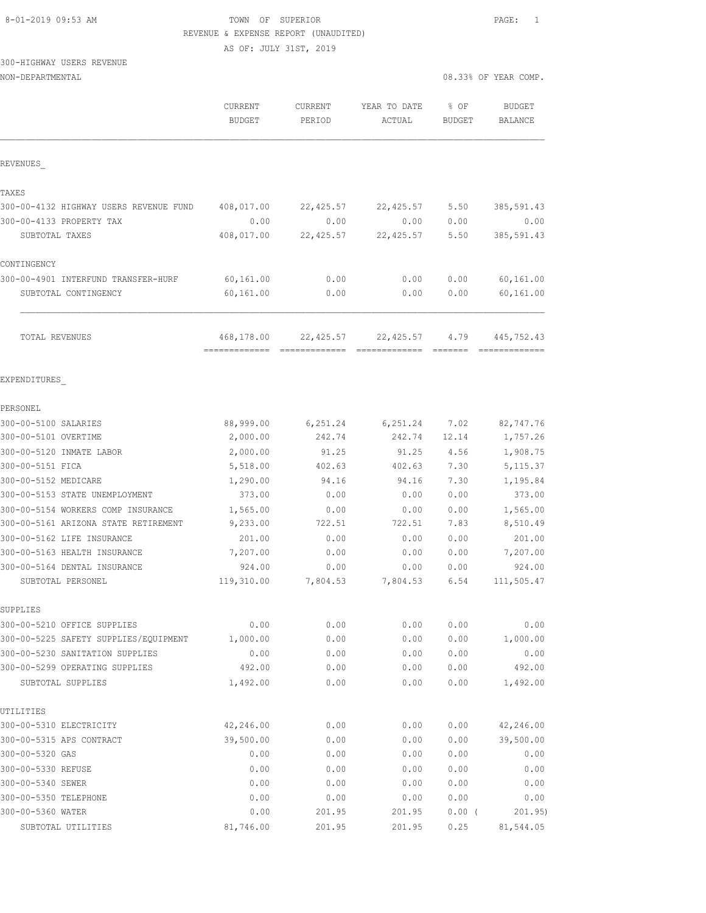8-01-2019 09:53 AM TOWN OF SUPERIOR PAGE: 1

REVENUE & EXPENSE REPORT (UNAUDITED)

AS OF: JULY 31ST, 2019

300-HIGHWAY USERS REVENUE

NON-DEPARTMENTAL 08.33% OF YEAR COMP.

| | CURRENT BUDGET | CURRENT PERIOD | YEAR TO DATE ACTUAL | % OF BUDGET | BUDGET BALANCE |
|---|---|---|---|---|---|
| REVENUES_ | | | | | |
| TAXES | | | | | |
| 300-00-4132 HIGHWAY USERS REVENUE FUND | 408,017.00 | 22,425.57 | 22,425.57 | 5.50 | 385,591.43 |
| 300-00-4133 PROPERTY TAX | 0.00 | 0.00 | 0.00 | 0.00 | 0.00 |
| SUBTOTAL TAXES | 408,017.00 | 22,425.57 | 22,425.57 | 5.50 | 385,591.43 |
| CONTINGENCY | | | | | |
| 300-00-4901 INTERFUND TRANSFER-HURF | 60,161.00 | 0.00 | 0.00 | 0.00 | 60,161.00 |
| SUBTOTAL CONTINGENCY | 60,161.00 | 0.00 | 0.00 | 0.00 | 60,161.00 |
| TOTAL REVENUES | 468,178.00 | 22,425.57 | 22,425.57 | 4.79 | 445,752.43 |
| EXPENDITURES_ | | | | | |
| PERSONEL | | | | | |
| 300-00-5100 SALARIES | 88,999.00 | 6,251.24 | 6,251.24 | 7.02 | 82,747.76 |
| 300-00-5101 OVERTIME | 2,000.00 | 242.74 | 242.74 | 12.14 | 1,757.26 |
| 300-00-5120 INMATE LABOR | 2,000.00 | 91.25 | 91.25 | 4.56 | 1,908.75 |
| 300-00-5151 FICA | 5,518.00 | 402.63 | 402.63 | 7.30 | 5,115.37 |
| 300-00-5152 MEDICARE | 1,290.00 | 94.16 | 94.16 | 7.30 | 1,195.84 |
| 300-00-5153 STATE UNEMPLOYMENT | 373.00 | 0.00 | 0.00 | 0.00 | 373.00 |
| 300-00-5154 WORKERS COMP INSURANCE | 1,565.00 | 0.00 | 0.00 | 0.00 | 1,565.00 |
| 300-00-5161 ARIZONA STATE RETIREMENT | 9,233.00 | 722.51 | 722.51 | 7.83 | 8,510.49 |
| 300-00-5162 LIFE INSURANCE | 201.00 | 0.00 | 0.00 | 0.00 | 201.00 |
| 300-00-5163 HEALTH INSURANCE | 7,207.00 | 0.00 | 0.00 | 0.00 | 7,207.00 |
| 300-00-5164 DENTAL INSURANCE | 924.00 | 0.00 | 0.00 | 0.00 | 924.00 |
| SUBTOTAL PERSONEL | 119,310.00 | 7,804.53 | 7,804.53 | 6.54 | 111,505.47 |
| SUPPLIES | | | | | |
| 300-00-5210 OFFICE SUPPLIES | 0.00 | 0.00 | 0.00 | 0.00 | 0.00 |
| 300-00-5225 SAFETY SUPPLIES/EQUIPMENT | 1,000.00 | 0.00 | 0.00 | 0.00 | 1,000.00 |
| 300-00-5230 SANITATION SUPPLIES | 0.00 | 0.00 | 0.00 | 0.00 | 0.00 |
| 300-00-5299 OPERATING SUPPLIES | 492.00 | 0.00 | 0.00 | 0.00 | 492.00 |
| SUBTOTAL SUPPLIES | 1,492.00 | 0.00 | 0.00 | 0.00 | 1,492.00 |
| UTILITIES | | | | | |
| 300-00-5310 ELECTRICITY | 42,246.00 | 0.00 | 0.00 | 0.00 | 42,246.00 |
| 300-00-5315 APS CONTRACT | 39,500.00 | 0.00 | 0.00 | 0.00 | 39,500.00 |
| 300-00-5320 GAS | 0.00 | 0.00 | 0.00 | 0.00 | 0.00 |
| 300-00-5330 REFUSE | 0.00 | 0.00 | 0.00 | 0.00 | 0.00 |
| 300-00-5340 SEWER | 0.00 | 0.00 | 0.00 | 0.00 | 0.00 |
| 300-00-5350 TELEPHONE | 0.00 | 0.00 | 0.00 | 0.00 | 0.00 |
| 300-00-5360 WATER | 0.00 | 201.95 | 201.95 | 0.00 ( | 201.95) |
| SUBTOTAL UTILITIES | 81,746.00 | 201.95 | 201.95 | 0.25 | 81,544.05 |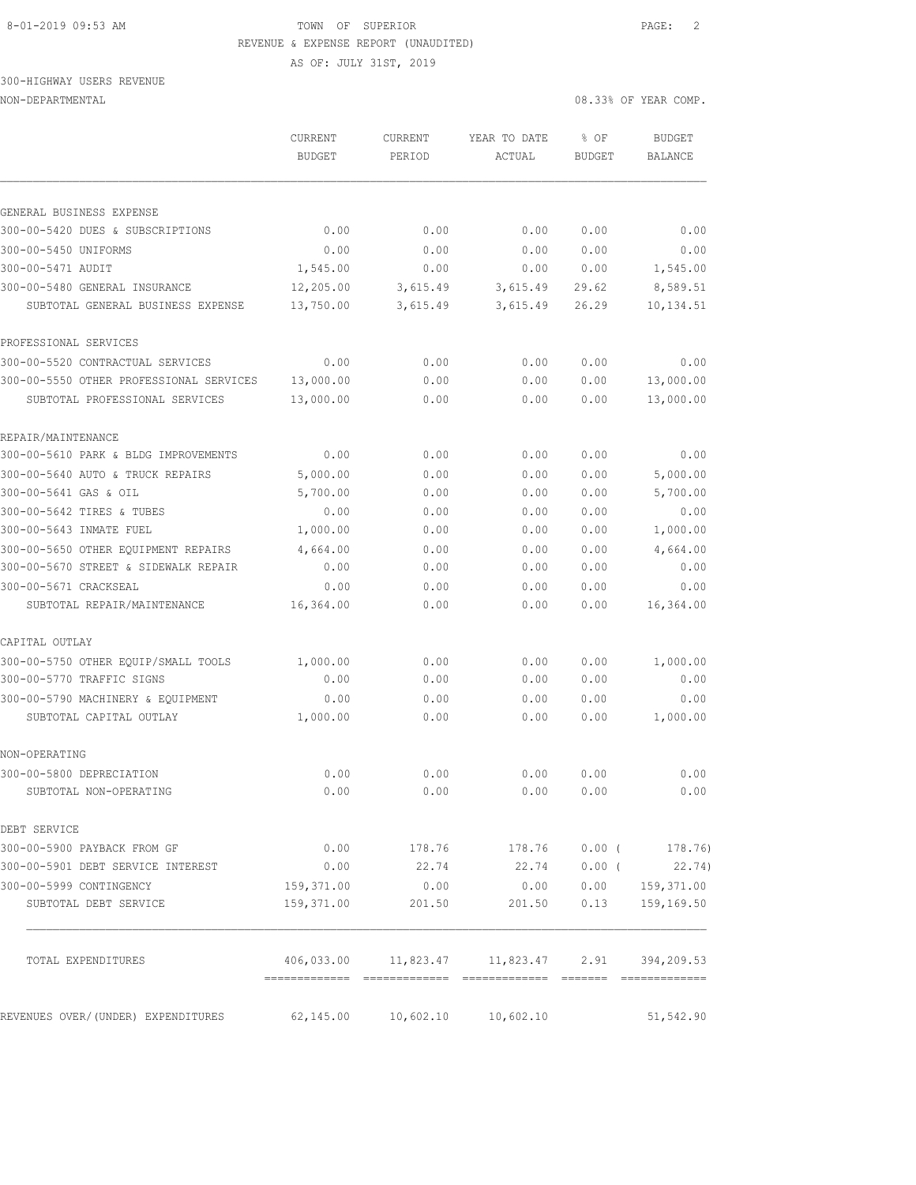8-01-2019 09:53 AM TOWN OF SUPERIOR

REVENUE & EXPENSE REPORT (UNAUDITED)

AS OF: JULY 31ST, 2019

300-HIGHWAY USERS REVENUE

NON-DEPARTMENTAL 08.33% OF YEAR COMP.

| | CURRENT BUDGET | CURRENT PERIOD | YEAR TO DATE ACTUAL | % OF BUDGET | BUDGET BALANCE |
|---|---|---|---|---|---|
| GENERAL BUSINESS EXPENSE | | | | | |
| 300-00-5420 DUES & SUBSCRIPTIONS | 0.00 | 0.00 | 0.00 | 0.00 | 0.00 |
| 300-00-5450 UNIFORMS | 0.00 | 0.00 | 0.00 | 0.00 | 0.00 |
| 300-00-5471 AUDIT | 1,545.00 | 0.00 | 0.00 | 0.00 | 1,545.00 |
| 300-00-5480 GENERAL INSURANCE | 12,205.00 | 3,615.49 | 3,615.49 | 29.62 | 8,589.51 |
| SUBTOTAL GENERAL BUSINESS EXPENSE | 13,750.00 | 3,615.49 | 3,615.49 | 26.29 | 10,134.51 |
| PROFESSIONAL SERVICES | | | | | |
| 300-00-5520 CONTRACTUAL SERVICES | 0.00 | 0.00 | 0.00 | 0.00 | 0.00 |
| 300-00-5550 OTHER PROFESSIONAL SERVICES | 13,000.00 | 0.00 | 0.00 | 0.00 | 13,000.00 |
| SUBTOTAL PROFESSIONAL SERVICES | 13,000.00 | 0.00 | 0.00 | 0.00 | 13,000.00 |
| REPAIR/MAINTENANCE | | | | | |
| 300-00-5610 PARK & BLDG IMPROVEMENTS | 0.00 | 0.00 | 0.00 | 0.00 | 0.00 |
| 300-00-5640 AUTO & TRUCK REPAIRS | 5,000.00 | 0.00 | 0.00 | 0.00 | 5,000.00 |
| 300-00-5641 GAS & OIL | 5,700.00 | 0.00 | 0.00 | 0.00 | 5,700.00 |
| 300-00-5642 TIRES & TUBES | 0.00 | 0.00 | 0.00 | 0.00 | 0.00 |
| 300-00-5643 INMATE FUEL | 1,000.00 | 0.00 | 0.00 | 0.00 | 1,000.00 |
| 300-00-5650 OTHER EQUIPMENT REPAIRS | 4,664.00 | 0.00 | 0.00 | 0.00 | 4,664.00 |
| 300-00-5670 STREET & SIDEWALK REPAIR | 0.00 | 0.00 | 0.00 | 0.00 | 0.00 |
| 300-00-5671 CRACKSEAL | 0.00 | 0.00 | 0.00 | 0.00 | 0.00 |
| SUBTOTAL REPAIR/MAINTENANCE | 16,364.00 | 0.00 | 0.00 | 0.00 | 16,364.00 |
| CAPITAL OUTLAY | | | | | |
| 300-00-5750 OTHER EQUIP/SMALL TOOLS | 1,000.00 | 0.00 | 0.00 | 0.00 | 1,000.00 |
| 300-00-5770 TRAFFIC SIGNS | 0.00 | 0.00 | 0.00 | 0.00 | 0.00 |
| 300-00-5790 MACHINERY & EQUIPMENT | 0.00 | 0.00 | 0.00 | 0.00 | 0.00 |
| SUBTOTAL CAPITAL OUTLAY | 1,000.00 | 0.00 | 0.00 | 0.00 | 1,000.00 |
| NON-OPERATING | | | | | |
| 300-00-5800 DEPRECIATION | 0.00 | 0.00 | 0.00 | 0.00 | 0.00 |
| SUBTOTAL NON-OPERATING | 0.00 | 0.00 | 0.00 | 0.00 | 0.00 |
| DEBT SERVICE | | | | | |
| 300-00-5900 PAYBACK FROM GF | 0.00 | 178.76 | 178.76 | 0.00 ( | 178.76) |
| 300-00-5901 DEBT SERVICE INTEREST | 0.00 | 22.74 | 22.74 | 0.00 ( | 22.74) |
| 300-00-5999 CONTINGENCY | 159,371.00 | 0.00 | 0.00 | 0.00 | 159,371.00 |
| SUBTOTAL DEBT SERVICE | 159,371.00 | 201.50 | 201.50 | 0.13 | 159,169.50 |
| TOTAL EXPENDITURES | 406,033.00 | 11,823.47 | 11,823.47 | 2.91 | 394,209.53 |
| REVENUES OVER/(UNDER) EXPENDITURES | 62,145.00 | 10,602.10 | 10,602.10 | | 51,542.90 |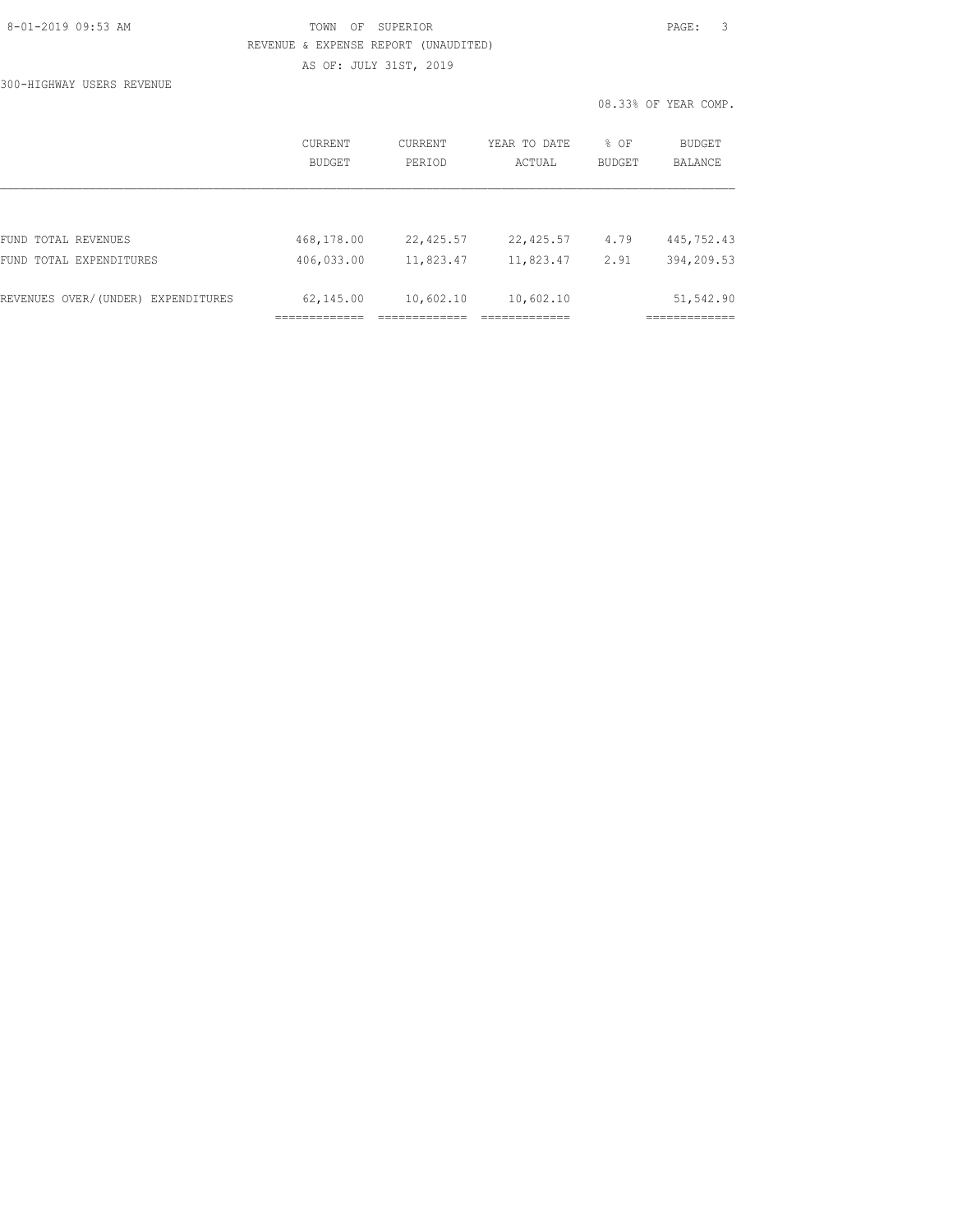TOWN OF SUPERIOR

REVENUE & EXPENSE REPORT (UNAUDITED)

AS OF: JULY 31ST, 2019

300-HIGHWAY USERS REVENUE

08.33% OF YEAR COMP.

| | CURRENT BUDGET | CURRENT PERIOD | YEAR TO DATE ACTUAL | % OF BUDGET | BUDGET BALANCE |
|---|---|---|---|---|---|
| FUND TOTAL REVENUES | 468,178.00 | 22,425.57 | 22,425.57 | 4.79 | 445,752.43 |
| FUND TOTAL EXPENDITURES | 406,033.00 | 11,823.47 | 11,823.47 | 2.91 | 394,209.53 |
| REVENUES OVER/(UNDER) EXPENDITURES | 62,145.00 | 10,602.10 | 10,602.10 | | 51,542.90 |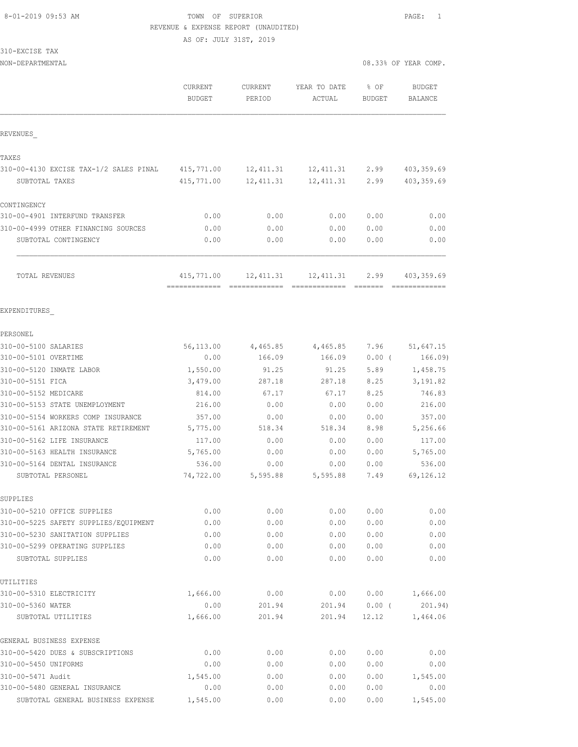8-01-2019 09:53 AM TOWN OF SUPERIOR PAGE: 1

REVENUE & EXPENSE REPORT (UNAUDITED)

AS OF: JULY 31ST, 2019

310-EXCISE TAX

NON-DEPARTMENTAL 08.33% OF YEAR COMP.

| | CURRENT BUDGET | CURRENT PERIOD | YEAR TO DATE ACTUAL | % OF BUDGET | BUDGET BALANCE |
|---|---|---|---|---|---|
| REVENUES_ | | | | | |
| TAXES | | | | | |
| 310-00-4130 EXCISE TAX-1/2 SALES PINAL | 415,771.00 | 12,411.31 | 12,411.31 | 2.99 | 403,359.69 |
| SUBTOTAL TAXES | 415,771.00 | 12,411.31 | 12,411.31 | 2.99 | 403,359.69 |
| CONTINGENCY | | | | | |
| 310-00-4901 INTERFUND TRANSFER | 0.00 | 0.00 | 0.00 | 0.00 | 0.00 |
| 310-00-4999 OTHER FINANCING SOURCES | 0.00 | 0.00 | 0.00 | 0.00 | 0.00 |
| SUBTOTAL CONTINGENCY | 0.00 | 0.00 | 0.00 | 0.00 | 0.00 |
| TOTAL REVENUES | 415,771.00 | 12,411.31 | 12,411.31 | 2.99 | 403,359.69 |
| EXPENDITURES_ | | | | | |
| PERSONEL | | | | | |
| 310-00-5100 SALARIES | 56,113.00 | 4,465.85 | 4,465.85 | 7.96 | 51,647.15 |
| 310-00-5101 OVERTIME | 0.00 | 166.09 | 166.09 | 0.00 ( | 166.09) |
| 310-00-5120 INMATE LABOR | 1,550.00 | 91.25 | 91.25 | 5.89 | 1,458.75 |
| 310-00-5151 FICA | 3,479.00 | 287.18 | 287.18 | 8.25 | 3,191.82 |
| 310-00-5152 MEDICARE | 814.00 | 67.17 | 67.17 | 8.25 | 746.83 |
| 310-00-5153 STATE UNEMPLOYMENT | 216.00 | 0.00 | 0.00 | 0.00 | 216.00 |
| 310-00-5154 WORKERS COMP INSURANCE | 357.00 | 0.00 | 0.00 | 0.00 | 357.00 |
| 310-00-5161 ARIZONA STATE RETIREMENT | 5,775.00 | 518.34 | 518.34 | 8.98 | 5,256.66 |
| 310-00-5162 LIFE INSURANCE | 117.00 | 0.00 | 0.00 | 0.00 | 117.00 |
| 310-00-5163 HEALTH INSURANCE | 5,765.00 | 0.00 | 0.00 | 0.00 | 5,765.00 |
| 310-00-5164 DENTAL INSURANCE | 536.00 | 0.00 | 0.00 | 0.00 | 536.00 |
| SUBTOTAL PERSONEL | 74,722.00 | 5,595.88 | 5,595.88 | 7.49 | 69,126.12 |
| SUPPLIES | | | | | |
| 310-00-5210 OFFICE SUPPLIES | 0.00 | 0.00 | 0.00 | 0.00 | 0.00 |
| 310-00-5225 SAFETY SUPPLIES/EQUIPMENT | 0.00 | 0.00 | 0.00 | 0.00 | 0.00 |
| 310-00-5230 SANITATION SUPPLIES | 0.00 | 0.00 | 0.00 | 0.00 | 0.00 |
| 310-00-5299 OPERATING SUPPLIES | 0.00 | 0.00 | 0.00 | 0.00 | 0.00 |
| SUBTOTAL SUPPLIES | 0.00 | 0.00 | 0.00 | 0.00 | 0.00 |
| UTILITIES | | | | | |
| 310-00-5310 ELECTRICITY | 1,666.00 | 0.00 | 0.00 | 0.00 | 1,666.00 |
| 310-00-5360 WATER | 0.00 | 201.94 | 201.94 | 0.00 ( | 201.94) |
| SUBTOTAL UTILITIES | 1,666.00 | 201.94 | 201.94 | 12.12 | 1,464.06 |
| GENERAL BUSINESS EXPENSE | | | | | |
| 310-00-5420 DUES & SUBSCRIPTIONS | 0.00 | 0.00 | 0.00 | 0.00 | 0.00 |
| 310-00-5450 UNIFORMS | 0.00 | 0.00 | 0.00 | 0.00 | 0.00 |
| 310-00-5471 Audit | 1,545.00 | 0.00 | 0.00 | 0.00 | 1,545.00 |
| 310-00-5480 GENERAL INSURANCE | 0.00 | 0.00 | 0.00 | 0.00 | 0.00 |
| SUBTOTAL GENERAL BUSINESS EXPENSE | 1,545.00 | 0.00 | 0.00 | 0.00 | 1,545.00 |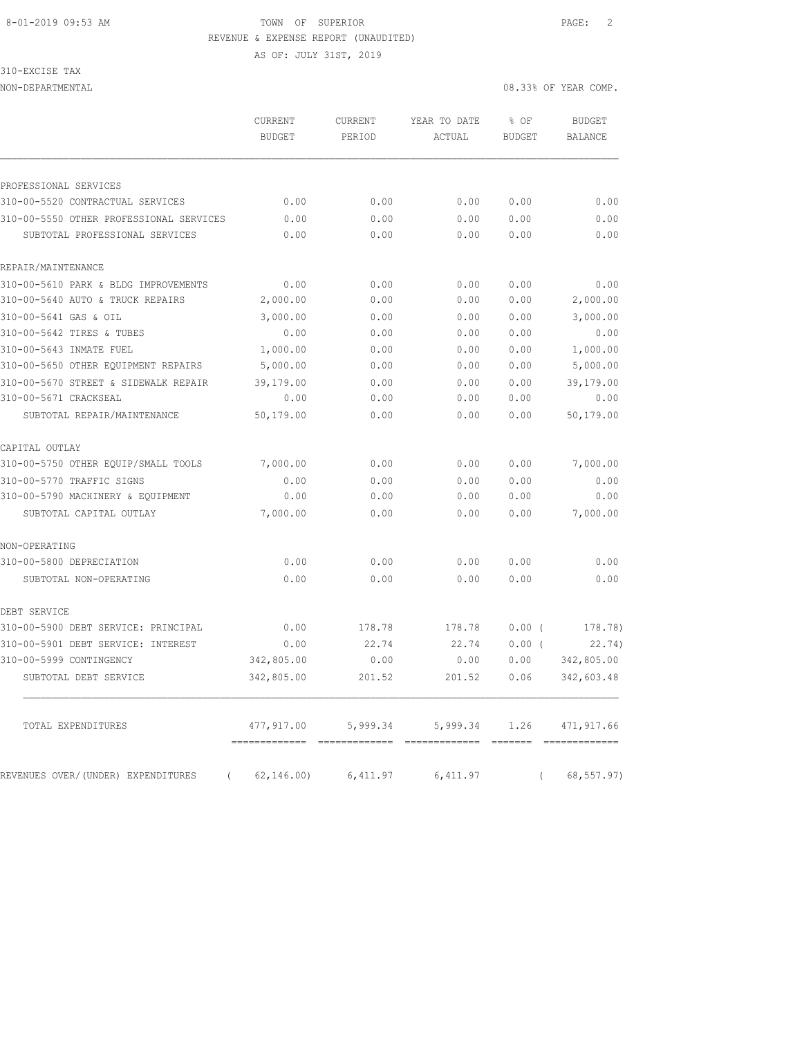TOWN OF SUPERIOR
REVENUE & EXPENSE REPORT (UNAUDITED)
AS OF: JULY 31ST, 2019

310-EXCISE TAX
NON-DEPARTMENTAL — 08.33% OF YEAR COMP.

| | CURRENT BUDGET | CURRENT PERIOD | YEAR TO DATE ACTUAL | % OF BUDGET | BUDGET BALANCE |
|---|---|---|---|---|---|
| PROFESSIONAL SERVICES | | | | | |
| 310-00-5520 CONTRACTUAL SERVICES | 0.00 | 0.00 | 0.00 | 0.00 | 0.00 |
| 310-00-5550 OTHER PROFESSIONAL SERVICES | 0.00 | 0.00 | 0.00 | 0.00 | 0.00 |
| SUBTOTAL PROFESSIONAL SERVICES | 0.00 | 0.00 | 0.00 | 0.00 | 0.00 |
| REPAIR/MAINTENANCE | | | | | |
| 310-00-5610 PARK & BLDG IMPROVEMENTS | 0.00 | 0.00 | 0.00 | 0.00 | 0.00 |
| 310-00-5640 AUTO & TRUCK REPAIRS | 2,000.00 | 0.00 | 0.00 | 0.00 | 2,000.00 |
| 310-00-5641 GAS & OIL | 3,000.00 | 0.00 | 0.00 | 0.00 | 3,000.00 |
| 310-00-5642 TIRES & TUBES | 0.00 | 0.00 | 0.00 | 0.00 | 0.00 |
| 310-00-5643 INMATE FUEL | 1,000.00 | 0.00 | 0.00 | 0.00 | 1,000.00 |
| 310-00-5650 OTHER EQUIPMENT REPAIRS | 5,000.00 | 0.00 | 0.00 | 0.00 | 5,000.00 |
| 310-00-5670 STREET & SIDEWALK REPAIR | 39,179.00 | 0.00 | 0.00 | 0.00 | 39,179.00 |
| 310-00-5671 CRACKSEAL | 0.00 | 0.00 | 0.00 | 0.00 | 0.00 |
| SUBTOTAL REPAIR/MAINTENANCE | 50,179.00 | 0.00 | 0.00 | 0.00 | 50,179.00 |
| CAPITAL OUTLAY | | | | | |
| 310-00-5750 OTHER EQUIP/SMALL TOOLS | 7,000.00 | 0.00 | 0.00 | 0.00 | 7,000.00 |
| 310-00-5770 TRAFFIC SIGNS | 0.00 | 0.00 | 0.00 | 0.00 | 0.00 |
| 310-00-5790 MACHINERY & EQUIPMENT | 0.00 | 0.00 | 0.00 | 0.00 | 0.00 |
| SUBTOTAL CAPITAL OUTLAY | 7,000.00 | 0.00 | 0.00 | 0.00 | 7,000.00 |
| NON-OPERATING | | | | | |
| 310-00-5800 DEPRECIATION | 0.00 | 0.00 | 0.00 | 0.00 | 0.00 |
| SUBTOTAL NON-OPERATING | 0.00 | 0.00 | 0.00 | 0.00 | 0.00 |
| DEBT SERVICE | | | | | |
| 310-00-5900 DEBT SERVICE: PRINCIPAL | 0.00 | 178.78 | 178.78 | 0.00 | ( 178.78) |
| 310-00-5901 DEBT SERVICE: INTEREST | 0.00 | 22.74 | 22.74 | 0.00 | ( 22.74) |
| 310-00-5999 CONTINGENCY | 342,805.00 | 0.00 | 0.00 | 0.00 | 342,805.00 |
| SUBTOTAL DEBT SERVICE | 342,805.00 | 201.52 | 201.52 | 0.06 | 342,603.48 |
| TOTAL EXPENDITURES | 477,917.00 | 5,999.34 | 5,999.34 | 1.26 | 471,917.66 |
| REVENUES OVER/(UNDER) EXPENDITURES | ( 62,146.00) | 6,411.97 | 6,411.97 | | ( 68,557.97) |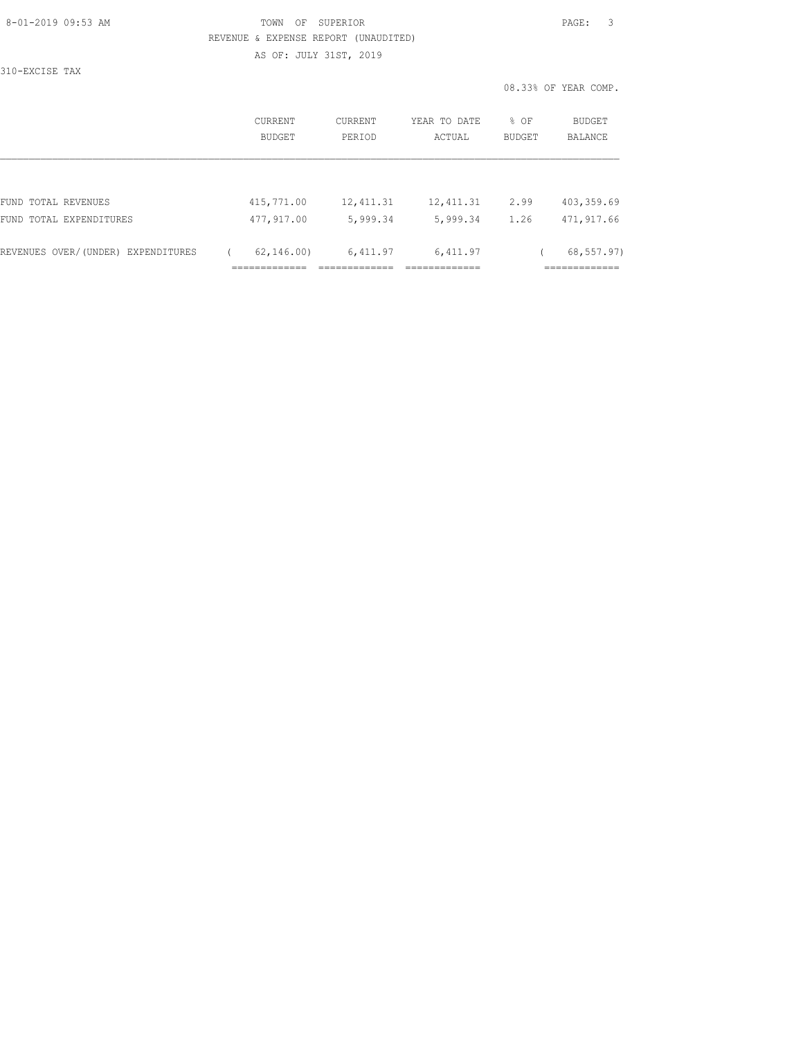TOWN OF SUPERIOR

REVENUE & EXPENSE REPORT (UNAUDITED)

AS OF: JULY 31ST, 2019

310-EXCISE TAX

08.33% OF YEAR COMP.

| | CURRENT BUDGET | CURRENT PERIOD | YEAR TO DATE ACTUAL | % OF BUDGET | BUDGET BALANCE |
|---|---|---|---|---|---|
| FUND TOTAL REVENUES | 415,771.00 | 12,411.31 | 12,411.31 | 2.99 | 403,359.69 |
| FUND TOTAL EXPENDITURES | 477,917.00 | 5,999.34 | 5,999.34 | 1.26 | 471,917.66 |
| REVENUES OVER/(UNDER) EXPENDITURES | ( 62,146.00) | 6,411.97 | 6,411.97 | | ( 68,557.97) |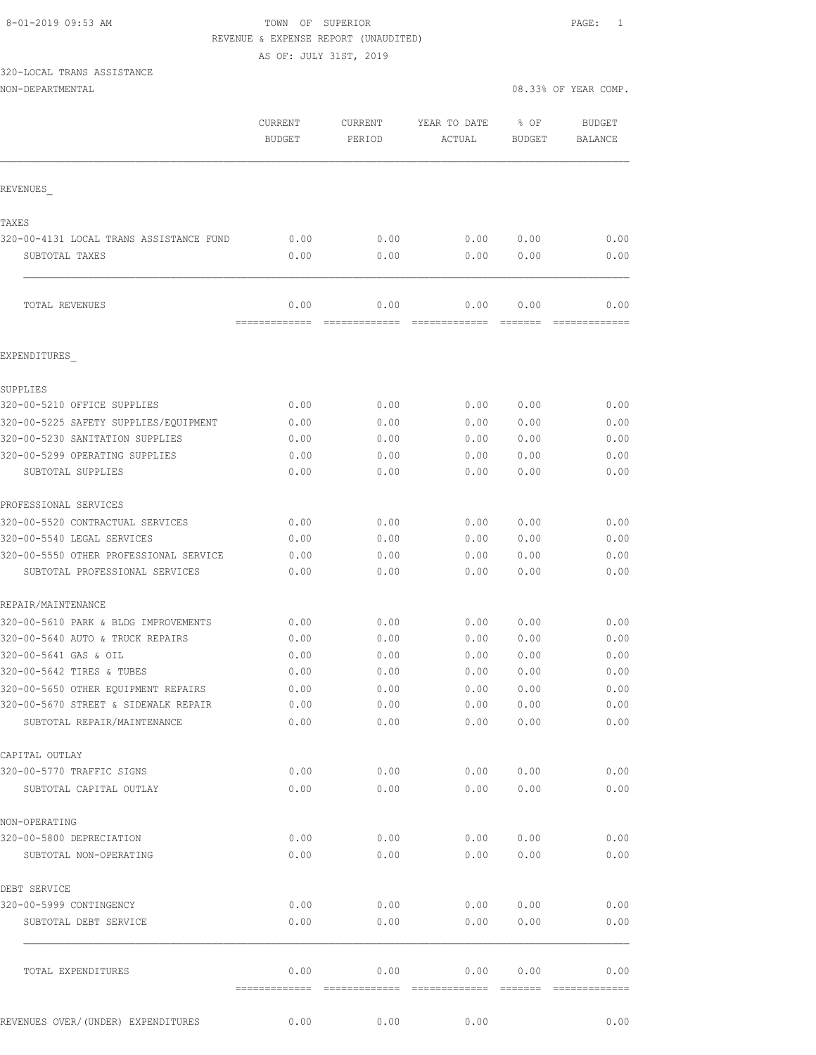TOWN OF SUPERIOR
REVENUE & EXPENSE REPORT (UNAUDITED)
AS OF: JULY 31ST, 2019

320-LOCAL TRANS ASSISTANCE
NON-DEPARTMENTAL

08.33% OF YEAR COMP.

| | CURRENT BUDGET | CURRENT PERIOD | YEAR TO DATE ACTUAL | % OF BUDGET | BUDGET BALANCE |
|---|---|---|---|---|---|
| **REVENUES** | | | | | |
| **TAXES** | | | | | |
| 320-00-4131 LOCAL TRANS ASSISTANCE FUND | 0.00 | 0.00 | 0.00 | 0.00 | 0.00 |
| SUBTOTAL TAXES | 0.00 | 0.00 | 0.00 | 0.00 | 0.00 |
| TOTAL REVENUES | 0.00 | 0.00 | 0.00 | 0.00 | 0.00 |
| **EXPENDITURES** | | | | | |
| **SUPPLIES** | | | | | |
| 320-00-5210 OFFICE SUPPLIES | 0.00 | 0.00 | 0.00 | 0.00 | 0.00 |
| 320-00-5225 SAFETY SUPPLIES/EQUIPMENT | 0.00 | 0.00 | 0.00 | 0.00 | 0.00 |
| 320-00-5230 SANITATION SUPPLIES | 0.00 | 0.00 | 0.00 | 0.00 | 0.00 |
| 320-00-5299 OPERATING SUPPLIES | 0.00 | 0.00 | 0.00 | 0.00 | 0.00 |
| SUBTOTAL SUPPLIES | 0.00 | 0.00 | 0.00 | 0.00 | 0.00 |
| **PROFESSIONAL SERVICES** | | | | | |
| 320-00-5520 CONTRACTUAL SERVICES | 0.00 | 0.00 | 0.00 | 0.00 | 0.00 |
| 320-00-5540 LEGAL SERVICES | 0.00 | 0.00 | 0.00 | 0.00 | 0.00 |
| 320-00-5550 OTHER PROFESSIONAL SERVICE | 0.00 | 0.00 | 0.00 | 0.00 | 0.00 |
| SUBTOTAL PROFESSIONAL SERVICES | 0.00 | 0.00 | 0.00 | 0.00 | 0.00 |
| **REPAIR/MAINTENANCE** | | | | | |
| 320-00-5610 PARK & BLDG IMPROVEMENTS | 0.00 | 0.00 | 0.00 | 0.00 | 0.00 |
| 320-00-5640 AUTO & TRUCK REPAIRS | 0.00 | 0.00 | 0.00 | 0.00 | 0.00 |
| 320-00-5641 GAS & OIL | 0.00 | 0.00 | 0.00 | 0.00 | 0.00 |
| 320-00-5642 TIRES & TUBES | 0.00 | 0.00 | 0.00 | 0.00 | 0.00 |
| 320-00-5650 OTHER EQUIPMENT REPAIRS | 0.00 | 0.00 | 0.00 | 0.00 | 0.00 |
| 320-00-5670 STREET & SIDEWALK REPAIR | 0.00 | 0.00 | 0.00 | 0.00 | 0.00 |
| SUBTOTAL REPAIR/MAINTENANCE | 0.00 | 0.00 | 0.00 | 0.00 | 0.00 |
| **CAPITAL OUTLAY** | | | | | |
| 320-00-5770 TRAFFIC SIGNS | 0.00 | 0.00 | 0.00 | 0.00 | 0.00 |
| SUBTOTAL CAPITAL OUTLAY | 0.00 | 0.00 | 0.00 | 0.00 | 0.00 |
| **NON-OPERATING** | | | | | |
| 320-00-5800 DEPRECIATION | 0.00 | 0.00 | 0.00 | 0.00 | 0.00 |
| SUBTOTAL NON-OPERATING | 0.00 | 0.00 | 0.00 | 0.00 | 0.00 |
| **DEBT SERVICE** | | | | | |
| 320-00-5999 CONTINGENCY | 0.00 | 0.00 | 0.00 | 0.00 | 0.00 |
| SUBTOTAL DEBT SERVICE | 0.00 | 0.00 | 0.00 | 0.00 | 0.00 |
| TOTAL EXPENDITURES | 0.00 | 0.00 | 0.00 | 0.00 | 0.00 |
| REVENUES OVER/(UNDER) EXPENDITURES | 0.00 | 0.00 | 0.00 | | 0.00 |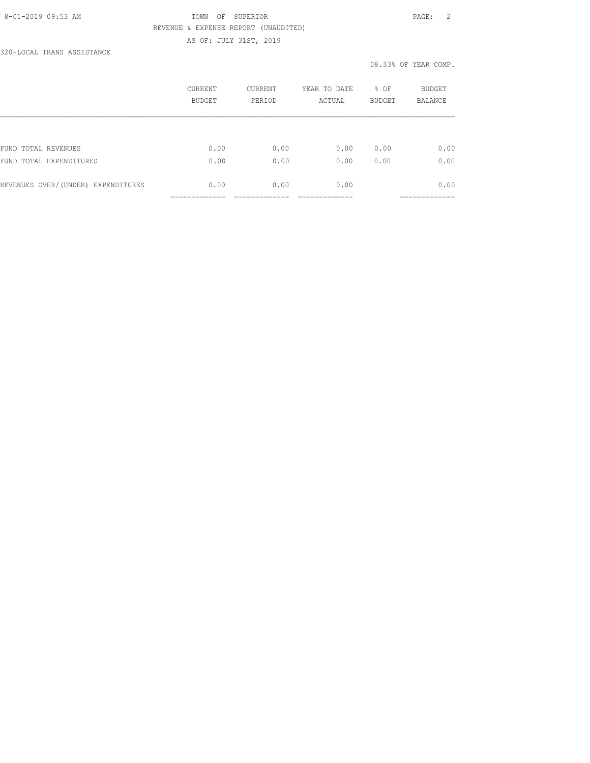TOWN OF SUPERIOR
REVENUE & EXPENSE REPORT (UNAUDITED)
AS OF: JULY 31ST, 2019

320-LOCAL TRANS ASSISTANCE

08.33% OF YEAR COMP.

| | CURRENT BUDGET | CURRENT PERIOD | YEAR TO DATE ACTUAL | % OF BUDGET | BUDGET BALANCE |
|---|---|---|---|---|---|
| FUND TOTAL REVENUES | 0.00 | 0.00 | 0.00 | 0.00 | 0.00 |
| FUND TOTAL EXPENDITURES | 0.00 | 0.00 | 0.00 | 0.00 | 0.00 |
| REVENUES OVER/(UNDER) EXPENDITURES | 0.00 | 0.00 | 0.00 | | 0.00 |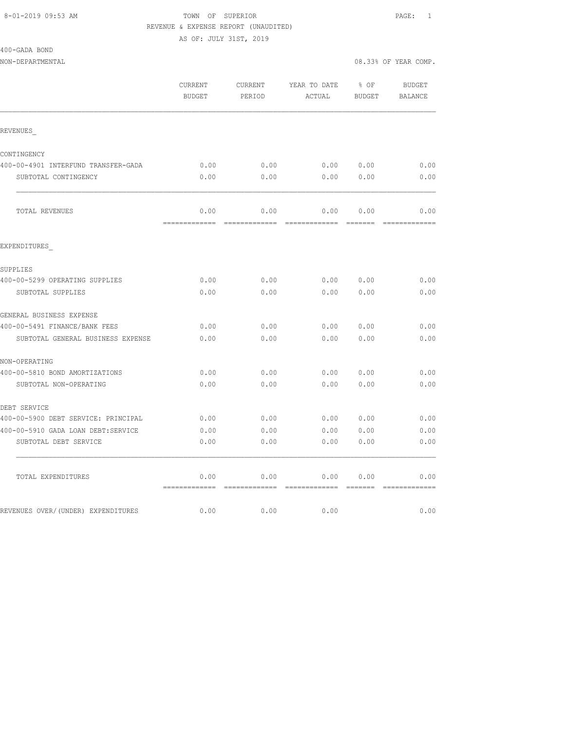8-01-2019 09:53 AM

TOWN OF SUPERIOR

REVENUE & EXPENSE REPORT (UNAUDITED)

AS OF: JULY 31ST, 2019

400-GADA BOND

NON-DEPARTMENTAL

08.33% OF YEAR COMP.

| | CURRENT BUDGET | CURRENT PERIOD | YEAR TO DATE ACTUAL | % OF BUDGET | BUDGET BALANCE |
|---|---|---|---|---|---|
| REVENUES_ | | | | | |
| CONTINGENCY | | | | | |
| 400-00-4901 INTERFUND TRANSFER-GADA | 0.00 | 0.00 | 0.00 | 0.00 | 0.00 |
| SUBTOTAL CONTINGENCY | 0.00 | 0.00 | 0.00 | 0.00 | 0.00 |
| TOTAL REVENUES | 0.00 | 0.00 | 0.00 | 0.00 | 0.00 |
| EXPENDITURES_ | | | | | |
| SUPPLIES | | | | | |
| 400-00-5299 OPERATING SUPPLIES | 0.00 | 0.00 | 0.00 | 0.00 | 0.00 |
| SUBTOTAL SUPPLIES | 0.00 | 0.00 | 0.00 | 0.00 | 0.00 |
| GENERAL BUSINESS EXPENSE | | | | | |
| 400-00-5491 FINANCE/BANK FEES | 0.00 | 0.00 | 0.00 | 0.00 | 0.00 |
| SUBTOTAL GENERAL BUSINESS EXPENSE | 0.00 | 0.00 | 0.00 | 0.00 | 0.00 |
| NON-OPERATING | | | | | |
| 400-00-5810 BOND AMORTIZATIONS | 0.00 | 0.00 | 0.00 | 0.00 | 0.00 |
| SUBTOTAL NON-OPERATING | 0.00 | 0.00 | 0.00 | 0.00 | 0.00 |
| DEBT SERVICE | | | | | |
| 400-00-5900 DEBT SERVICE: PRINCIPAL | 0.00 | 0.00 | 0.00 | 0.00 | 0.00 |
| 400-00-5910 GADA LOAN DEBT:SERVICE | 0.00 | 0.00 | 0.00 | 0.00 | 0.00 |
| SUBTOTAL DEBT SERVICE | 0.00 | 0.00 | 0.00 | 0.00 | 0.00 |
| TOTAL EXPENDITURES | 0.00 | 0.00 | 0.00 | 0.00 | 0.00 |
| REVENUES OVER/(UNDER) EXPENDITURES | 0.00 | 0.00 | 0.00 | | 0.00 |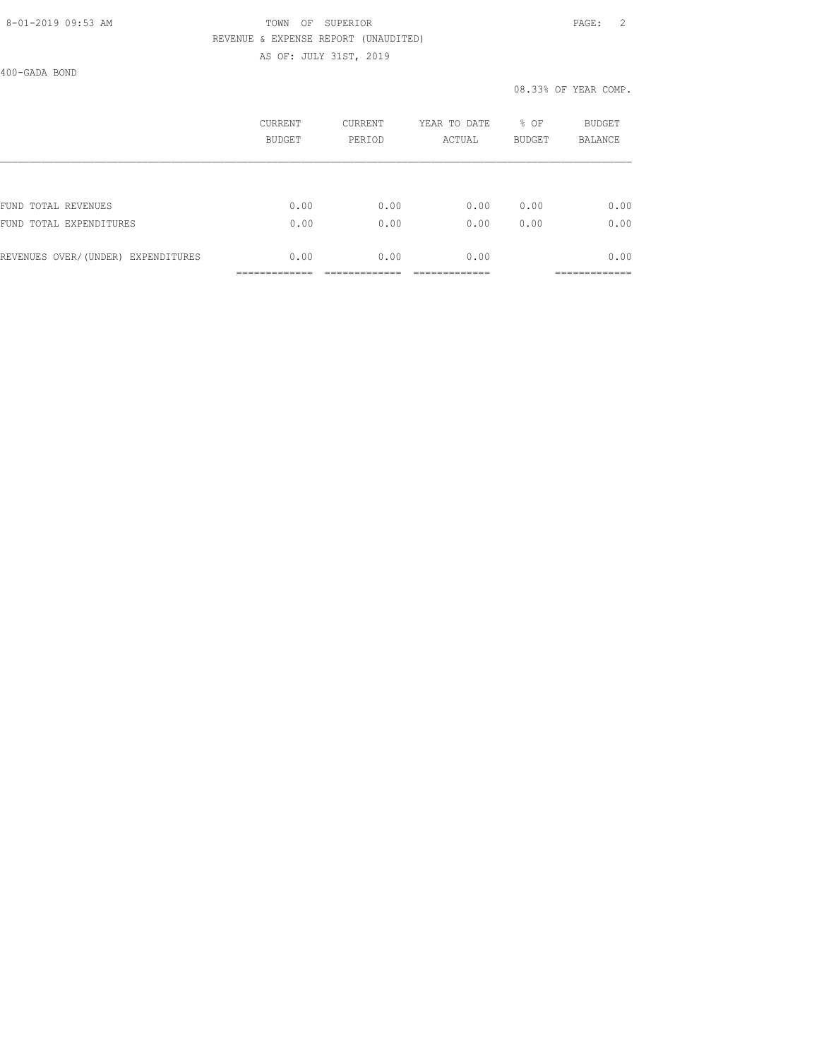TOWN OF SUPERIOR

REVENUE & EXPENSE REPORT (UNAUDITED)

AS OF: JULY 31ST, 2019

400-GADA BOND

08.33% OF YEAR COMP.

| | CURRENT BUDGET | CURRENT PERIOD | YEAR TO DATE ACTUAL | % OF BUDGET | BUDGET BALANCE |
|---|---|---|---|---|---|
| FUND TOTAL REVENUES | 0.00 | 0.00 | 0.00 | 0.00 | 0.00 |
| FUND TOTAL EXPENDITURES | 0.00 | 0.00 | 0.00 | 0.00 | 0.00 |
| REVENUES OVER/(UNDER) EXPENDITURES | 0.00 | 0.00 | 0.00 | | 0.00 |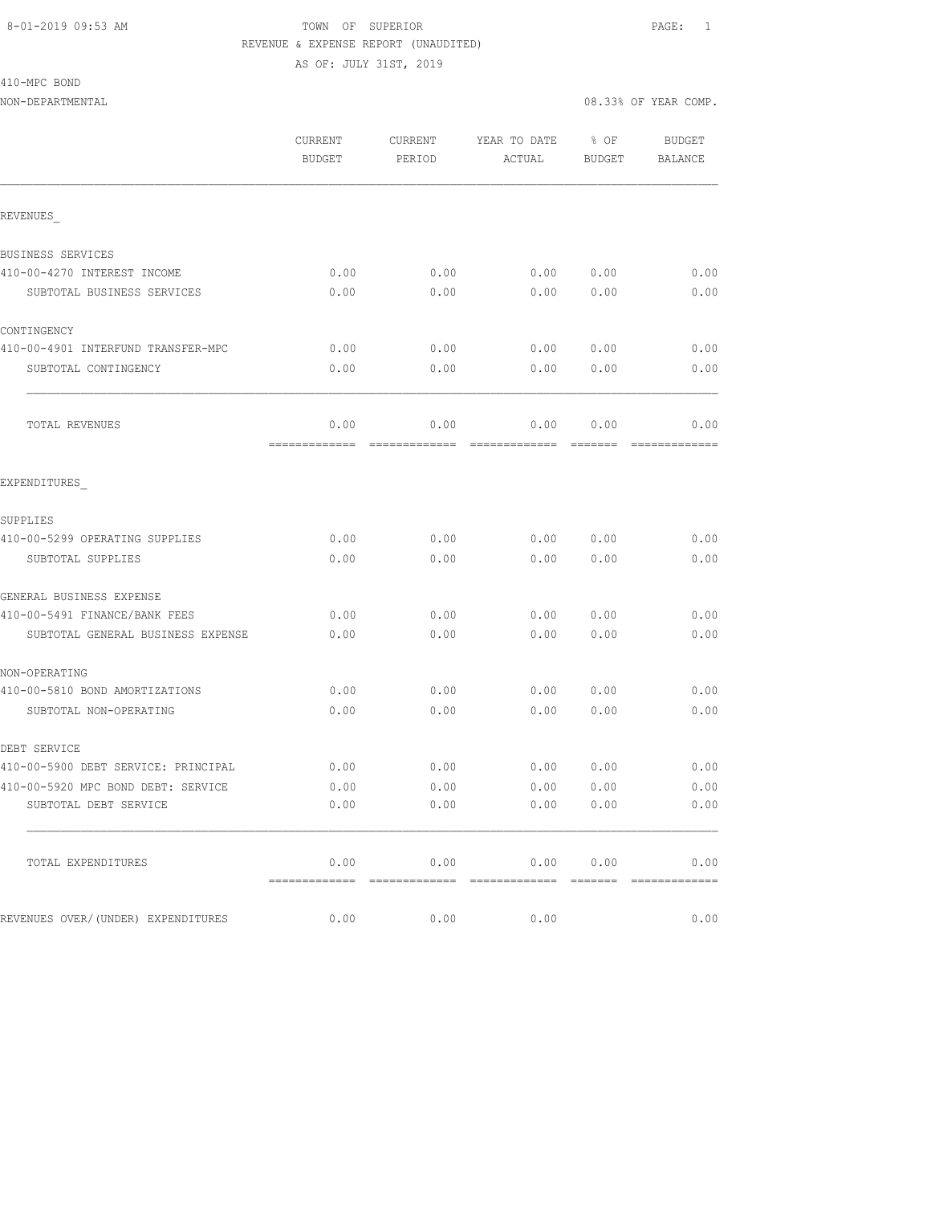8-01-2019 09:53 AM

# TOWN OF SUPERIOR

REVENUE & EXPENSE REPORT (UNAUDITED)

AS OF: JULY 31ST, 2019

410-MPC BOND

NON-DEPARTMENTAL

08.33% OF YEAR COMP.

| | CURRENT BUDGET | CURRENT PERIOD | YEAR TO DATE ACTUAL | % OF BUDGET | BUDGET BALANCE |
|---|---|---|---|---|---|
| **REVENUES** | | | | | |
| BUSINESS SERVICES | | | | | |
| 410-00-4270 INTEREST INCOME | 0.00 | 0.00 | 0.00 | 0.00 | 0.00 |
| SUBTOTAL BUSINESS SERVICES | 0.00 | 0.00 | 0.00 | 0.00 | 0.00 |
| CONTINGENCY | | | | | |
| 410-00-4901 INTERFUND TRANSFER-MPC | 0.00 | 0.00 | 0.00 | 0.00 | 0.00 |
| SUBTOTAL CONTINGENCY | 0.00 | 0.00 | 0.00 | 0.00 | 0.00 |
| TOTAL REVENUES | 0.00 | 0.00 | 0.00 | 0.00 | 0.00 |
| **EXPENDITURES** | | | | | |
| SUPPLIES | | | | | |
| 410-00-5299 OPERATING SUPPLIES | 0.00 | 0.00 | 0.00 | 0.00 | 0.00 |
| SUBTOTAL SUPPLIES | 0.00 | 0.00 | 0.00 | 0.00 | 0.00 |
| GENERAL BUSINESS EXPENSE | | | | | |
| 410-00-5491 FINANCE/BANK FEES | 0.00 | 0.00 | 0.00 | 0.00 | 0.00 |
| SUBTOTAL GENERAL BUSINESS EXPENSE | 0.00 | 0.00 | 0.00 | 0.00 | 0.00 |
| NON-OPERATING | | | | | |
| 410-00-5810 BOND AMORTIZATIONS | 0.00 | 0.00 | 0.00 | 0.00 | 0.00 |
| SUBTOTAL NON-OPERATING | 0.00 | 0.00 | 0.00 | 0.00 | 0.00 |
| DEBT SERVICE | | | | | |
| 410-00-5900 DEBT SERVICE: PRINCIPAL | 0.00 | 0.00 | 0.00 | 0.00 | 0.00 |
| 410-00-5920 MPC BOND DEBT: SERVICE | 0.00 | 0.00 | 0.00 | 0.00 | 0.00 |
| SUBTOTAL DEBT SERVICE | 0.00 | 0.00 | 0.00 | 0.00 | 0.00 |
| TOTAL EXPENDITURES | 0.00 | 0.00 | 0.00 | 0.00 | 0.00 |
| REVENUES OVER/(UNDER) EXPENDITURES | 0.00 | 0.00 | 0.00 | | 0.00 |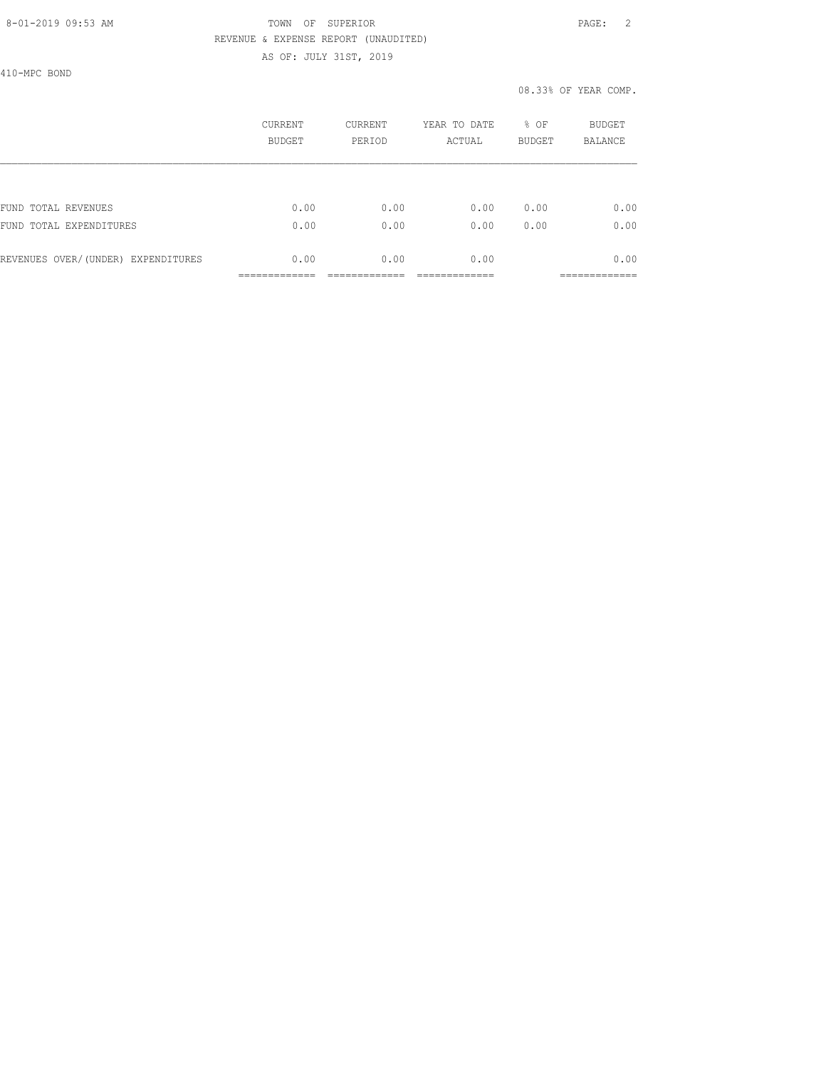TOWN OF SUPERIOR

REVENUE & EXPENSE REPORT (UNAUDITED)

AS OF: JULY 31ST, 2019

410-MPC BOND

08.33% OF YEAR COMP.

| | CURRENT BUDGET | CURRENT PERIOD | YEAR TO DATE ACTUAL | % OF BUDGET | BUDGET BALANCE |
|---|---|---|---|---|---|
| FUND TOTAL REVENUES | 0.00 | 0.00 | 0.00 | 0.00 | 0.00 |
| FUND TOTAL EXPENDITURES | 0.00 | 0.00 | 0.00 | 0.00 | 0.00 |
| REVENUES OVER/(UNDER) EXPENDITURES | 0.00 | 0.00 | 0.00 | | 0.00 |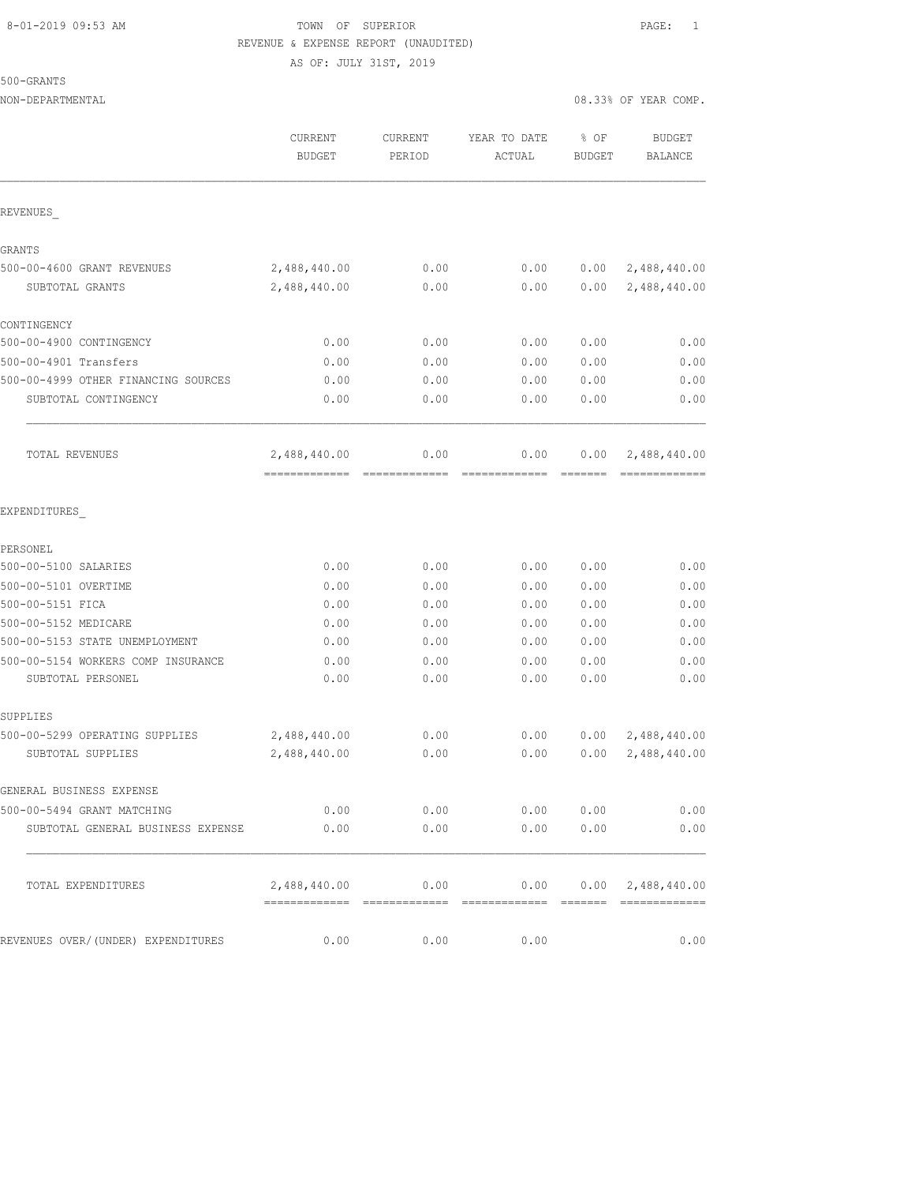8-01-2019 09:53 AM TOWN OF SUPERIOR PAGE: 1

REVENUE & EXPENSE REPORT (UNAUDITED)

AS OF: JULY 31ST, 2019

500-GRANTS

NON-DEPARTMENTAL 08.33% OF YEAR COMP.

| | CURRENT BUDGET | CURRENT PERIOD | YEAR TO DATE ACTUAL | % OF BUDGET | BUDGET BALANCE |
|---|---|---|---|---|---|
| **REVENUES_** | | | | | |
| GRANTS | | | | | |
| 500-00-4600 GRANT REVENUES | 2,488,440.00 | 0.00 | 0.00 | 0.00 | 2,488,440.00 |
| SUBTOTAL GRANTS | 2,488,440.00 | 0.00 | 0.00 | 0.00 | 2,488,440.00 |
| CONTINGENCY | | | | | |
| 500-00-4900 CONTINGENCY | 0.00 | 0.00 | 0.00 | 0.00 | 0.00 |
| 500-00-4901 Transfers | 0.00 | 0.00 | 0.00 | 0.00 | 0.00 |
| 500-00-4999 OTHER FINANCING SOURCES | 0.00 | 0.00 | 0.00 | 0.00 | 0.00 |
| SUBTOTAL CONTINGENCY | 0.00 | 0.00 | 0.00 | 0.00 | 0.00 |
| TOTAL REVENUES | 2,488,440.00 | 0.00 | 0.00 | 0.00 | 2,488,440.00 |
| **EXPENDITURES_** | | | | | |
| PERSONEL | | | | | |
| 500-00-5100 SALARIES | 0.00 | 0.00 | 0.00 | 0.00 | 0.00 |
| 500-00-5101 OVERTIME | 0.00 | 0.00 | 0.00 | 0.00 | 0.00 |
| 500-00-5151 FICA | 0.00 | 0.00 | 0.00 | 0.00 | 0.00 |
| 500-00-5152 MEDICARE | 0.00 | 0.00 | 0.00 | 0.00 | 0.00 |
| 500-00-5153 STATE UNEMPLOYMENT | 0.00 | 0.00 | 0.00 | 0.00 | 0.00 |
| 500-00-5154 WORKERS COMP INSURANCE | 0.00 | 0.00 | 0.00 | 0.00 | 0.00 |
| SUBTOTAL PERSONEL | 0.00 | 0.00 | 0.00 | 0.00 | 0.00 |
| SUPPLIES | | | | | |
| 500-00-5299 OPERATING SUPPLIES | 2,488,440.00 | 0.00 | 0.00 | 0.00 | 2,488,440.00 |
| SUBTOTAL SUPPLIES | 2,488,440.00 | 0.00 | 0.00 | 0.00 | 2,488,440.00 |
| GENERAL BUSINESS EXPENSE | | | | | |
| 500-00-5494 GRANT MATCHING | 0.00 | 0.00 | 0.00 | 0.00 | 0.00 |
| SUBTOTAL GENERAL BUSINESS EXPENSE | 0.00 | 0.00 | 0.00 | 0.00 | 0.00 |
| TOTAL EXPENDITURES | 2,488,440.00 | 0.00 | 0.00 | 0.00 | 2,488,440.00 |
| REVENUES OVER/(UNDER) EXPENDITURES | 0.00 | 0.00 | 0.00 | | 0.00 |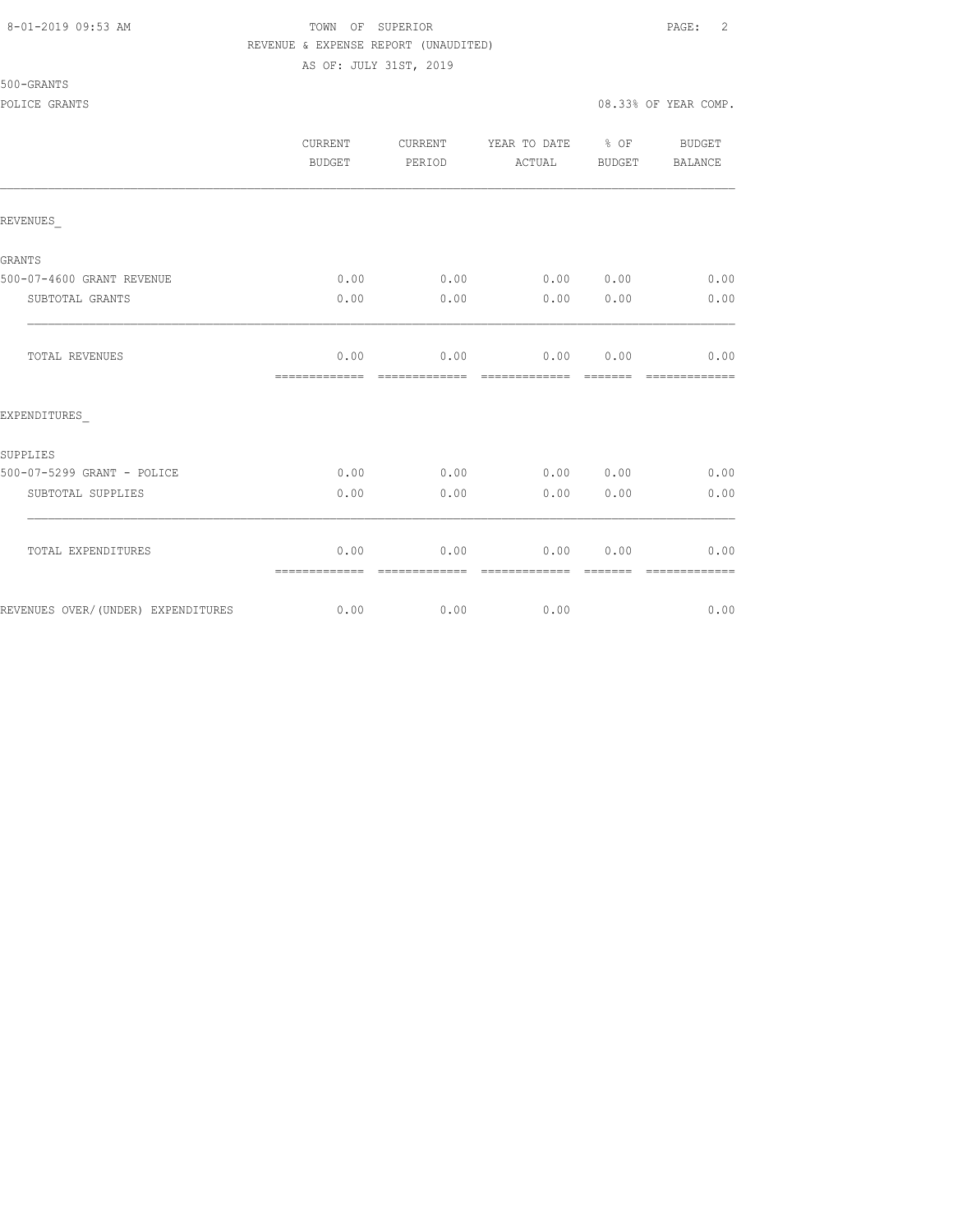TOWN OF SUPERIOR
REVENUE & EXPENSE REPORT (UNAUDITED)
AS OF: JULY 31ST, 2019

500-GRANTS

POLICE GRANTS — 08.33% OF YEAR COMP.

| | CURRENT BUDGET | CURRENT PERIOD | YEAR TO DATE ACTUAL | % OF BUDGET | BUDGET BALANCE |
|---|---|---|---|---|---|
| REVENUES_ | | | | | |
| GRANTS | | | | | |
| 500-07-4600 GRANT REVENUE | 0.00 | 0.00 | 0.00 | 0.00 | 0.00 |
| SUBTOTAL GRANTS | 0.00 | 0.00 | 0.00 | 0.00 | 0.00 |
| TOTAL REVENUES | 0.00 | 0.00 | 0.00 | 0.00 | 0.00 |
| EXPENDITURES_ | | | | | |
| SUPPLIES | | | | | |
| 500-07-5299 GRANT - POLICE | 0.00 | 0.00 | 0.00 | 0.00 | 0.00 |
| SUBTOTAL SUPPLIES | 0.00 | 0.00 | 0.00 | 0.00 | 0.00 |
| TOTAL EXPENDITURES | 0.00 | 0.00 | 0.00 | 0.00 | 0.00 |
| REVENUES OVER/(UNDER) EXPENDITURES | 0.00 | 0.00 | 0.00 | | 0.00 |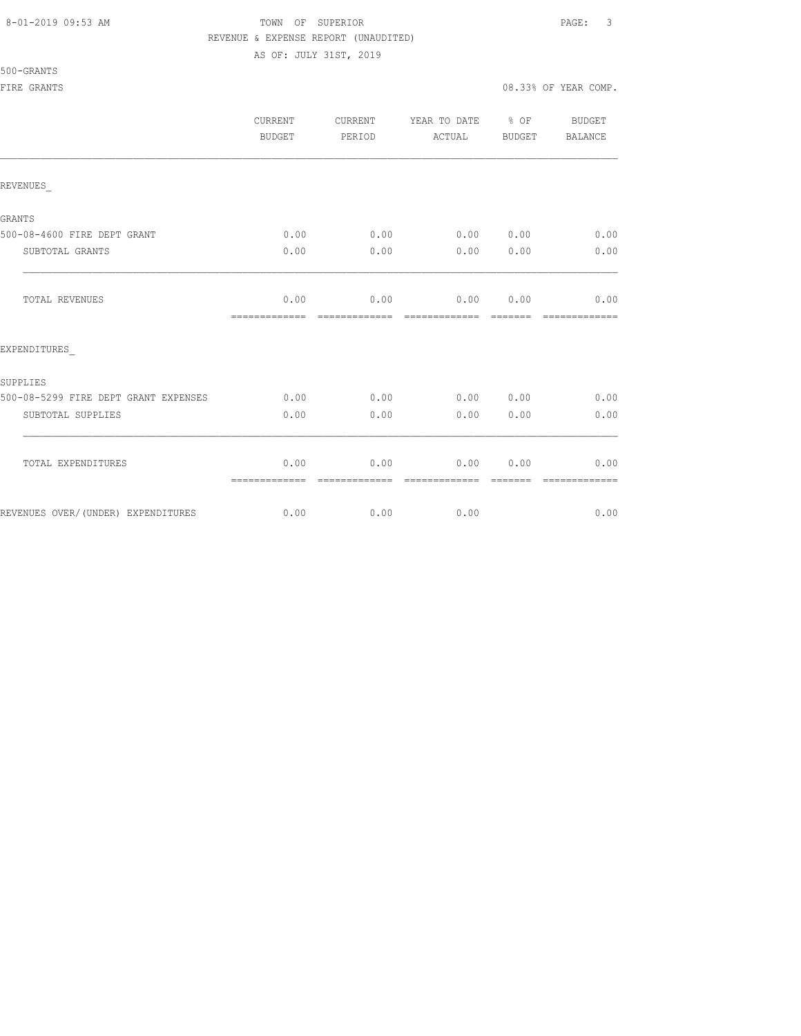8-01-2019 09:53 AM

# TOWN OF SUPERIOR

REVENUE & EXPENSE REPORT (UNAUDITED)

AS OF: JULY 31ST, 2019

500-GRANTS

FIRE GRANTS

08.33% OF YEAR COMP.

| | CURRENT BUDGET | CURRENT PERIOD | YEAR TO DATE ACTUAL | % OF BUDGET | BUDGET BALANCE |
|---|---|---|---|---|---|
| REVENUES_ | | | | | |
| GRANTS | | | | | |
| 500-08-4600 FIRE DEPT GRANT | 0.00 | 0.00 | 0.00 | 0.00 | 0.00 |
| SUBTOTAL GRANTS | 0.00 | 0.00 | 0.00 | 0.00 | 0.00 |
| TOTAL REVENUES | 0.00 | 0.00 | 0.00 | 0.00 | 0.00 |
| EXPENDITURES_ | | | | | |
| SUPPLIES | | | | | |
| 500-08-5299 FIRE DEPT GRANT EXPENSES | 0.00 | 0.00 | 0.00 | 0.00 | 0.00 |
| SUBTOTAL SUPPLIES | 0.00 | 0.00 | 0.00 | 0.00 | 0.00 |
| TOTAL EXPENDITURES | 0.00 | 0.00 | 0.00 | 0.00 | 0.00 |
| REVENUES OVER/(UNDER) EXPENDITURES | 0.00 | 0.00 | 0.00 | | 0.00 |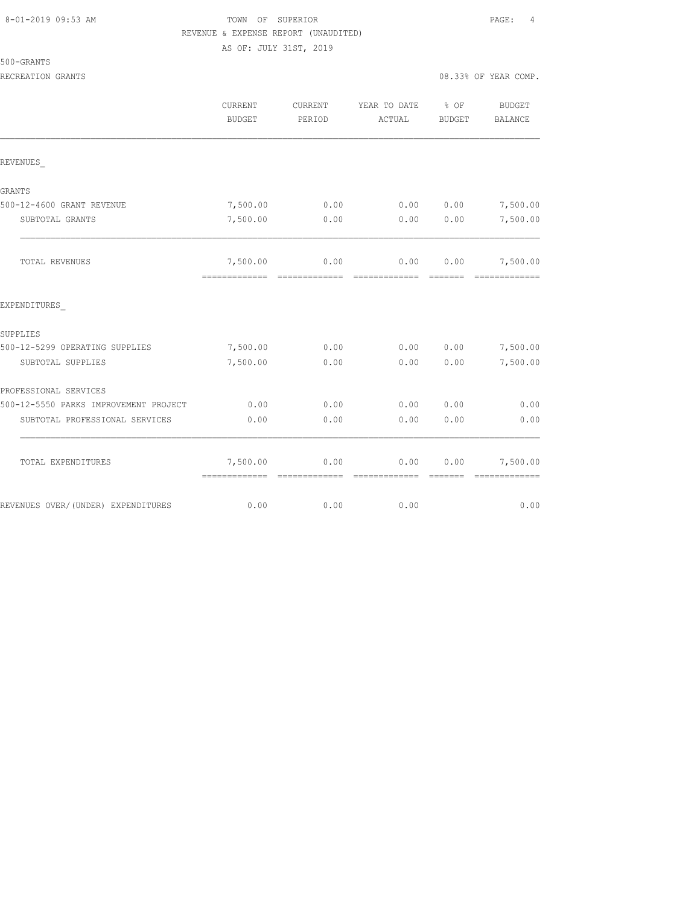8-01-2019 09:53 AM

TOWN OF SUPERIOR

REVENUE & EXPENSE REPORT (UNAUDITED)

AS OF: JULY 31ST, 2019

500-GRANTS

RECREATION GRANTS

08.33% OF YEAR COMP.

| | CURRENT BUDGET | CURRENT PERIOD | YEAR TO DATE ACTUAL | % OF BUDGET | BUDGET BALANCE |
|---|---|---|---|---|---|
| REVENUES_ | | | | | |
| GRANTS | | | | | |
| 500-12-4600 GRANT REVENUE | 7,500.00 | 0.00 | 0.00 | 0.00 | 7,500.00 |
| SUBTOTAL GRANTS | 7,500.00 | 0.00 | 0.00 | 0.00 | 7,500.00 |
| TOTAL REVENUES | 7,500.00 | 0.00 | 0.00 | 0.00 | 7,500.00 |
| EXPENDITURES_ | | | | | |
| SUPPLIES | | | | | |
| 500-12-5299 OPERATING SUPPLIES | 7,500.00 | 0.00 | 0.00 | 0.00 | 7,500.00 |
| SUBTOTAL SUPPLIES | 7,500.00 | 0.00 | 0.00 | 0.00 | 7,500.00 |
| PROFESSIONAL SERVICES | | | | | |
| 500-12-5550 PARKS IMPROVEMENT PROJECT | 0.00 | 0.00 | 0.00 | 0.00 | 0.00 |
| SUBTOTAL PROFESSIONAL SERVICES | 0.00 | 0.00 | 0.00 | 0.00 | 0.00 |
| TOTAL EXPENDITURES | 7,500.00 | 0.00 | 0.00 | 0.00 | 7,500.00 |
| REVENUES OVER/(UNDER) EXPENDITURES | 0.00 | 0.00 | 0.00 | | 0.00 |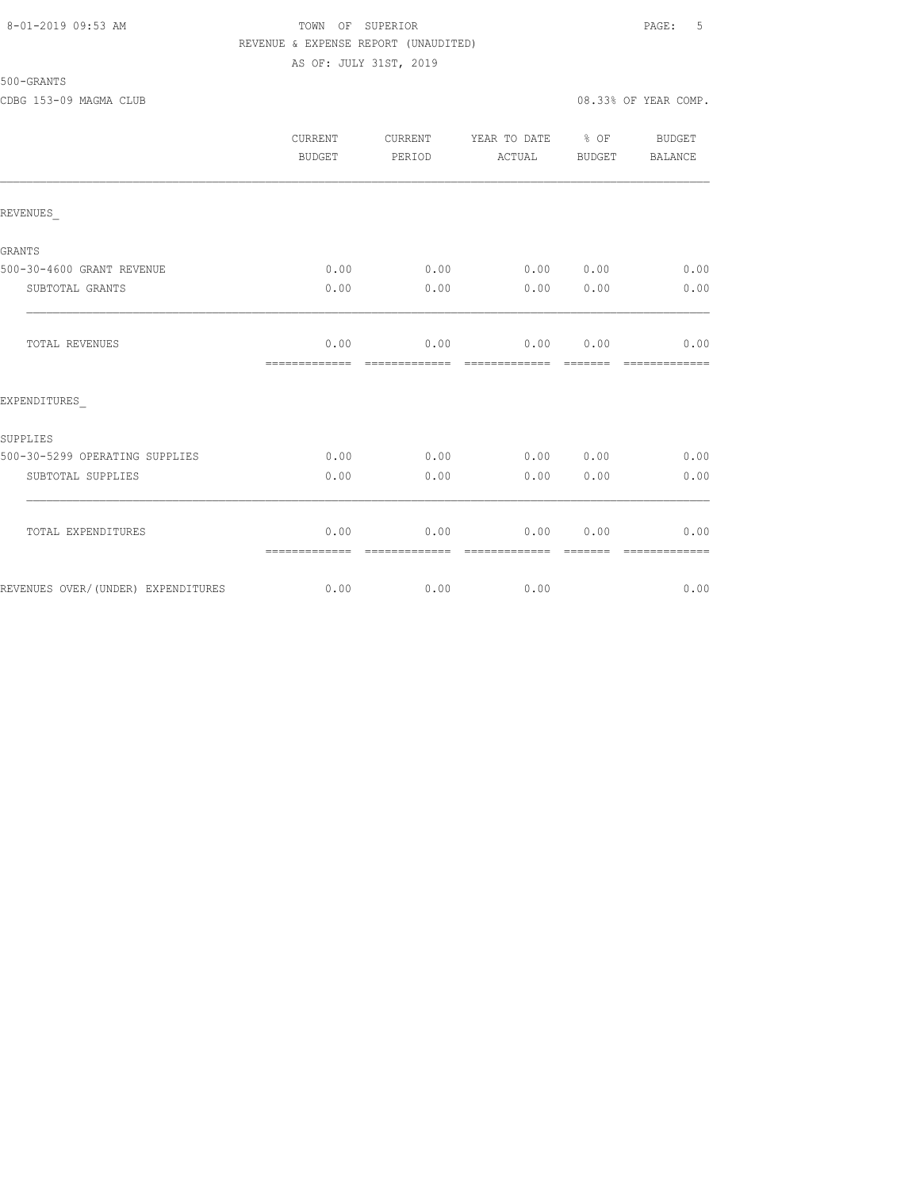TOWN OF SUPERIOR
REVENUE & EXPENSE REPORT (UNAUDITED)
AS OF: JULY 31ST, 2019

500-GRANTS

CDBG 153-09 MAGMA CLUB

08.33% OF YEAR COMP.

| | CURRENT BUDGET | CURRENT PERIOD | YEAR TO DATE ACTUAL | % OF BUDGET | BUDGET BALANCE |
|---|---|---|---|---|---|
| REVENUES_ | | | | | |
| GRANTS | | | | | |
| 500-30-4600 GRANT REVENUE | 0.00 | 0.00 | 0.00 | 0.00 | 0.00 |
| SUBTOTAL GRANTS | 0.00 | 0.00 | 0.00 | 0.00 | 0.00 |
| TOTAL REVENUES | 0.00 | 0.00 | 0.00 | 0.00 | 0.00 |
| EXPENDITURES_ | | | | | |
| SUPPLIES | | | | | |
| 500-30-5299 OPERATING SUPPLIES | 0.00 | 0.00 | 0.00 | 0.00 | 0.00 |
| SUBTOTAL SUPPLIES | 0.00 | 0.00 | 0.00 | 0.00 | 0.00 |
| TOTAL EXPENDITURES | 0.00 | 0.00 | 0.00 | 0.00 | 0.00 |
| REVENUES OVER/(UNDER) EXPENDITURES | 0.00 | 0.00 | 0.00 | | 0.00 |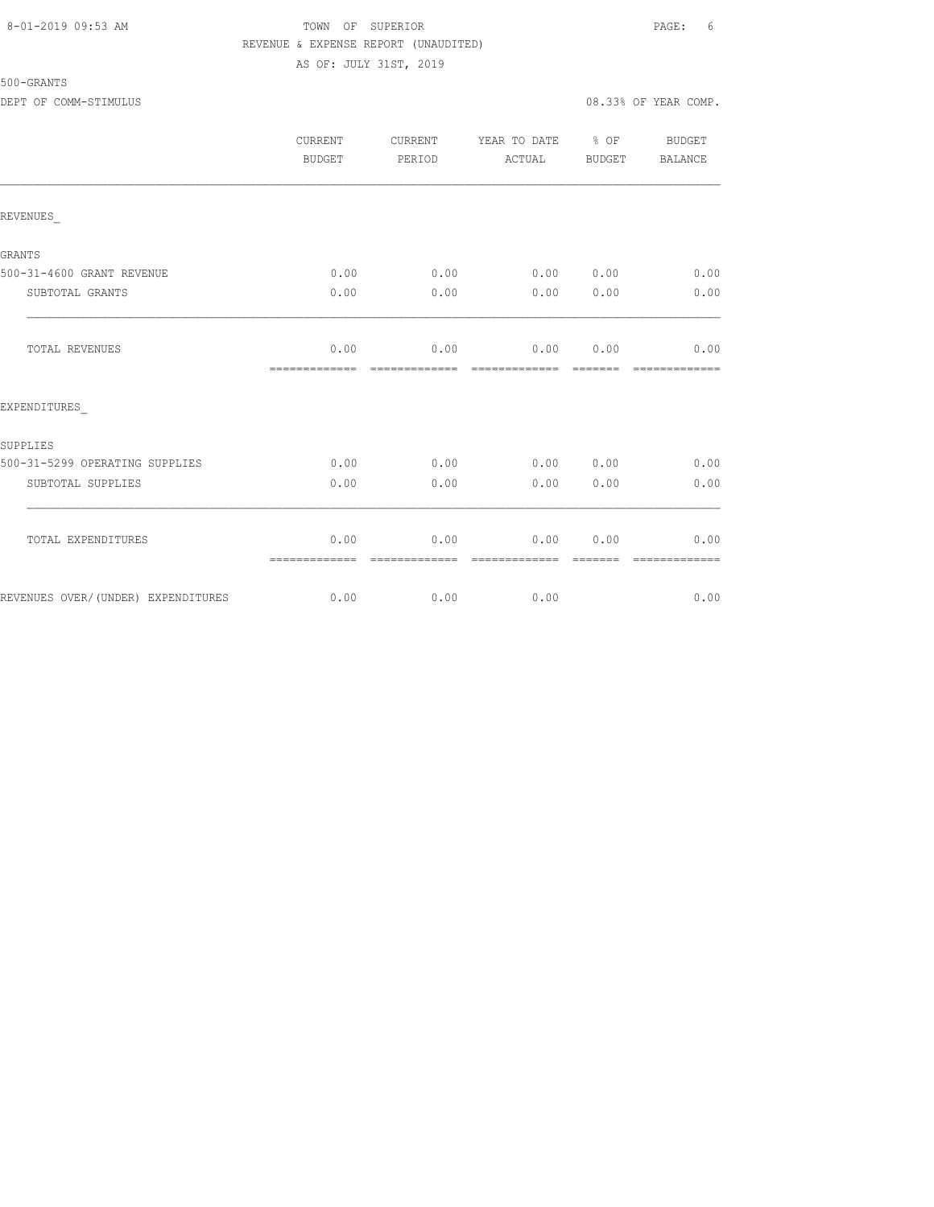8-01-2019 09:53 AM TOWN OF SUPERIOR

REVENUE & EXPENSE REPORT (UNAUDITED)

AS OF: JULY 31ST, 2019

500-GRANTS

DEPT OF COMM-STIMULUS 08.33% OF YEAR COMP.

| | CURRENT BUDGET | CURRENT PERIOD | YEAR TO DATE ACTUAL | % OF BUDGET | BUDGET BALANCE |
|---|---|---|---|---|---|
| REVENUES_ | | | | | |
| GRANTS | | | | | |
| 500-31-4600 GRANT REVENUE | 0.00 | 0.00 | 0.00 | 0.00 | 0.00 |
| SUBTOTAL GRANTS | 0.00 | 0.00 | 0.00 | 0.00 | 0.00 |
| TOTAL REVENUES | 0.00 | 0.00 | 0.00 | 0.00 | 0.00 |
| EXPENDITURES_ | | | | | |
| SUPPLIES | | | | | |
| 500-31-5299 OPERATING SUPPLIES | 0.00 | 0.00 | 0.00 | 0.00 | 0.00 |
| SUBTOTAL SUPPLIES | 0.00 | 0.00 | 0.00 | 0.00 | 0.00 |
| TOTAL EXPENDITURES | 0.00 | 0.00 | 0.00 | 0.00 | 0.00 |
| REVENUES OVER/(UNDER) EXPENDITURES | 0.00 | 0.00 | 0.00 | | 0.00 |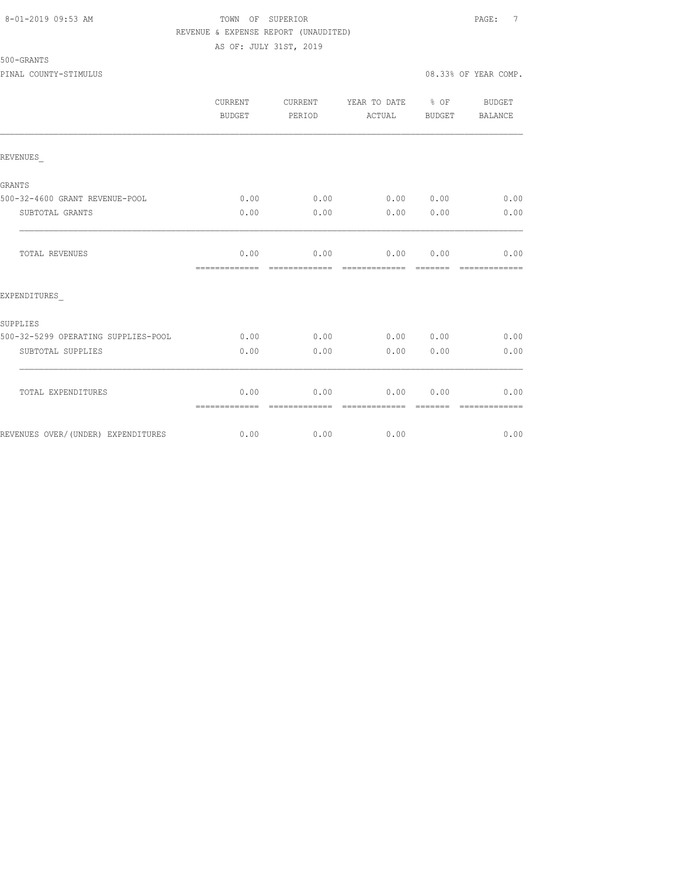8-01-2019 09:53 AM TOWN OF SUPERIOR

REVENUE & EXPENSE REPORT (UNAUDITED)

AS OF: JULY 31ST, 2019

500-GRANTS

PINAL COUNTY-STIMULUS 08.33% OF YEAR COMP.

| | CURRENT BUDGET | CURRENT PERIOD | YEAR TO DATE ACTUAL | % OF BUDGET | BUDGET BALANCE |
|---|---|---|---|---|---|
| REVENUES_ | | | | | |
| GRANTS | | | | | |
| 500-32-4600 GRANT REVENUE-POOL | 0.00 | 0.00 | 0.00 | 0.00 | 0.00 |
| SUBTOTAL GRANTS | 0.00 | 0.00 | 0.00 | 0.00 | 0.00 |
| TOTAL REVENUES | 0.00 | 0.00 | 0.00 | 0.00 | 0.00 |
| EXPENDITURES_ | | | | | |
| SUPPLIES | | | | | |
| 500-32-5299 OPERATING SUPPLIES-POOL | 0.00 | 0.00 | 0.00 | 0.00 | 0.00 |
| SUBTOTAL SUPPLIES | 0.00 | 0.00 | 0.00 | 0.00 | 0.00 |
| TOTAL EXPENDITURES | 0.00 | 0.00 | 0.00 | 0.00 | 0.00 |
| REVENUES OVER/(UNDER) EXPENDITURES | 0.00 | 0.00 | 0.00 | | 0.00 |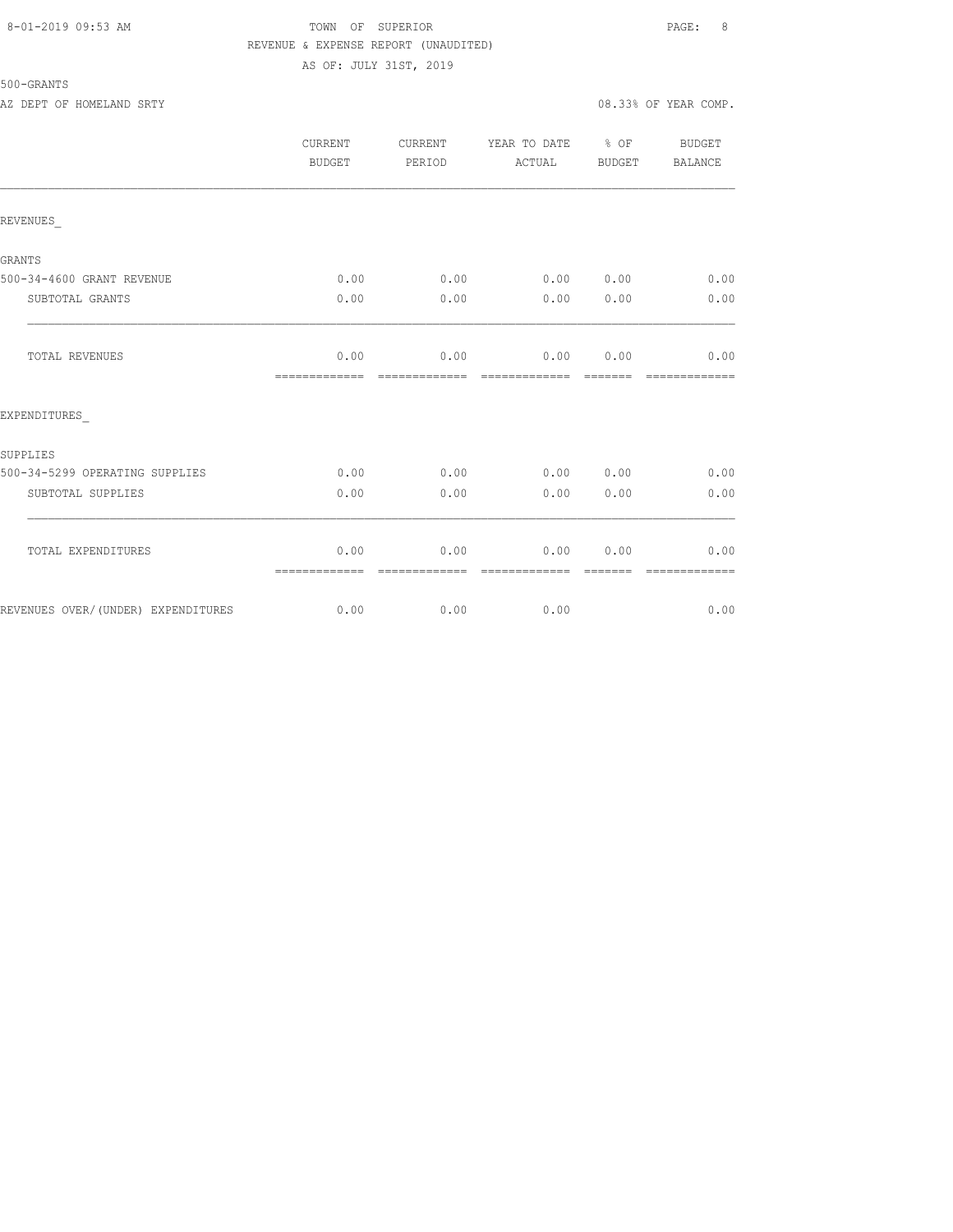8-01-2019 09:53 AM

TOWN OF SUPERIOR

REVENUE & EXPENSE REPORT (UNAUDITED)

AS OF: JULY 31ST, 2019

500-GRANTS

AZ DEPT OF HOMELAND SRTY — 08.33% OF YEAR COMP.

| | CURRENT BUDGET | CURRENT PERIOD | YEAR TO DATE ACTUAL | % OF BUDGET | BUDGET BALANCE |
|---|---|---|---|---|---|
| REVENUES_ | | | | | |
| GRANTS | | | | | |
| 500-34-4600 GRANT REVENUE | 0.00 | 0.00 | 0.00 | 0.00 | 0.00 |
| SUBTOTAL GRANTS | 0.00 | 0.00 | 0.00 | 0.00 | 0.00 |
| TOTAL REVENUES | 0.00 | 0.00 | 0.00 | 0.00 | 0.00 |
| EXPENDITURES_ | | | | | |
| SUPPLIES | | | | | |
| 500-34-5299 OPERATING SUPPLIES | 0.00 | 0.00 | 0.00 | 0.00 | 0.00 |
| SUBTOTAL SUPPLIES | 0.00 | 0.00 | 0.00 | 0.00 | 0.00 |
| TOTAL EXPENDITURES | 0.00 | 0.00 | 0.00 | 0.00 | 0.00 |
| REVENUES OVER/(UNDER) EXPENDITURES | 0.00 | 0.00 | 0.00 | | 0.00 |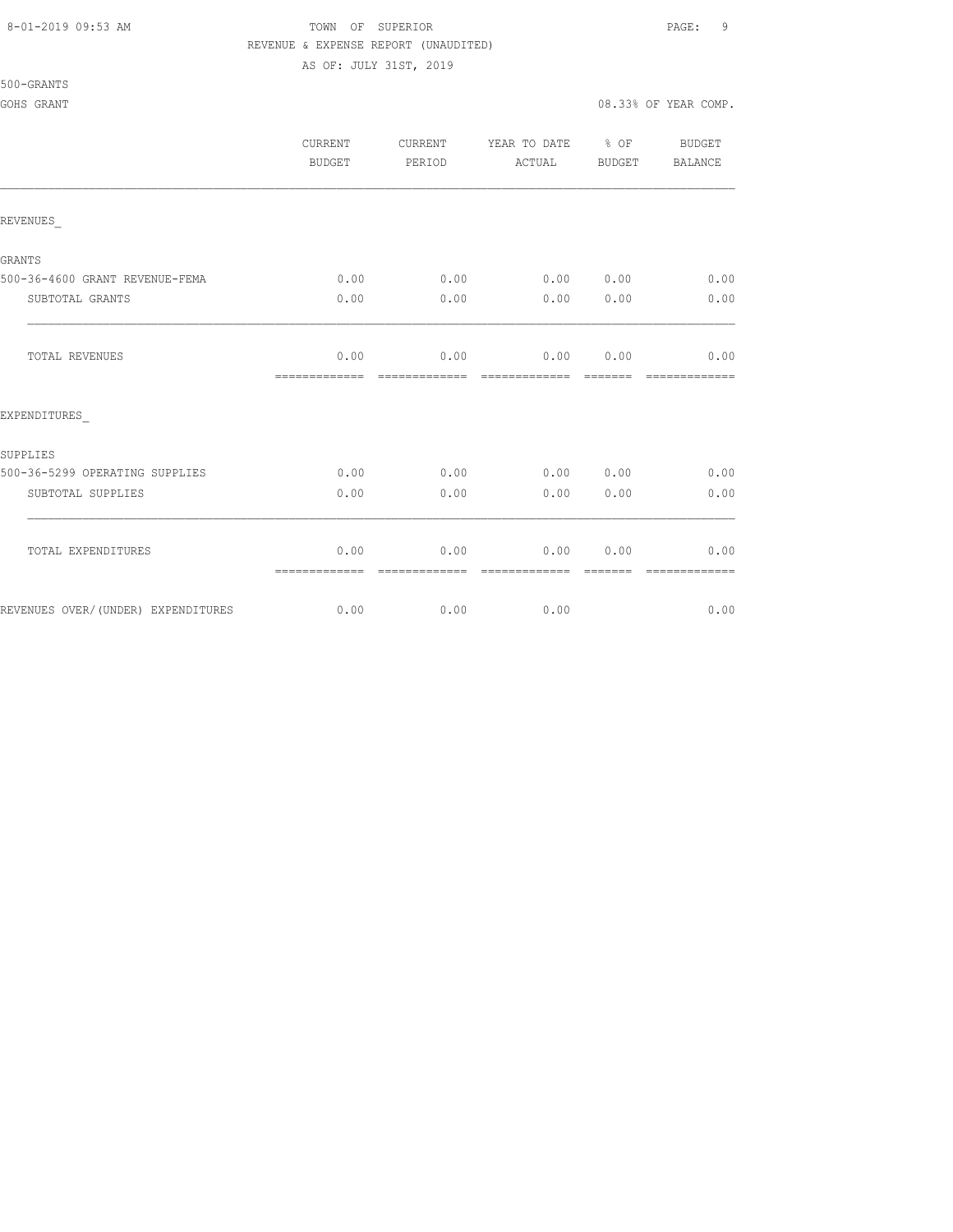TOWN OF SUPERIOR
REVENUE & EXPENSE REPORT (UNAUDITED)
AS OF: JULY 31ST, 2019

500-GRANTS

GOHS GRANT — 08.33% OF YEAR COMP.

| | CURRENT BUDGET | CURRENT PERIOD | YEAR TO DATE ACTUAL | % OF BUDGET | BUDGET BALANCE |
|---|---|---|---|---|---|
| REVENUES_ | | | | | |
| GRANTS | | | | | |
| 500-36-4600 GRANT REVENUE-FEMA | 0.00 | 0.00 | 0.00 | 0.00 | 0.00 |
| SUBTOTAL GRANTS | 0.00 | 0.00 | 0.00 | 0.00 | 0.00 |
| TOTAL REVENUES | 0.00 | 0.00 | 0.00 | 0.00 | 0.00 |
| EXPENDITURES_ | | | | | |
| SUPPLIES | | | | | |
| 500-36-5299 OPERATING SUPPLIES | 0.00 | 0.00 | 0.00 | 0.00 | 0.00 |
| SUBTOTAL SUPPLIES | 0.00 | 0.00 | 0.00 | 0.00 | 0.00 |
| TOTAL EXPENDITURES | 0.00 | 0.00 | 0.00 | 0.00 | 0.00 |
| REVENUES OVER/(UNDER) EXPENDITURES | 0.00 | 0.00 | 0.00 | | 0.00 |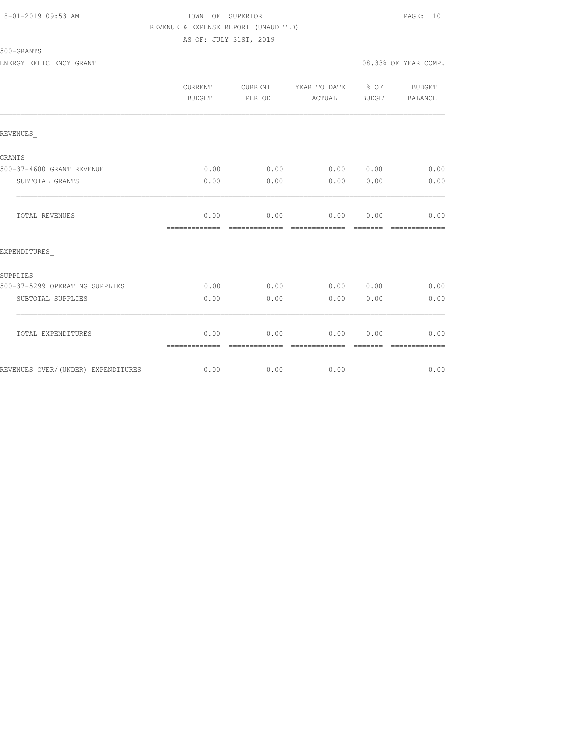8-01-2019 09:53 AM

TOWN OF SUPERIOR

REVENUE & EXPENSE REPORT (UNAUDITED)

AS OF: JULY 31ST, 2019

500-GRANTS

ENERGY EFFICIENCY GRANT

08.33% OF YEAR COMP.

| | CURRENT BUDGET | CURRENT PERIOD | YEAR TO DATE ACTUAL | % OF BUDGET | BUDGET BALANCE |
|---|---|---|---|---|---|
| REVENUES_ | | | | | |
| GRANTS | | | | | |
| 500-37-4600 GRANT REVENUE | 0.00 | 0.00 | 0.00 | 0.00 | 0.00 |
| SUBTOTAL GRANTS | 0.00 | 0.00 | 0.00 | 0.00 | 0.00 |
| TOTAL REVENUES | 0.00 | 0.00 | 0.00 | 0.00 | 0.00 |
| EXPENDITURES_ | | | | | |
| SUPPLIES | | | | | |
| 500-37-5299 OPERATING SUPPLIES | 0.00 | 0.00 | 0.00 | 0.00 | 0.00 |
| SUBTOTAL SUPPLIES | 0.00 | 0.00 | 0.00 | 0.00 | 0.00 |
| TOTAL EXPENDITURES | 0.00 | 0.00 | 0.00 | 0.00 | 0.00 |
| REVENUES OVER/(UNDER) EXPENDITURES | 0.00 | 0.00 | 0.00 | | 0.00 |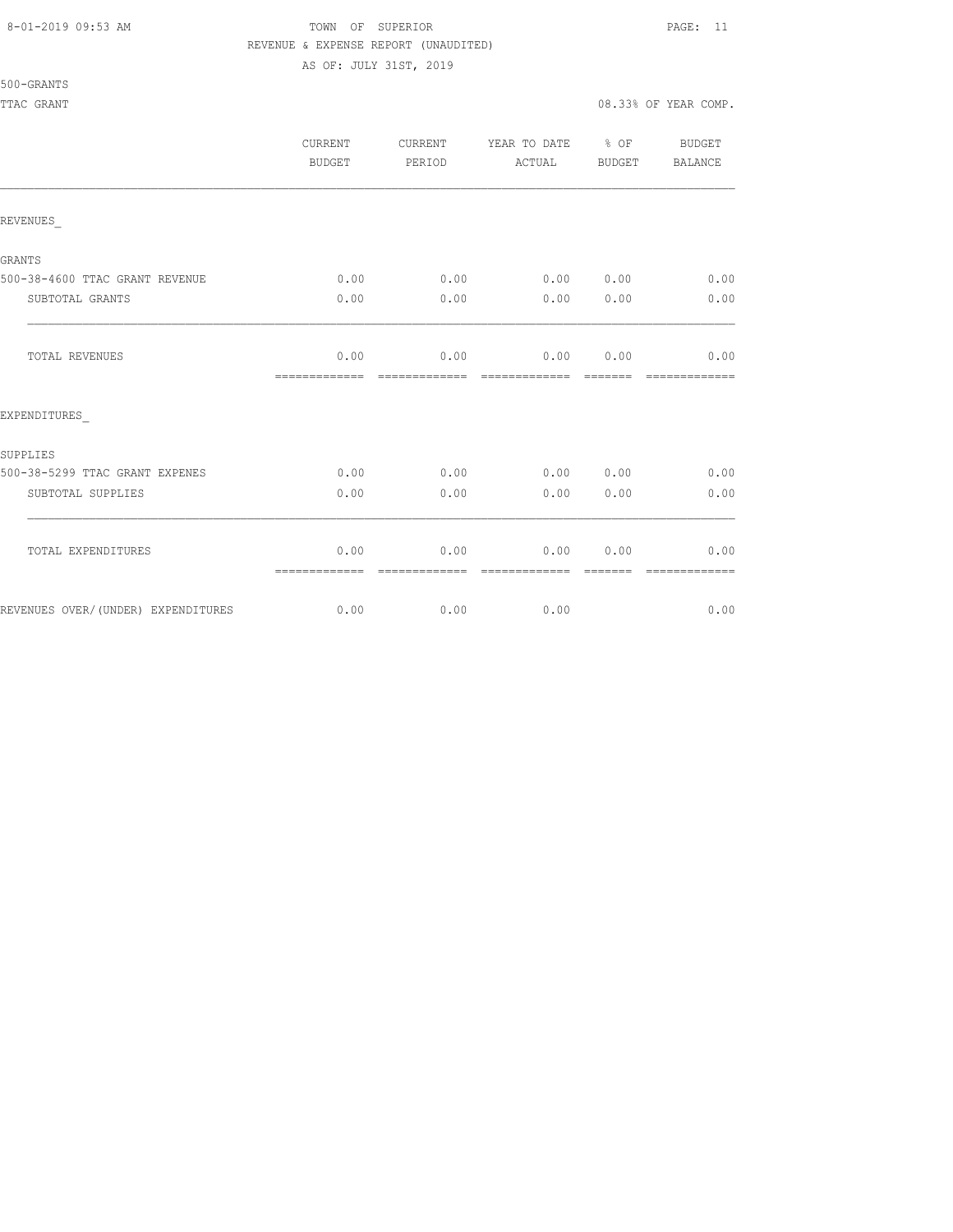8-01-2019 09:53 AM

# TOWN OF SUPERIOR

REVENUE & EXPENSE REPORT (UNAUDITED)

AS OF: JULY 31ST, 2019

500-GRANTS

TTAC GRANT

08.33% OF YEAR COMP.

| | CURRENT BUDGET | CURRENT PERIOD | YEAR TO DATE ACTUAL | % OF BUDGET | BUDGET BALANCE |
|---|---|---|---|---|---|
| REVENUES_ | | | | | |
| GRANTS | | | | | |
| 500-38-4600 TTAC GRANT REVENUE | 0.00 | 0.00 | 0.00 | 0.00 | 0.00 |
| SUBTOTAL GRANTS | 0.00 | 0.00 | 0.00 | 0.00 | 0.00 |
| TOTAL REVENUES | 0.00 | 0.00 | 0.00 | 0.00 | 0.00 |
| EXPENDITURES_ | | | | | |
| SUPPLIES | | | | | |
| 500-38-5299 TTAC GRANT EXPENES | 0.00 | 0.00 | 0.00 | 0.00 | 0.00 |
| SUBTOTAL SUPPLIES | 0.00 | 0.00 | 0.00 | 0.00 | 0.00 |
| TOTAL EXPENDITURES | 0.00 | 0.00 | 0.00 | 0.00 | 0.00 |
| REVENUES OVER/(UNDER) EXPENDITURES | 0.00 | 0.00 | 0.00 | | 0.00 |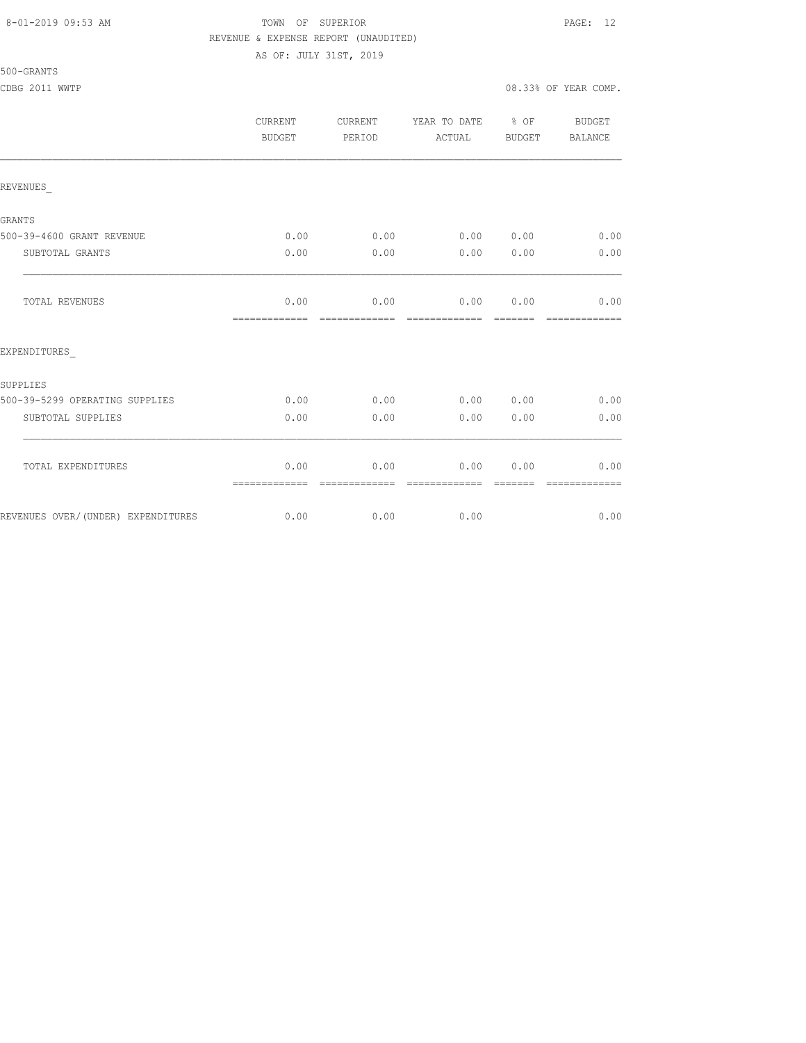TOWN OF SUPERIOR

REVENUE & EXPENSE REPORT (UNAUDITED)

AS OF: JULY 31ST, 2019

500-GRANTS

CDBG 2011 WWTP

08.33% OF YEAR COMP.

| | CURRENT BUDGET | CURRENT PERIOD | YEAR TO DATE ACTUAL | % OF BUDGET | BUDGET BALANCE |
|---|---|---|---|---|---|
| REVENUES_ | | | | | |
| GRANTS | | | | | |
| 500-39-4600 GRANT REVENUE | 0.00 | 0.00 | 0.00 | 0.00 | 0.00 |
| SUBTOTAL GRANTS | 0.00 | 0.00 | 0.00 | 0.00 | 0.00 |
| TOTAL REVENUES | 0.00 | 0.00 | 0.00 | 0.00 | 0.00 |
| EXPENDITURES_ | | | | | |
| SUPPLIES | | | | | |
| 500-39-5299 OPERATING SUPPLIES | 0.00 | 0.00 | 0.00 | 0.00 | 0.00 |
| SUBTOTAL SUPPLIES | 0.00 | 0.00 | 0.00 | 0.00 | 0.00 |
| TOTAL EXPENDITURES | 0.00 | 0.00 | 0.00 | 0.00 | 0.00 |
| REVENUES OVER/(UNDER) EXPENDITURES | 0.00 | 0.00 | 0.00 | | 0.00 |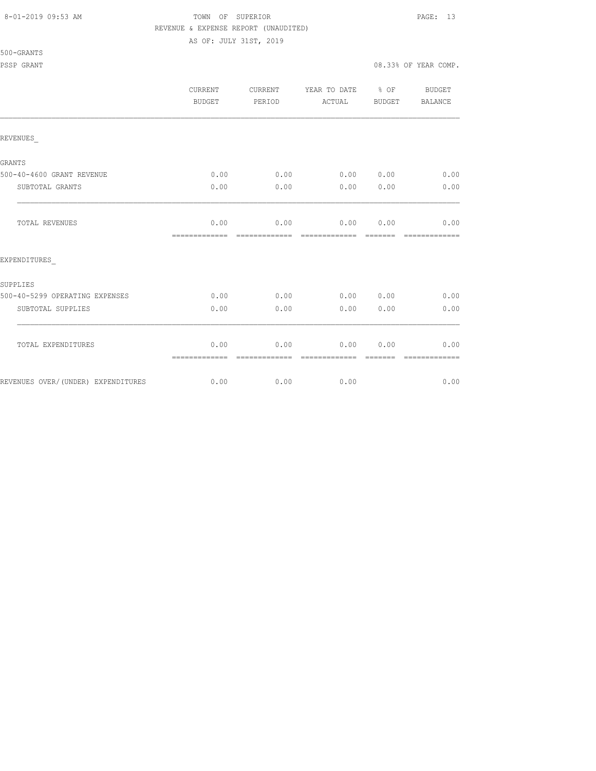TOWN OF SUPERIOR

REVENUE & EXPENSE REPORT (UNAUDITED)

AS OF: JULY 31ST, 2019

500-GRANTS

PSSP GRANT

08.33% OF YEAR COMP.

| | CURRENT BUDGET | CURRENT PERIOD | YEAR TO DATE ACTUAL | % OF BUDGET | BUDGET BALANCE |
|---|---|---|---|---|---|
| REVENUES_ | | | | | |
| GRANTS | | | | | |
| 500-40-4600 GRANT REVENUE | 0.00 | 0.00 | 0.00 | 0.00 | 0.00 |
| SUBTOTAL GRANTS | 0.00 | 0.00 | 0.00 | 0.00 | 0.00 |
| TOTAL REVENUES | 0.00 | 0.00 | 0.00 | 0.00 | 0.00 |
| EXPENDITURES_ | | | | | |
| SUPPLIES | | | | | |
| 500-40-5299 OPERATING EXPENSES | 0.00 | 0.00 | 0.00 | 0.00 | 0.00 |
| SUBTOTAL SUPPLIES | 0.00 | 0.00 | 0.00 | 0.00 | 0.00 |
| TOTAL EXPENDITURES | 0.00 | 0.00 | 0.00 | 0.00 | 0.00 |
| REVENUES OVER/(UNDER) EXPENDITURES | 0.00 | 0.00 | 0.00 | | 0.00 |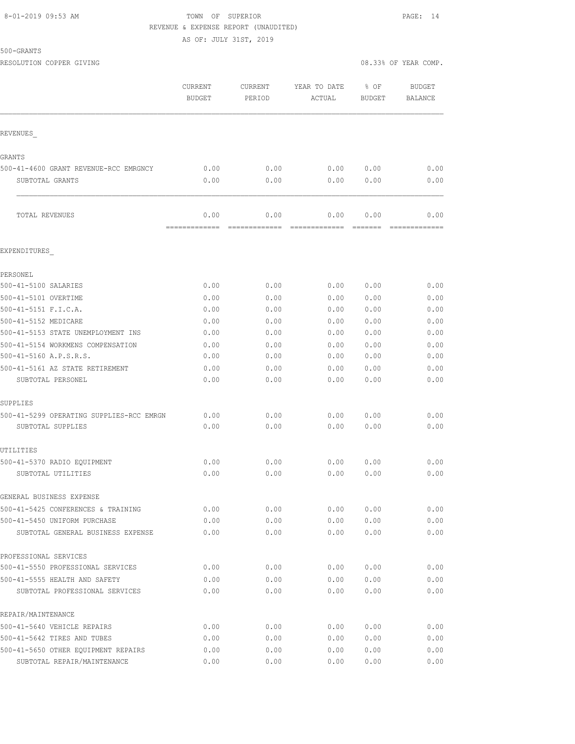8-01-2019 09:53 AM TOWN OF SUPERIOR

REVENUE & EXPENSE REPORT (UNAUDITED)

AS OF: JULY 31ST, 2019

500-GRANTS

RESOLUTION COPPER GIVING 08.33% OF YEAR COMP.

| | CURRENT BUDGET | CURRENT PERIOD | YEAR TO DATE ACTUAL | % OF BUDGET | BUDGET BALANCE |
|---|---|---|---|---|---|
| REVENUES_ | | | | | |
| GRANTS | | | | | |
| 500-41-4600 GRANT REVENUE-RCC EMRGNCY | 0.00 | 0.00 | 0.00 | 0.00 | 0.00 |
| SUBTOTAL GRANTS | 0.00 | 0.00 | 0.00 | 0.00 | 0.00 |
| TOTAL REVENUES | 0.00 | 0.00 | 0.00 | 0.00 | 0.00 |
| EXPENDITURES_ | | | | | |
| PERSONEL | | | | | |
| 500-41-5100 SALARIES | 0.00 | 0.00 | 0.00 | 0.00 | 0.00 |
| 500-41-5101 OVERTIME | 0.00 | 0.00 | 0.00 | 0.00 | 0.00 |
| 500-41-5151 F.I.C.A. | 0.00 | 0.00 | 0.00 | 0.00 | 0.00 |
| 500-41-5152 MEDICARE | 0.00 | 0.00 | 0.00 | 0.00 | 0.00 |
| 500-41-5153 STATE UNEMPLOYMENT INS | 0.00 | 0.00 | 0.00 | 0.00 | 0.00 |
| 500-41-5154 WORKMENS COMPENSATION | 0.00 | 0.00 | 0.00 | 0.00 | 0.00 |
| 500-41-5160 A.P.S.R.S. | 0.00 | 0.00 | 0.00 | 0.00 | 0.00 |
| 500-41-5161 AZ STATE RETIREMENT | 0.00 | 0.00 | 0.00 | 0.00 | 0.00 |
| SUBTOTAL PERSONEL | 0.00 | 0.00 | 0.00 | 0.00 | 0.00 |
| SUPPLIES | | | | | |
| 500-41-5299 OPERATING SUPPLIES-RCC EMRGN | 0.00 | 0.00 | 0.00 | 0.00 | 0.00 |
| SUBTOTAL SUPPLIES | 0.00 | 0.00 | 0.00 | 0.00 | 0.00 |
| UTILITIES | | | | | |
| 500-41-5370 RADIO EQUIPMENT | 0.00 | 0.00 | 0.00 | 0.00 | 0.00 |
| SUBTOTAL UTILITIES | 0.00 | 0.00 | 0.00 | 0.00 | 0.00 |
| GENERAL BUSINESS EXPENSE | | | | | |
| 500-41-5425 CONFERENCES & TRAINING | 0.00 | 0.00 | 0.00 | 0.00 | 0.00 |
| 500-41-5450 UNIFORM PURCHASE | 0.00 | 0.00 | 0.00 | 0.00 | 0.00 |
| SUBTOTAL GENERAL BUSINESS EXPENSE | 0.00 | 0.00 | 0.00 | 0.00 | 0.00 |
| PROFESSIONAL SERVICES | | | | | |
| 500-41-5550 PROFESSIONAL SERVICES | 0.00 | 0.00 | 0.00 | 0.00 | 0.00 |
| 500-41-5555 HEALTH AND SAFETY | 0.00 | 0.00 | 0.00 | 0.00 | 0.00 |
| SUBTOTAL PROFESSIONAL SERVICES | 0.00 | 0.00 | 0.00 | 0.00 | 0.00 |
| REPAIR/MAINTENANCE | | | | | |
| 500-41-5640 VEHICLE REPAIRS | 0.00 | 0.00 | 0.00 | 0.00 | 0.00 |
| 500-41-5642 TIRES AND TUBES | 0.00 | 0.00 | 0.00 | 0.00 | 0.00 |
| 500-41-5650 OTHER EQUIPMENT REPAIRS | 0.00 | 0.00 | 0.00 | 0.00 | 0.00 |
| SUBTOTAL REPAIR/MAINTENANCE | 0.00 | 0.00 | 0.00 | 0.00 | 0.00 |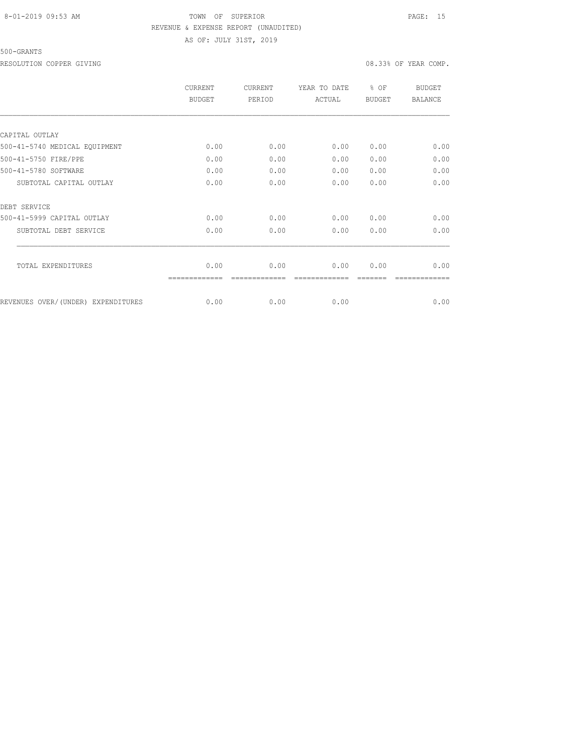TOWN OF SUPERIOR
REVENUE & EXPENSE REPORT (UNAUDITED)
AS OF: JULY 31ST, 2019

500-GRANTS

RESOLUTION COPPER GIVING — 08.33% OF YEAR COMP.

| | CURRENT BUDGET | CURRENT PERIOD | YEAR TO DATE ACTUAL | % OF BUDGET | BUDGET BALANCE |
|---|---|---|---|---|---|
| CAPITAL OUTLAY | | | | | |
| 500-41-5740 MEDICAL EQUIPMENT | 0.00 | 0.00 | 0.00 | 0.00 | 0.00 |
| 500-41-5750 FIRE/PPE | 0.00 | 0.00 | 0.00 | 0.00 | 0.00 |
| 500-41-5780 SOFTWARE | 0.00 | 0.00 | 0.00 | 0.00 | 0.00 |
| SUBTOTAL CAPITAL OUTLAY | 0.00 | 0.00 | 0.00 | 0.00 | 0.00 |
| DEBT SERVICE | | | | | |
| 500-41-5999 CAPITAL OUTLAY | 0.00 | 0.00 | 0.00 | 0.00 | 0.00 |
| SUBTOTAL DEBT SERVICE | 0.00 | 0.00 | 0.00 | 0.00 | 0.00 |
| TOTAL EXPENDITURES | 0.00 | 0.00 | 0.00 | 0.00 | 0.00 |
| REVENUES OVER/(UNDER) EXPENDITURES | 0.00 | 0.00 | 0.00 | | 0.00 |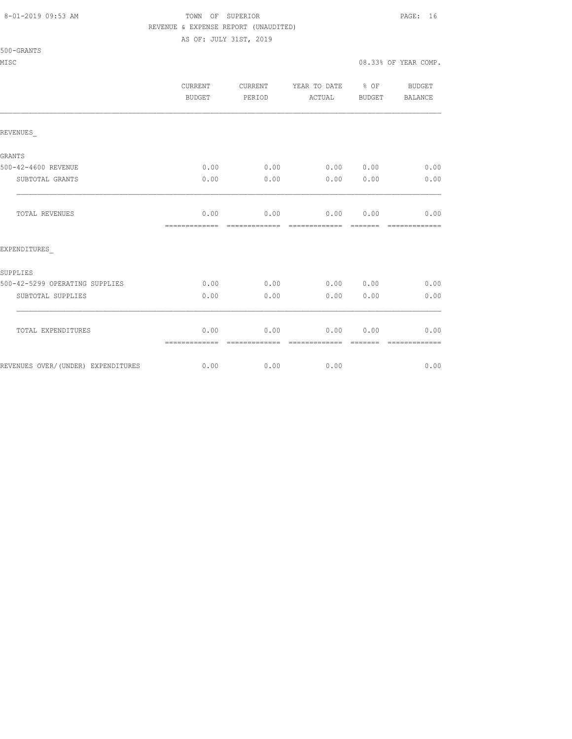TOWN OF SUPERIOR

REVENUE & EXPENSE REPORT (UNAUDITED)

AS OF: JULY 31ST, 2019

500-GRANTS

MISC

08.33% OF YEAR COMP.

| | CURRENT BUDGET | CURRENT PERIOD | YEAR TO DATE ACTUAL | % OF BUDGET | BUDGET BALANCE |
|---|---|---|---|---|---|
| REVENUES_ | | | | | |
| GRANTS | | | | | |
| 500-42-4600 REVENUE | 0.00 | 0.00 | 0.00 | 0.00 | 0.00 |
| SUBTOTAL GRANTS | 0.00 | 0.00 | 0.00 | 0.00 | 0.00 |
| TOTAL REVENUES | 0.00 | 0.00 | 0.00 | 0.00 | 0.00 |
| EXPENDITURES_ | | | | | |
| SUPPLIES | | | | | |
| 500-42-5299 OPERATING SUPPLIES | 0.00 | 0.00 | 0.00 | 0.00 | 0.00 |
| SUBTOTAL SUPPLIES | 0.00 | 0.00 | 0.00 | 0.00 | 0.00 |
| TOTAL EXPENDITURES | 0.00 | 0.00 | 0.00 | 0.00 | 0.00 |
| REVENUES OVER/(UNDER) EXPENDITURES | 0.00 | 0.00 | 0.00 | | 0.00 |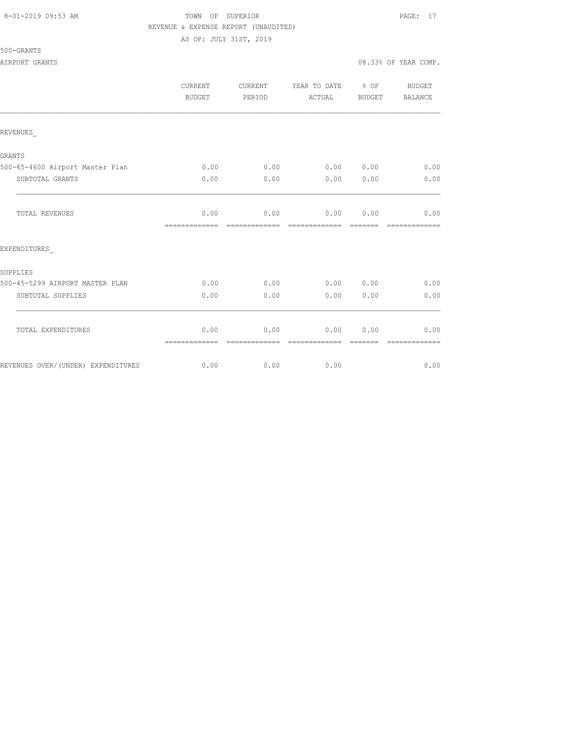TOWN OF SUPERIOR

REVENUE & EXPENSE REPORT (UNAUDITED)

AS OF: JULY 31ST, 2019

500-GRANTS

AIRPORT GRANTS

08.33% OF YEAR COMP.

| | CURRENT BUDGET | CURRENT PERIOD | YEAR TO DATE ACTUAL | % OF BUDGET | BUDGET BALANCE |
|---|---|---|---|---|---|
| REVENUES_ | | | | | |
| GRANTS | | | | | |
| 500-45-4600 Airport Master Plan | 0.00 | 0.00 | 0.00 | 0.00 | 0.00 |
| SUBTOTAL GRANTS | 0.00 | 0.00 | 0.00 | 0.00 | 0.00 |
| TOTAL REVENUES | 0.00 | 0.00 | 0.00 | 0.00 | 0.00 |
| EXPENDITURES_ | | | | | |
| SUPPLIES | | | | | |
| 500-45-5299 AIRPORT MASTER PLAN | 0.00 | 0.00 | 0.00 | 0.00 | 0.00 |
| SUBTOTAL SUPPLIES | 0.00 | 0.00 | 0.00 | 0.00 | 0.00 |
| TOTAL EXPENDITURES | 0.00 | 0.00 | 0.00 | 0.00 | 0.00 |
| REVENUES OVER/(UNDER) EXPENDITURES | 0.00 | 0.00 | 0.00 | | 0.00 |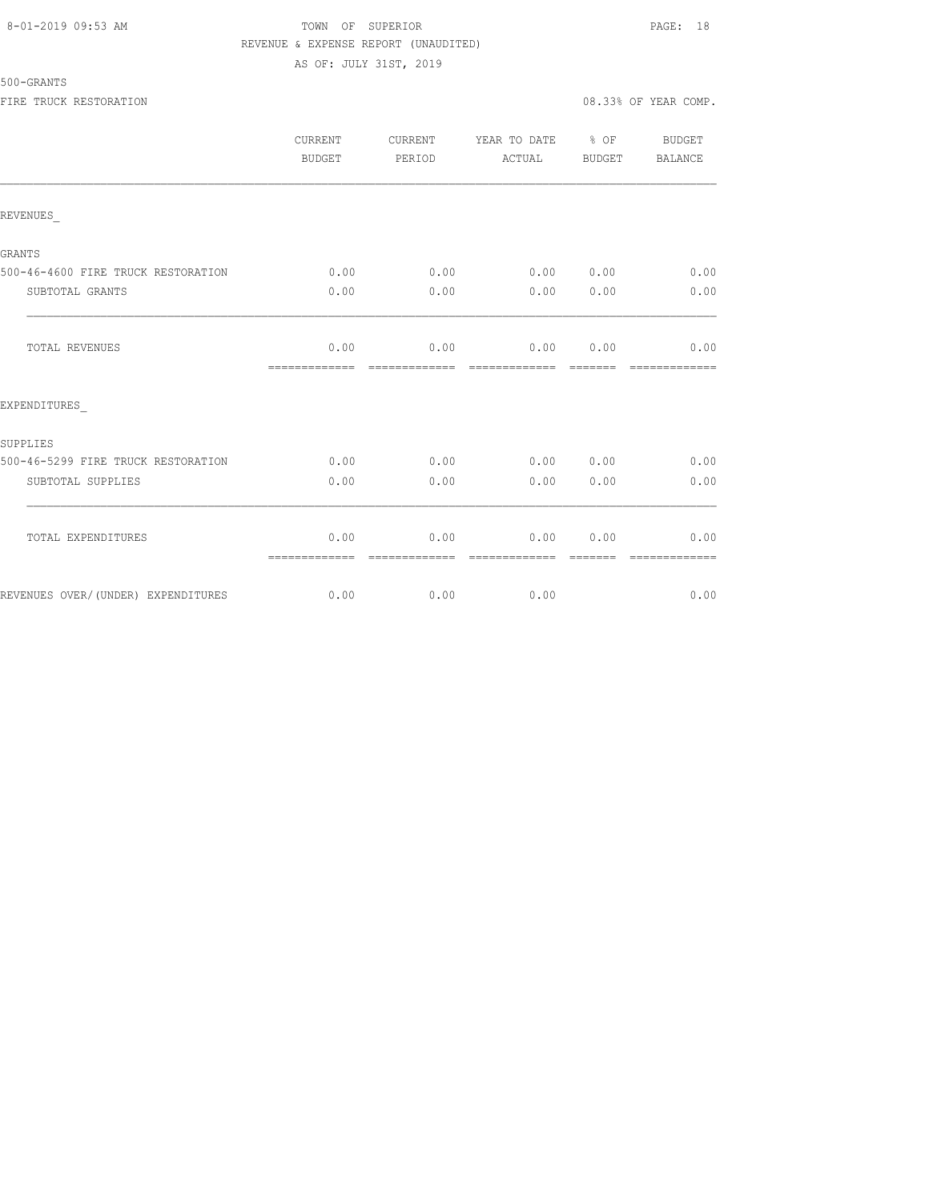TOWN OF SUPERIOR
REVENUE & EXPENSE REPORT (UNAUDITED)
AS OF: JULY 31ST, 2019

500-GRANTS
FIRE TRUCK RESTORATION — 08.33% OF YEAR COMP.

| | CURRENT BUDGET | CURRENT PERIOD | YEAR TO DATE ACTUAL | % OF BUDGET | BUDGET BALANCE |
|---|---|---|---|---|---|
| REVENUES_ | | | | | |
| GRANTS | | | | | |
| 500-46-4600 FIRE TRUCK RESTORATION | 0.00 | 0.00 | 0.00 | 0.00 | 0.00 |
| SUBTOTAL GRANTS | 0.00 | 0.00 | 0.00 | 0.00 | 0.00 |
| TOTAL REVENUES | 0.00 | 0.00 | 0.00 | 0.00 | 0.00 |
| EXPENDITURES_ | | | | | |
| SUPPLIES | | | | | |
| 500-46-5299 FIRE TRUCK RESTORATION | 0.00 | 0.00 | 0.00 | 0.00 | 0.00 |
| SUBTOTAL SUPPLIES | 0.00 | 0.00 | 0.00 | 0.00 | 0.00 |
| TOTAL EXPENDITURES | 0.00 | 0.00 | 0.00 | 0.00 | 0.00 |
| REVENUES OVER/(UNDER) EXPENDITURES | 0.00 | 0.00 | 0.00 | | 0.00 |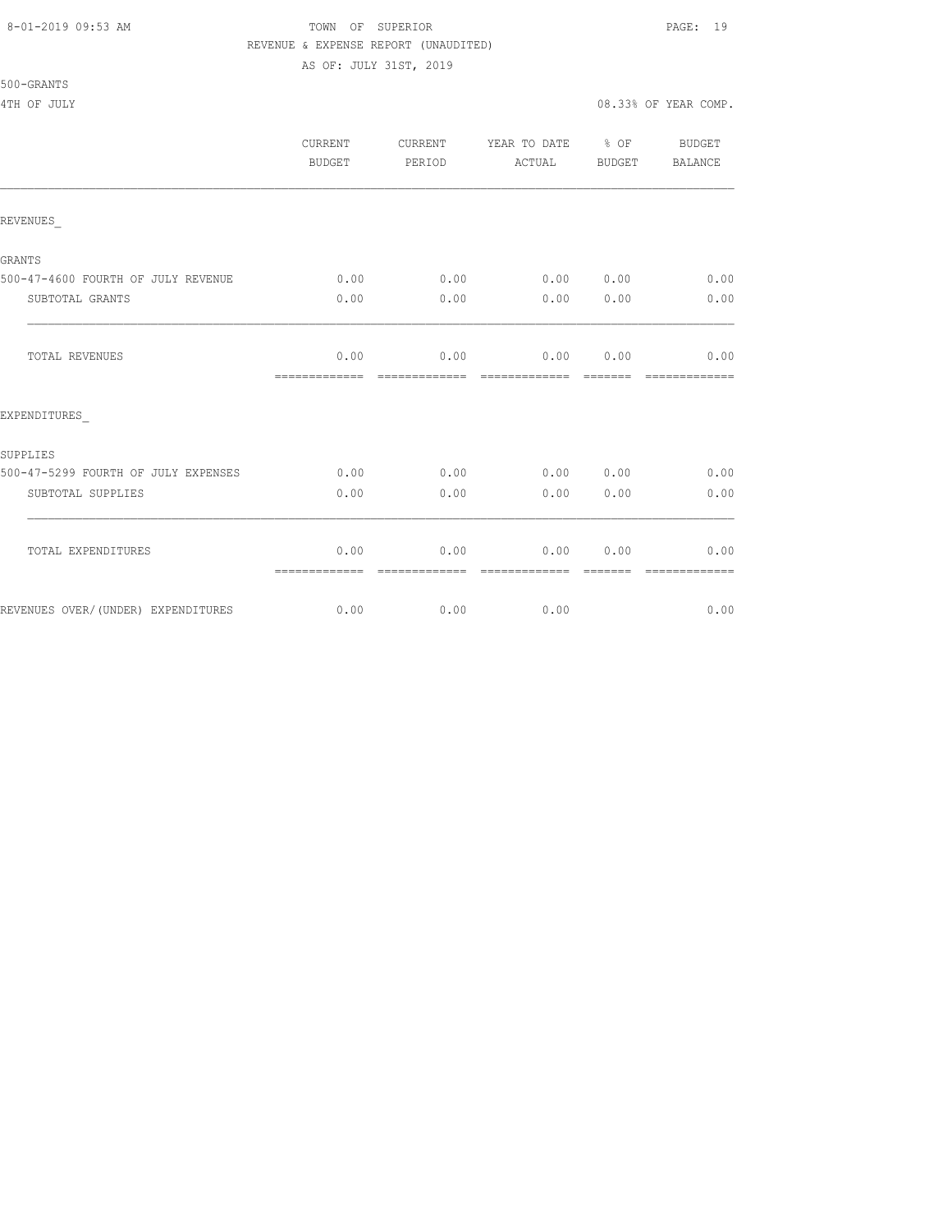8-01-2019 09:53 AM TOWN OF SUPERIOR

REVENUE & EXPENSE REPORT (UNAUDITED)

AS OF: JULY 31ST, 2019

500-GRANTS

4TH OF JULY 08.33% OF YEAR COMP.

| | CURRENT BUDGET | CURRENT PERIOD | YEAR TO DATE ACTUAL | % OF BUDGET | BUDGET BALANCE |
|---|---|---|---|---|---|
| REVENUES_ | | | | | |
| GRANTS | | | | | |
| 500-47-4600 FOURTH OF JULY REVENUE | 0.00 | 0.00 | 0.00 | 0.00 | 0.00 |
| SUBTOTAL GRANTS | 0.00 | 0.00 | 0.00 | 0.00 | 0.00 |
| TOTAL REVENUES | 0.00 | 0.00 | 0.00 | 0.00 | 0.00 |
| EXPENDITURES_ | | | | | |
| SUPPLIES | | | | | |
| 500-47-5299 FOURTH OF JULY EXPENSES | 0.00 | 0.00 | 0.00 | 0.00 | 0.00 |
| SUBTOTAL SUPPLIES | 0.00 | 0.00 | 0.00 | 0.00 | 0.00 |
| TOTAL EXPENDITURES | 0.00 | 0.00 | 0.00 | 0.00 | 0.00 |
| REVENUES OVER/(UNDER) EXPENDITURES | 0.00 | 0.00 | 0.00 | | 0.00 |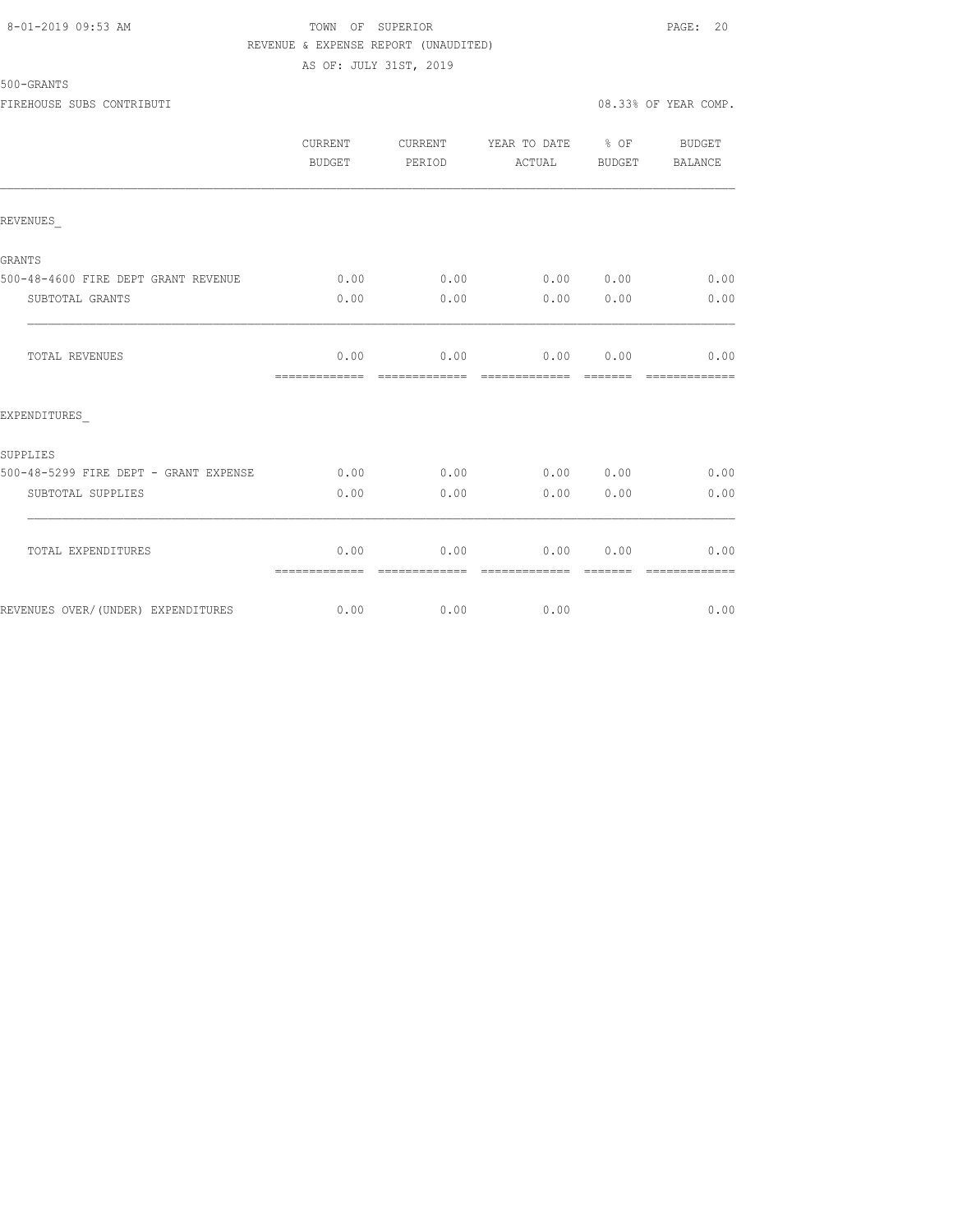8-01-2019 09:53 AM TOWN OF SUPERIOR

REVENUE & EXPENSE REPORT (UNAUDITED)

AS OF: JULY 31ST, 2019

500-GRANTS

FIREHOUSE SUBS CONTRIBUTI 08.33% OF YEAR COMP.

| | CURRENT BUDGET | CURRENT PERIOD | YEAR TO DATE ACTUAL | % OF BUDGET | BUDGET BALANCE |
|---|---|---|---|---|---|
| REVENUES_ | | | | | |
| GRANTS | | | | | |
| 500-48-4600 FIRE DEPT GRANT REVENUE | 0.00 | 0.00 | 0.00 | 0.00 | 0.00 |
| SUBTOTAL GRANTS | 0.00 | 0.00 | 0.00 | 0.00 | 0.00 |
| TOTAL REVENUES | 0.00 | 0.00 | 0.00 | 0.00 | 0.00 |
| EXPENDITURES_ | | | | | |
| SUPPLIES | | | | | |
| 500-48-5299 FIRE DEPT - GRANT EXPENSE | 0.00 | 0.00 | 0.00 | 0.00 | 0.00 |
| SUBTOTAL SUPPLIES | 0.00 | 0.00 | 0.00 | 0.00 | 0.00 |
| TOTAL EXPENDITURES | 0.00 | 0.00 | 0.00 | 0.00 | 0.00 |
| REVENUES OVER/(UNDER) EXPENDITURES | 0.00 | 0.00 | 0.00 | | 0.00 |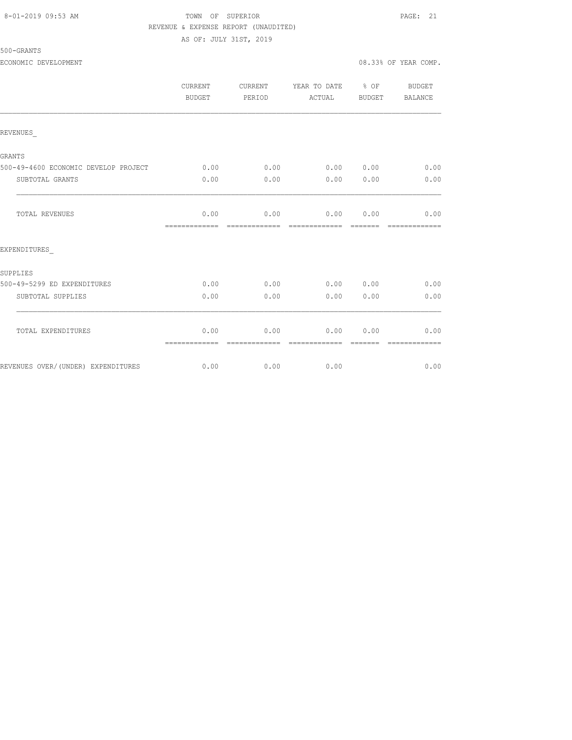8-01-2019 09:53 AM TOWN OF SUPERIOR

REVENUE & EXPENSE REPORT (UNAUDITED)

AS OF: JULY 31ST, 2019

500-GRANTS

ECONOMIC DEVELOPMENT 08.33% OF YEAR COMP.

| | CURRENT BUDGET | CURRENT PERIOD | YEAR TO DATE ACTUAL | % OF BUDGET | BUDGET BALANCE |
|---|---|---|---|---|---|
| REVENUES_ | | | | | |
| GRANTS | | | | | |
| 500-49-4600 ECONOMIC DEVELOP PROJECT | 0.00 | 0.00 | 0.00 | 0.00 | 0.00 |
| SUBTOTAL GRANTS | 0.00 | 0.00 | 0.00 | 0.00 | 0.00 |
| TOTAL REVENUES | 0.00 | 0.00 | 0.00 | 0.00 | 0.00 |
| EXPENDITURES_ | | | | | |
| SUPPLIES | | | | | |
| 500-49-5299 ED EXPENDITURES | 0.00 | 0.00 | 0.00 | 0.00 | 0.00 |
| SUBTOTAL SUPPLIES | 0.00 | 0.00 | 0.00 | 0.00 | 0.00 |
| TOTAL EXPENDITURES | 0.00 | 0.00 | 0.00 | 0.00 | 0.00 |
| REVENUES OVER/(UNDER) EXPENDITURES | 0.00 | 0.00 | 0.00 | | 0.00 |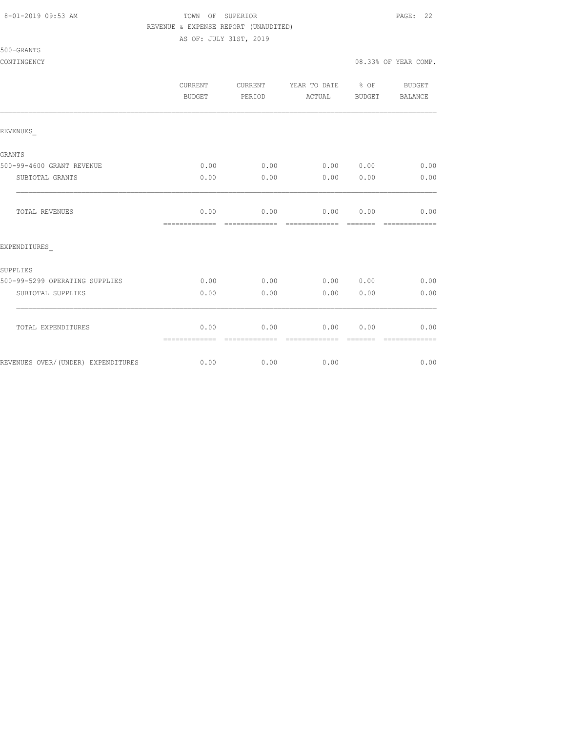TOWN OF SUPERIOR
REVENUE & EXPENSE REPORT (UNAUDITED)
AS OF: JULY 31ST, 2019

500-GRANTS
CONTINGENCY

08.33% OF YEAR COMP.

| | CURRENT BUDGET | CURRENT PERIOD | YEAR TO DATE ACTUAL | % OF BUDGET | BUDGET BALANCE |
|---|---|---|---|---|---|
| REVENUES_ | | | | | |
| GRANTS | | | | | |
| 500-99-4600 GRANT REVENUE | 0.00 | 0.00 | 0.00 | 0.00 | 0.00 |
| SUBTOTAL GRANTS | 0.00 | 0.00 | 0.00 | 0.00 | 0.00 |
| TOTAL REVENUES | 0.00 | 0.00 | 0.00 | 0.00 | 0.00 |
| EXPENDITURES_ | | | | | |
| SUPPLIES | | | | | |
| 500-99-5299 OPERATING SUPPLIES | 0.00 | 0.00 | 0.00 | 0.00 | 0.00 |
| SUBTOTAL SUPPLIES | 0.00 | 0.00 | 0.00 | 0.00 | 0.00 |
| TOTAL EXPENDITURES | 0.00 | 0.00 | 0.00 | 0.00 | 0.00 |
| REVENUES OVER/(UNDER) EXPENDITURES | 0.00 | 0.00 | 0.00 | | 0.00 |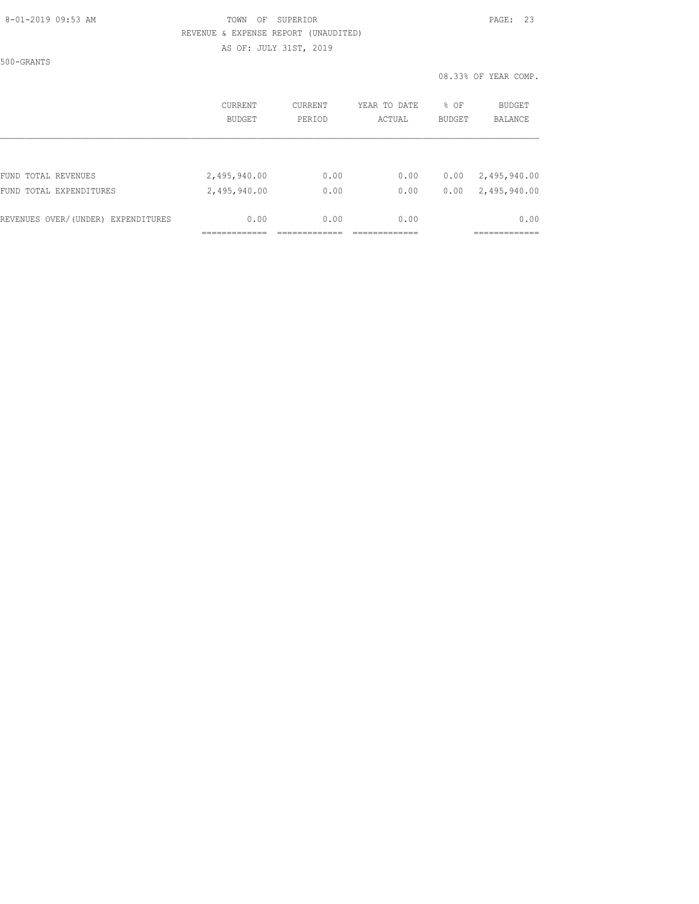TOWN OF SUPERIOR

REVENUE & EXPENSE REPORT (UNAUDITED)

AS OF: JULY 31ST, 2019

500-GRANTS

08.33% OF YEAR COMP.

| | CURRENT BUDGET | CURRENT PERIOD | YEAR TO DATE ACTUAL | % OF BUDGET | BUDGET BALANCE |
|---|---|---|---|---|---|
| FUND TOTAL REVENUES | 2,495,940.00 | 0.00 | 0.00 | 0.00 | 2,495,940.00 |
| FUND TOTAL EXPENDITURES | 2,495,940.00 | 0.00 | 0.00 | 0.00 | 2,495,940.00 |
| REVENUES OVER/(UNDER) EXPENDITURES | 0.00 | 0.00 | 0.00 | | 0.00 |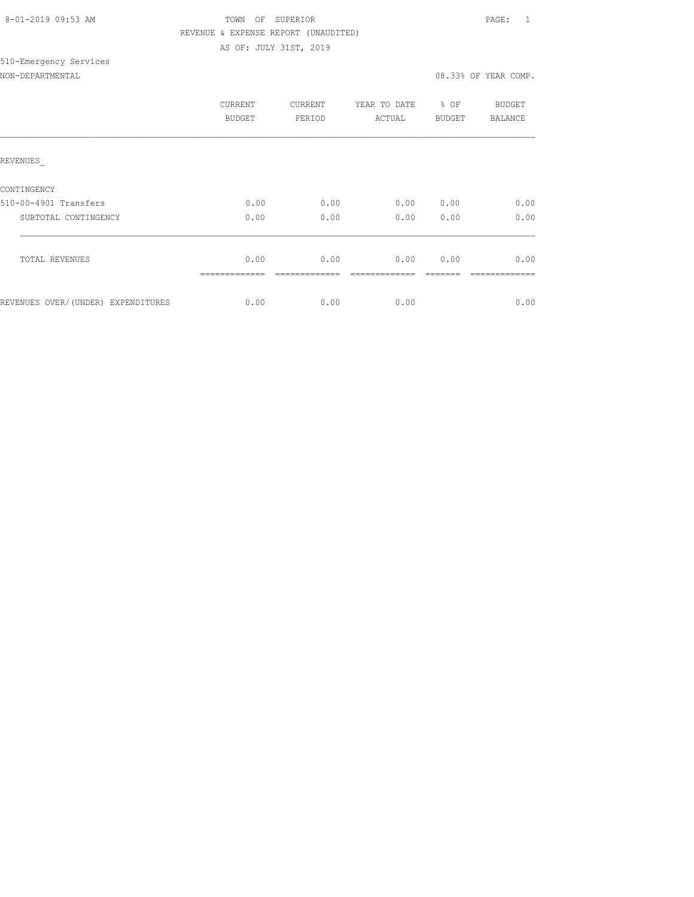8-01-2019 09:53 AM

TOWN OF SUPERIOR

REVENUE & EXPENSE REPORT (UNAUDITED)

AS OF: JULY 31ST, 2019

510-Emergency Services

NON-DEPARTMENTAL

08.33% OF YEAR COMP.

| | CURRENT BUDGET | CURRENT PERIOD | YEAR TO DATE ACTUAL | % OF BUDGET | BUDGET BALANCE |
|---|---|---|---|---|---|
| REVENUES_ | | | | | |
| CONTINGENCY | | | | | |
| 510-00-4901 Transfers | 0.00 | 0.00 | 0.00 | 0.00 | 0.00 |
| SUBTOTAL CONTINGENCY | 0.00 | 0.00 | 0.00 | 0.00 | 0.00 |
| TOTAL REVENUES | 0.00 | 0.00 | 0.00 | 0.00 | 0.00 |
| REVENUES OVER/(UNDER) EXPENDITURES | 0.00 | 0.00 | 0.00 | | 0.00 |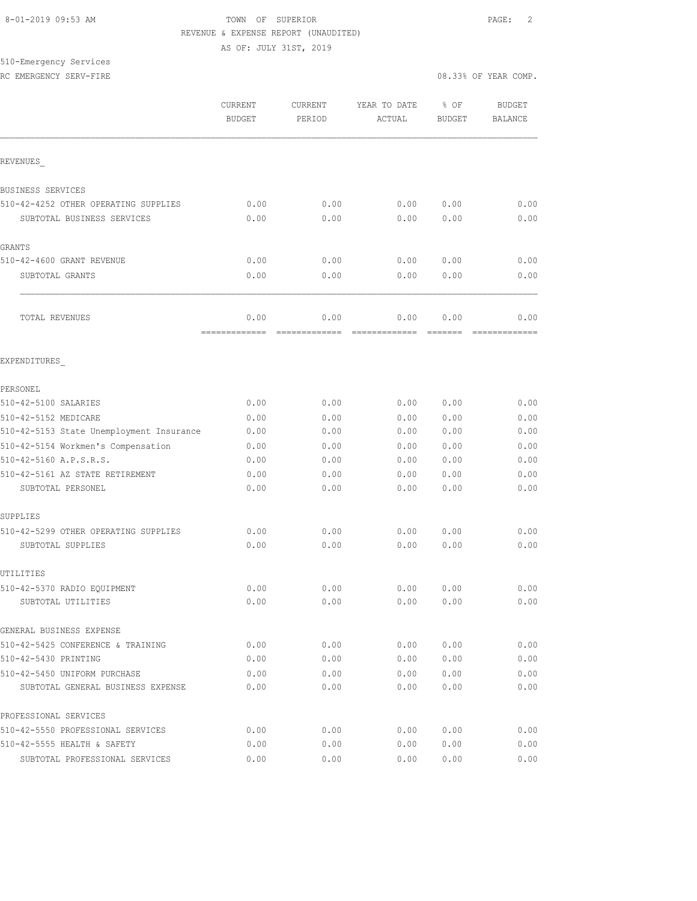TOWN OF SUPERIOR
REVENUE & EXPENSE REPORT (UNAUDITED)
AS OF: JULY 31ST, 2019

510-Emergency Services
RC EMERGENCY SERV-FIRE

08.33% OF YEAR COMP.

| | CURRENT BUDGET | CURRENT PERIOD | YEAR TO DATE ACTUAL | % OF BUDGET | BUDGET BALANCE |
|---|---|---|---|---|---|
| **REVENUES** | | | | | |
| BUSINESS SERVICES | | | | | |
| 510-42-4252 OTHER OPERATING SUPPLIES | 0.00 | 0.00 | 0.00 | 0.00 | 0.00 |
| SUBTOTAL BUSINESS SERVICES | 0.00 | 0.00 | 0.00 | 0.00 | 0.00 |
| GRANTS | | | | | |
| 510-42-4600 GRANT REVENUE | 0.00 | 0.00 | 0.00 | 0.00 | 0.00 |
| SUBTOTAL GRANTS | 0.00 | 0.00 | 0.00 | 0.00 | 0.00 |
| TOTAL REVENUES | 0.00 | 0.00 | 0.00 | 0.00 | 0.00 |
| **EXPENDITURES** | | | | | |
| PERSONEL | | | | | |
| 510-42-5100 SALARIES | 0.00 | 0.00 | 0.00 | 0.00 | 0.00 |
| 510-42-5152 MEDICARE | 0.00 | 0.00 | 0.00 | 0.00 | 0.00 |
| 510-42-5153 State Unemployment Insurance | 0.00 | 0.00 | 0.00 | 0.00 | 0.00 |
| 510-42-5154 Workmen's Compensation | 0.00 | 0.00 | 0.00 | 0.00 | 0.00 |
| 510-42-5160 A.P.S.R.S. | 0.00 | 0.00 | 0.00 | 0.00 | 0.00 |
| 510-42-5161 AZ STATE RETIREMENT | 0.00 | 0.00 | 0.00 | 0.00 | 0.00 |
| SUBTOTAL PERSONEL | 0.00 | 0.00 | 0.00 | 0.00 | 0.00 |
| SUPPLIES | | | | | |
| 510-42-5299 OTHER OPERATING SUPPLIES | 0.00 | 0.00 | 0.00 | 0.00 | 0.00 |
| SUBTOTAL SUPPLIES | 0.00 | 0.00 | 0.00 | 0.00 | 0.00 |
| UTILITIES | | | | | |
| 510-42-5370 RADIO EQUIPMENT | 0.00 | 0.00 | 0.00 | 0.00 | 0.00 |
| SUBTOTAL UTILITIES | 0.00 | 0.00 | 0.00 | 0.00 | 0.00 |
| GENERAL BUSINESS EXPENSE | | | | | |
| 510-42-5425 CONFERENCE & TRAINING | 0.00 | 0.00 | 0.00 | 0.00 | 0.00 |
| 510-42-5430 PRINTING | 0.00 | 0.00 | 0.00 | 0.00 | 0.00 |
| 510-42-5450 UNIFORM PURCHASE | 0.00 | 0.00 | 0.00 | 0.00 | 0.00 |
| SUBTOTAL GENERAL BUSINESS EXPENSE | 0.00 | 0.00 | 0.00 | 0.00 | 0.00 |
| PROFESSIONAL SERVICES | | | | | |
| 510-42-5550 PROFESSIONAL SERVICES | 0.00 | 0.00 | 0.00 | 0.00 | 0.00 |
| 510-42-5555 HEALTH & SAFETY | 0.00 | 0.00 | 0.00 | 0.00 | 0.00 |
| SUBTOTAL PROFESSIONAL SERVICES | 0.00 | 0.00 | 0.00 | 0.00 | 0.00 |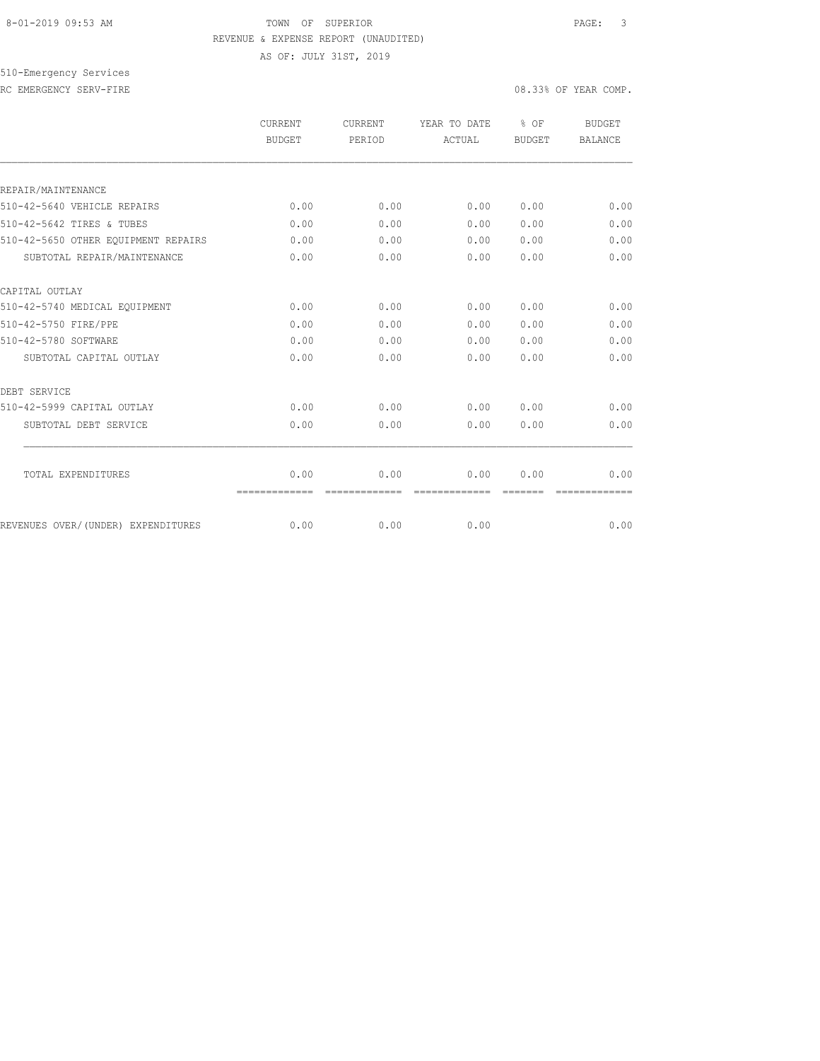TOWN OF SUPERIOR

REVENUE & EXPENSE REPORT (UNAUDITED)

AS OF: JULY 31ST, 2019

510-Emergency Services

RC EMERGENCY SERV-FIRE

08.33% OF YEAR COMP.

| | CURRENT BUDGET | CURRENT PERIOD | YEAR TO DATE ACTUAL | % OF BUDGET | BUDGET BALANCE |
|---|---|---|---|---|---|
| REPAIR/MAINTENANCE | | | | | |
| 510-42-5640 VEHICLE REPAIRS | 0.00 | 0.00 | 0.00 | 0.00 | 0.00 |
| 510-42-5642 TIRES & TUBES | 0.00 | 0.00 | 0.00 | 0.00 | 0.00 |
| 510-42-5650 OTHER EQUIPMENT REPAIRS | 0.00 | 0.00 | 0.00 | 0.00 | 0.00 |
| SUBTOTAL REPAIR/MAINTENANCE | 0.00 | 0.00 | 0.00 | 0.00 | 0.00 |
| CAPITAL OUTLAY | | | | | |
| 510-42-5740 MEDICAL EQUIPMENT | 0.00 | 0.00 | 0.00 | 0.00 | 0.00 |
| 510-42-5750 FIRE/PPE | 0.00 | 0.00 | 0.00 | 0.00 | 0.00 |
| 510-42-5780 SOFTWARE | 0.00 | 0.00 | 0.00 | 0.00 | 0.00 |
| SUBTOTAL CAPITAL OUTLAY | 0.00 | 0.00 | 0.00 | 0.00 | 0.00 |
| DEBT SERVICE | | | | | |
| 510-42-5999 CAPITAL OUTLAY | 0.00 | 0.00 | 0.00 | 0.00 | 0.00 |
| SUBTOTAL DEBT SERVICE | 0.00 | 0.00 | 0.00 | 0.00 | 0.00 |
| TOTAL EXPENDITURES | 0.00 | 0.00 | 0.00 | 0.00 | 0.00 |
| REVENUES OVER/(UNDER) EXPENDITURES | 0.00 | 0.00 | 0.00 | | 0.00 |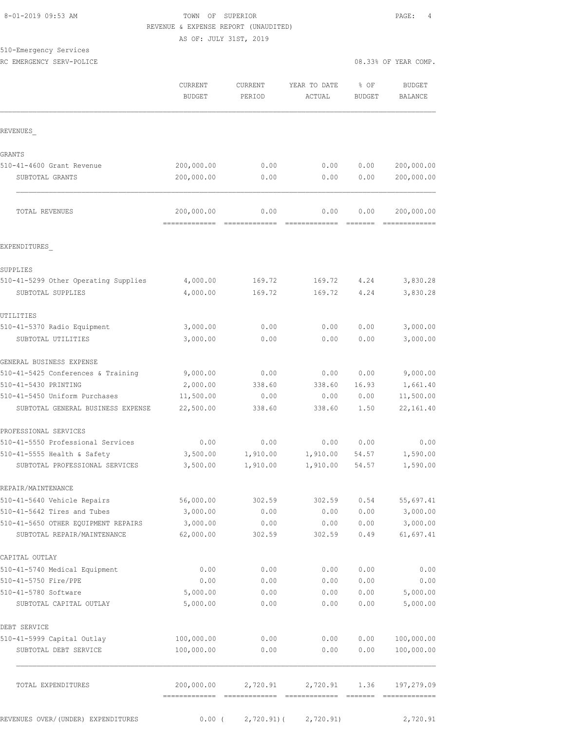TOWN OF SUPERIOR
REVENUE & EXPENSE REPORT (UNAUDITED)
AS OF: JULY 31ST, 2019

510-Emergency Services
RC EMERGENCY SERV-POLICE

08.33% OF YEAR COMP.

| | CURRENT BUDGET | CURRENT PERIOD | YEAR TO DATE ACTUAL | % OF BUDGET | BUDGET BALANCE |
|---|---|---|---|---|---|
| **REVENUES** | | | | | |
| GRANTS | | | | | |
| 510-41-4600 Grant Revenue | 200,000.00 | 0.00 | 0.00 | 0.00 | 200,000.00 |
| SUBTOTAL GRANTS | 200,000.00 | 0.00 | 0.00 | 0.00 | 200,000.00 |
| TOTAL REVENUES | 200,000.00 | 0.00 | 0.00 | 0.00 | 200,000.00 |
| **EXPENDITURES** | | | | | |
| SUPPLIES | | | | | |
| 510-41-5299 Other Operating Supplies | 4,000.00 | 169.72 | 169.72 | 4.24 | 3,830.28 |
| SUBTOTAL SUPPLIES | 4,000.00 | 169.72 | 169.72 | 4.24 | 3,830.28 |
| UTILITIES | | | | | |
| 510-41-5370 Radio Equipment | 3,000.00 | 0.00 | 0.00 | 0.00 | 3,000.00 |
| SUBTOTAL UTILITIES | 3,000.00 | 0.00 | 0.00 | 0.00 | 3,000.00 |
| GENERAL BUSINESS EXPENSE | | | | | |
| 510-41-5425 Conferences & Training | 9,000.00 | 0.00 | 0.00 | 0.00 | 9,000.00 |
| 510-41-5430 PRINTING | 2,000.00 | 338.60 | 338.60 | 16.93 | 1,661.40 |
| 510-41-5450 Uniform Purchases | 11,500.00 | 0.00 | 0.00 | 0.00 | 11,500.00 |
| SUBTOTAL GENERAL BUSINESS EXPENSE | 22,500.00 | 338.60 | 338.60 | 1.50 | 22,161.40 |
| PROFESSIONAL SERVICES | | | | | |
| 510-41-5550 Professional Services | 0.00 | 0.00 | 0.00 | 0.00 | 0.00 |
| 510-41-5555 Health & Safety | 3,500.00 | 1,910.00 | 1,910.00 | 54.57 | 1,590.00 |
| SUBTOTAL PROFESSIONAL SERVICES | 3,500.00 | 1,910.00 | 1,910.00 | 54.57 | 1,590.00 |
| REPAIR/MAINTENANCE | | | | | |
| 510-41-5640 Vehicle Repairs | 56,000.00 | 302.59 | 302.59 | 0.54 | 55,697.41 |
| 510-41-5642 Tires and Tubes | 3,000.00 | 0.00 | 0.00 | 0.00 | 3,000.00 |
| 510-41-5650 OTHER EQUIPMENT REPAIRS | 3,000.00 | 0.00 | 0.00 | 0.00 | 3,000.00 |
| SUBTOTAL REPAIR/MAINTENANCE | 62,000.00 | 302.59 | 302.59 | 0.49 | 61,697.41 |
| CAPITAL OUTLAY | | | | | |
| 510-41-5740 Medical Equipment | 0.00 | 0.00 | 0.00 | 0.00 | 0.00 |
| 510-41-5750 Fire/PPE | 0.00 | 0.00 | 0.00 | 0.00 | 0.00 |
| 510-41-5780 Software | 5,000.00 | 0.00 | 0.00 | 0.00 | 5,000.00 |
| SUBTOTAL CAPITAL OUTLAY | 5,000.00 | 0.00 | 0.00 | 0.00 | 5,000.00 |
| DEBT SERVICE | | | | | |
| 510-41-5999 Capital Outlay | 100,000.00 | 0.00 | 0.00 | 0.00 | 100,000.00 |
| SUBTOTAL DEBT SERVICE | 100,000.00 | 0.00 | 0.00 | 0.00 | 100,000.00 |
| TOTAL EXPENDITURES | 200,000.00 | 2,720.91 | 2,720.91 | 1.36 | 197,279.09 |
| REVENUES OVER/(UNDER) EXPENDITURES | 0.00 | ( 2,720.91) | ( 2,720.91) | | 2,720.91 |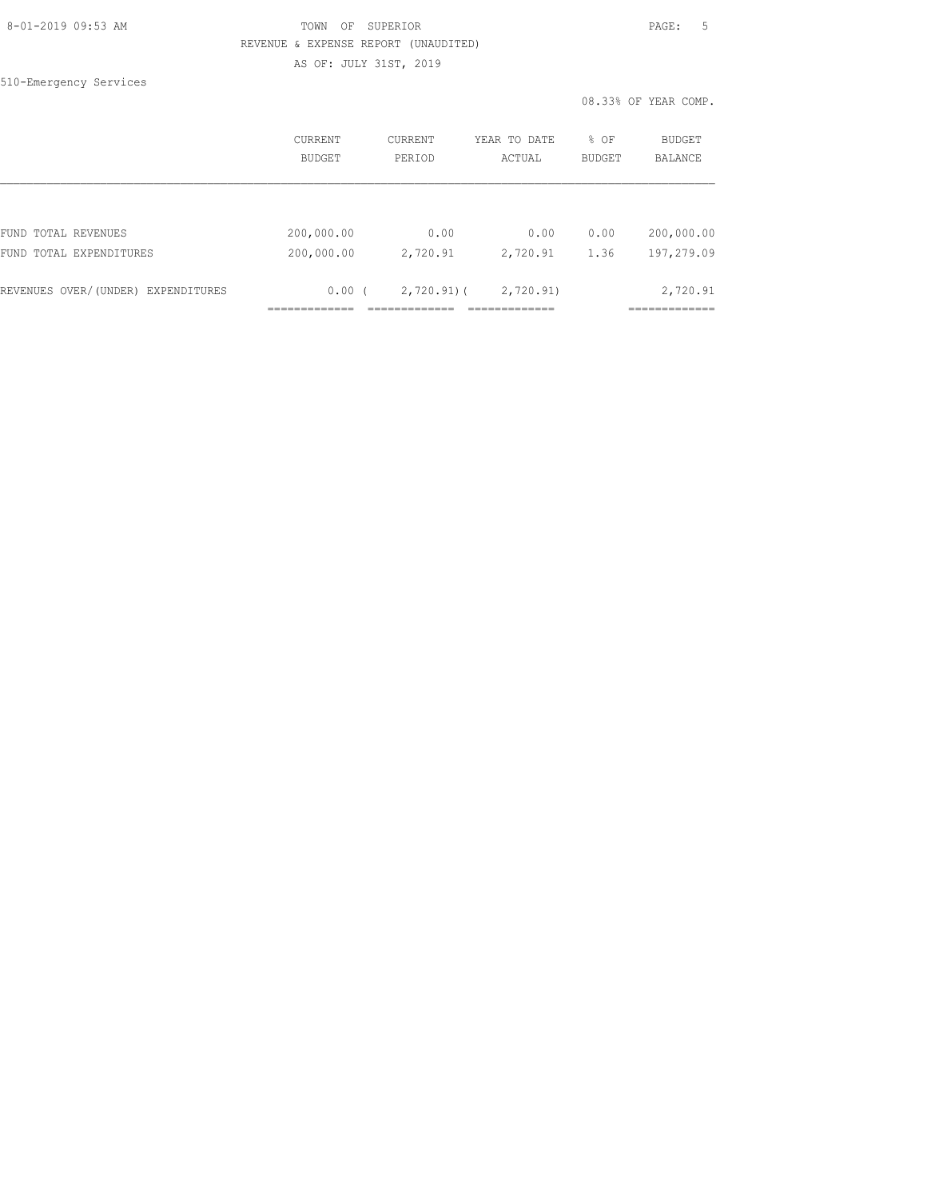TOWN OF SUPERIOR

REVENUE & EXPENSE REPORT (UNAUDITED)

AS OF: JULY 31ST, 2019

510-Emergency Services

08.33% OF YEAR COMP.

| | CURRENT BUDGET | CURRENT PERIOD | YEAR TO DATE ACTUAL | % OF BUDGET | BUDGET BALANCE |
|---|---|---|---|---|---|
| FUND TOTAL REVENUES | 200,000.00 | 0.00 | 0.00 | 0.00 | 200,000.00 |
| FUND TOTAL EXPENDITURES | 200,000.00 | 2,720.91 | 2,720.91 | 1.36 | 197,279.09 |
| REVENUES OVER/(UNDER) EXPENDITURES | 0.00 | ( 2,720.91) | ( 2,720.91) | | 2,720.91 |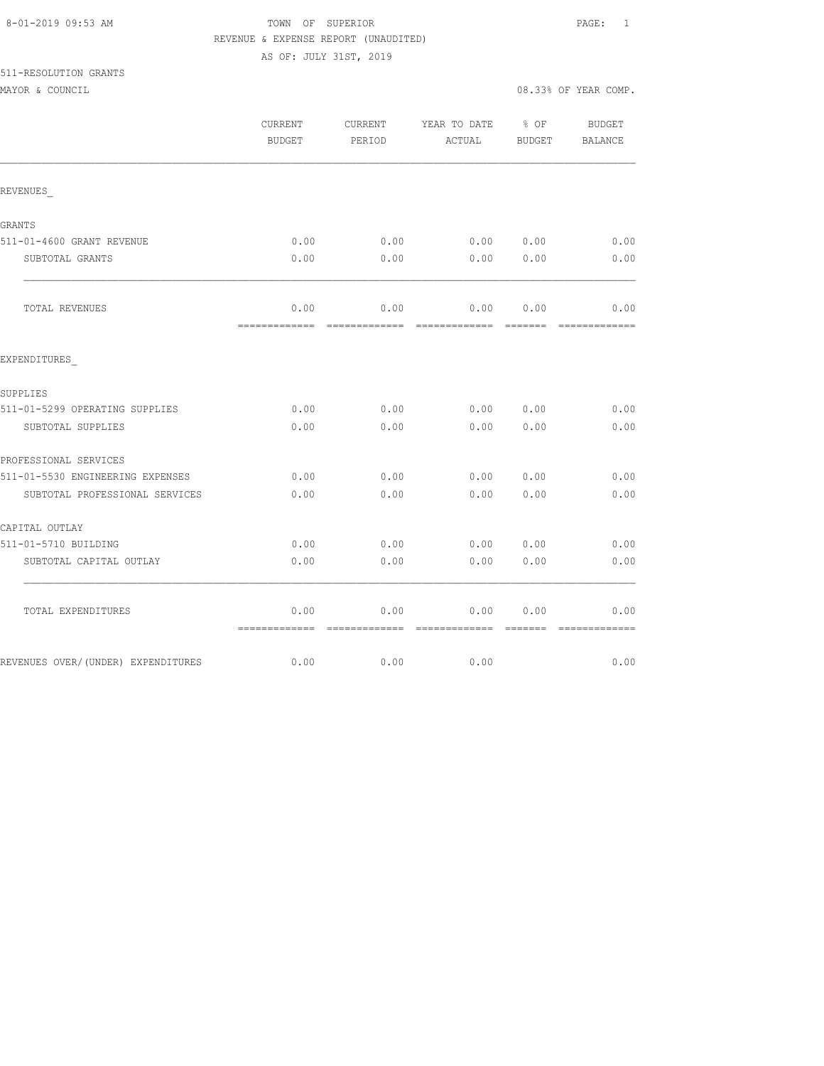8-01-2019 09:53 AM TOWN OF SUPERIOR

REVENUE & EXPENSE REPORT (UNAUDITED)

AS OF: JULY 31ST, 2019

511-RESOLUTION GRANTS

MAYOR & COUNCIL 08.33% OF YEAR COMP.

| | CURRENT BUDGET | CURRENT PERIOD | YEAR TO DATE ACTUAL | % OF BUDGET | BUDGET BALANCE |
|---|---|---|---|---|---|
| REVENUES_ | | | | | |
| GRANTS | | | | | |
| 511-01-4600 GRANT REVENUE | 0.00 | 0.00 | 0.00 | 0.00 | 0.00 |
| SUBTOTAL GRANTS | 0.00 | 0.00 | 0.00 | 0.00 | 0.00 |
| TOTAL REVENUES | 0.00 | 0.00 | 0.00 | 0.00 | 0.00 |
| EXPENDITURES_ | | | | | |
| SUPPLIES | | | | | |
| 511-01-5299 OPERATING SUPPLIES | 0.00 | 0.00 | 0.00 | 0.00 | 0.00 |
| SUBTOTAL SUPPLIES | 0.00 | 0.00 | 0.00 | 0.00 | 0.00 |
| PROFESSIONAL SERVICES | | | | | |
| 511-01-5530 ENGINEERING EXPENSES | 0.00 | 0.00 | 0.00 | 0.00 | 0.00 |
| SUBTOTAL PROFESSIONAL SERVICES | 0.00 | 0.00 | 0.00 | 0.00 | 0.00 |
| CAPITAL OUTLAY | | | | | |
| 511-01-5710 BUILDING | 0.00 | 0.00 | 0.00 | 0.00 | 0.00 |
| SUBTOTAL CAPITAL OUTLAY | 0.00 | 0.00 | 0.00 | 0.00 | 0.00 |
| TOTAL EXPENDITURES | 0.00 | 0.00 | 0.00 | 0.00 | 0.00 |
| REVENUES OVER/(UNDER) EXPENDITURES | 0.00 | 0.00 | 0.00 | | 0.00 |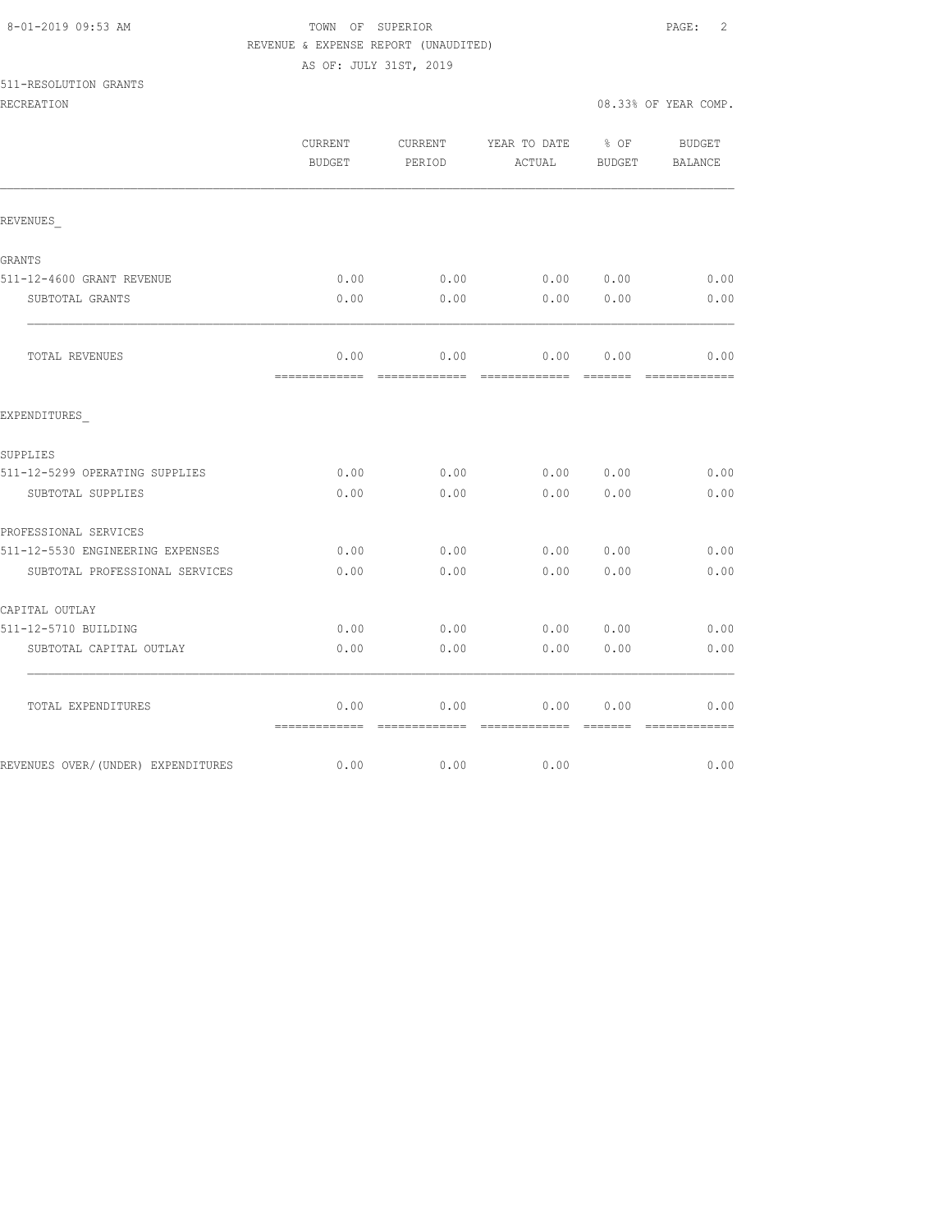8-01-2019 09:53 AM TOWN OF SUPERIOR

REVENUE & EXPENSE REPORT (UNAUDITED)

AS OF: JULY 31ST, 2019

511-RESOLUTION GRANTS

RECREATION 08.33% OF YEAR COMP.

| | CURRENT BUDGET | CURRENT PERIOD | YEAR TO DATE ACTUAL | % OF BUDGET | BUDGET BALANCE |
|---|---|---|---|---|---|
| REVENUES_ | | | | | |
| GRANTS | | | | | |
| 511-12-4600 GRANT REVENUE | 0.00 | 0.00 | 0.00 | 0.00 | 0.00 |
| SUBTOTAL GRANTS | 0.00 | 0.00 | 0.00 | 0.00 | 0.00 |
| TOTAL REVENUES | 0.00 | 0.00 | 0.00 | 0.00 | 0.00 |
| EXPENDITURES_ | | | | | |
| SUPPLIES | | | | | |
| 511-12-5299 OPERATING SUPPLIES | 0.00 | 0.00 | 0.00 | 0.00 | 0.00 |
| SUBTOTAL SUPPLIES | 0.00 | 0.00 | 0.00 | 0.00 | 0.00 |
| PROFESSIONAL SERVICES | | | | | |
| 511-12-5530 ENGINEERING EXPENSES | 0.00 | 0.00 | 0.00 | 0.00 | 0.00 |
| SUBTOTAL PROFESSIONAL SERVICES | 0.00 | 0.00 | 0.00 | 0.00 | 0.00 |
| CAPITAL OUTLAY | | | | | |
| 511-12-5710 BUILDING | 0.00 | 0.00 | 0.00 | 0.00 | 0.00 |
| SUBTOTAL CAPITAL OUTLAY | 0.00 | 0.00 | 0.00 | 0.00 | 0.00 |
| TOTAL EXPENDITURES | 0.00 | 0.00 | 0.00 | 0.00 | 0.00 |
| REVENUES OVER/(UNDER) EXPENDITURES | 0.00 | 0.00 | 0.00 | | 0.00 |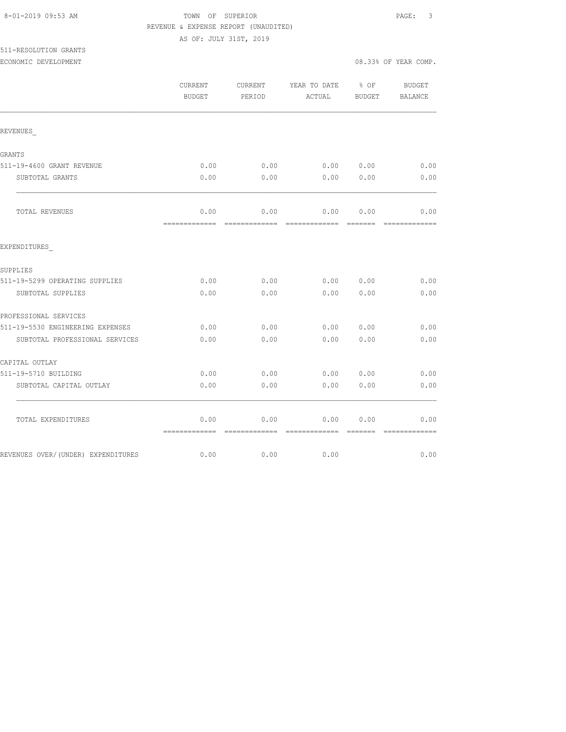8-01-2019 09:53 AM

TOWN OF SUPERIOR

REVENUE & EXPENSE REPORT (UNAUDITED)

AS OF: JULY 31ST, 2019

511-RESOLUTION GRANTS

ECONOMIC DEVELOPMENT

08.33% OF YEAR COMP.

| | CURRENT BUDGET | CURRENT PERIOD | YEAR TO DATE ACTUAL | % OF BUDGET | BUDGET BALANCE |
|---|---|---|---|---|---|
| REVENUES_ | | | | | |
| GRANTS | | | | | |
| 511-19-4600 GRANT REVENUE | 0.00 | 0.00 | 0.00 | 0.00 | 0.00 |
| SUBTOTAL GRANTS | 0.00 | 0.00 | 0.00 | 0.00 | 0.00 |
| TOTAL REVENUES | 0.00 | 0.00 | 0.00 | 0.00 | 0.00 |
| EXPENDITURES_ | | | | | |
| SUPPLIES | | | | | |
| 511-19-5299 OPERATING SUPPLIES | 0.00 | 0.00 | 0.00 | 0.00 | 0.00 |
| SUBTOTAL SUPPLIES | 0.00 | 0.00 | 0.00 | 0.00 | 0.00 |
| PROFESSIONAL SERVICES | | | | | |
| 511-19-5530 ENGINEERING EXPENSES | 0.00 | 0.00 | 0.00 | 0.00 | 0.00 |
| SUBTOTAL PROFESSIONAL SERVICES | 0.00 | 0.00 | 0.00 | 0.00 | 0.00 |
| CAPITAL OUTLAY | | | | | |
| 511-19-5710 BUILDING | 0.00 | 0.00 | 0.00 | 0.00 | 0.00 |
| SUBTOTAL CAPITAL OUTLAY | 0.00 | 0.00 | 0.00 | 0.00 | 0.00 |
| TOTAL EXPENDITURES | 0.00 | 0.00 | 0.00 | 0.00 | 0.00 |
| REVENUES OVER/(UNDER) EXPENDITURES | 0.00 | 0.00 | 0.00 | | 0.00 |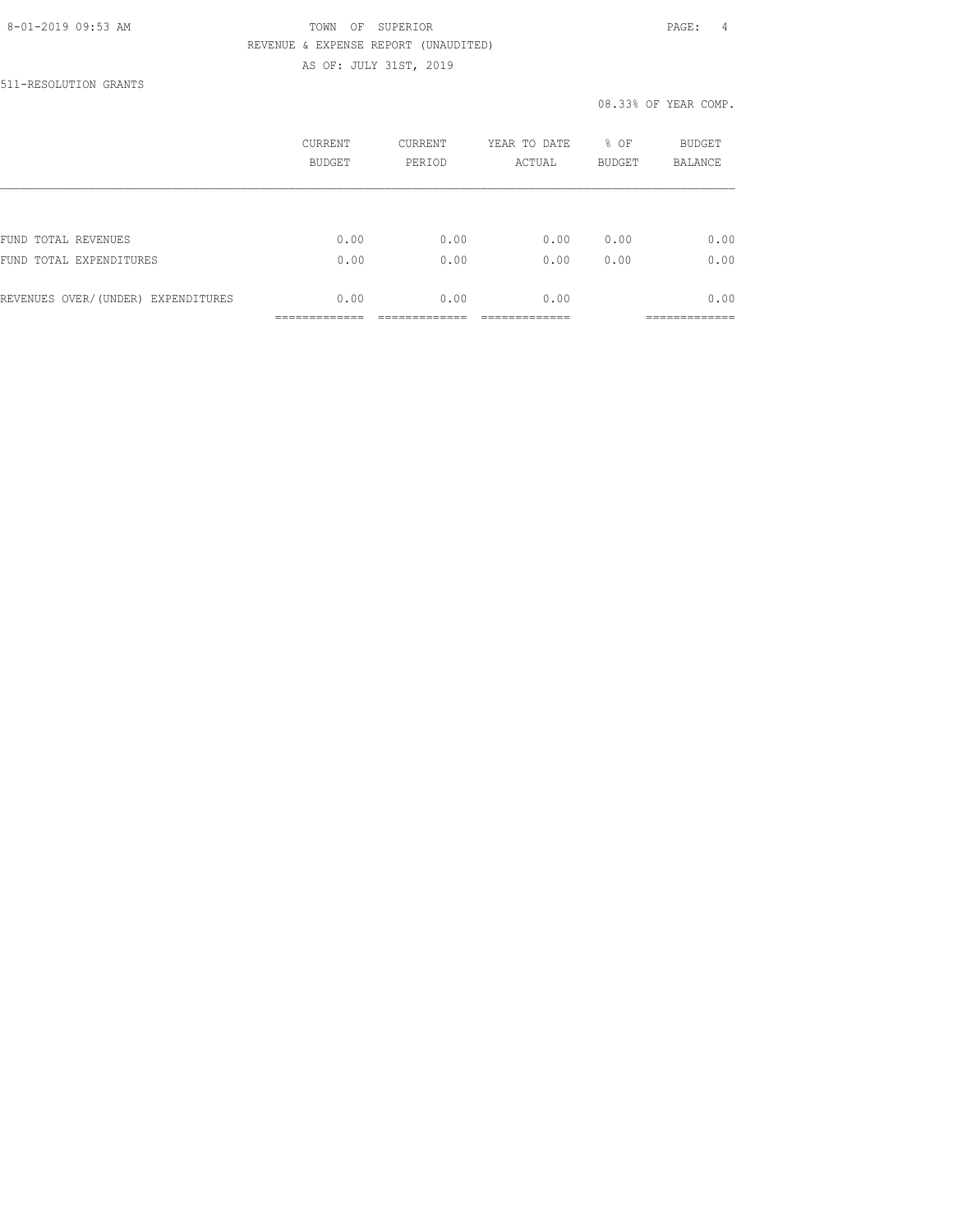TOWN OF SUPERIOR

REVENUE & EXPENSE REPORT (UNAUDITED)

AS OF: JULY 31ST, 2019

511-RESOLUTION GRANTS

08.33% OF YEAR COMP.

| | CURRENT BUDGET | CURRENT PERIOD | YEAR TO DATE ACTUAL | % OF BUDGET | BUDGET BALANCE |
|---|---|---|---|---|---|
| FUND TOTAL REVENUES | 0.00 | 0.00 | 0.00 | 0.00 | 0.00 |
| FUND TOTAL EXPENDITURES | 0.00 | 0.00 | 0.00 | 0.00 | 0.00 |
| REVENUES OVER/(UNDER) EXPENDITURES | 0.00 | 0.00 | 0.00 | | 0.00 |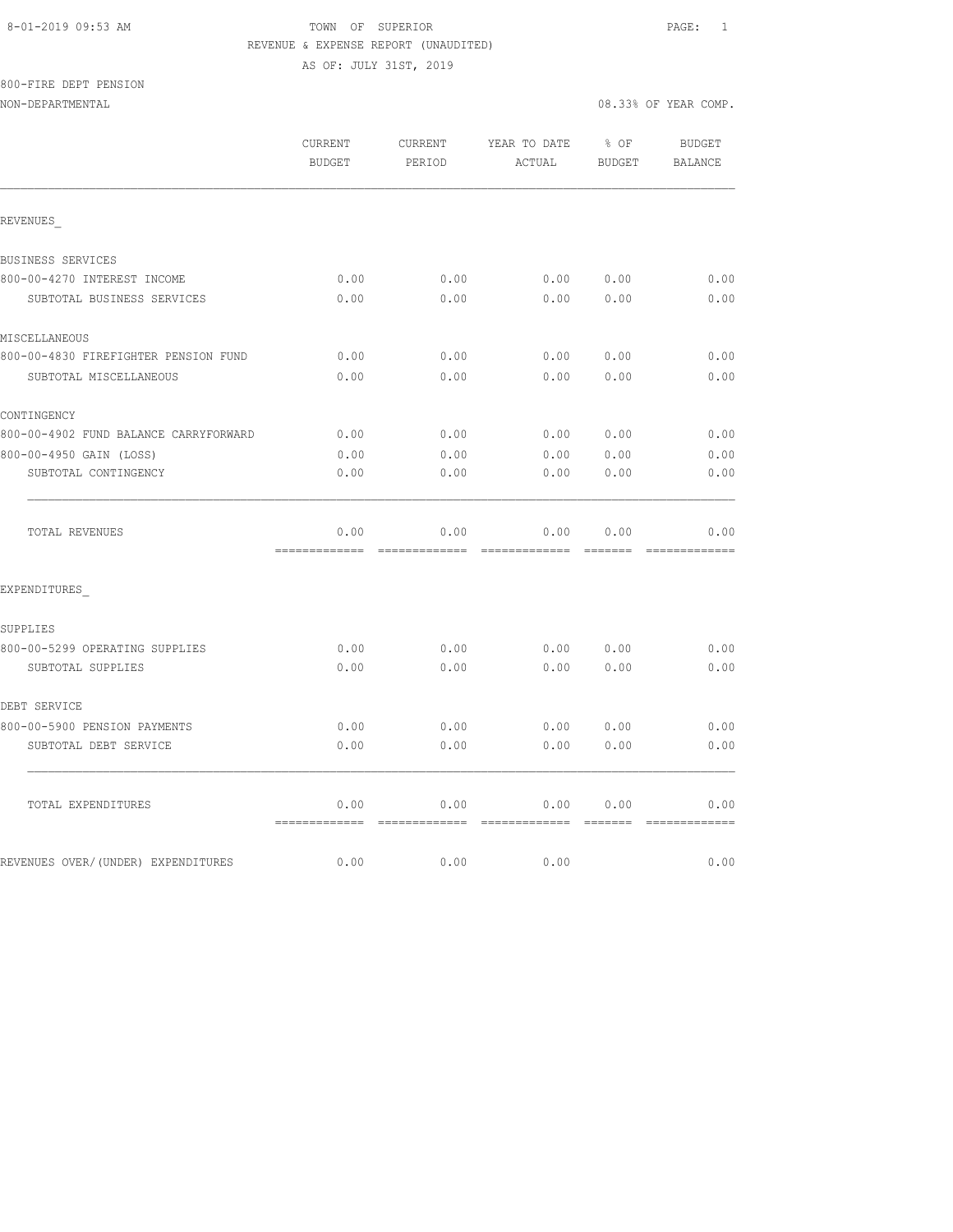8-01-2019 09:53 AM TOWN OF SUPERIOR

REVENUE & EXPENSE REPORT (UNAUDITED)

AS OF: JULY 31ST, 2019

800-FIRE DEPT PENSION

NON-DEPARTMENTAL 08.33% OF YEAR COMP.

| | CURRENT BUDGET | CURRENT PERIOD | YEAR TO DATE ACTUAL | % OF BUDGET | BUDGET BALANCE |
|---|---|---|---|---|---|
| REVENUES_ | | | | | |
| BUSINESS SERVICES | | | | | |
| 800-00-4270 INTEREST INCOME | 0.00 | 0.00 | 0.00 | 0.00 | 0.00 |
| SUBTOTAL BUSINESS SERVICES | 0.00 | 0.00 | 0.00 | 0.00 | 0.00 |
| MISCELLANEOUS | | | | | |
| 800-00-4830 FIREFIGHTER PENSION FUND | 0.00 | 0.00 | 0.00 | 0.00 | 0.00 |
| SUBTOTAL MISCELLANEOUS | 0.00 | 0.00 | 0.00 | 0.00 | 0.00 |
| CONTINGENCY | | | | | |
| 800-00-4902 FUND BALANCE CARRYFORWARD | 0.00 | 0.00 | 0.00 | 0.00 | 0.00 |
| 800-00-4950 GAIN (LOSS) | 0.00 | 0.00 | 0.00 | 0.00 | 0.00 |
| SUBTOTAL CONTINGENCY | 0.00 | 0.00 | 0.00 | 0.00 | 0.00 |
| TOTAL REVENUES | 0.00 | 0.00 | 0.00 | 0.00 | 0.00 |
| EXPENDITURES_ | | | | | |
| SUPPLIES | | | | | |
| 800-00-5299 OPERATING SUPPLIES | 0.00 | 0.00 | 0.00 | 0.00 | 0.00 |
| SUBTOTAL SUPPLIES | 0.00 | 0.00 | 0.00 | 0.00 | 0.00 |
| DEBT SERVICE | | | | | |
| 800-00-5900 PENSION PAYMENTS | 0.00 | 0.00 | 0.00 | 0.00 | 0.00 |
| SUBTOTAL DEBT SERVICE | 0.00 | 0.00 | 0.00 | 0.00 | 0.00 |
| TOTAL EXPENDITURES | 0.00 | 0.00 | 0.00 | 0.00 | 0.00 |
| REVENUES OVER/(UNDER) EXPENDITURES | 0.00 | 0.00 | 0.00 | | 0.00 |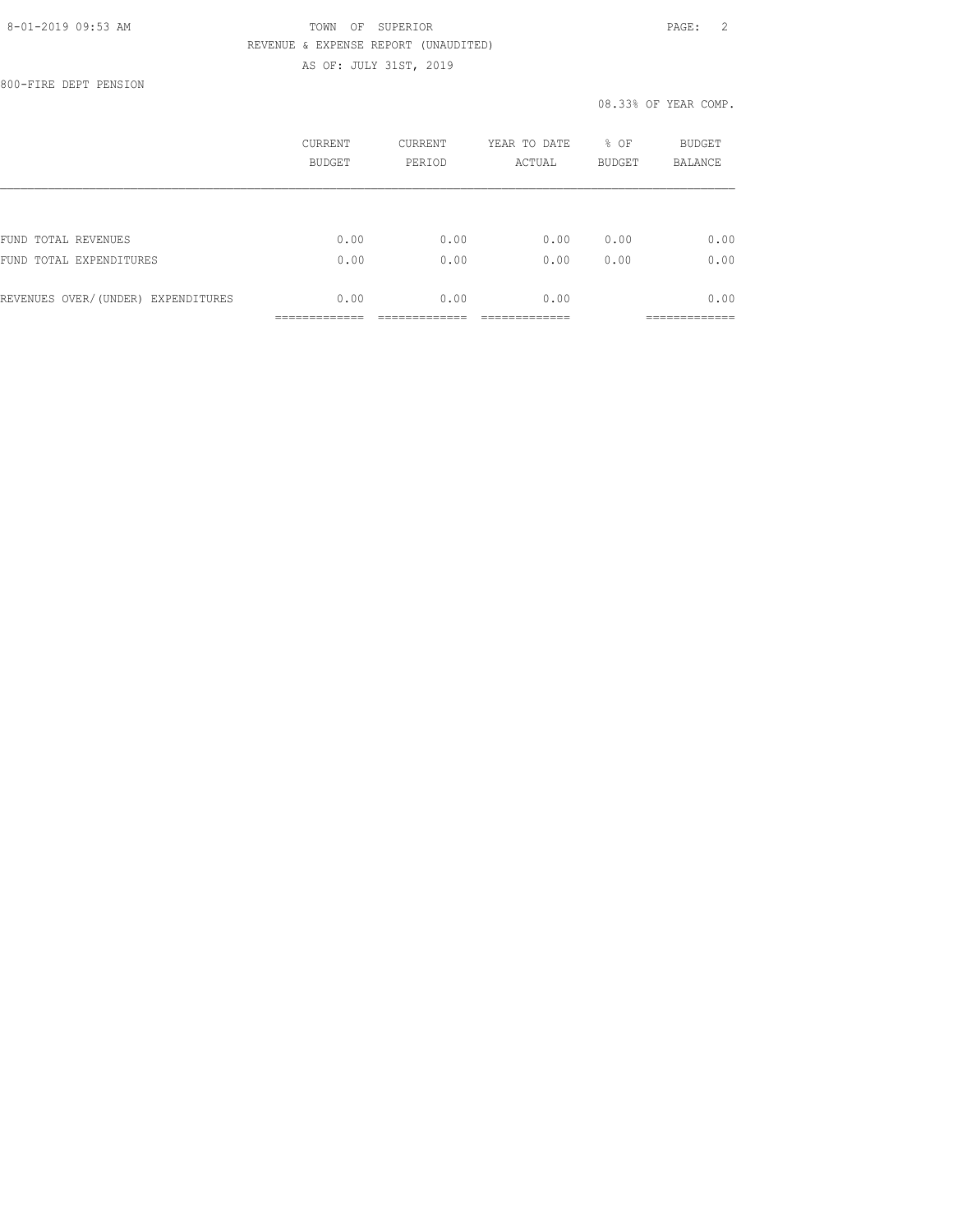TOWN OF SUPERIOR

REVENUE & EXPENSE REPORT (UNAUDITED)

AS OF: JULY 31ST, 2019

800-FIRE DEPT PENSION

08.33% OF YEAR COMP.

| | CURRENT BUDGET | CURRENT PERIOD | YEAR TO DATE ACTUAL | % OF BUDGET | BUDGET BALANCE |
|---|---|---|---|---|---|
| FUND TOTAL REVENUES | 0.00 | 0.00 | 0.00 | 0.00 | 0.00 |
| FUND TOTAL EXPENDITURES | 0.00 | 0.00 | 0.00 | 0.00 | 0.00 |
| REVENUES OVER/(UNDER) EXPENDITURES | 0.00 | 0.00 | 0.00 | | 0.00 |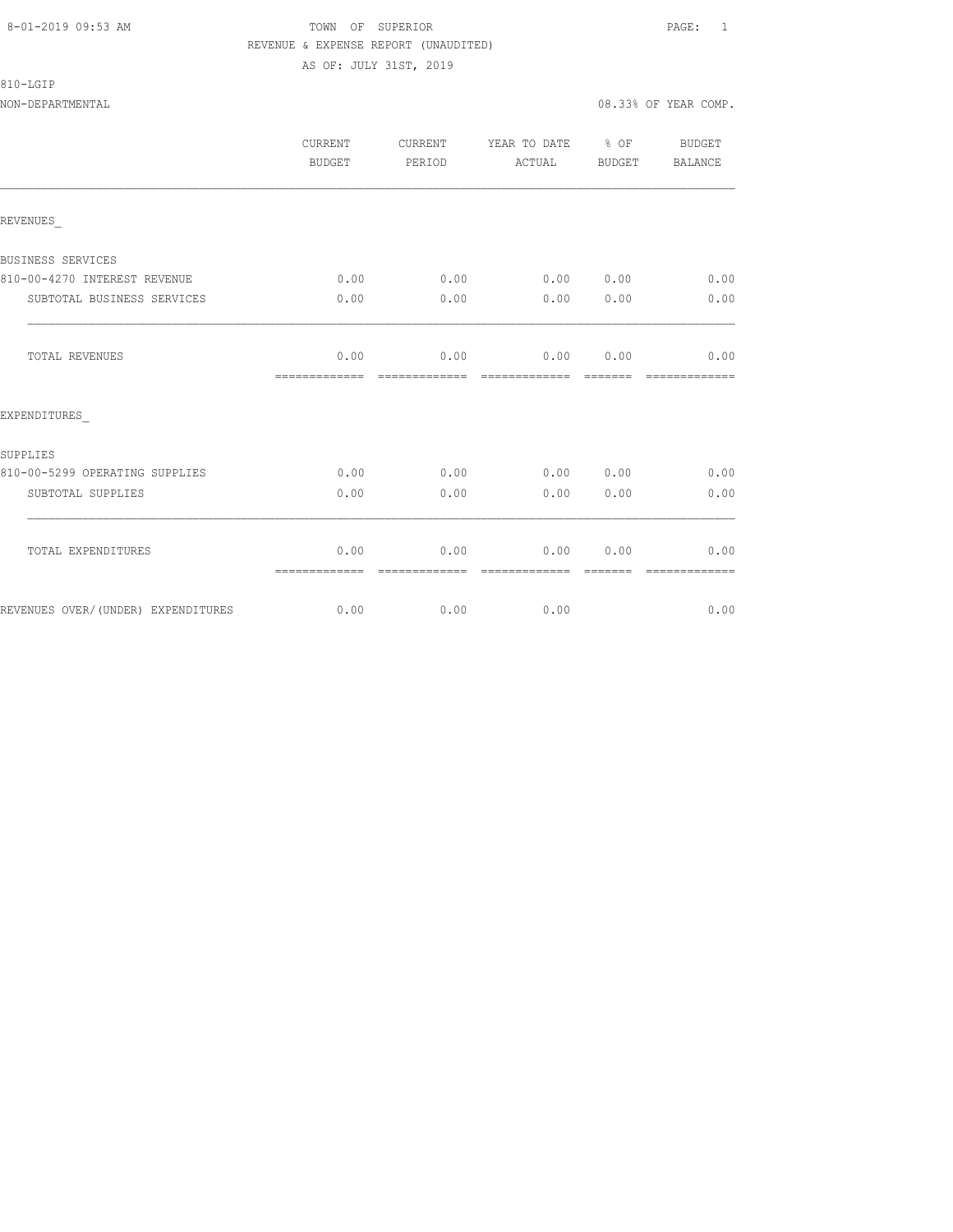TOWN OF SUPERIOR

REVENUE & EXPENSE REPORT (UNAUDITED)

AS OF: JULY 31ST, 2019

810-LGIP

NON-DEPARTMENTAL — 08.33% OF YEAR COMP.

| | CURRENT BUDGET | CURRENT PERIOD | YEAR TO DATE ACTUAL | % OF BUDGET | BUDGET BALANCE |
|---|---|---|---|---|---|
| **REVENUES** | | | | | |
| BUSINESS SERVICES | | | | | |
| 810-00-4270 INTEREST REVENUE | 0.00 | 0.00 | 0.00 | 0.00 | 0.00 |
| SUBTOTAL BUSINESS SERVICES | 0.00 | 0.00 | 0.00 | 0.00 | 0.00 |
| TOTAL REVENUES | 0.00 | 0.00 | 0.00 | 0.00 | 0.00 |
| **EXPENDITURES** | | | | | |
| SUPPLIES | | | | | |
| 810-00-5299 OPERATING SUPPLIES | 0.00 | 0.00 | 0.00 | 0.00 | 0.00 |
| SUBTOTAL SUPPLIES | 0.00 | 0.00 | 0.00 | 0.00 | 0.00 |
| TOTAL EXPENDITURES | 0.00 | 0.00 | 0.00 | 0.00 | 0.00 |
| REVENUES OVER/(UNDER) EXPENDITURES | 0.00 | 0.00 | 0.00 | | 0.00 |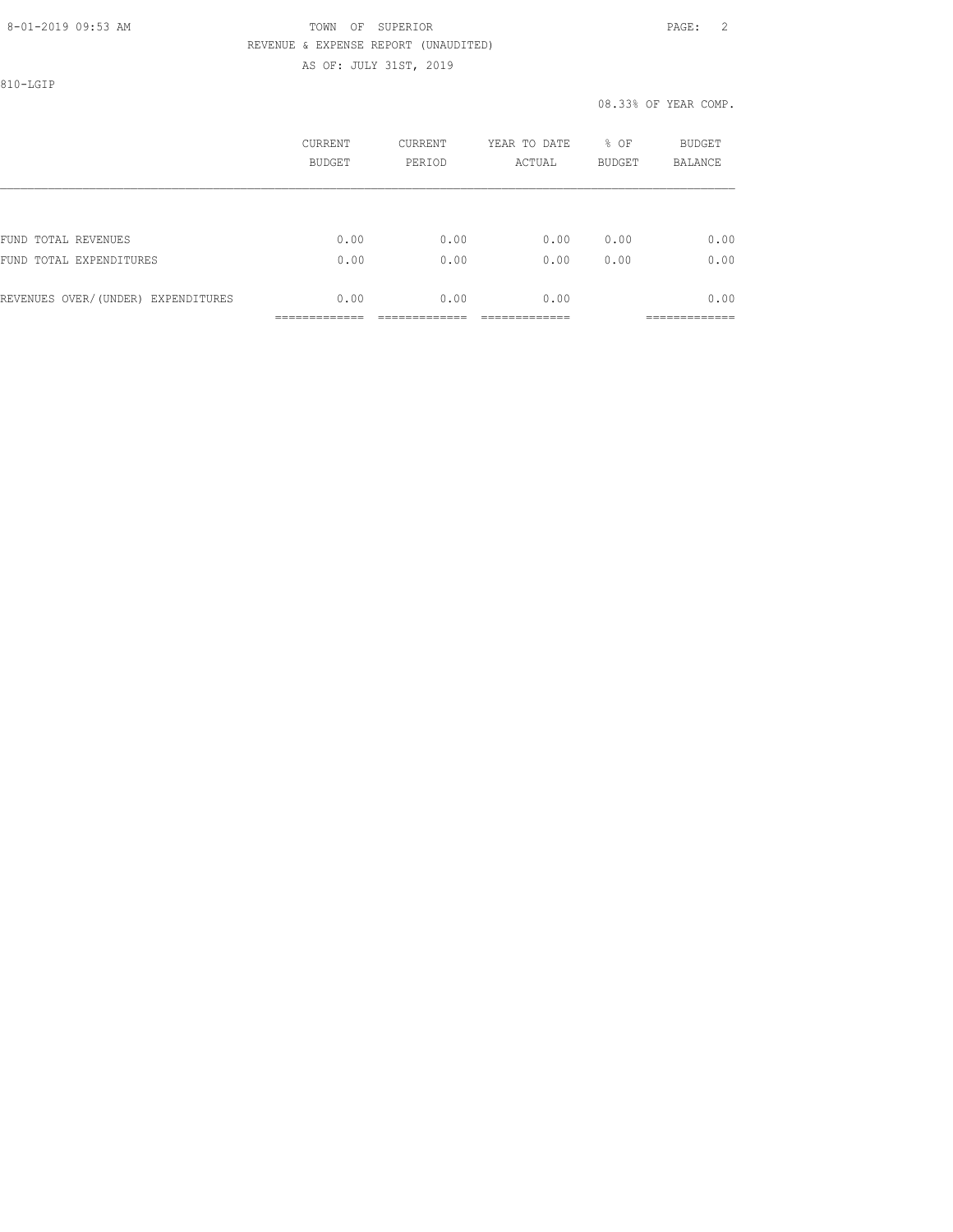810-LGIP

08.33% OF YEAR COMP.

| | CURRENT BUDGET | CURRENT PERIOD | YEAR TO DATE ACTUAL | % OF BUDGET | BUDGET BALANCE |
|---|---|---|---|---|---|
| FUND TOTAL REVENUES | 0.00 | 0.00 | 0.00 | 0.00 | 0.00 |
| FUND TOTAL EXPENDITURES | 0.00 | 0.00 | 0.00 | 0.00 | 0.00 |
| REVENUES OVER/(UNDER) EXPENDITURES | 0.00 | 0.00 | 0.00 | | 0.00 |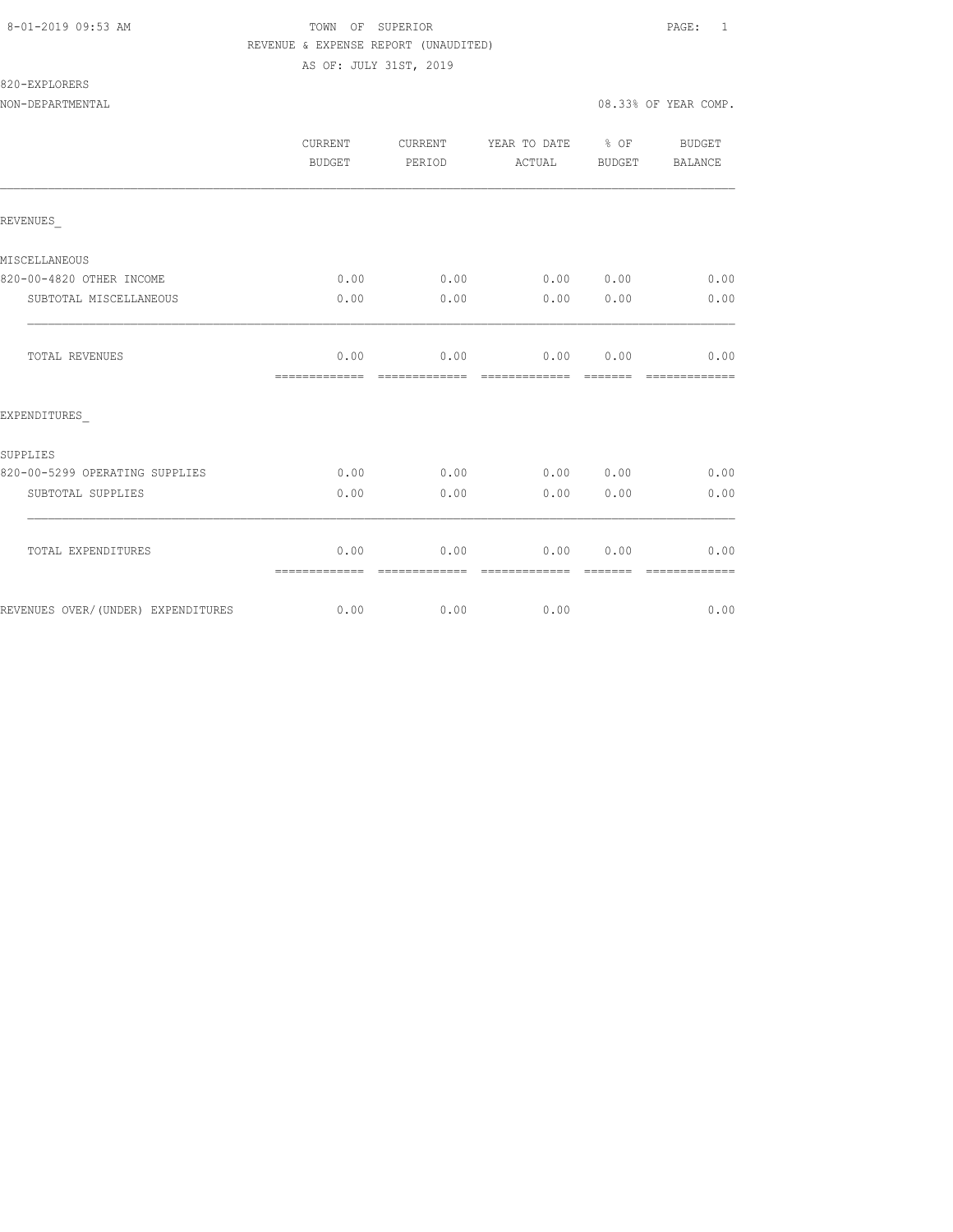8-01-2019 09:53 AM

TOWN OF SUPERIOR

REVENUE & EXPENSE REPORT (UNAUDITED)

AS OF: JULY 31ST, 2019

820-EXPLORERS

NON-DEPARTMENTAL

08.33% OF YEAR COMP.

| | CURRENT BUDGET | CURRENT PERIOD | YEAR TO DATE ACTUAL | % OF BUDGET | BUDGET BALANCE |
|---|---|---|---|---|---|
| REVENUES_ | | | | | |
| MISCELLANEOUS | | | | | |
| 820-00-4820 OTHER INCOME | 0.00 | 0.00 | 0.00 | 0.00 | 0.00 |
| SUBTOTAL MISCELLANEOUS | 0.00 | 0.00 | 0.00 | 0.00 | 0.00 |
| TOTAL REVENUES | 0.00 | 0.00 | 0.00 | 0.00 | 0.00 |
| EXPENDITURES_ | | | | | |
| SUPPLIES | | | | | |
| 820-00-5299 OPERATING SUPPLIES | 0.00 | 0.00 | 0.00 | 0.00 | 0.00 |
| SUBTOTAL SUPPLIES | 0.00 | 0.00 | 0.00 | 0.00 | 0.00 |
| TOTAL EXPENDITURES | 0.00 | 0.00 | 0.00 | 0.00 | 0.00 |
| REVENUES OVER/(UNDER) EXPENDITURES | 0.00 | 0.00 | 0.00 | | 0.00 |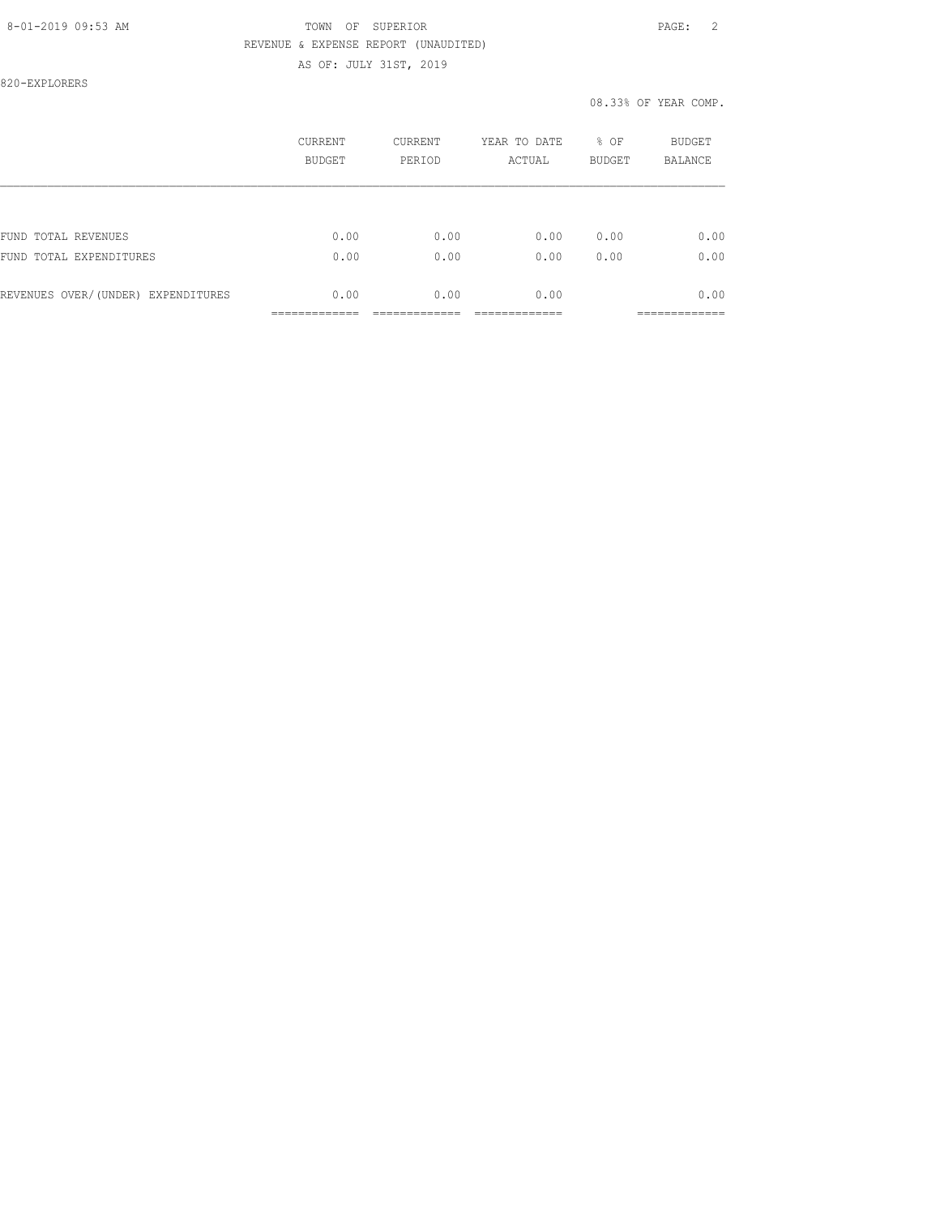TOWN OF SUPERIOR

REVENUE & EXPENSE REPORT (UNAUDITED)

AS OF: JULY 31ST, 2019

820-EXPLORERS

08.33% OF YEAR COMP.

| | CURRENT BUDGET | CURRENT PERIOD | YEAR TO DATE ACTUAL | % OF BUDGET | BUDGET BALANCE |
|---|---|---|---|---|---|
| FUND TOTAL REVENUES | 0.00 | 0.00 | 0.00 | 0.00 | 0.00 |
| FUND TOTAL EXPENDITURES | 0.00 | 0.00 | 0.00 | 0.00 | 0.00 |
| REVENUES OVER/(UNDER) EXPENDITURES | 0.00 | 0.00 | 0.00 | | 0.00 |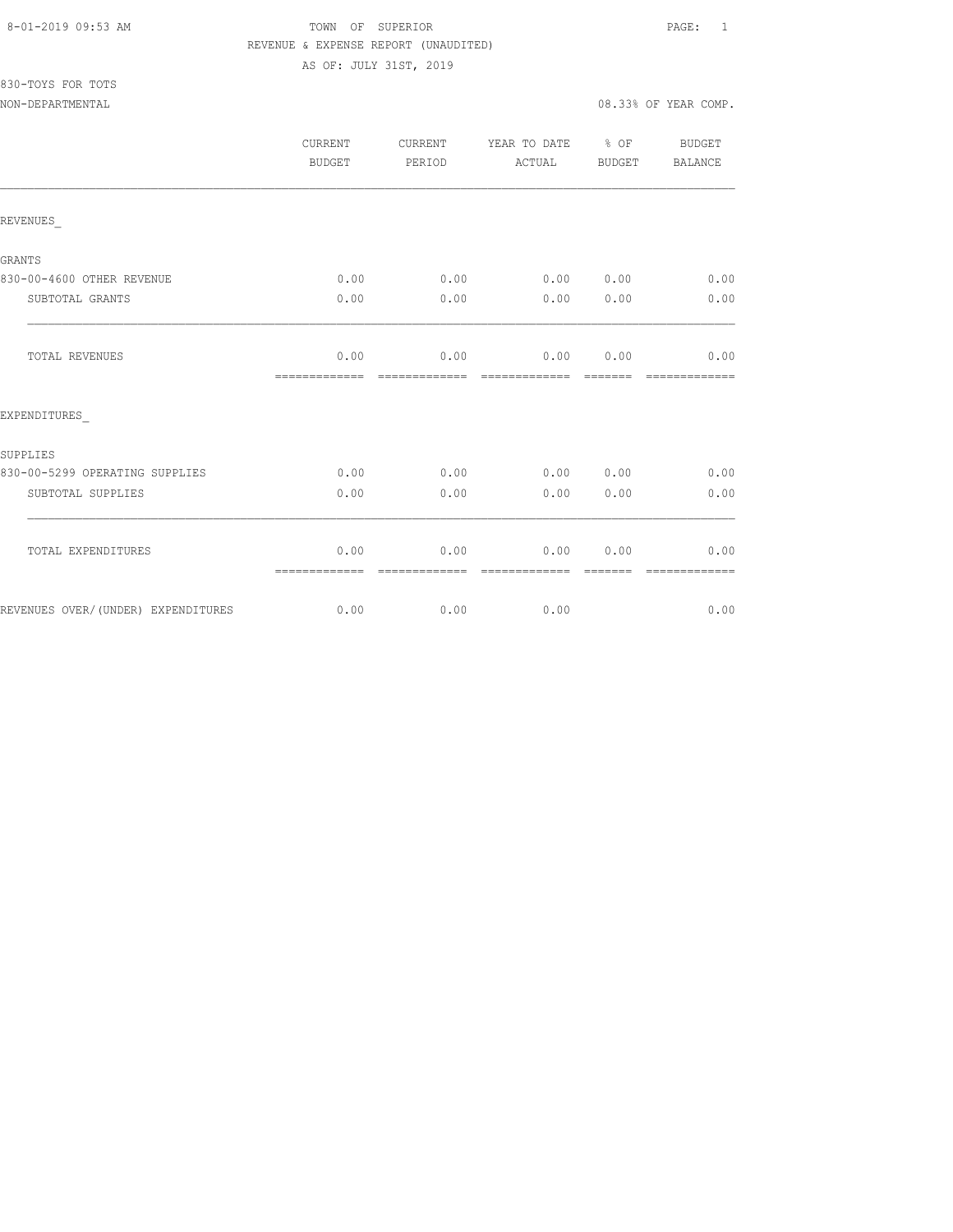8-01-2019 09:53 AM

TOWN OF SUPERIOR

REVENUE & EXPENSE REPORT (UNAUDITED)

AS OF: JULY 31ST, 2019

830-TOYS FOR TOTS

NON-DEPARTMENTAL

08.33% OF YEAR COMP.

| | CURRENT BUDGET | CURRENT PERIOD | YEAR TO DATE ACTUAL | % OF BUDGET | BUDGET BALANCE |
|---|---|---|---|---|---|
| REVENUES_ | | | | | |
| GRANTS | | | | | |
| 830-00-4600 OTHER REVENUE | 0.00 | 0.00 | 0.00 | 0.00 | 0.00 |
| SUBTOTAL GRANTS | 0.00 | 0.00 | 0.00 | 0.00 | 0.00 |
| TOTAL REVENUES | 0.00 | 0.00 | 0.00 | 0.00 | 0.00 |
| EXPENDITURES_ | | | | | |
| SUPPLIES | | | | | |
| 830-00-5299 OPERATING SUPPLIES | 0.00 | 0.00 | 0.00 | 0.00 | 0.00 |
| SUBTOTAL SUPPLIES | 0.00 | 0.00 | 0.00 | 0.00 | 0.00 |
| TOTAL EXPENDITURES | 0.00 | 0.00 | 0.00 | 0.00 | 0.00 |
| REVENUES OVER/(UNDER) EXPENDITURES | 0.00 | 0.00 | 0.00 | | 0.00 |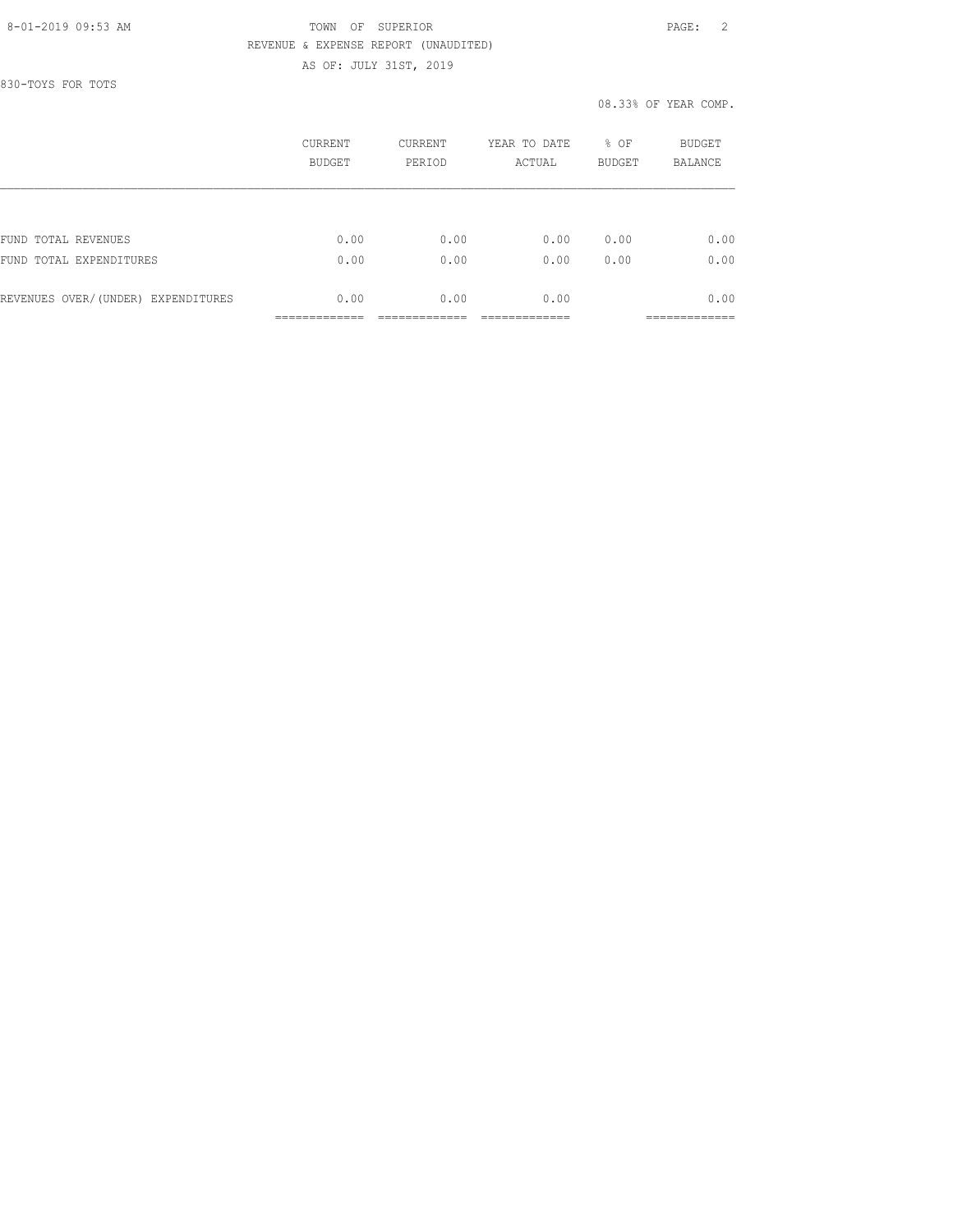TOWN OF SUPERIOR

REVENUE & EXPENSE REPORT (UNAUDITED)

AS OF: JULY 31ST, 2019

830-TOYS FOR TOTS

08.33% OF YEAR COMP.

| | CURRENT BUDGET | CURRENT PERIOD | YEAR TO DATE ACTUAL | % OF BUDGET | BUDGET BALANCE |
|---|---|---|---|---|---|
| FUND TOTAL REVENUES | 0.00 | 0.00 | 0.00 | 0.00 | 0.00 |
| FUND TOTAL EXPENDITURES | 0.00 | 0.00 | 0.00 | 0.00 | 0.00 |
| REVENUES OVER/(UNDER) EXPENDITURES | 0.00 | 0.00 | 0.00 | | 0.00 |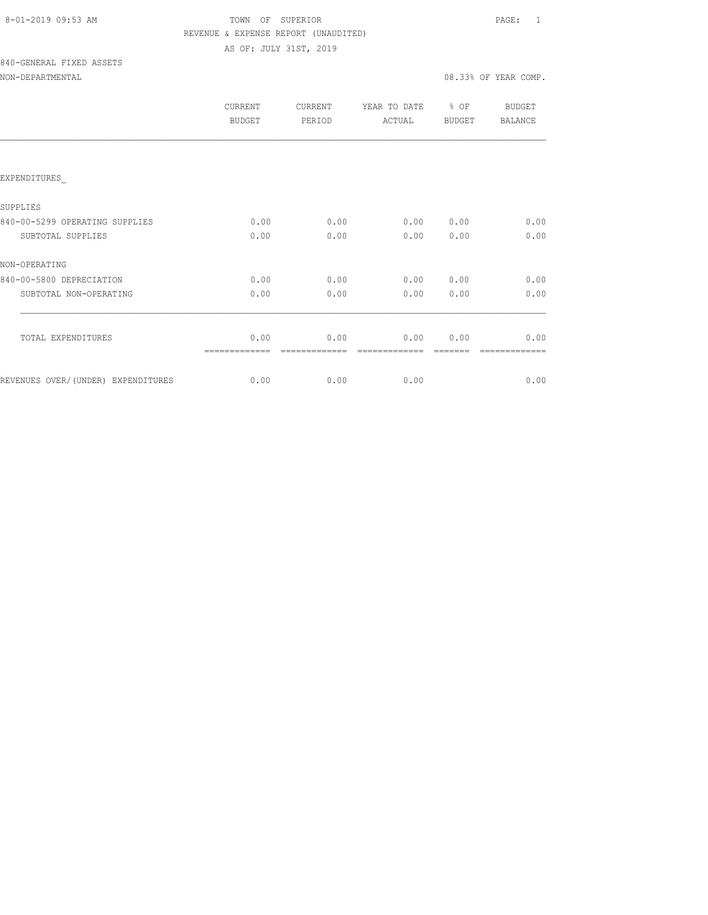8-01-2019 09:53 AM

TOWN OF SUPERIOR

REVENUE & EXPENSE REPORT (UNAUDITED)

AS OF: JULY 31ST, 2019

840-GENERAL FIXED ASSETS

NON-DEPARTMENTAL

08.33% OF YEAR COMP.

| | CURRENT BUDGET | CURRENT PERIOD | YEAR TO DATE ACTUAL | % OF BUDGET | BUDGET BALANCE |
|---|---|---|---|---|---|
| EXPENDITURES_ | | | | | |
| SUPPLIES | | | | | |
| 840-00-5299 OPERATING SUPPLIES | 0.00 | 0.00 | 0.00 | 0.00 | 0.00 |
| SUBTOTAL SUPPLIES | 0.00 | 0.00 | 0.00 | 0.00 | 0.00 |
| NON-OPERATING | | | | | |
| 840-00-5800 DEPRECIATION | 0.00 | 0.00 | 0.00 | 0.00 | 0.00 |
| SUBTOTAL NON-OPERATING | 0.00 | 0.00 | 0.00 | 0.00 | 0.00 |
| TOTAL EXPENDITURES | 0.00 | 0.00 | 0.00 | 0.00 | 0.00 |
| REVENUES OVER/(UNDER) EXPENDITURES | 0.00 | 0.00 | 0.00 | | 0.00 |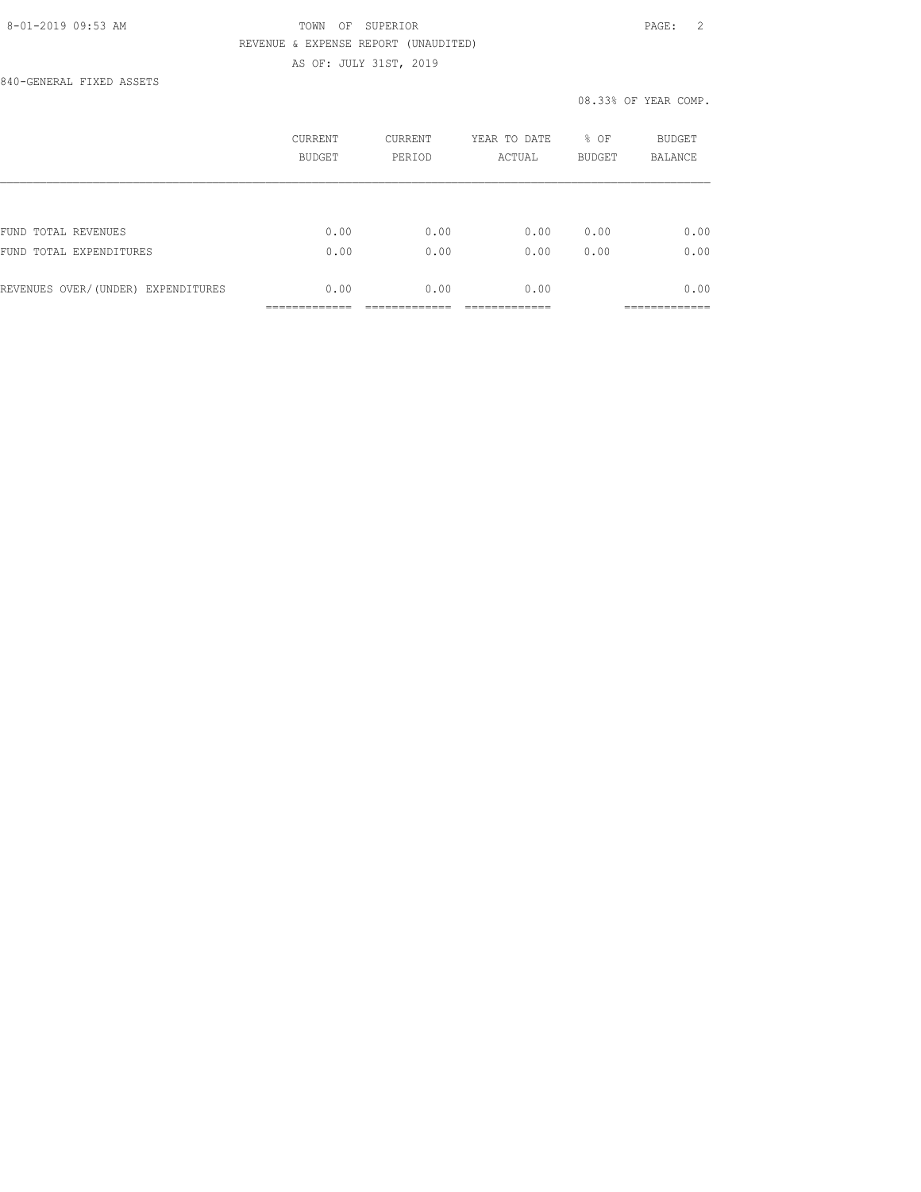8-01-2019 09:53 AM TOWN OF SUPERIOR

REVENUE & EXPENSE REPORT (UNAUDITED)

AS OF: JULY 31ST, 2019

840-GENERAL FIXED ASSETS

08.33% OF YEAR COMP.

| | CURRENT BUDGET | CURRENT PERIOD | YEAR TO DATE ACTUAL | % OF BUDGET | BUDGET BALANCE |
|---|---|---|---|---|---|
| FUND TOTAL REVENUES | 0.00 | 0.00 | 0.00 | 0.00 | 0.00 |
| FUND TOTAL EXPENDITURES | 0.00 | 0.00 | 0.00 | 0.00 | 0.00 |
| REVENUES OVER/(UNDER) EXPENDITURES | 0.00 | 0.00 | 0.00 | | 0.00 |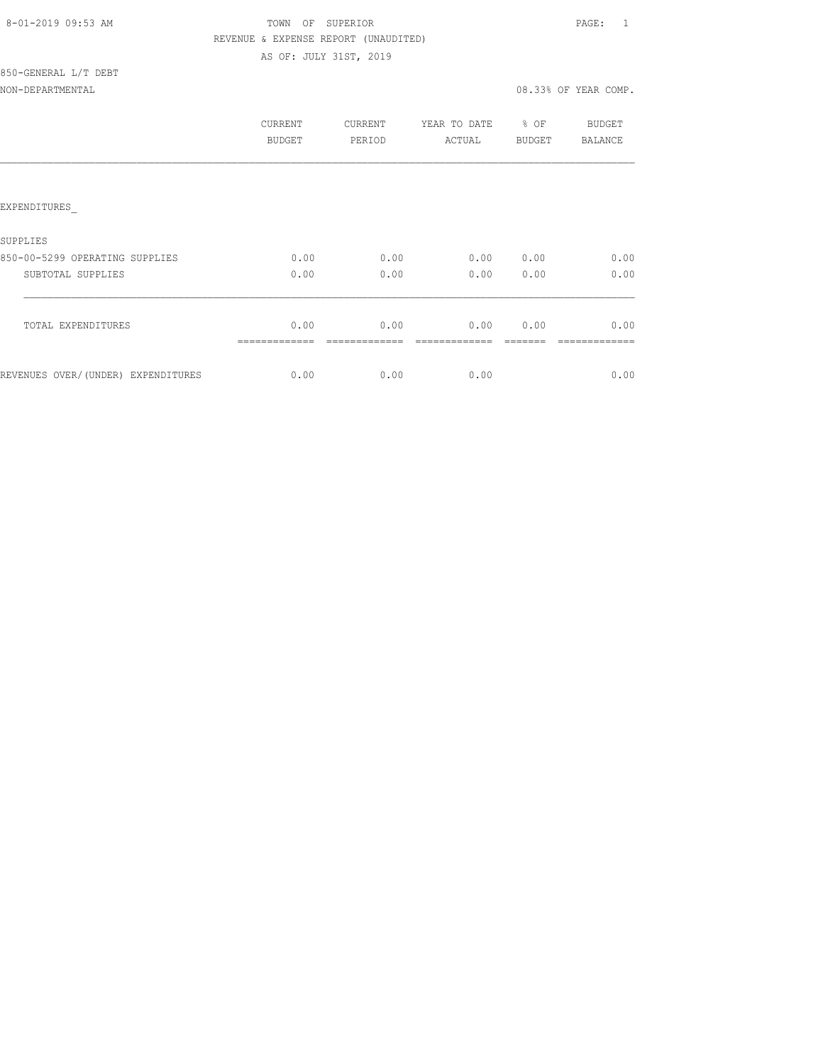TOWN OF SUPERIOR
REVENUE & EXPENSE REPORT (UNAUDITED)
AS OF: JULY 31ST, 2019

850-GENERAL L/T DEBT
NON-DEPARTMENTAL

08.33% OF YEAR COMP.

| | CURRENT BUDGET | CURRENT PERIOD | YEAR TO DATE ACTUAL | % OF BUDGET | BUDGET BALANCE |
|---|---|---|---|---|---|
| EXPENDITURES_ | | | | | |
| SUPPLIES | | | | | |
| 850-00-5299 OPERATING SUPPLIES | 0.00 | 0.00 | 0.00 | 0.00 | 0.00 |
| SUBTOTAL SUPPLIES | 0.00 | 0.00 | 0.00 | 0.00 | 0.00 |
| TOTAL EXPENDITURES | 0.00 | 0.00 | 0.00 | 0.00 | 0.00 |
| REVENUES OVER/(UNDER) EXPENDITURES | 0.00 | 0.00 | 0.00 | | 0.00 |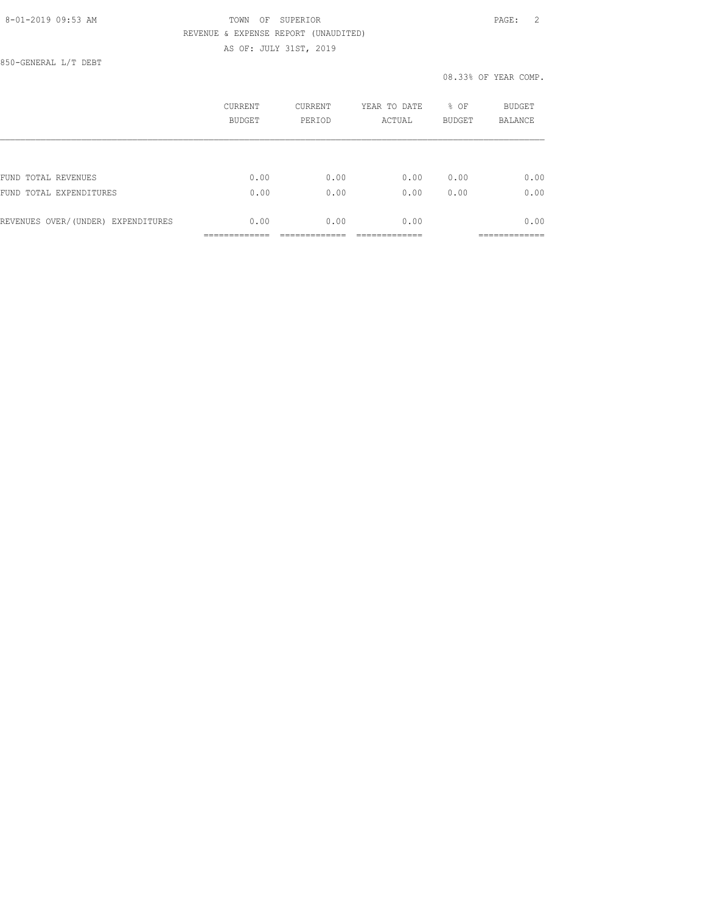TOWN OF SUPERIOR

REVENUE & EXPENSE REPORT (UNAUDITED)

AS OF: JULY 31ST, 2019

850-GENERAL L/T DEBT

08.33% OF YEAR COMP.

| | CURRENT BUDGET | CURRENT PERIOD | YEAR TO DATE ACTUAL | % OF BUDGET | BUDGET BALANCE |
|---|---|---|---|---|---|
| FUND TOTAL REVENUES | 0.00 | 0.00 | 0.00 | 0.00 | 0.00 |
| FUND TOTAL EXPENDITURES | 0.00 | 0.00 | 0.00 | 0.00 | 0.00 |
| REVENUES OVER/(UNDER) EXPENDITURES | 0.00 | 0.00 | 0.00 | | 0.00 |